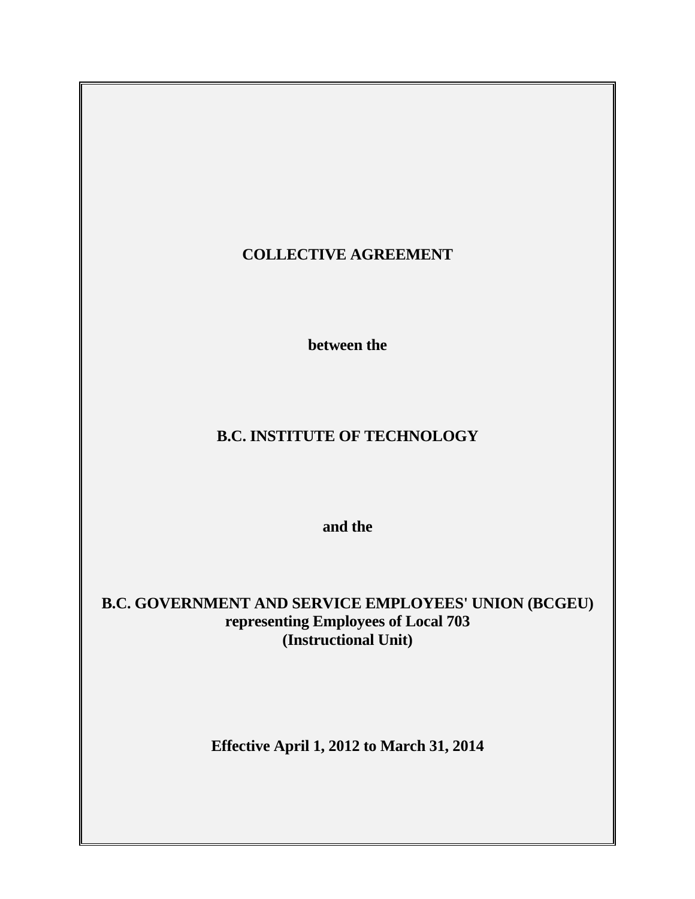# COLLECTIVE AGREEMENT

**between the**

# B.C. INSTITUTE OF TECHNOLOGY

**and the**

# B.C. GOVERNMENT AND SERVICE EMPLOYEES' UNION (BCGEU)

**representing Employees of Local 703**
**(Instructional Unit)**

**Effective April 1, 2012 to March 31, 2014**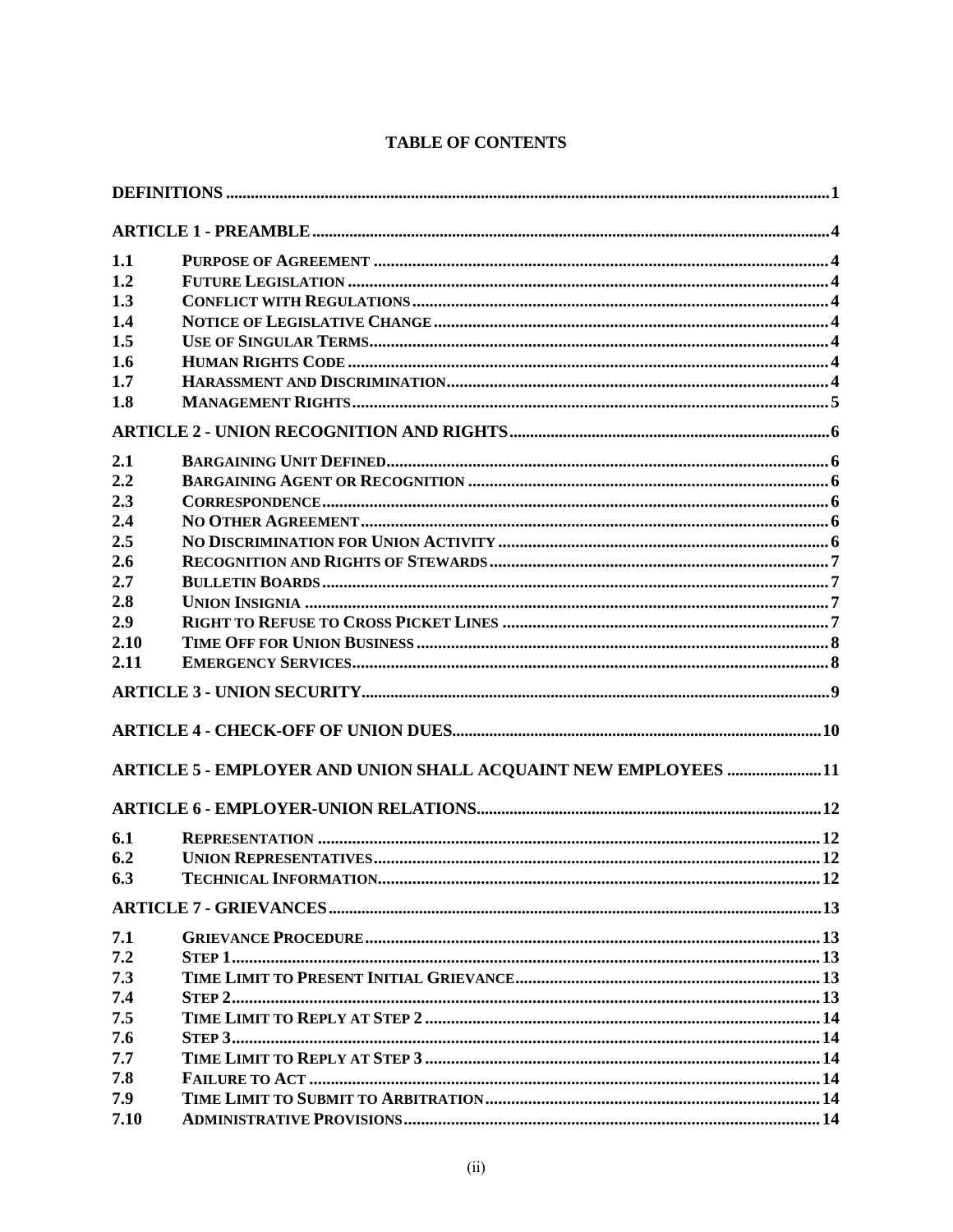# TABLE OF CONTENTS

| | | |
|---|---|---|
| **DEFINITIONS** | | **1** |
| **ARTICLE 1 - PREAMBLE** | | **4** |
| **1.1** | **PURPOSE OF AGREEMENT** | **4** |
| **1.2** | **FUTURE LEGISLATION** | **4** |
| **1.3** | **CONFLICT WITH REGULATIONS** | **4** |
| **1.4** | **NOTICE OF LEGISLATIVE CHANGE** | **4** |
| **1.5** | **USE OF SINGULAR TERMS** | **4** |
| **1.6** | **HUMAN RIGHTS CODE** | **4** |
| **1.7** | **HARASSMENT AND DISCRIMINATION** | **4** |
| **1.8** | **MANAGEMENT RIGHTS** | **5** |
| **ARTICLE 2 - UNION RECOGNITION AND RIGHTS** | | **6** |
| **2.1** | **BARGAINING UNIT DEFINED** | **6** |
| **2.2** | **BARGAINING AGENT OR RECOGNITION** | **6** |
| **2.3** | **CORRESPONDENCE** | **6** |
| **2.4** | **NO OTHER AGREEMENT** | **6** |
| **2.5** | **NO DISCRIMINATION FOR UNION ACTIVITY** | **6** |
| **2.6** | **RECOGNITION AND RIGHTS OF STEWARDS** | **7** |
| **2.7** | **BULLETIN BOARDS** | **7** |
| **2.8** | **UNION INSIGNIA** | **7** |
| **2.9** | **RIGHT TO REFUSE TO CROSS PICKET LINES** | **7** |
| **2.10** | **TIME OFF FOR UNION BUSINESS** | **8** |
| **2.11** | **EMERGENCY SERVICES** | **8** |
| **ARTICLE 3 - UNION SECURITY** | | **9** |
| **ARTICLE 4 - CHECK-OFF OF UNION DUES** | | **10** |
| **ARTICLE 5 - EMPLOYER AND UNION SHALL ACQUAINT NEW EMPLOYEES** | | **11** |
| **ARTICLE 6 - EMPLOYER-UNION RELATIONS** | | **12** |
| **6.1** | **REPRESENTATION** | **12** |
| **6.2** | **UNION REPRESENTATIVES** | **12** |
| **6.3** | **TECHNICAL INFORMATION** | **12** |
| **ARTICLE 7 - GRIEVANCES** | | **13** |
| **7.1** | **GRIEVANCE PROCEDURE** | **13** |
| **7.2** | **STEP 1** | **13** |
| **7.3** | **TIME LIMIT TO PRESENT INITIAL GRIEVANCE** | **13** |
| **7.4** | **STEP 2** | **13** |
| **7.5** | **TIME LIMIT TO REPLY AT STEP 2** | **14** |
| **7.6** | **STEP 3** | **14** |
| **7.7** | **TIME LIMIT TO REPLY AT STEP 3** | **14** |
| **7.8** | **FAILURE TO ACT** | **14** |
| **7.9** | **TIME LIMIT TO SUBMIT TO ARBITRATION** | **14** |
| **7.10** | **ADMINISTRATIVE PROVISIONS** | **14** |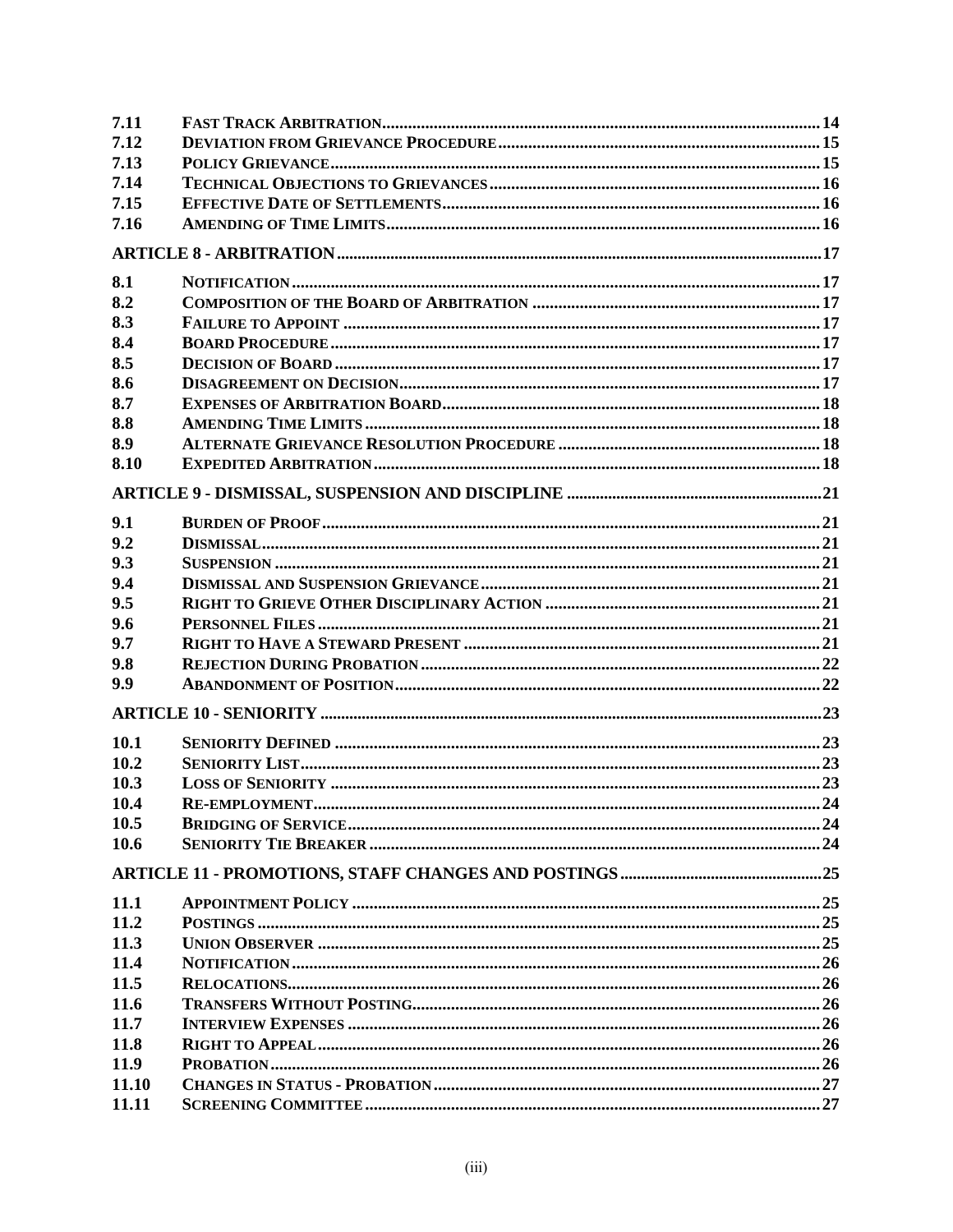| | | |
|---|---|---|
| 7.11 | FAST TRACK ARBITRATION | 14 |
| 7.12 | DEVIATION FROM GRIEVANCE PROCEDURE | 15 |
| 7.13 | POLICY GRIEVANCE | 15 |
| 7.14 | TECHNICAL OBJECTIONS TO GRIEVANCES | 16 |
| 7.15 | EFFECTIVE DATE OF SETTLEMENTS | 16 |
| 7.16 | AMENDING OF TIME LIMITS | 16 |
| **ARTICLE 8 - ARBITRATION** | | **17** |
| 8.1 | NOTIFICATION | 17 |
| 8.2 | COMPOSITION OF THE BOARD OF ARBITRATION | 17 |
| 8.3 | FAILURE TO APPOINT | 17 |
| 8.4 | BOARD PROCEDURE | 17 |
| 8.5 | DECISION OF BOARD | 17 |
| 8.6 | DISAGREEMENT ON DECISION | 17 |
| 8.7 | EXPENSES OF ARBITRATION BOARD | 18 |
| 8.8 | AMENDING TIME LIMITS | 18 |
| 8.9 | ALTERNATE GRIEVANCE RESOLUTION PROCEDURE | 18 |
| 8.10 | EXPEDITED ARBITRATION | 18 |
| **ARTICLE 9 - DISMISSAL, SUSPENSION AND DISCIPLINE** | | **21** |
| 9.1 | BURDEN OF PROOF | 21 |
| 9.2 | DISMISSAL | 21 |
| 9.3 | SUSPENSION | 21 |
| 9.4 | DISMISSAL AND SUSPENSION GRIEVANCE | 21 |
| 9.5 | RIGHT TO GRIEVE OTHER DISCIPLINARY ACTION | 21 |
| 9.6 | PERSONNEL FILES | 21 |
| 9.7 | RIGHT TO HAVE A STEWARD PRESENT | 21 |
| 9.8 | REJECTION DURING PROBATION | 22 |
| 9.9 | ABANDONMENT OF POSITION | 22 |
| **ARTICLE 10 - SENIORITY** | | **23** |
| 10.1 | SENIORITY DEFINED | 23 |
| 10.2 | SENIORITY LIST | 23 |
| 10.3 | LOSS OF SENIORITY | 23 |
| 10.4 | RE-EMPLOYMENT | 24 |
| 10.5 | BRIDGING OF SERVICE | 24 |
| 10.6 | SENIORITY TIE BREAKER | 24 |
| **ARTICLE 11 - PROMOTIONS, STAFF CHANGES AND POSTINGS** | | **25** |
| 11.1 | APPOINTMENT POLICY | 25 |
| 11.2 | POSTINGS | 25 |
| 11.3 | UNION OBSERVER | 25 |
| 11.4 | NOTIFICATION | 26 |
| 11.5 | RELOCATIONS | 26 |
| 11.6 | TRANSFERS WITHOUT POSTING | 26 |
| 11.7 | INTERVIEW EXPENSES | 26 |
| 11.8 | RIGHT TO APPEAL | 26 |
| 11.9 | PROBATION | 26 |
| 11.10 | CHANGES IN STATUS - PROBATION | 27 |
| 11.11 | SCREENING COMMITTEE | 27 |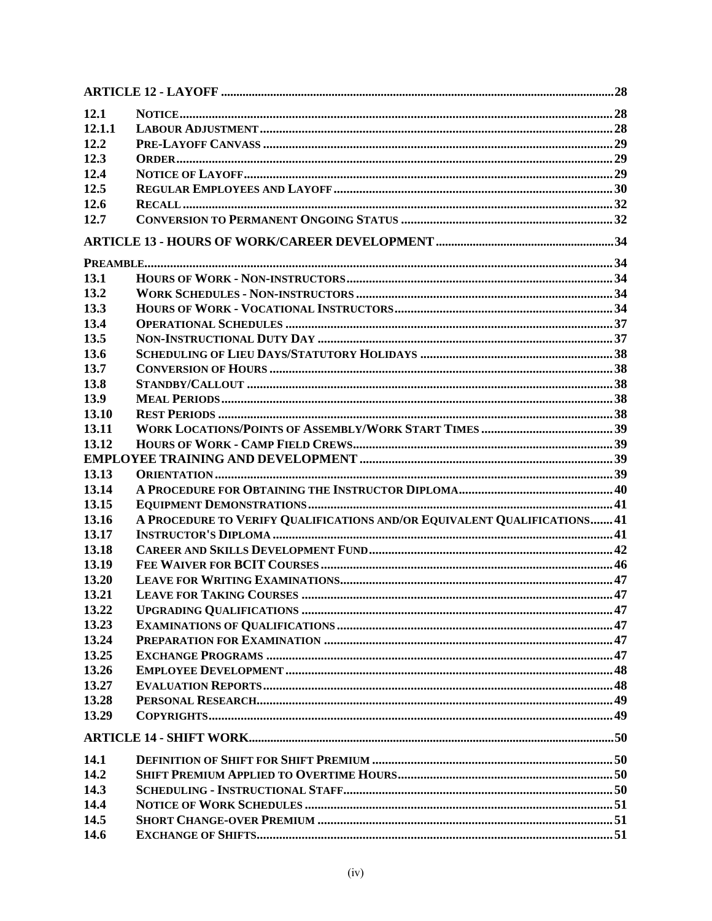| | | |
|---|---|---|
| **ARTICLE 12 - LAYOFF** | | **28** |
| **12.1** | **NOTICE** | **28** |
| **12.1.1** | **LABOUR ADJUSTMENT** | **28** |
| **12.2** | **PRE-LAYOFF CANVASS** | **29** |
| **12.3** | **ORDER** | **29** |
| **12.4** | **NOTICE OF LAYOFF** | **29** |
| **12.5** | **REGULAR EMPLOYEES AND LAYOFF** | **30** |
| **12.6** | **RECALL** | **32** |
| **12.7** | **CONVERSION TO PERMANENT ONGOING STATUS** | **32** |
| **ARTICLE 13 - HOURS OF WORK/CAREER DEVELOPMENT** | | **34** |
| **PREAMBLE** | | **34** |
| **13.1** | **HOURS OF WORK - NON-INSTRUCTORS** | **34** |
| **13.2** | **WORK SCHEDULES - NON-INSTRUCTORS** | **34** |
| **13.3** | **HOURS OF WORK - VOCATIONAL INSTRUCTORS** | **34** |
| **13.4** | **OPERATIONAL SCHEDULES** | **37** |
| **13.5** | **NON-INSTRUCTIONAL DUTY DAY** | **37** |
| **13.6** | **SCHEDULING OF LIEU DAYS/STATUTORY HOLIDAYS** | **38** |
| **13.7** | **CONVERSION OF HOURS** | **38** |
| **13.8** | **STANDBY/CALLOUT** | **38** |
| **13.9** | **MEAL PERIODS** | **38** |
| **13.10** | **REST PERIODS** | **38** |
| **13.11** | **WORK LOCATIONS/POINTS OF ASSEMBLY/WORK START TIMES** | **39** |
| **13.12** | **HOURS OF WORK - CAMP FIELD CREWS** | **39** |
| **EMPLOYEE TRAINING AND DEVELOPMENT** | | **39** |
| **13.13** | **ORIENTATION** | **39** |
| **13.14** | **A PROCEDURE FOR OBTAINING THE INSTRUCTOR DIPLOMA** | **40** |
| **13.15** | **EQUIPMENT DEMONSTRATIONS** | **41** |
| **13.16** | **A PROCEDURE TO VERIFY QUALIFICATIONS AND/OR EQUIVALENT QUALIFICATIONS** | **41** |
| **13.17** | **INSTRUCTOR'S DIPLOMA** | **41** |
| **13.18** | **CAREER AND SKILLS DEVELOPMENT FUND** | **42** |
| **13.19** | **FEE WAIVER FOR BCIT COURSES** | **46** |
| **13.20** | **LEAVE FOR WRITING EXAMINATIONS** | **47** |
| **13.21** | **LEAVE FOR TAKING COURSES** | **47** |
| **13.22** | **UPGRADING QUALIFICATIONS** | **47** |
| **13.23** | **EXAMINATIONS OF QUALIFICATIONS** | **47** |
| **13.24** | **PREPARATION FOR EXAMINATION** | **47** |
| **13.25** | **EXCHANGE PROGRAMS** | **47** |
| **13.26** | **EMPLOYEE DEVELOPMENT** | **48** |
| **13.27** | **EVALUATION REPORTS** | **48** |
| **13.28** | **PERSONAL RESEARCH** | **49** |
| **13.29** | **COPYRIGHTS** | **49** |
| **ARTICLE 14 - SHIFT WORK** | | **50** |
| **14.1** | **DEFINITION OF SHIFT FOR SHIFT PREMIUM** | **50** |
| **14.2** | **SHIFT PREMIUM APPLIED TO OVERTIME HOURS** | **50** |
| **14.3** | **SCHEDULING - INSTRUCTIONAL STAFF** | **50** |
| **14.4** | **NOTICE OF WORK SCHEDULES** | **51** |
| **14.5** | **SHORT CHANGE-OVER PREMIUM** | **51** |
| **14.6** | **EXCHANGE OF SHIFTS** | **51** |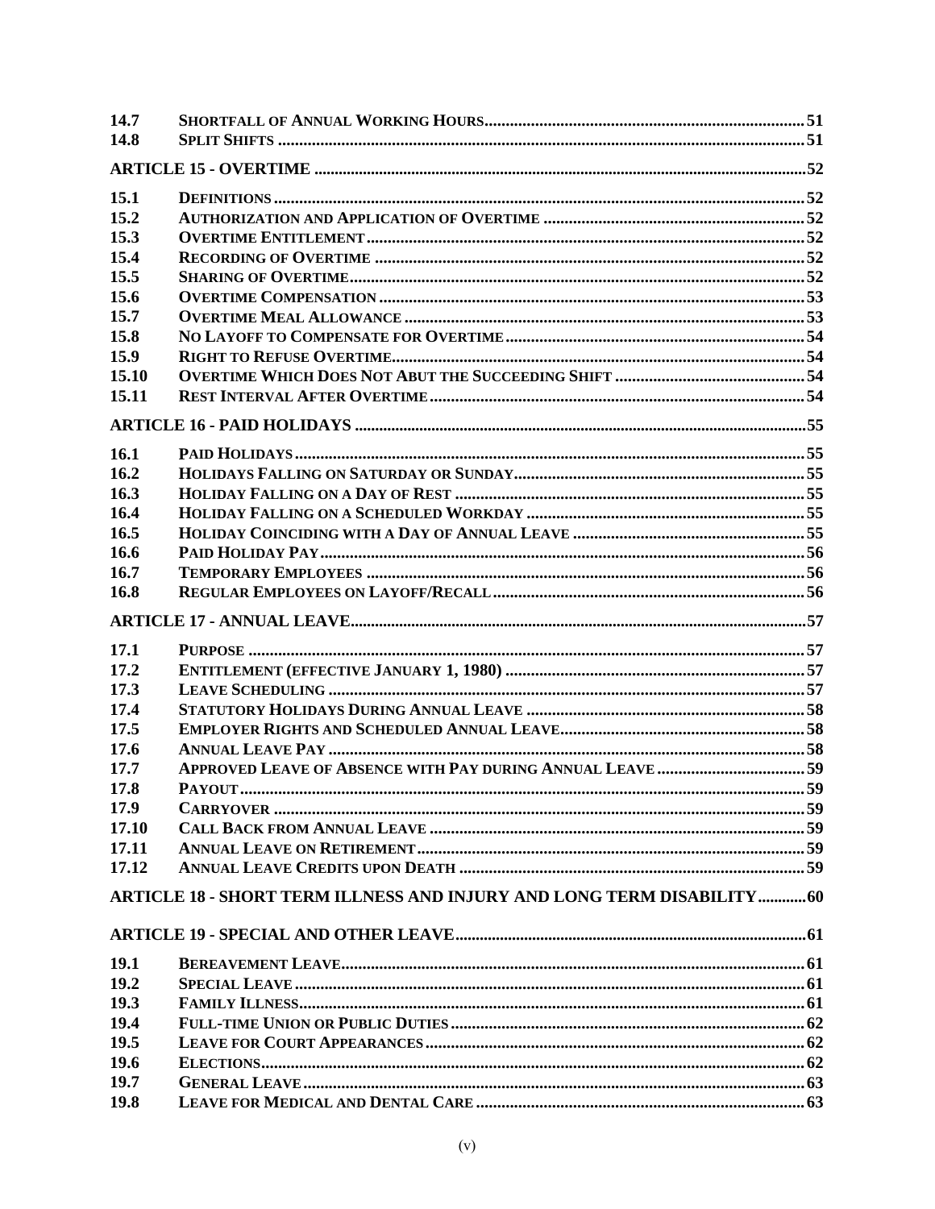| | | |
|---|---|---|
| **14.7** | **SHORTFALL OF ANNUAL WORKING HOURS** | **51** |
| **14.8** | **SPLIT SHIFTS** | **51** |
| | **ARTICLE 15 - OVERTIME** | **52** |
| **15.1** | **DEFINITIONS** | **52** |
| **15.2** | **AUTHORIZATION AND APPLICATION OF OVERTIME** | **52** |
| **15.3** | **OVERTIME ENTITLEMENT** | **52** |
| **15.4** | **RECORDING OF OVERTIME** | **52** |
| **15.5** | **SHARING OF OVERTIME** | **52** |
| **15.6** | **OVERTIME COMPENSATION** | **53** |
| **15.7** | **OVERTIME MEAL ALLOWANCE** | **53** |
| **15.8** | **NO LAYOFF TO COMPENSATE FOR OVERTIME** | **54** |
| **15.9** | **RIGHT TO REFUSE OVERTIME** | **54** |
| **15.10** | **OVERTIME WHICH DOES NOT ABUT THE SUCCEEDING SHIFT** | **54** |
| **15.11** | **REST INTERVAL AFTER OVERTIME** | **54** |
| | **ARTICLE 16 - PAID HOLIDAYS** | **55** |
| **16.1** | **PAID HOLIDAYS** | **55** |
| **16.2** | **HOLIDAYS FALLING ON SATURDAY OR SUNDAY** | **55** |
| **16.3** | **HOLIDAY FALLING ON A DAY OF REST** | **55** |
| **16.4** | **HOLIDAY FALLING ON A SCHEDULED WORKDAY** | **55** |
| **16.5** | **HOLIDAY COINCIDING WITH A DAY OF ANNUAL LEAVE** | **55** |
| **16.6** | **PAID HOLIDAY PAY** | **56** |
| **16.7** | **TEMPORARY EMPLOYEES** | **56** |
| **16.8** | **REGULAR EMPLOYEES ON LAYOFF/RECALL** | **56** |
| | **ARTICLE 17 - ANNUAL LEAVE** | **57** |
| **17.1** | **PURPOSE** | **57** |
| **17.2** | **ENTITLEMENT (EFFECTIVE JANUARY 1, 1980)** | **57** |
| **17.3** | **LEAVE SCHEDULING** | **57** |
| **17.4** | **STATUTORY HOLIDAYS DURING ANNUAL LEAVE** | **58** |
| **17.5** | **EMPLOYER RIGHTS AND SCHEDULED ANNUAL LEAVE** | **58** |
| **17.6** | **ANNUAL LEAVE PAY** | **58** |
| **17.7** | **APPROVED LEAVE OF ABSENCE WITH PAY DURING ANNUAL LEAVE** | **59** |
| **17.8** | **PAYOUT** | **59** |
| **17.9** | **CARRYOVER** | **59** |
| **17.10** | **CALL BACK FROM ANNUAL LEAVE** | **59** |
| **17.11** | **ANNUAL LEAVE ON RETIREMENT** | **59** |
| **17.12** | **ANNUAL LEAVE CREDITS UPON DEATH** | **59** |
| | **ARTICLE 18 - SHORT TERM ILLNESS AND INJURY AND LONG TERM DISABILITY** | **60** |
| | **ARTICLE 19 - SPECIAL AND OTHER LEAVE** | **61** |
| **19.1** | **BEREAVEMENT LEAVE** | **61** |
| **19.2** | **SPECIAL LEAVE** | **61** |
| **19.3** | **FAMILY ILLNESS** | **61** |
| **19.4** | **FULL-TIME UNION OR PUBLIC DUTIES** | **62** |
| **19.5** | **LEAVE FOR COURT APPEARANCES** | **62** |
| **19.6** | **ELECTIONS** | **62** |
| **19.7** | **GENERAL LEAVE** | **63** |
| **19.8** | **LEAVE FOR MEDICAL AND DENTAL CARE** | **63** |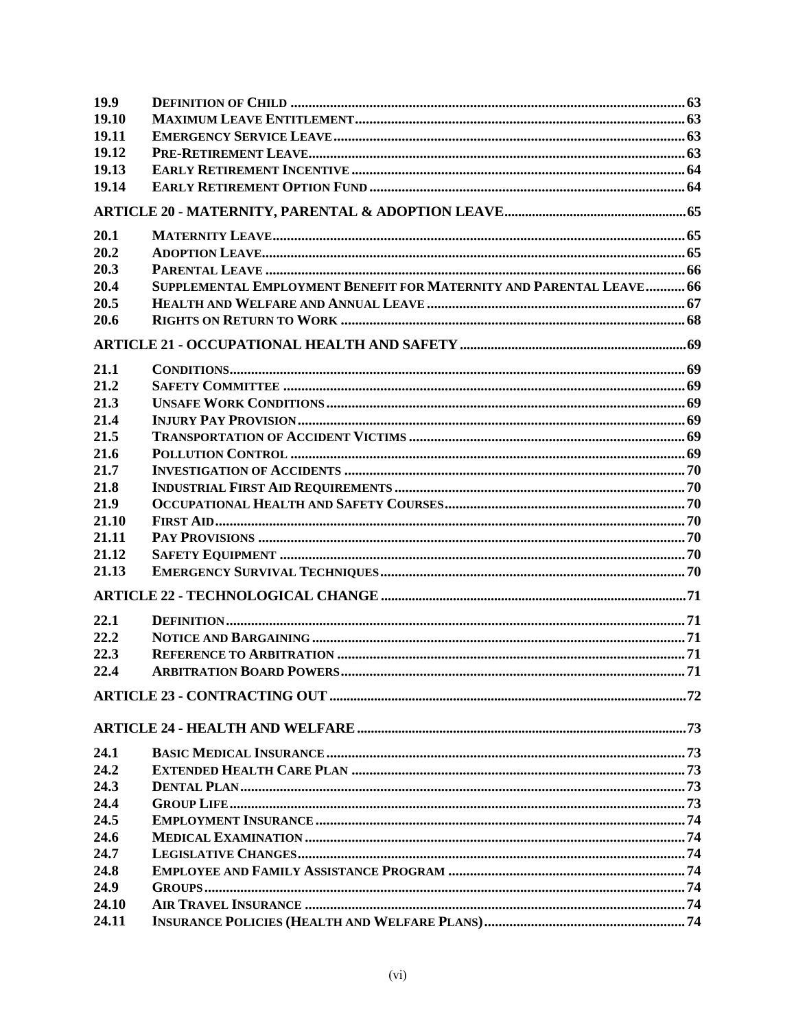| | | |
|---|---|---|
| 19.9 | Definition of Child | 63 |
| 19.10 | Maximum Leave Entitlement | 63 |
| 19.11 | Emergency Service Leave | 63 |
| 19.12 | Pre-Retirement Leave | 63 |
| 19.13 | Early Retirement Incentive | 64 |
| 19.14 | Early Retirement Option Fund | 64 |
| **ARTICLE 20 - MATERNITY, PARENTAL & ADOPTION LEAVE** | | **65** |
| 20.1 | Maternity Leave | 65 |
| 20.2 | Adoption Leave | 65 |
| 20.3 | Parental Leave | 66 |
| 20.4 | Supplemental Employment Benefit for Maternity and Parental Leave | 66 |
| 20.5 | Health and Welfare and Annual Leave | 67 |
| 20.6 | Rights on Return to Work | 68 |
| **ARTICLE 21 - OCCUPATIONAL HEALTH AND SAFETY** | | **69** |
| 21.1 | Conditions | 69 |
| 21.2 | Safety Committee | 69 |
| 21.3 | Unsafe Work Conditions | 69 |
| 21.4 | Injury Pay Provision | 69 |
| 21.5 | Transportation of Accident Victims | 69 |
| 21.6 | Pollution Control | 69 |
| 21.7 | Investigation of Accidents | 70 |
| 21.8 | Industrial First Aid Requirements | 70 |
| 21.9 | Occupational Health and Safety Courses | 70 |
| 21.10 | First Aid | 70 |
| 21.11 | Pay Provisions | 70 |
| 21.12 | Safety Equipment | 70 |
| 21.13 | Emergency Survival Techniques | 70 |
| **ARTICLE 22 - TECHNOLOGICAL CHANGE** | | **71** |
| 22.1 | Definition | 71 |
| 22.2 | Notice and Bargaining | 71 |
| 22.3 | Reference to Arbitration | 71 |
| 22.4 | Arbitration Board Powers | 71 |
| **ARTICLE 23 - CONTRACTING OUT** | | **72** |
| **ARTICLE 24 - HEALTH AND WELFARE** | | **73** |
| 24.1 | Basic Medical Insurance | 73 |
| 24.2 | Extended Health Care Plan | 73 |
| 24.3 | Dental Plan | 73 |
| 24.4 | Group Life | 73 |
| 24.5 | Employment Insurance | 74 |
| 24.6 | Medical Examination | 74 |
| 24.7 | Legislative Changes | 74 |
| 24.8 | Employee and Family Assistance Program | 74 |
| 24.9 | Groups | 74 |
| 24.10 | Air Travel Insurance | 74 |
| 24.11 | Insurance Policies (Health and Welfare Plans) | 74 |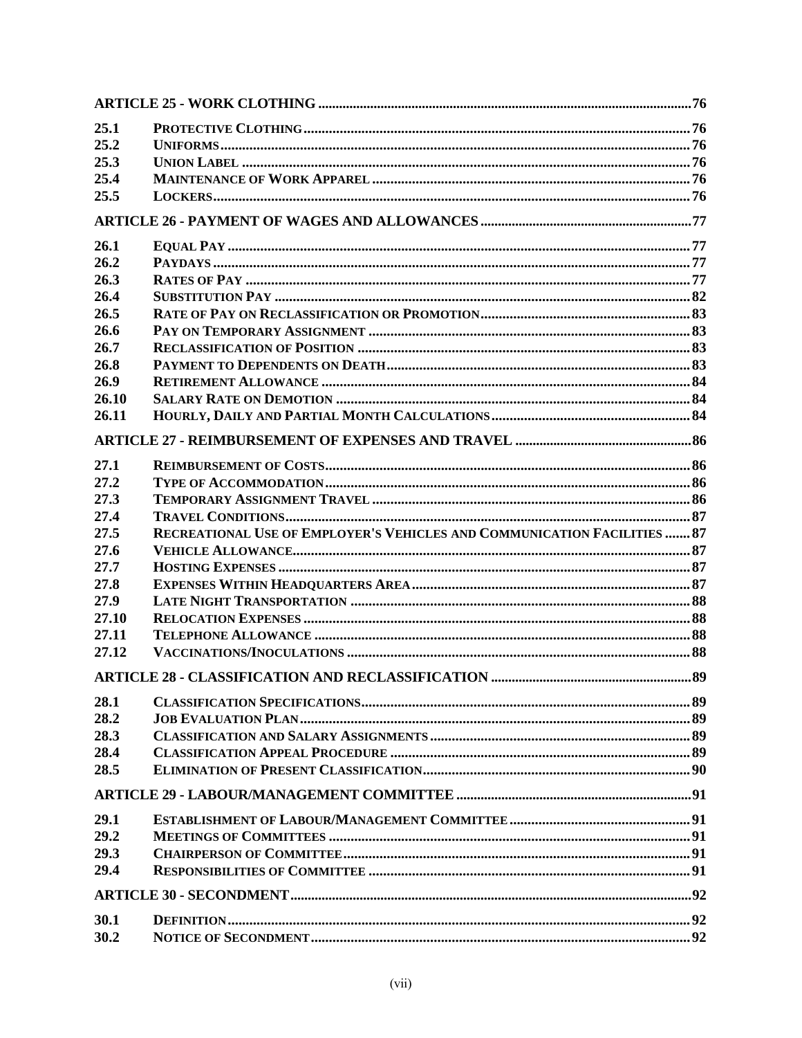| | | |
|---|---|---|
| **ARTICLE 25 - WORK CLOTHING** | | **76** |
| **25.1** | **PROTECTIVE CLOTHING** | **76** |
| **25.2** | **UNIFORMS** | **76** |
| **25.3** | **UNION LABEL** | **76** |
| **25.4** | **MAINTENANCE OF WORK APPAREL** | **76** |
| **25.5** | **LOCKERS** | **76** |
| **ARTICLE 26 - PAYMENT OF WAGES AND ALLOWANCES** | | **77** |
| **26.1** | **EQUAL PAY** | **77** |
| **26.2** | **PAYDAYS** | **77** |
| **26.3** | **RATES OF PAY** | **77** |
| **26.4** | **SUBSTITUTION PAY** | **82** |
| **26.5** | **RATE OF PAY ON RECLASSIFICATION OR PROMOTION** | **83** |
| **26.6** | **PAY ON TEMPORARY ASSIGNMENT** | **83** |
| **26.7** | **RECLASSIFICATION OF POSITION** | **83** |
| **26.8** | **PAYMENT TO DEPENDENTS ON DEATH** | **83** |
| **26.9** | **RETIREMENT ALLOWANCE** | **84** |
| **26.10** | **SALARY RATE ON DEMOTION** | **84** |
| **26.11** | **HOURLY, DAILY AND PARTIAL MONTH CALCULATIONS** | **84** |
| **ARTICLE 27 - REIMBURSEMENT OF EXPENSES AND TRAVEL** | | **86** |
| **27.1** | **REIMBURSEMENT OF COSTS** | **86** |
| **27.2** | **TYPE OF ACCOMMODATION** | **86** |
| **27.3** | **TEMPORARY ASSIGNMENT TRAVEL** | **86** |
| **27.4** | **TRAVEL CONDITIONS** | **87** |
| **27.5** | **RECREATIONAL USE OF EMPLOYER'S VEHICLES AND COMMUNICATION FACILITIES** | **87** |
| **27.6** | **VEHICLE ALLOWANCE** | **87** |
| **27.7** | **HOSTING EXPENSES** | **87** |
| **27.8** | **EXPENSES WITHIN HEADQUARTERS AREA** | **87** |
| **27.9** | **LATE NIGHT TRANSPORTATION** | **88** |
| **27.10** | **RELOCATION EXPENSES** | **88** |
| **27.11** | **TELEPHONE ALLOWANCE** | **88** |
| **27.12** | **VACCINATIONS/INOCULATIONS** | **88** |
| **ARTICLE 28 - CLASSIFICATION AND RECLASSIFICATION** | | **89** |
| **28.1** | **CLASSIFICATION SPECIFICATIONS** | **89** |
| **28.2** | **JOB EVALUATION PLAN** | **89** |
| **28.3** | **CLASSIFICATION AND SALARY ASSIGNMENTS** | **89** |
| **28.4** | **CLASSIFICATION APPEAL PROCEDURE** | **89** |
| **28.5** | **ELIMINATION OF PRESENT CLASSIFICATION** | **90** |
| **ARTICLE 29 - LABOUR/MANAGEMENT COMMITTEE** | | **91** |
| **29.1** | **ESTABLISHMENT OF LABOUR/MANAGEMENT COMMITTEE** | **91** |
| **29.2** | **MEETINGS OF COMMITTEES** | **91** |
| **29.3** | **CHAIRPERSON OF COMMITTEE** | **91** |
| **29.4** | **RESPONSIBILITIES OF COMMITTEE** | **91** |
| **ARTICLE 30 - SECONDMENT** | | **92** |
| **30.1** | **DEFINITION** | **92** |
| **30.2** | **NOTICE OF SECONDMENT** | **92** |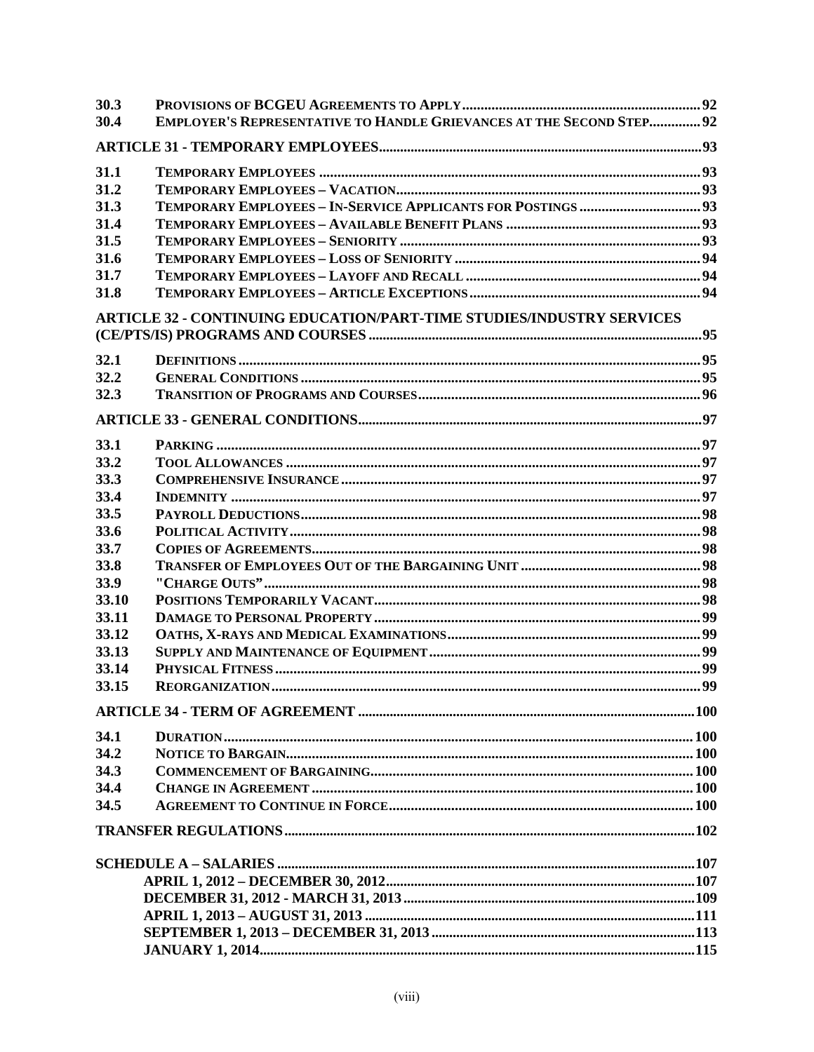| | | |
|---|---|---|
| 30.3 | PROVISIONS OF BCGEU AGREEMENTS TO APPLY | 92 |
| 30.4 | EMPLOYER'S REPRESENTATIVE TO HANDLE GRIEVANCES AT THE SECOND STEP | 92 |
| | **ARTICLE 31 - TEMPORARY EMPLOYEES** | **93** |
| 31.1 | TEMPORARY EMPLOYEES | 93 |
| 31.2 | TEMPORARY EMPLOYEES – VACATION | 93 |
| 31.3 | TEMPORARY EMPLOYEES – IN-SERVICE APPLICANTS FOR POSTINGS | 93 |
| 31.4 | TEMPORARY EMPLOYEES – AVAILABLE BENEFIT PLANS | 93 |
| 31.5 | TEMPORARY EMPLOYEES – SENIORITY | 93 |
| 31.6 | TEMPORARY EMPLOYEES – LOSS OF SENIORITY | 94 |
| 31.7 | TEMPORARY EMPLOYEES – LAYOFF AND RECALL | 94 |
| 31.8 | TEMPORARY EMPLOYEES – ARTICLE EXCEPTIONS | 94 |
| | **ARTICLE 32 - CONTINUING EDUCATION/PART-TIME STUDIES/INDUSTRY SERVICES (CE/PTS/IS) PROGRAMS AND COURSES** | **95** |
| 32.1 | DEFINITIONS | 95 |
| 32.2 | GENERAL CONDITIONS | 95 |
| 32.3 | TRANSITION OF PROGRAMS AND COURSES | 96 |
| | **ARTICLE 33 - GENERAL CONDITIONS** | **97** |
| 33.1 | PARKING | 97 |
| 33.2 | TOOL ALLOWANCES | 97 |
| 33.3 | COMPREHENSIVE INSURANCE | 97 |
| 33.4 | INDEMNITY | 97 |
| 33.5 | PAYROLL DEDUCTIONS | 98 |
| 33.6 | POLITICAL ACTIVITY | 98 |
| 33.7 | COPIES OF AGREEMENTS | 98 |
| 33.8 | TRANSFER OF EMPLOYEES OUT OF THE BARGAINING UNIT | 98 |
| 33.9 | "CHARGE OUTS" | 98 |
| 33.10 | POSITIONS TEMPORARILY VACANT | 98 |
| 33.11 | DAMAGE TO PERSONAL PROPERTY | 99 |
| 33.12 | OATHS, X-RAYS AND MEDICAL EXAMINATIONS | 99 |
| 33.13 | SUPPLY AND MAINTENANCE OF EQUIPMENT | 99 |
| 33.14 | PHYSICAL FITNESS | 99 |
| 33.15 | REORGANIZATION | 99 |
| | **ARTICLE 34 - TERM OF AGREEMENT** | **100** |
| 34.1 | DURATION | 100 |
| 34.2 | NOTICE TO BARGAIN | 100 |
| 34.3 | COMMENCEMENT OF BARGAINING | 100 |
| 34.4 | CHANGE IN AGREEMENT | 100 |
| 34.5 | AGREEMENT TO CONTINUE IN FORCE | 100 |
| | **TRANSFER REGULATIONS** | **102** |
| | **SCHEDULE A – SALARIES** | **107** |
| | APRIL 1, 2012 – DECEMBER 30, 2012 | 107 |
| | DECEMBER 31, 2012 - MARCH 31, 2013 | 109 |
| | APRIL 1, 2013 – AUGUST 31, 2013 | 111 |
| | SEPTEMBER 1, 2013 – DECEMBER 31, 2013 | 113 |
| | JANUARY 1, 2014 | 115 |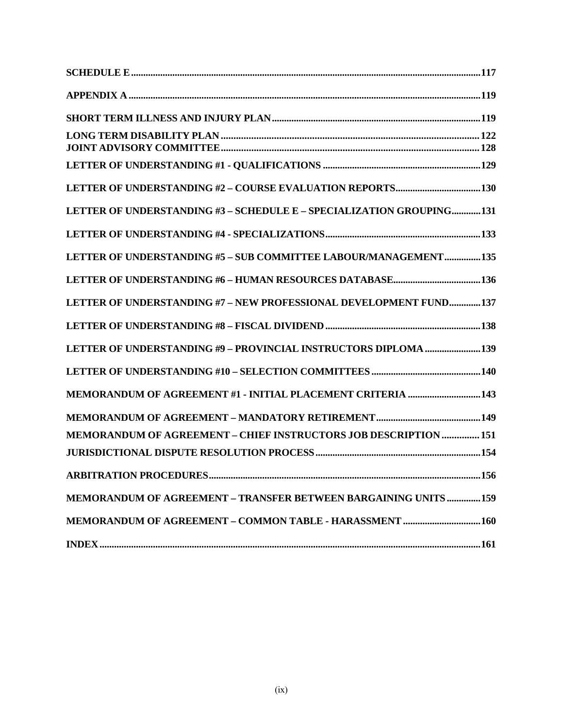| | |
|---|---|
| **SCHEDULE E** | **117** |
| **APPENDIX A** | **119** |
| **SHORT TERM ILLNESS AND INJURY PLAN** | **119** |
| **LONG TERM DISABILITY PLAN** | **122** |
| **JOINT ADVISORY COMMITTEE** | **128** |
| **LETTER OF UNDERSTANDING #1 - QUALIFICATIONS** | **129** |
| **LETTER OF UNDERSTANDING #2 – COURSE EVALUATION REPORTS** | **130** |
| **LETTER OF UNDERSTANDING #3 – SCHEDULE E – SPECIALIZATION GROUPING** | **131** |
| **LETTER OF UNDERSTANDING #4 - SPECIALIZATIONS** | **133** |
| **LETTER OF UNDERSTANDING #5 – SUB COMMITTEE LABOUR/MANAGEMENT** | **135** |
| **LETTER OF UNDERSTANDING #6 – HUMAN RESOURCES DATABASE** | **136** |
| **LETTER OF UNDERSTANDING #7 – NEW PROFESSIONAL DEVELOPMENT FUND** | **137** |
| **LETTER OF UNDERSTANDING #8 – FISCAL DIVIDEND** | **138** |
| **LETTER OF UNDERSTANDING #9 – PROVINCIAL INSTRUCTORS DIPLOMA** | **139** |
| **LETTER OF UNDERSTANDING #10 – SELECTION COMMITTEES** | **140** |
| **MEMORANDUM OF AGREEMENT #1 - INITIAL PLACEMENT CRITERIA** | **143** |
| **MEMORANDUM OF AGREEMENT – MANDATORY RETIREMENT** | **149** |
| **MEMORANDUM OF AGREEMENT – CHIEF INSTRUCTORS JOB DESCRIPTION** | **151** |
| **JURISDICTIONAL DISPUTE RESOLUTION PROCESS** | **154** |
| **ARBITRATION PROCEDURES** | **156** |
| **MEMORANDUM OF AGREEMENT – TRANSFER BETWEEN BARGAINING UNITS** | **159** |
| **MEMORANDUM OF AGREEMENT – COMMON TABLE - HARASSMENT** | **160** |
| **INDEX** | **161** |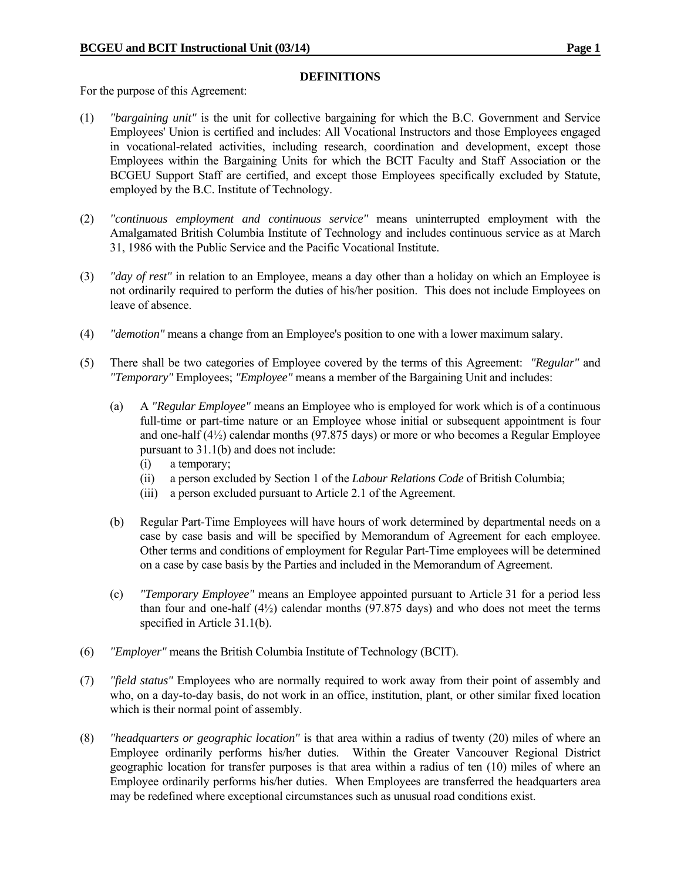## DEFINITIONS

For the purpose of this Agreement:

(1) *"bargaining unit"* is the unit for collective bargaining for which the B.C. Government and Service Employees' Union is certified and includes: All Vocational Instructors and those Employees engaged in vocational-related activities, including research, coordination and development, except those Employees within the Bargaining Units for which the BCIT Faculty and Staff Association or the BCGEU Support Staff are certified, and except those Employees specifically excluded by Statute, employed by the B.C. Institute of Technology.

(2) *"continuous employment and continuous service"* means uninterrupted employment with the Amalgamated British Columbia Institute of Technology and includes continuous service as at March 31, 1986 with the Public Service and the Pacific Vocational Institute.

(3) *"day of rest"* in relation to an Employee, means a day other than a holiday on which an Employee is not ordinarily required to perform the duties of his/her position. This does not include Employees on leave of absence.

(4) *"demotion"* means a change from an Employee's position to one with a lower maximum salary.

(5) There shall be two categories of Employee covered by the terms of this Agreement: *"Regular"* and *"Temporary"* Employees; *"Employee"* means a member of the Bargaining Unit and includes:

   (a) A *"Regular Employee"* means an Employee who is employed for work which is of a continuous full-time or part-time nature or an Employee whose initial or subsequent appointment is four and one-half (4½) calendar months (97.875 days) or more or who becomes a Regular Employee pursuant to 31.1(b) and does not include:
      (i) a temporary;
      (ii) a person excluded by Section 1 of the *Labour Relations Code* of British Columbia;
      (iii) a person excluded pursuant to Article 2.1 of the Agreement.

   (b) Regular Part-Time Employees will have hours of work determined by departmental needs on a case by case basis and will be specified by Memorandum of Agreement for each employee. Other terms and conditions of employment for Regular Part-Time employees will be determined on a case by case basis by the Parties and included in the Memorandum of Agreement.

   (c) *"Temporary Employee"* means an Employee appointed pursuant to Article 31 for a period less than four and one-half (4½) calendar months (97.875 days) and who does not meet the terms specified in Article 31.1(b).

(6) *"Employer"* means the British Columbia Institute of Technology (BCIT).

(7) *"field status"* Employees who are normally required to work away from their point of assembly and who, on a day-to-day basis, do not work in an office, institution, plant, or other similar fixed location which is their normal point of assembly.

(8) *"headquarters or geographic location"* is that area within a radius of twenty (20) miles of where an Employee ordinarily performs his/her duties. Within the Greater Vancouver Regional District geographic location for transfer purposes is that area within a radius of ten (10) miles of where an Employee ordinarily performs his/her duties. When Employees are transferred the headquarters area may be redefined where exceptional circumstances such as unusual road conditions exist.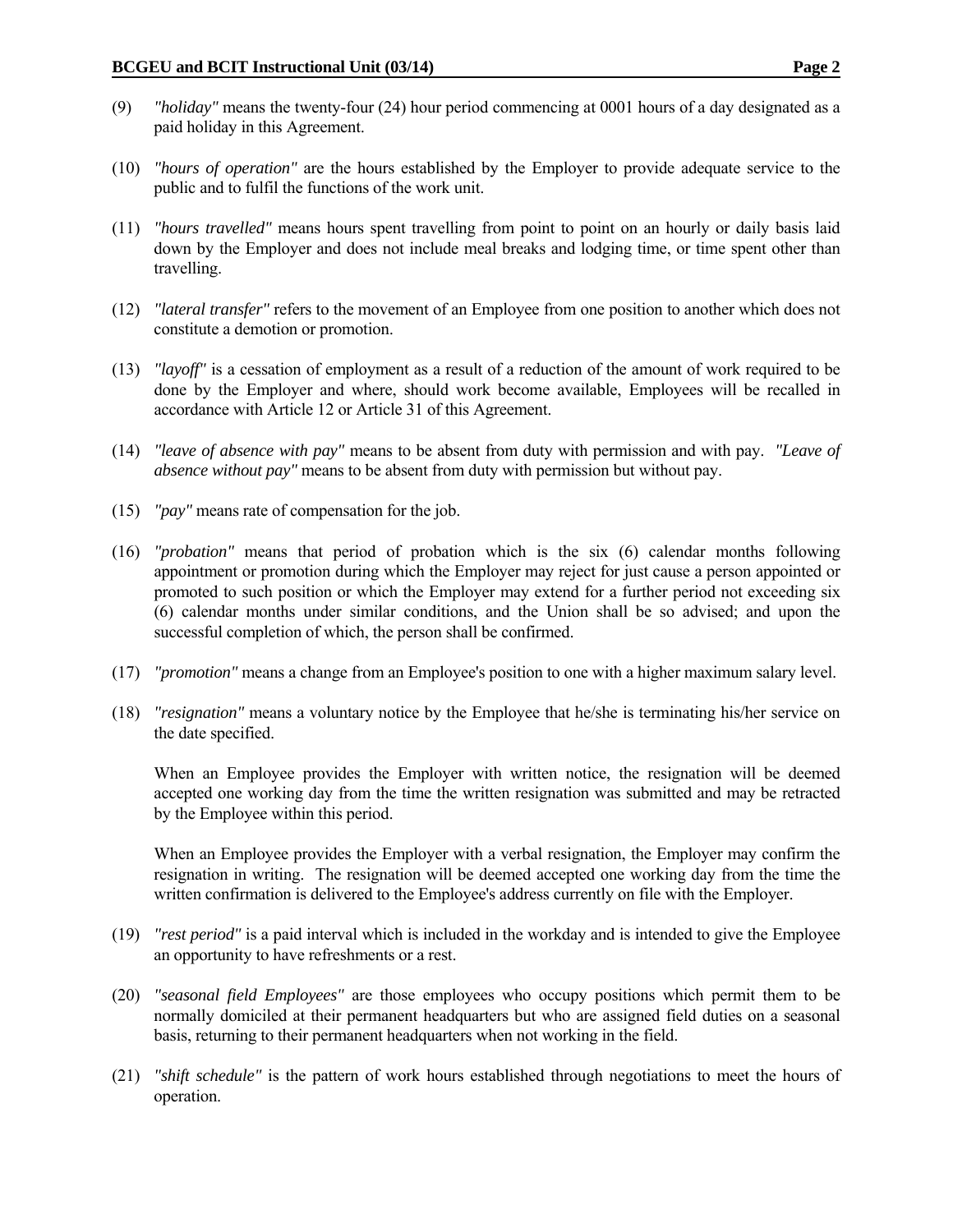(9) *"holiday"* means the twenty-four (24) hour period commencing at 0001 hours of a day designated as a paid holiday in this Agreement.

(10) *"hours of operation"* are the hours established by the Employer to provide adequate service to the public and to fulfil the functions of the work unit.

(11) *"hours travelled"* means hours spent travelling from point to point on an hourly or daily basis laid down by the Employer and does not include meal breaks and lodging time, or time spent other than travelling.

(12) *"lateral transfer"* refers to the movement of an Employee from one position to another which does not constitute a demotion or promotion.

(13) *"layoff"* is a cessation of employment as a result of a reduction of the amount of work required to be done by the Employer and where, should work become available, Employees will be recalled in accordance with Article 12 or Article 31 of this Agreement.

(14) *"leave of absence with pay"* means to be absent from duty with permission and with pay. *"Leave of absence without pay"* means to be absent from duty with permission but without pay.

(15) *"pay"* means rate of compensation for the job.

(16) *"probation"* means that period of probation which is the six (6) calendar months following appointment or promotion during which the Employer may reject for just cause a person appointed or promoted to such position or which the Employer may extend for a further period not exceeding six (6) calendar months under similar conditions, and the Union shall be so advised; and upon the successful completion of which, the person shall be confirmed.

(17) *"promotion"* means a change from an Employee's position to one with a higher maximum salary level.

(18) *"resignation"* means a voluntary notice by the Employee that he/she is terminating his/her service on the date specified.

When an Employee provides the Employer with written notice, the resignation will be deemed accepted one working day from the time the written resignation was submitted and may be retracted by the Employee within this period.

When an Employee provides the Employer with a verbal resignation, the Employer may confirm the resignation in writing. The resignation will be deemed accepted one working day from the time the written confirmation is delivered to the Employee's address currently on file with the Employer.

(19) *"rest period"* is a paid interval which is included in the workday and is intended to give the Employee an opportunity to have refreshments or a rest.

(20) *"seasonal field Employees"* are those employees who occupy positions which permit them to be normally domiciled at their permanent headquarters but who are assigned field duties on a seasonal basis, returning to their permanent headquarters when not working in the field.

(21) *"shift schedule"* is the pattern of work hours established through negotiations to meet the hours of operation.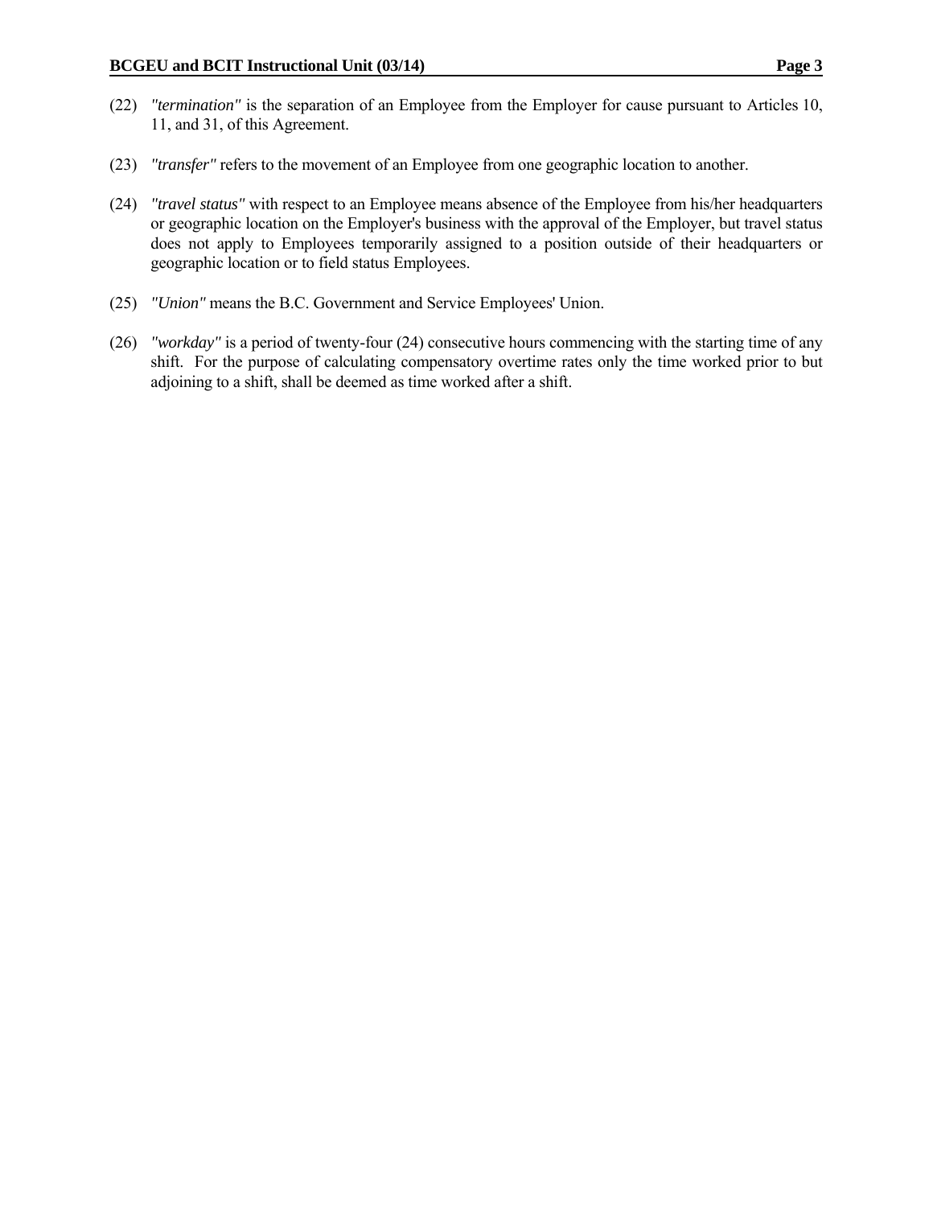(22) *"termination"* is the separation of an Employee from the Employer for cause pursuant to Articles 10, 11, and 31, of this Agreement.

(23) *"transfer"* refers to the movement of an Employee from one geographic location to another.

(24) *"travel status"* with respect to an Employee means absence of the Employee from his/her headquarters or geographic location on the Employer's business with the approval of the Employer, but travel status does not apply to Employees temporarily assigned to a position outside of their headquarters or geographic location or to field status Employees.

(25) *"Union"* means the B.C. Government and Service Employees' Union.

(26) *"workday"* is a period of twenty-four (24) consecutive hours commencing with the starting time of any shift. For the purpose of calculating compensatory overtime rates only the time worked prior to but adjoining to a shift, shall be deemed as time worked after a shift.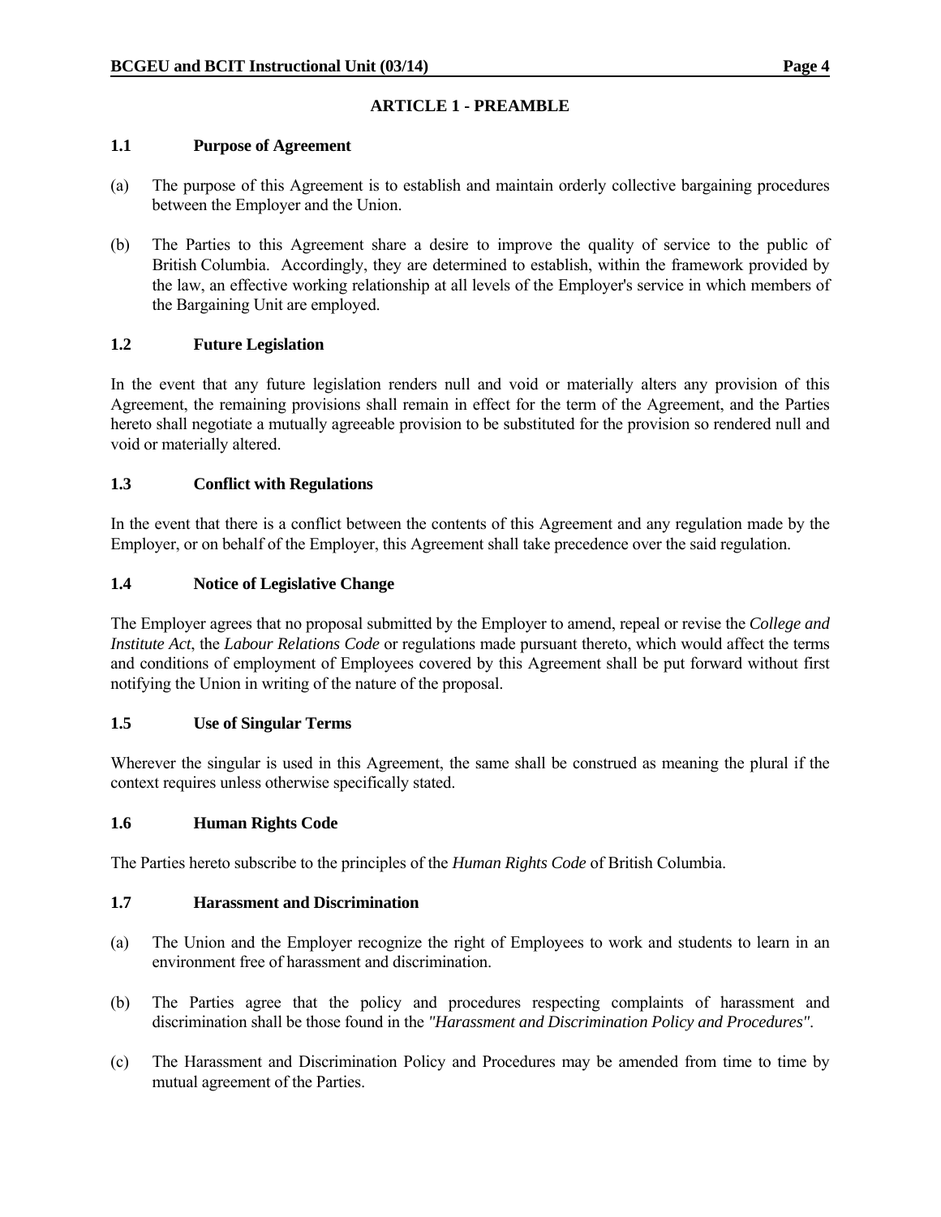## ARTICLE 1 - PREAMBLE

### 1.1 Purpose of Agreement

(a) The purpose of this Agreement is to establish and maintain orderly collective bargaining procedures between the Employer and the Union.

(b) The Parties to this Agreement share a desire to improve the quality of service to the public of British Columbia. Accordingly, they are determined to establish, within the framework provided by the law, an effective working relationship at all levels of the Employer's service in which members of the Bargaining Unit are employed.

### 1.2 Future Legislation

In the event that any future legislation renders null and void or materially alters any provision of this Agreement, the remaining provisions shall remain in effect for the term of the Agreement, and the Parties hereto shall negotiate a mutually agreeable provision to be substituted for the provision so rendered null and void or materially altered.

### 1.3 Conflict with Regulations

In the event that there is a conflict between the contents of this Agreement and any regulation made by the Employer, or on behalf of the Employer, this Agreement shall take precedence over the said regulation.

### 1.4 Notice of Legislative Change

The Employer agrees that no proposal submitted by the Employer to amend, repeal or revise the *College and Institute Act*, the *Labour Relations Code* or regulations made pursuant thereto, which would affect the terms and conditions of employment of Employees covered by this Agreement shall be put forward without first notifying the Union in writing of the nature of the proposal.

### 1.5 Use of Singular Terms

Wherever the singular is used in this Agreement, the same shall be construed as meaning the plural if the context requires unless otherwise specifically stated.

### 1.6 Human Rights Code

The Parties hereto subscribe to the principles of the *Human Rights Code* of British Columbia.

### 1.7 Harassment and Discrimination

(a) The Union and the Employer recognize the right of Employees to work and students to learn in an environment free of harassment and discrimination.

(b) The Parties agree that the policy and procedures respecting complaints of harassment and discrimination shall be those found in the *"Harassment and Discrimination Policy and Procedures"*.

(c) The Harassment and Discrimination Policy and Procedures may be amended from time to time by mutual agreement of the Parties.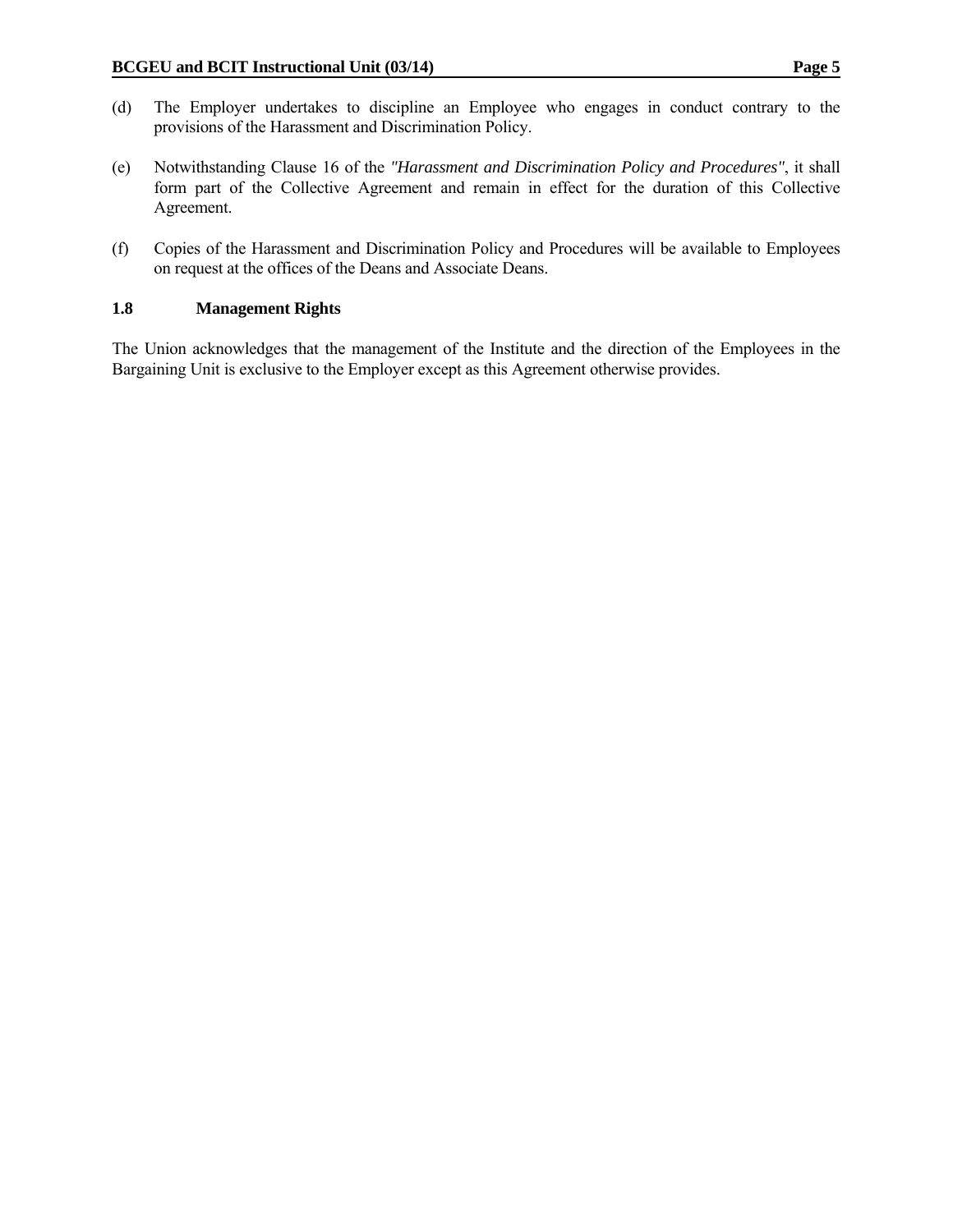(d) The Employer undertakes to discipline an Employee who engages in conduct contrary to the provisions of the Harassment and Discrimination Policy.

(e) Notwithstanding Clause 16 of the *"Harassment and Discrimination Policy and Procedures"*, it shall form part of the Collective Agreement and remain in effect for the duration of this Collective Agreement.

(f) Copies of the Harassment and Discrimination Policy and Procedures will be available to Employees on request at the offices of the Deans and Associate Deans.

### 1.8 Management Rights

The Union acknowledges that the management of the Institute and the direction of the Employees in the Bargaining Unit is exclusive to the Employer except as this Agreement otherwise provides.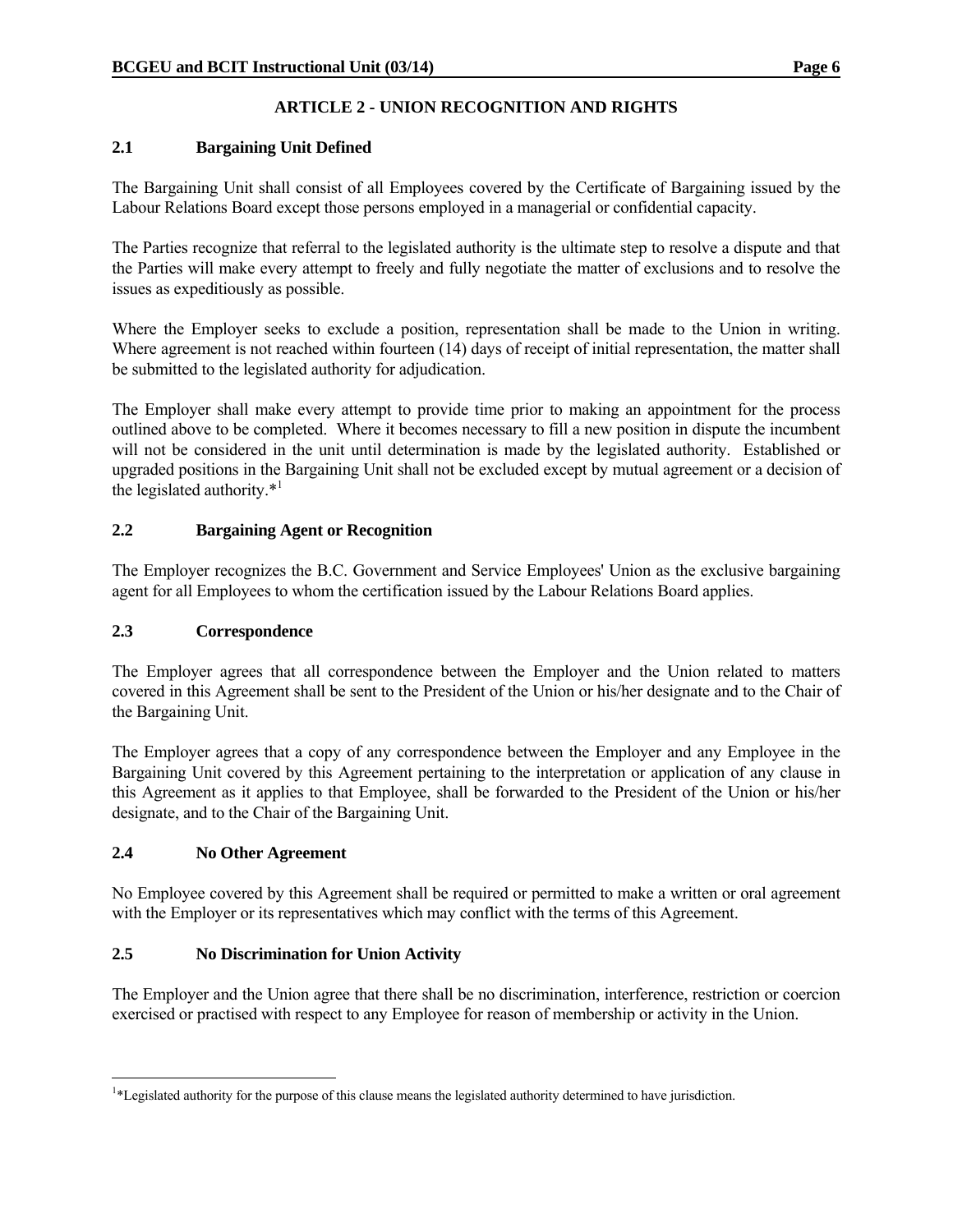## ARTICLE 2 - UNION RECOGNITION AND RIGHTS

### 2.1 Bargaining Unit Defined

The Bargaining Unit shall consist of all Employees covered by the Certificate of Bargaining issued by the Labour Relations Board except those persons employed in a managerial or confidential capacity.

The Parties recognize that referral to the legislated authority is the ultimate step to resolve a dispute and that the Parties will make every attempt to freely and fully negotiate the matter of exclusions and to resolve the issues as expeditiously as possible.

Where the Employer seeks to exclude a position, representation shall be made to the Union in writing. Where agreement is not reached within fourteen (14) days of receipt of initial representation, the matter shall be submitted to the legislated authority for adjudication.

The Employer shall make every attempt to provide time prior to making an appointment for the process outlined above to be completed. Where it becomes necessary to fill a new position in dispute the incumbent will not be considered in the unit until determination is made by the legislated authority. Established or upgraded positions in the Bargaining Unit shall not be excluded except by mutual agreement or a decision of the legislated authority.*[1]

### 2.2 Bargaining Agent or Recognition

The Employer recognizes the B.C. Government and Service Employees' Union as the exclusive bargaining agent for all Employees to whom the certification issued by the Labour Relations Board applies.

### 2.3 Correspondence

The Employer agrees that all correspondence between the Employer and the Union related to matters covered in this Agreement shall be sent to the President of the Union or his/her designate and to the Chair of the Bargaining Unit.

The Employer agrees that a copy of any correspondence between the Employer and any Employee in the Bargaining Unit covered by this Agreement pertaining to the interpretation or application of any clause in this Agreement as it applies to that Employee, shall be forwarded to the President of the Union or his/her designate, and to the Chair of the Bargaining Unit.

### 2.4 No Other Agreement

No Employee covered by this Agreement shall be required or permitted to make a written or oral agreement with the Employer or its representatives which may conflict with the terms of this Agreement.

### 2.5 No Discrimination for Union Activity

The Employer and the Union agree that there shall be no discrimination, interference, restriction or coercion exercised or practised with respect to any Employee for reason of membership or activity in the Union.

---

[1]*Legislated authority for the purpose of this clause means the legislated authority determined to have jurisdiction.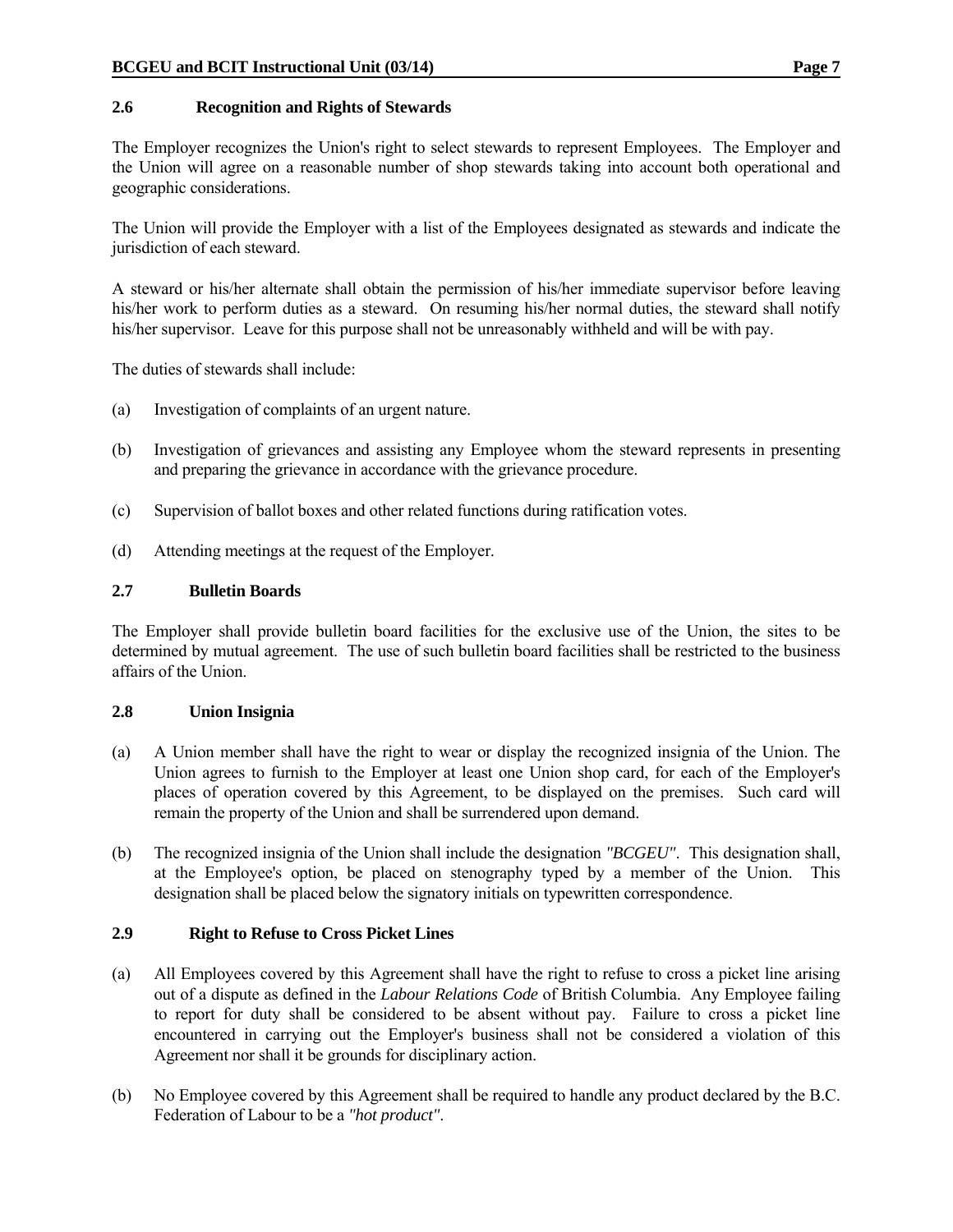### 2.6 Recognition and Rights of Stewards

The Employer recognizes the Union's right to select stewards to represent Employees. The Employer and the Union will agree on a reasonable number of shop stewards taking into account both operational and geographic considerations.

The Union will provide the Employer with a list of the Employees designated as stewards and indicate the jurisdiction of each steward.

A steward or his/her alternate shall obtain the permission of his/her immediate supervisor before leaving his/her work to perform duties as a steward. On resuming his/her normal duties, the steward shall notify his/her supervisor. Leave for this purpose shall not be unreasonably withheld and will be with pay.

The duties of stewards shall include:

(a) Investigation of complaints of an urgent nature.

(b) Investigation of grievances and assisting any Employee whom the steward represents in presenting and preparing the grievance in accordance with the grievance procedure.

(c) Supervision of ballot boxes and other related functions during ratification votes.

(d) Attending meetings at the request of the Employer.

### 2.7 Bulletin Boards

The Employer shall provide bulletin board facilities for the exclusive use of the Union, the sites to be determined by mutual agreement. The use of such bulletin board facilities shall be restricted to the business affairs of the Union.

### 2.8 Union Insignia

(a) A Union member shall have the right to wear or display the recognized insignia of the Union. The Union agrees to furnish to the Employer at least one Union shop card, for each of the Employer's places of operation covered by this Agreement, to be displayed on the premises. Such card will remain the property of the Union and shall be surrendered upon demand.

(b) The recognized insignia of the Union shall include the designation *"BCGEU"*. This designation shall, at the Employee's option, be placed on stenography typed by a member of the Union. This designation shall be placed below the signatory initials on typewritten correspondence.

### 2.9 Right to Refuse to Cross Picket Lines

(a) All Employees covered by this Agreement shall have the right to refuse to cross a picket line arising out of a dispute as defined in the *Labour Relations Code* of British Columbia. Any Employee failing to report for duty shall be considered to be absent without pay. Failure to cross a picket line encountered in carrying out the Employer's business shall not be considered a violation of this Agreement nor shall it be grounds for disciplinary action.

(b) No Employee covered by this Agreement shall be required to handle any product declared by the B.C. Federation of Labour to be a *"hot product"*.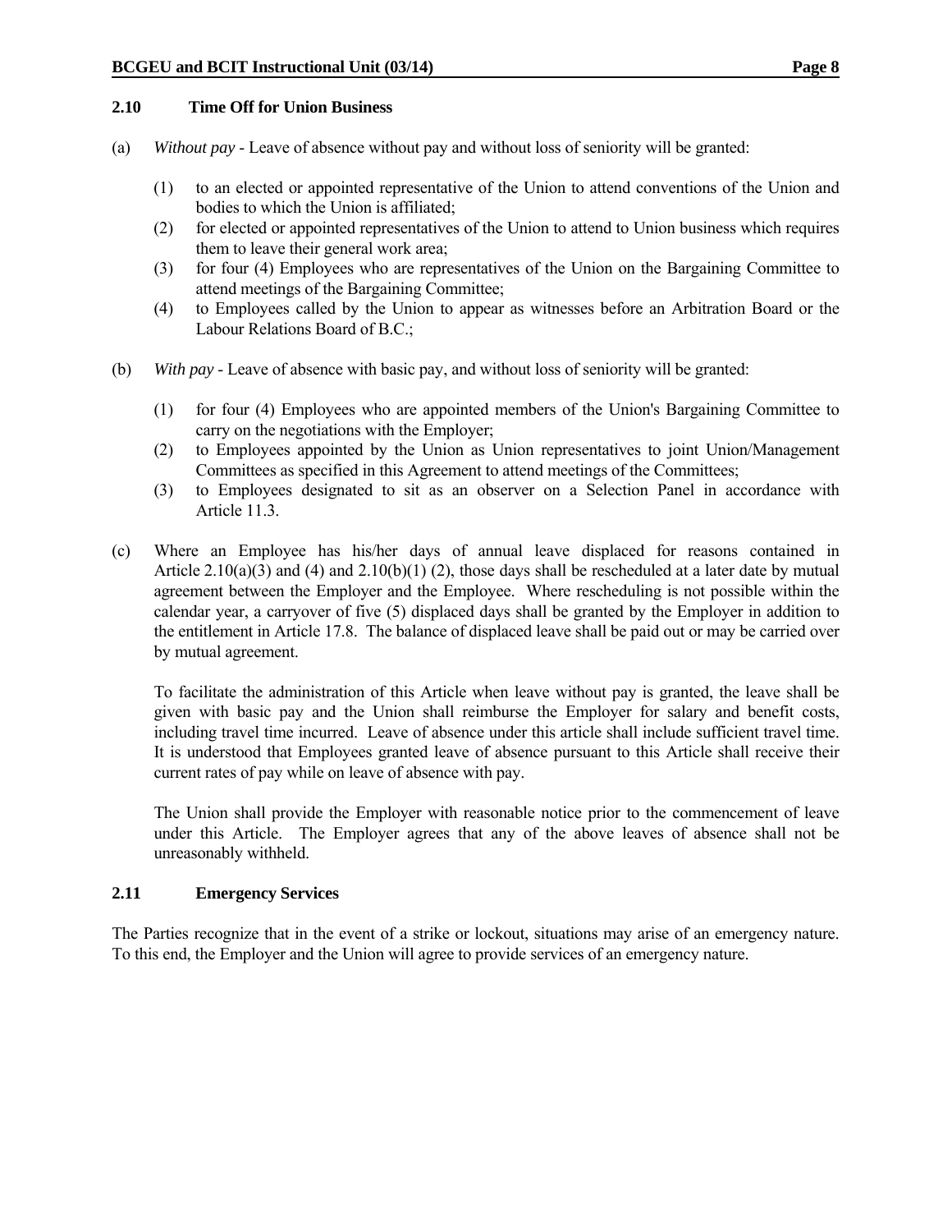### 2.10 Time Off for Union Business

(a) *Without pay* - Leave of absence without pay and without loss of seniority will be granted:

(1) to an elected or appointed representative of the Union to attend conventions of the Union and bodies to which the Union is affiliated;

(2) for elected or appointed representatives of the Union to attend to Union business which requires them to leave their general work area;

(3) for four (4) Employees who are representatives of the Union on the Bargaining Committee to attend meetings of the Bargaining Committee;

(4) to Employees called by the Union to appear as witnesses before an Arbitration Board or the Labour Relations Board of B.C.;

(b) *With pay* - Leave of absence with basic pay, and without loss of seniority will be granted:

(1) for four (4) Employees who are appointed members of the Union's Bargaining Committee to carry on the negotiations with the Employer;

(2) to Employees appointed by the Union as Union representatives to joint Union/Management Committees as specified in this Agreement to attend meetings of the Committees;

(3) to Employees designated to sit as an observer on a Selection Panel in accordance with Article 11.3.

(c) Where an Employee has his/her days of annual leave displaced for reasons contained in Article 2.10(a)(3) and (4) and 2.10(b)(1) (2), those days shall be rescheduled at a later date by mutual agreement between the Employer and the Employee. Where rescheduling is not possible within the calendar year, a carryover of five (5) displaced days shall be granted by the Employer in addition to the entitlement in Article 17.8. The balance of displaced leave shall be paid out or may be carried over by mutual agreement.

To facilitate the administration of this Article when leave without pay is granted, the leave shall be given with basic pay and the Union shall reimburse the Employer for salary and benefit costs, including travel time incurred. Leave of absence under this article shall include sufficient travel time. It is understood that Employees granted leave of absence pursuant to this Article shall receive their current rates of pay while on leave of absence with pay.

The Union shall provide the Employer with reasonable notice prior to the commencement of leave under this Article. The Employer agrees that any of the above leaves of absence shall not be unreasonably withheld.

### 2.11 Emergency Services

The Parties recognize that in the event of a strike or lockout, situations may arise of an emergency nature. To this end, the Employer and the Union will agree to provide services of an emergency nature.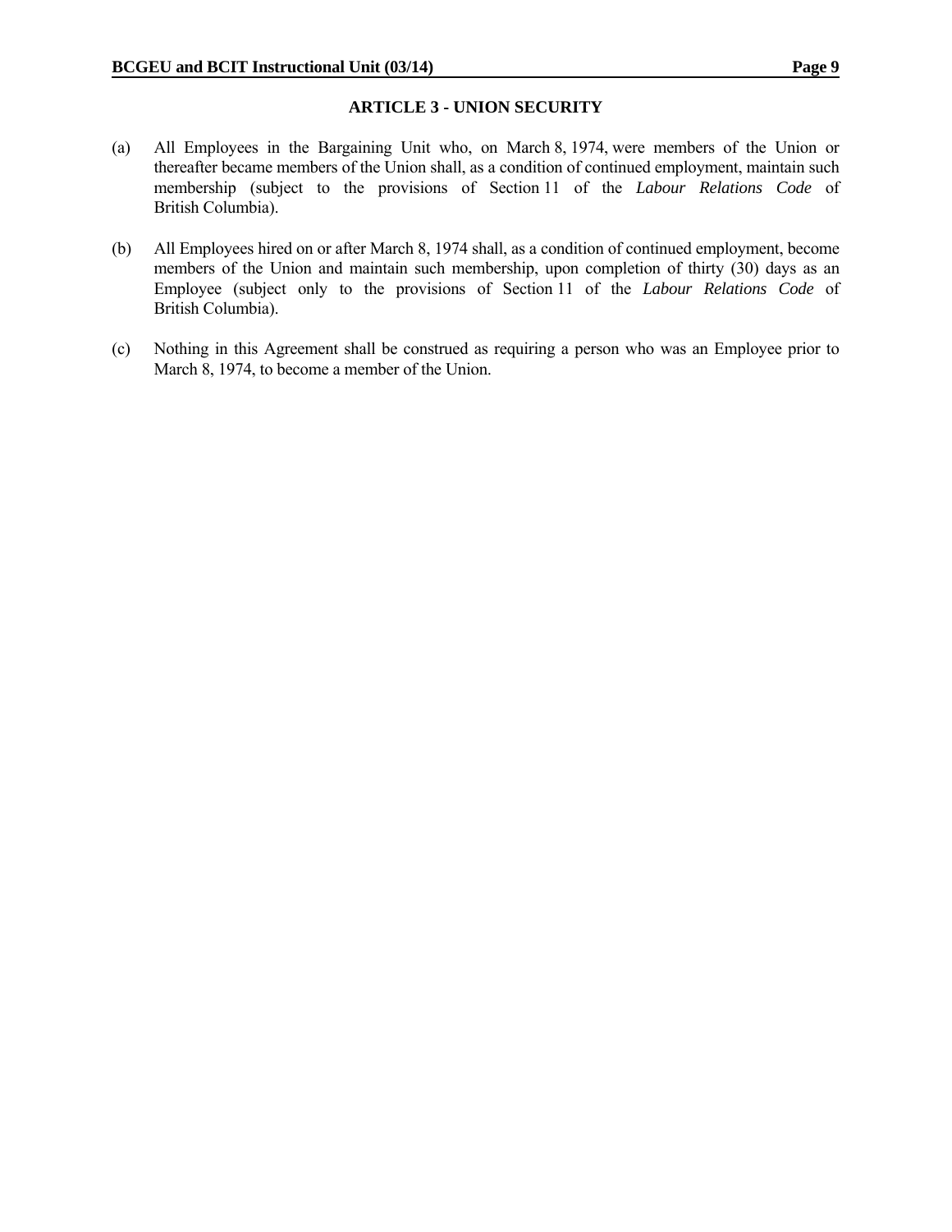## ARTICLE 3 - UNION SECURITY

(a) All Employees in the Bargaining Unit who, on March 8, 1974, were members of the Union or thereafter became members of the Union shall, as a condition of continued employment, maintain such membership (subject to the provisions of Section 11 of the *Labour Relations Code* of British Columbia).

(b) All Employees hired on or after March 8, 1974 shall, as a condition of continued employment, become members of the Union and maintain such membership, upon completion of thirty (30) days as an Employee (subject only to the provisions of Section 11 of the *Labour Relations Code* of British Columbia).

(c) Nothing in this Agreement shall be construed as requiring a person who was an Employee prior to March 8, 1974, to become a member of the Union.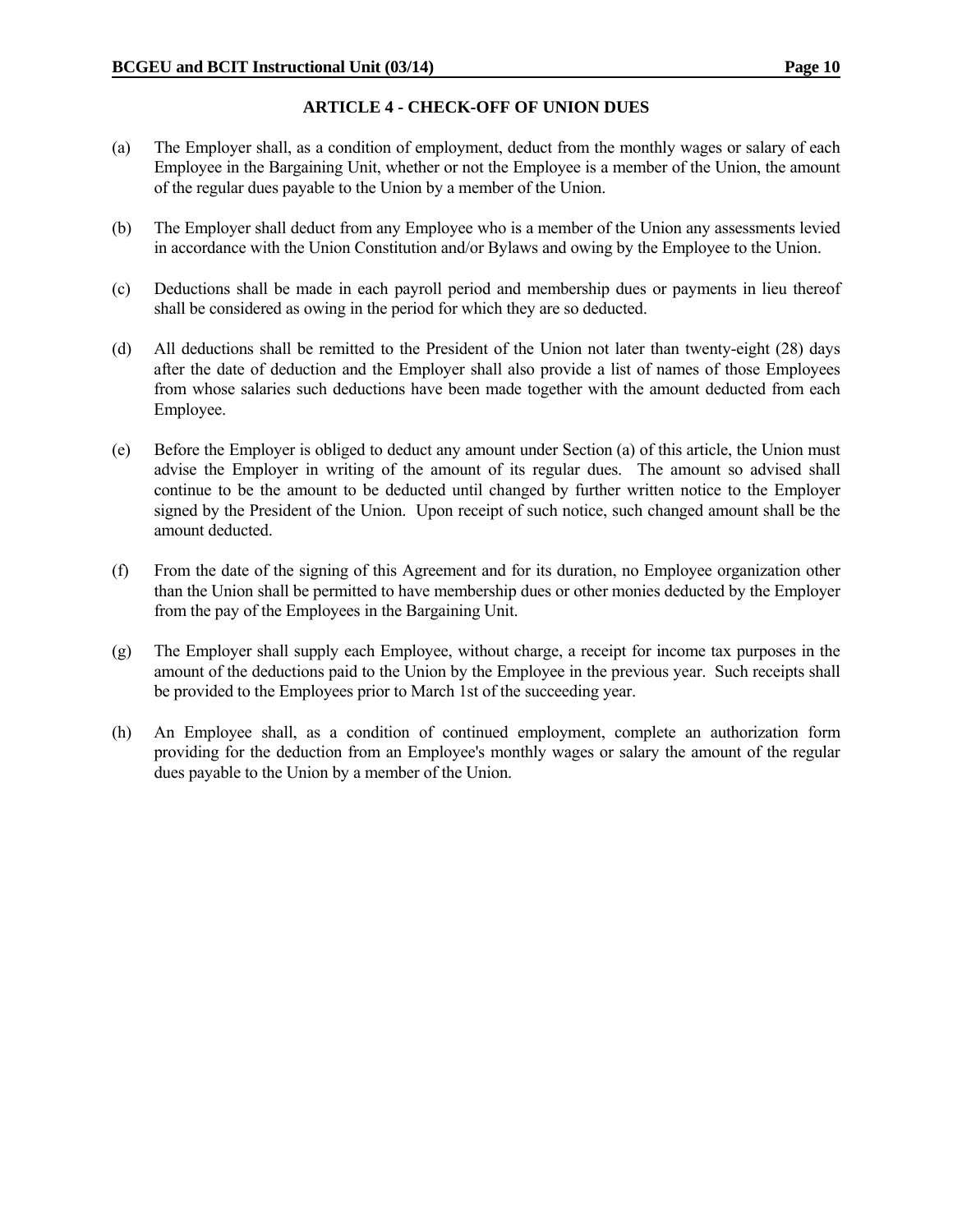## ARTICLE 4 - CHECK-OFF OF UNION DUES

(a) The Employer shall, as a condition of employment, deduct from the monthly wages or salary of each Employee in the Bargaining Unit, whether or not the Employee is a member of the Union, the amount of the regular dues payable to the Union by a member of the Union.

(b) The Employer shall deduct from any Employee who is a member of the Union any assessments levied in accordance with the Union Constitution and/or Bylaws and owing by the Employee to the Union.

(c) Deductions shall be made in each payroll period and membership dues or payments in lieu thereof shall be considered as owing in the period for which they are so deducted.

(d) All deductions shall be remitted to the President of the Union not later than twenty-eight (28) days after the date of deduction and the Employer shall also provide a list of names of those Employees from whose salaries such deductions have been made together with the amount deducted from each Employee.

(e) Before the Employer is obliged to deduct any amount under Section (a) of this article, the Union must advise the Employer in writing of the amount of its regular dues. The amount so advised shall continue to be the amount to be deducted until changed by further written notice to the Employer signed by the President of the Union. Upon receipt of such notice, such changed amount shall be the amount deducted.

(f) From the date of the signing of this Agreement and for its duration, no Employee organization other than the Union shall be permitted to have membership dues or other monies deducted by the Employer from the pay of the Employees in the Bargaining Unit.

(g) The Employer shall supply each Employee, without charge, a receipt for income tax purposes in the amount of the deductions paid to the Union by the Employee in the previous year. Such receipts shall be provided to the Employees prior to March 1st of the succeeding year.

(h) An Employee shall, as a condition of continued employment, complete an authorization form providing for the deduction from an Employee's monthly wages or salary the amount of the regular dues payable to the Union by a member of the Union.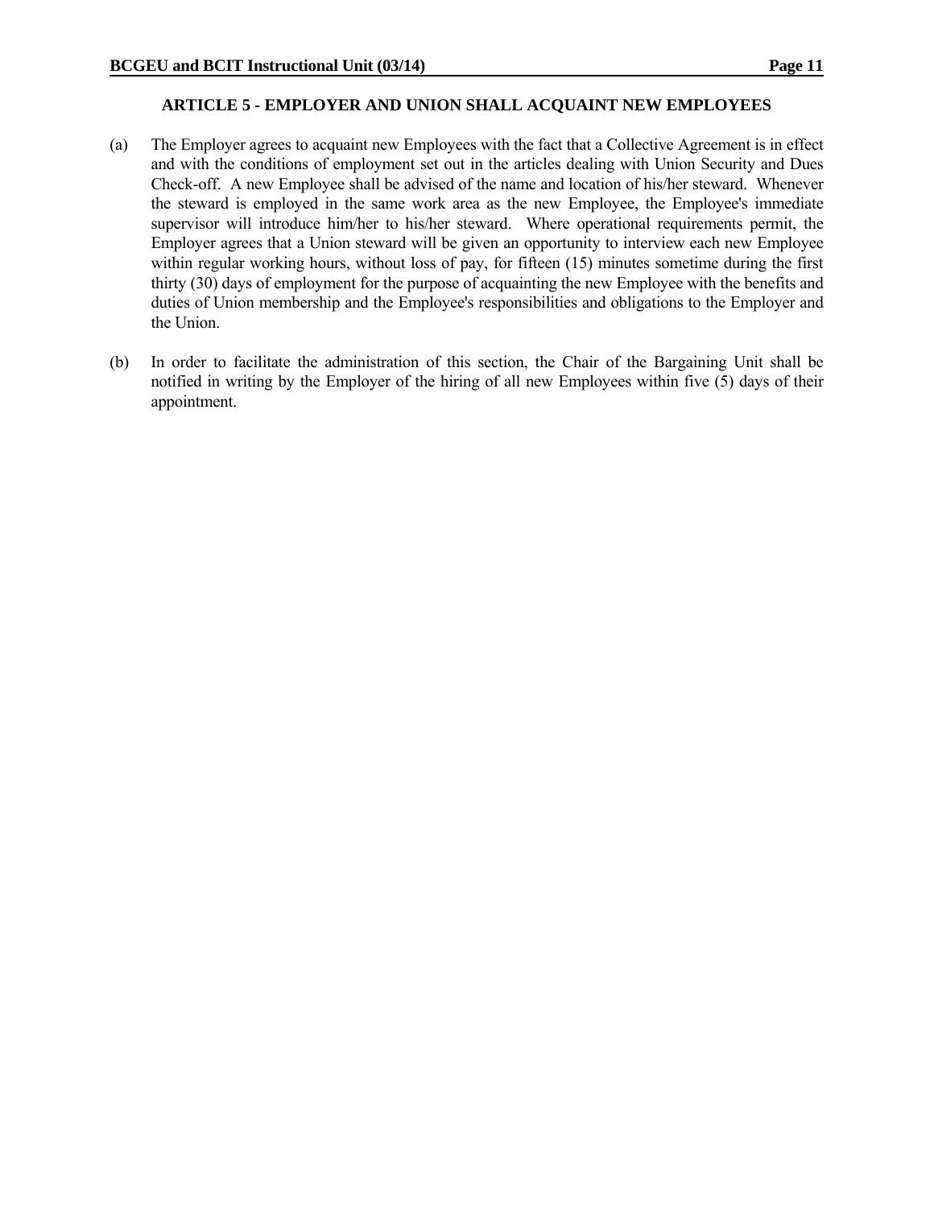## ARTICLE 5 - EMPLOYER AND UNION SHALL ACQUAINT NEW EMPLOYEES

(a) The Employer agrees to acquaint new Employees with the fact that a Collective Agreement is in effect and with the conditions of employment set out in the articles dealing with Union Security and Dues Check-off. A new Employee shall be advised of the name and location of his/her steward. Whenever the steward is employed in the same work area as the new Employee, the Employee's immediate supervisor will introduce him/her to his/her steward. Where operational requirements permit, the Employer agrees that a Union steward will be given an opportunity to interview each new Employee within regular working hours, without loss of pay, for fifteen (15) minutes sometime during the first thirty (30) days of employment for the purpose of acquainting the new Employee with the benefits and duties of Union membership and the Employee's responsibilities and obligations to the Employer and the Union.

(b) In order to facilitate the administration of this section, the Chair of the Bargaining Unit shall be notified in writing by the Employer of the hiring of all new Employees within five (5) days of their appointment.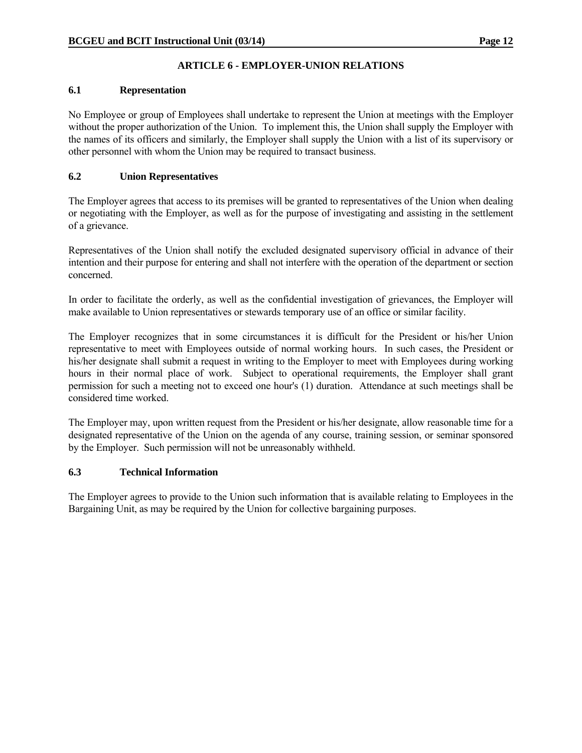## ARTICLE 6 - EMPLOYER-UNION RELATIONS

### 6.1 Representation

No Employee or group of Employees shall undertake to represent the Union at meetings with the Employer without the proper authorization of the Union. To implement this, the Union shall supply the Employer with the names of its officers and similarly, the Employer shall supply the Union with a list of its supervisory or other personnel with whom the Union may be required to transact business.

### 6.2 Union Representatives

The Employer agrees that access to its premises will be granted to representatives of the Union when dealing or negotiating with the Employer, as well as for the purpose of investigating and assisting in the settlement of a grievance.

Representatives of the Union shall notify the excluded designated supervisory official in advance of their intention and their purpose for entering and shall not interfere with the operation of the department or section concerned.

In order to facilitate the orderly, as well as the confidential investigation of grievances, the Employer will make available to Union representatives or stewards temporary use of an office or similar facility.

The Employer recognizes that in some circumstances it is difficult for the President or his/her Union representative to meet with Employees outside of normal working hours. In such cases, the President or his/her designate shall submit a request in writing to the Employer to meet with Employees during working hours in their normal place of work. Subject to operational requirements, the Employer shall grant permission for such a meeting not to exceed one hour's (1) duration. Attendance at such meetings shall be considered time worked.

The Employer may, upon written request from the President or his/her designate, allow reasonable time for a designated representative of the Union on the agenda of any course, training session, or seminar sponsored by the Employer. Such permission will not be unreasonably withheld.

### 6.3 Technical Information

The Employer agrees to provide to the Union such information that is available relating to Employees in the Bargaining Unit, as may be required by the Union for collective bargaining purposes.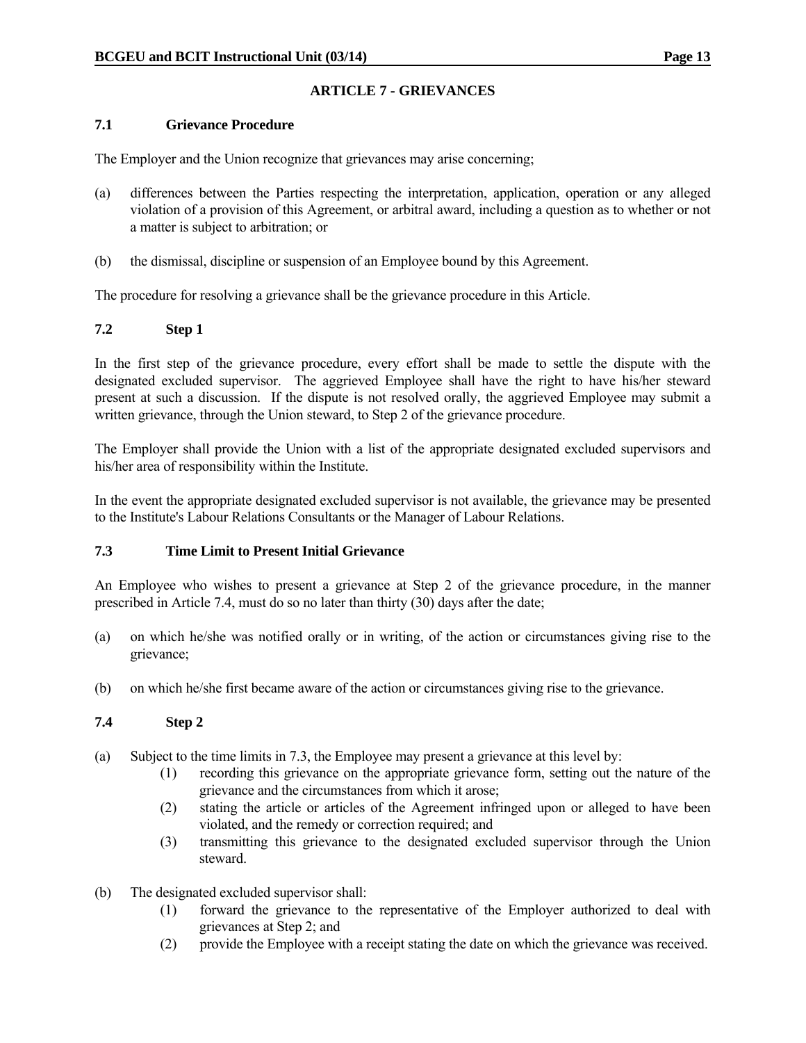## ARTICLE 7 - GRIEVANCES

### 7.1 Grievance Procedure

The Employer and the Union recognize that grievances may arise concerning;

(a) differences between the Parties respecting the interpretation, application, operation or any alleged violation of a provision of this Agreement, or arbitral award, including a question as to whether or not a matter is subject to arbitration; or

(b) the dismissal, discipline or suspension of an Employee bound by this Agreement.

The procedure for resolving a grievance shall be the grievance procedure in this Article.

### 7.2 Step 1

In the first step of the grievance procedure, every effort shall be made to settle the dispute with the designated excluded supervisor. The aggrieved Employee shall have the right to have his/her steward present at such a discussion. If the dispute is not resolved orally, the aggrieved Employee may submit a written grievance, through the Union steward, to Step 2 of the grievance procedure.

The Employer shall provide the Union with a list of the appropriate designated excluded supervisors and his/her area of responsibility within the Institute.

In the event the appropriate designated excluded supervisor is not available, the grievance may be presented to the Institute's Labour Relations Consultants or the Manager of Labour Relations.

### 7.3 Time Limit to Present Initial Grievance

An Employee who wishes to present a grievance at Step 2 of the grievance procedure, in the manner prescribed in Article 7.4, must do so no later than thirty (30) days after the date;

(a) on which he/she was notified orally or in writing, of the action or circumstances giving rise to the grievance;

(b) on which he/she first became aware of the action or circumstances giving rise to the grievance.

### 7.4 Step 2

(a) Subject to the time limits in 7.3, the Employee may present a grievance at this level by:
   (1) recording this grievance on the appropriate grievance form, setting out the nature of the grievance and the circumstances from which it arose;
   (2) stating the article or articles of the Agreement infringed upon or alleged to have been violated, and the remedy or correction required; and
   (3) transmitting this grievance to the designated excluded supervisor through the Union steward.

(b) The designated excluded supervisor shall:
   (1) forward the grievance to the representative of the Employer authorized to deal with grievances at Step 2; and
   (2) provide the Employee with a receipt stating the date on which the grievance was received.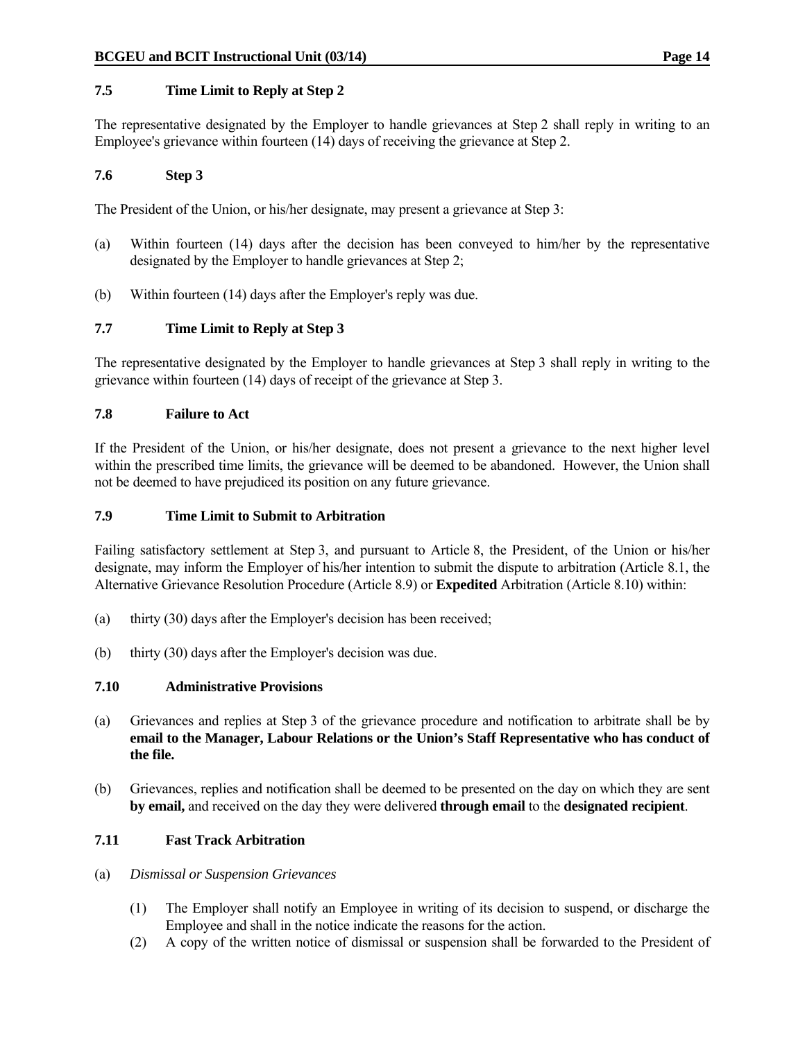### 7.5 Time Limit to Reply at Step 2

The representative designated by the Employer to handle grievances at Step 2 shall reply in writing to an Employee's grievance within fourteen (14) days of receiving the grievance at Step 2.

### 7.6 Step 3

The President of the Union, or his/her designate, may present a grievance at Step 3:

(a) Within fourteen (14) days after the decision has been conveyed to him/her by the representative designated by the Employer to handle grievances at Step 2;

(b) Within fourteen (14) days after the Employer's reply was due.

### 7.7 Time Limit to Reply at Step 3

The representative designated by the Employer to handle grievances at Step 3 shall reply in writing to the grievance within fourteen (14) days of receipt of the grievance at Step 3.

### 7.8 Failure to Act

If the President of the Union, or his/her designate, does not present a grievance to the next higher level within the prescribed time limits, the grievance will be deemed to be abandoned. However, the Union shall not be deemed to have prejudiced its position on any future grievance.

### 7.9 Time Limit to Submit to Arbitration

Failing satisfactory settlement at Step 3, and pursuant to Article 8, the President, of the Union or his/her designate, may inform the Employer of his/her intention to submit the dispute to arbitration (Article 8.1, the Alternative Grievance Resolution Procedure (Article 8.9) or **Expedited** Arbitration (Article 8.10) within:

(a) thirty (30) days after the Employer's decision has been received;

(b) thirty (30) days after the Employer's decision was due.

### 7.10 Administrative Provisions

(a) Grievances and replies at Step 3 of the grievance procedure and notification to arbitrate shall be by **email to the Manager, Labour Relations or the Union's Staff Representative who has conduct of the file.**

(b) Grievances, replies and notification shall be deemed to be presented on the day on which they are sent **by email,** and received on the day they were delivered **through email** to the **designated recipient**.

### 7.11 Fast Track Arbitration

(a) *Dismissal or Suspension Grievances*

   (1) The Employer shall notify an Employee in writing of its decision to suspend, or discharge the Employee and shall in the notice indicate the reasons for the action.

   (2) A copy of the written notice of dismissal or suspension shall be forwarded to the President of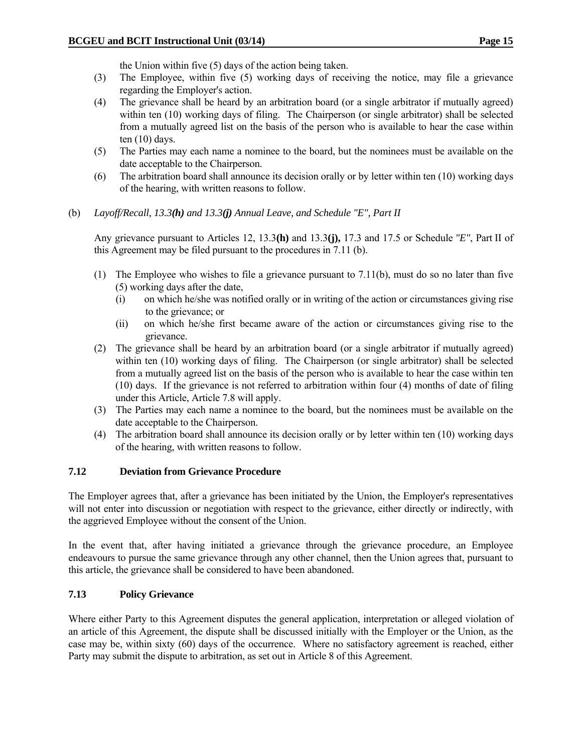the Union within five (5) days of the action being taken.

(3) The Employee, within five (5) working days of receiving the notice, may file a grievance regarding the Employer's action.

(4) The grievance shall be heard by an arbitration board (or a single arbitrator if mutually agreed) within ten (10) working days of filing. The Chairperson (or single arbitrator) shall be selected from a mutually agreed list on the basis of the person who is available to hear the case within ten (10) days.

(5) The Parties may each name a nominee to the board, but the nominees must be available on the date acceptable to the Chairperson.

(6) The arbitration board shall announce its decision orally or by letter within ten (10) working days of the hearing, with written reasons to follow.

(b) *Layoff/Recall, 13.3**(h)** and 13.3**(j)** Annual Leave, and Schedule "E", Part II*

Any grievance pursuant to Articles 12, 13.3**(h)** and 13.3**(j),** 17.3 and 17.5 or Schedule *"E"*, Part II of this Agreement may be filed pursuant to the procedures in 7.11 (b).

(1) The Employee who wishes to file a grievance pursuant to 7.11(b), must do so no later than five (5) working days after the date,
   (i) on which he/she was notified orally or in writing of the action or circumstances giving rise to the grievance; or
   (ii) on which he/she first became aware of the action or circumstances giving rise to the grievance.

(2) The grievance shall be heard by an arbitration board (or a single arbitrator if mutually agreed) within ten (10) working days of filing. The Chairperson (or single arbitrator) shall be selected from a mutually agreed list on the basis of the person who is available to hear the case within ten (10) days. If the grievance is not referred to arbitration within four (4) months of date of filing under this Article, Article 7.8 will apply.

(3) The Parties may each name a nominee to the board, but the nominees must be available on the date acceptable to the Chairperson.

(4) The arbitration board shall announce its decision orally or by letter within ten (10) working days of the hearing, with written reasons to follow.

### 7.12 Deviation from Grievance Procedure

The Employer agrees that, after a grievance has been initiated by the Union, the Employer's representatives will not enter into discussion or negotiation with respect to the grievance, either directly or indirectly, with the aggrieved Employee without the consent of the Union.

In the event that, after having initiated a grievance through the grievance procedure, an Employee endeavours to pursue the same grievance through any other channel, then the Union agrees that, pursuant to this article, the grievance shall be considered to have been abandoned.

### 7.13 Policy Grievance

Where either Party to this Agreement disputes the general application, interpretation or alleged violation of an article of this Agreement, the dispute shall be discussed initially with the Employer or the Union, as the case may be, within sixty (60) days of the occurrence. Where no satisfactory agreement is reached, either Party may submit the dispute to arbitration, as set out in Article 8 of this Agreement.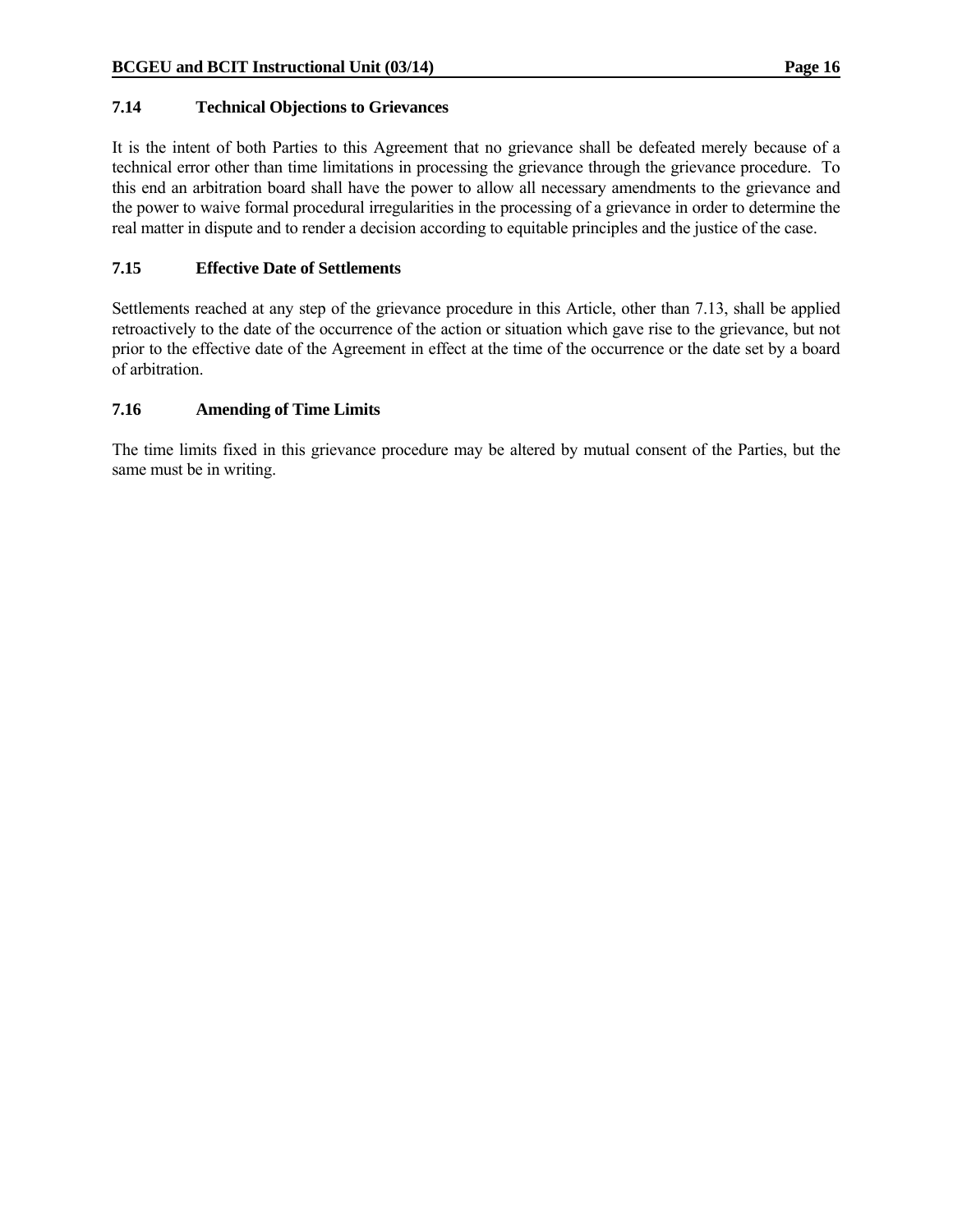### 7.14 Technical Objections to Grievances

It is the intent of both Parties to this Agreement that no grievance shall be defeated merely because of a technical error other than time limitations in processing the grievance through the grievance procedure. To this end an arbitration board shall have the power to allow all necessary amendments to the grievance and the power to waive formal procedural irregularities in the processing of a grievance in order to determine the real matter in dispute and to render a decision according to equitable principles and the justice of the case.

### 7.15 Effective Date of Settlements

Settlements reached at any step of the grievance procedure in this Article, other than 7.13, shall be applied retroactively to the date of the occurrence of the action or situation which gave rise to the grievance, but not prior to the effective date of the Agreement in effect at the time of the occurrence or the date set by a board of arbitration.

### 7.16 Amending of Time Limits

The time limits fixed in this grievance procedure may be altered by mutual consent of the Parties, but the same must be in writing.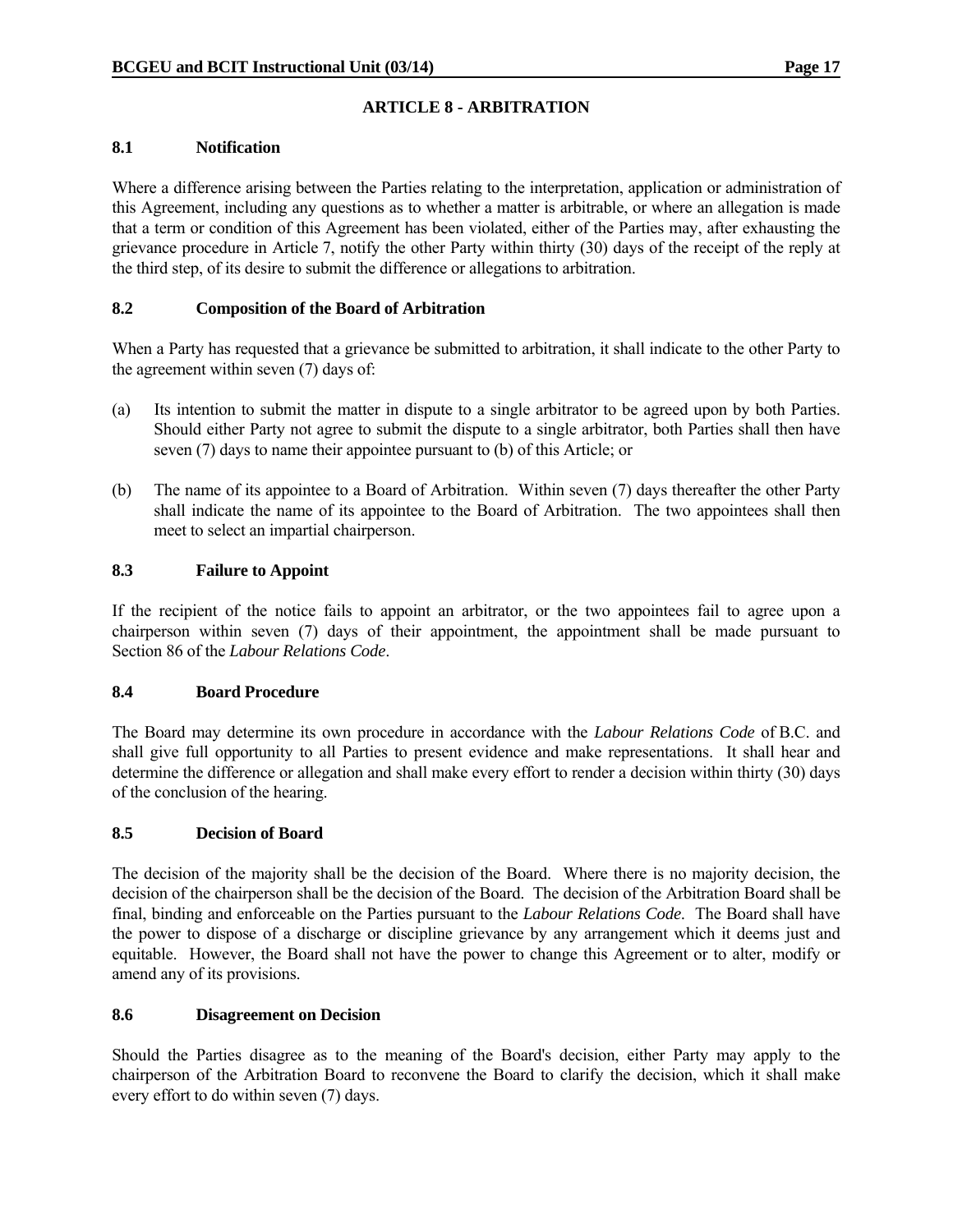## ARTICLE 8 - ARBITRATION

### 8.1 Notification

Where a difference arising between the Parties relating to the interpretation, application or administration of this Agreement, including any questions as to whether a matter is arbitrable, or where an allegation is made that a term or condition of this Agreement has been violated, either of the Parties may, after exhausting the grievance procedure in Article 7, notify the other Party within thirty (30) days of the receipt of the reply at the third step, of its desire to submit the difference or allegations to arbitration.

### 8.2 Composition of the Board of Arbitration

When a Party has requested that a grievance be submitted to arbitration, it shall indicate to the other Party to the agreement within seven (7) days of:

(a) Its intention to submit the matter in dispute to a single arbitrator to be agreed upon by both Parties. Should either Party not agree to submit the dispute to a single arbitrator, both Parties shall then have seven (7) days to name their appointee pursuant to (b) of this Article; or

(b) The name of its appointee to a Board of Arbitration. Within seven (7) days thereafter the other Party shall indicate the name of its appointee to the Board of Arbitration. The two appointees shall then meet to select an impartial chairperson.

### 8.3 Failure to Appoint

If the recipient of the notice fails to appoint an arbitrator, or the two appointees fail to agree upon a chairperson within seven (7) days of their appointment, the appointment shall be made pursuant to Section 86 of the *Labour Relations Code*.

### 8.4 Board Procedure

The Board may determine its own procedure in accordance with the *Labour Relations Code* of B.C. and shall give full opportunity to all Parties to present evidence and make representations. It shall hear and determine the difference or allegation and shall make every effort to render a decision within thirty (30) days of the conclusion of the hearing.

### 8.5 Decision of Board

The decision of the majority shall be the decision of the Board. Where there is no majority decision, the decision of the chairperson shall be the decision of the Board. The decision of the Arbitration Board shall be final, binding and enforceable on the Parties pursuant to the *Labour Relations Code*. The Board shall have the power to dispose of a discharge or discipline grievance by any arrangement which it deems just and equitable. However, the Board shall not have the power to change this Agreement or to alter, modify or amend any of its provisions.

### 8.6 Disagreement on Decision

Should the Parties disagree as to the meaning of the Board's decision, either Party may apply to the chairperson of the Arbitration Board to reconvene the Board to clarify the decision, which it shall make every effort to do within seven (7) days.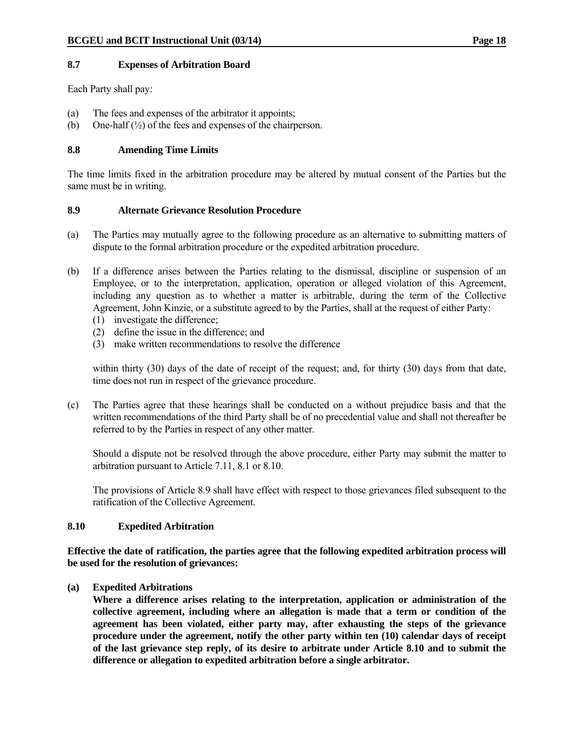### 8.7 Expenses of Arbitration Board

Each Party shall pay:

(a) The fees and expenses of the arbitrator it appoints;
(b) One-half (½) of the fees and expenses of the chairperson.

### 8.8 Amending Time Limits

The time limits fixed in the arbitration procedure may be altered by mutual consent of the Parties but the same must be in writing.

### 8.9 Alternate Grievance Resolution Procedure

(a) The Parties may mutually agree to the following procedure as an alternative to submitting matters of dispute to the formal arbitration procedure or the expedited arbitration procedure.

(b) If a difference arises between the Parties relating to the dismissal, discipline or suspension of an Employee, or to the interpretation, application, operation or alleged violation of this Agreement, including any question as to whether a matter is arbitrable, during the term of the Collective Agreement, John Kinzie, or a substitute agreed to by the Parties, shall at the request of either Party:
   (1) investigate the difference;
   (2) define the issue in the difference; and
   (3) make written recommendations to resolve the difference

   within thirty (30) days of the date of receipt of the request; and, for thirty (30) days from that date, time does not run in respect of the grievance procedure.

(c) The Parties agree that these hearings shall be conducted on a without prejudice basis and that the written recommendations of the third Party shall be of no precedential value and shall not thereafter be referred to by the Parties in respect of any other matter.

   Should a dispute not be resolved through the above procedure, either Party may submit the matter to arbitration pursuant to Article 7.11, 8.1 or 8.10.

   The provisions of Article 8.9 shall have effect with respect to those grievances filed subsequent to the ratification of the Collective Agreement.

### 8.10 Expedited Arbitration

**Effective the date of ratification, the parties agree that the following expedited arbitration process will be used for the resolution of grievances:**

**(a) Expedited Arbitrations**
**Where a difference arises relating to the interpretation, application or administration of the collective agreement, including where an allegation is made that a term or condition of the agreement has been violated, either party may, after exhausting the steps of the grievance procedure under the agreement, notify the other party within ten (10) calendar days of receipt of the last grievance step reply, of its desire to arbitrate under Article 8.10 and to submit the difference or allegation to expedited arbitration before a single arbitrator.**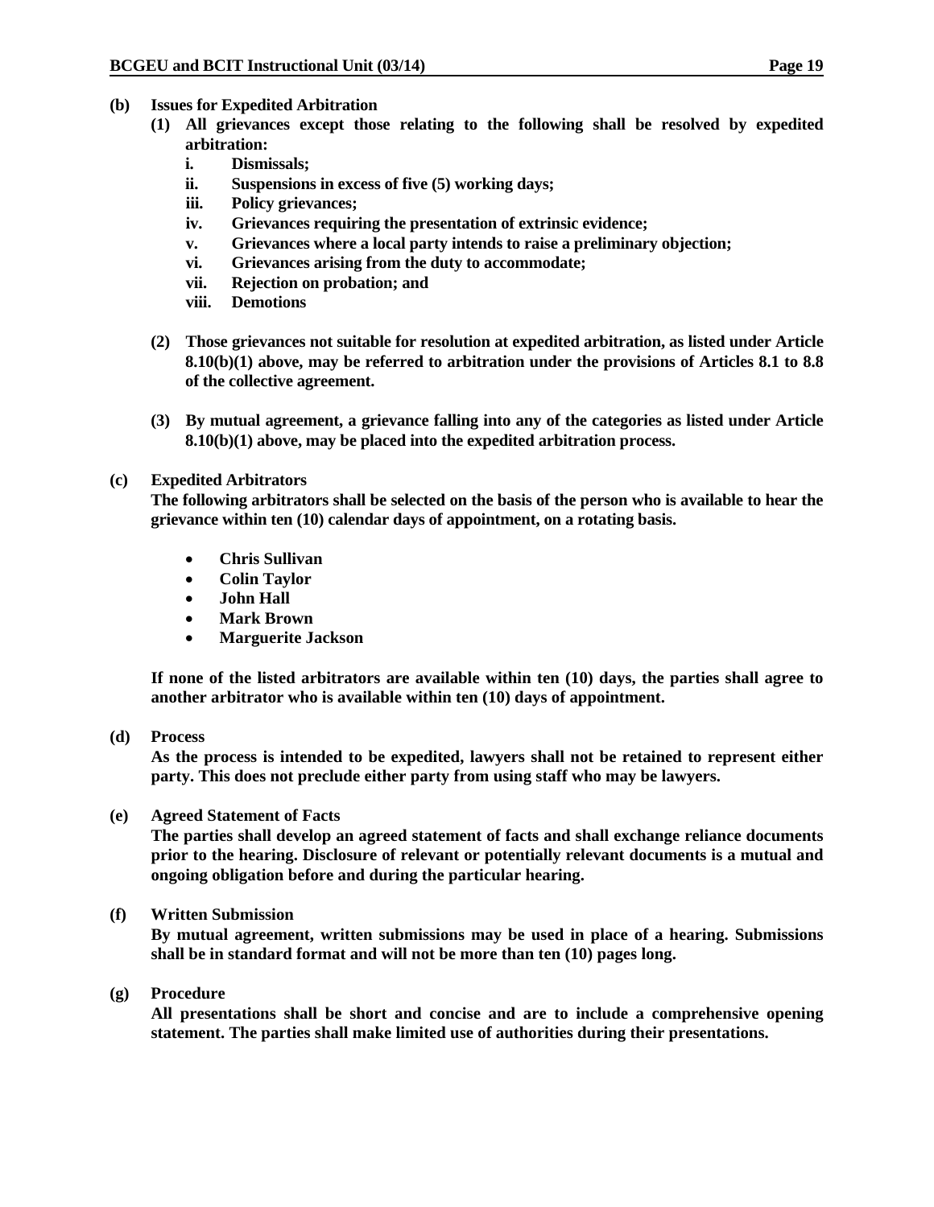**(b) Issues for Expedited Arbitration**

**(1) All grievances except those relating to the following shall be resolved by expedited arbitration:**

**i. Dismissals;**
**ii. Suspensions in excess of five (5) working days;**
**iii. Policy grievances;**
**iv. Grievances requiring the presentation of extrinsic evidence;**
**v. Grievances where a local party intends to raise a preliminary objection;**
**vi. Grievances arising from the duty to accommodate;**
**vii. Rejection on probation; and**
**viii. Demotions**

**(2) Those grievances not suitable for resolution at expedited arbitration, as listed under Article 8.10(b)(1) above, may be referred to arbitration under the provisions of Articles 8.1 to 8.8 of the collective agreement.**

**(3) By mutual agreement, a grievance falling into any of the categories as listed under Article 8.10(b)(1) above, may be placed into the expedited arbitration process.**

**(c) Expedited Arbitrators**

**The following arbitrators shall be selected on the basis of the person who is available to hear the grievance within ten (10) calendar days of appointment, on a rotating basis.**

- **Chris Sullivan**
- **Colin Taylor**
- **John Hall**
- **Mark Brown**
- **Marguerite Jackson**

**If none of the listed arbitrators are available within ten (10) days, the parties shall agree to another arbitrator who is available within ten (10) days of appointment.**

**(d) Process**

**As the process is intended to be expedited, lawyers shall not be retained to represent either party. This does not preclude either party from using staff who may be lawyers.**

**(e) Agreed Statement of Facts**

**The parties shall develop an agreed statement of facts and shall exchange reliance documents prior to the hearing. Disclosure of relevant or potentially relevant documents is a mutual and ongoing obligation before and during the particular hearing.**

**(f) Written Submission**

**By mutual agreement, written submissions may be used in place of a hearing. Submissions shall be in standard format and will not be more than ten (10) pages long.**

**(g) Procedure**

**All presentations shall be short and concise and are to include a comprehensive opening statement. The parties shall make limited use of authorities during their presentations.**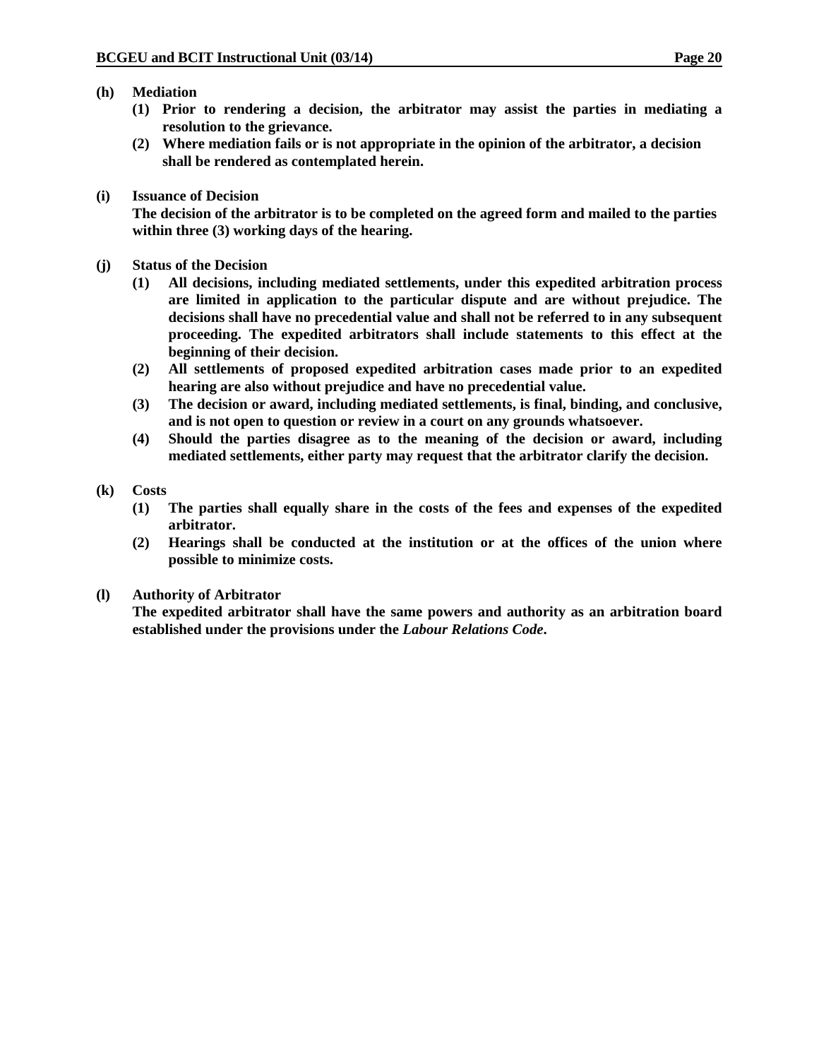**(h) Mediation**

**(1) Prior to rendering a decision, the arbitrator may assist the parties in mediating a resolution to the grievance.**

**(2) Where mediation fails or is not appropriate in the opinion of the arbitrator, a decision shall be rendered as contemplated herein.**

**(i) Issuance of Decision**

**The decision of the arbitrator is to be completed on the agreed form and mailed to the parties within three (3) working days of the hearing.**

**(j) Status of the Decision**

**(1) All decisions, including mediated settlements, under this expedited arbitration process are limited in application to the particular dispute and are without prejudice. The decisions shall have no precedential value and shall not be referred to in any subsequent proceeding. The expedited arbitrators shall include statements to this effect at the beginning of their decision.**

**(2) All settlements of proposed expedited arbitration cases made prior to an expedited hearing are also without prejudice and have no precedential value.**

**(3) The decision or award, including mediated settlements, is final, binding, and conclusive, and is not open to question or review in a court on any grounds whatsoever.**

**(4) Should the parties disagree as to the meaning of the decision or award, including mediated settlements, either party may request that the arbitrator clarify the decision.**

**(k) Costs**

**(1) The parties shall equally share in the costs of the fees and expenses of the expedited arbitrator.**

**(2) Hearings shall be conducted at the institution or at the offices of the union where possible to minimize costs.**

**(l) Authority of Arbitrator**

**The expedited arbitrator shall have the same powers and authority as an arbitration board established under the provisions under the *Labour Relations Code*.**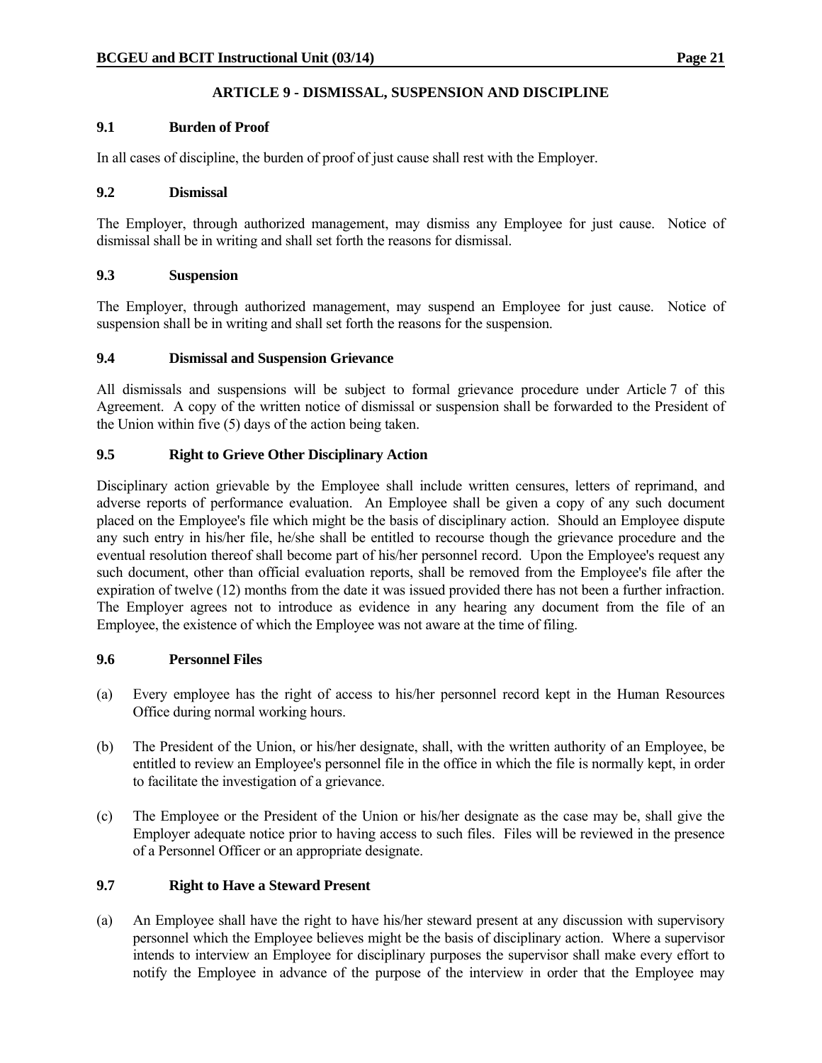## ARTICLE 9 - DISMISSAL, SUSPENSION AND DISCIPLINE

### 9.1 Burden of Proof

In all cases of discipline, the burden of proof of just cause shall rest with the Employer.

### 9.2 Dismissal

The Employer, through authorized management, may dismiss any Employee for just cause. Notice of dismissal shall be in writing and shall set forth the reasons for dismissal.

### 9.3 Suspension

The Employer, through authorized management, may suspend an Employee for just cause. Notice of suspension shall be in writing and shall set forth the reasons for the suspension.

### 9.4 Dismissal and Suspension Grievance

All dismissals and suspensions will be subject to formal grievance procedure under Article 7 of this Agreement. A copy of the written notice of dismissal or suspension shall be forwarded to the President of the Union within five (5) days of the action being taken.

### 9.5 Right to Grieve Other Disciplinary Action

Disciplinary action grievable by the Employee shall include written censures, letters of reprimand, and adverse reports of performance evaluation. An Employee shall be given a copy of any such document placed on the Employee's file which might be the basis of disciplinary action. Should an Employee dispute any such entry in his/her file, he/she shall be entitled to recourse though the grievance procedure and the eventual resolution thereof shall become part of his/her personnel record. Upon the Employee's request any such document, other than official evaluation reports, shall be removed from the Employee's file after the expiration of twelve (12) months from the date it was issued provided there has not been a further infraction. The Employer agrees not to introduce as evidence in any hearing any document from the file of an Employee, the existence of which the Employee was not aware at the time of filing.

### 9.6 Personnel Files

(a) Every employee has the right of access to his/her personnel record kept in the Human Resources Office during normal working hours.

(b) The President of the Union, or his/her designate, shall, with the written authority of an Employee, be entitled to review an Employee's personnel file in the office in which the file is normally kept, in order to facilitate the investigation of a grievance.

(c) The Employee or the President of the Union or his/her designate as the case may be, shall give the Employer adequate notice prior to having access to such files. Files will be reviewed in the presence of a Personnel Officer or an appropriate designate.

### 9.7 Right to Have a Steward Present

(a) An Employee shall have the right to have his/her steward present at any discussion with supervisory personnel which the Employee believes might be the basis of disciplinary action. Where a supervisor intends to interview an Employee for disciplinary purposes the supervisor shall make every effort to notify the Employee in advance of the purpose of the interview in order that the Employee may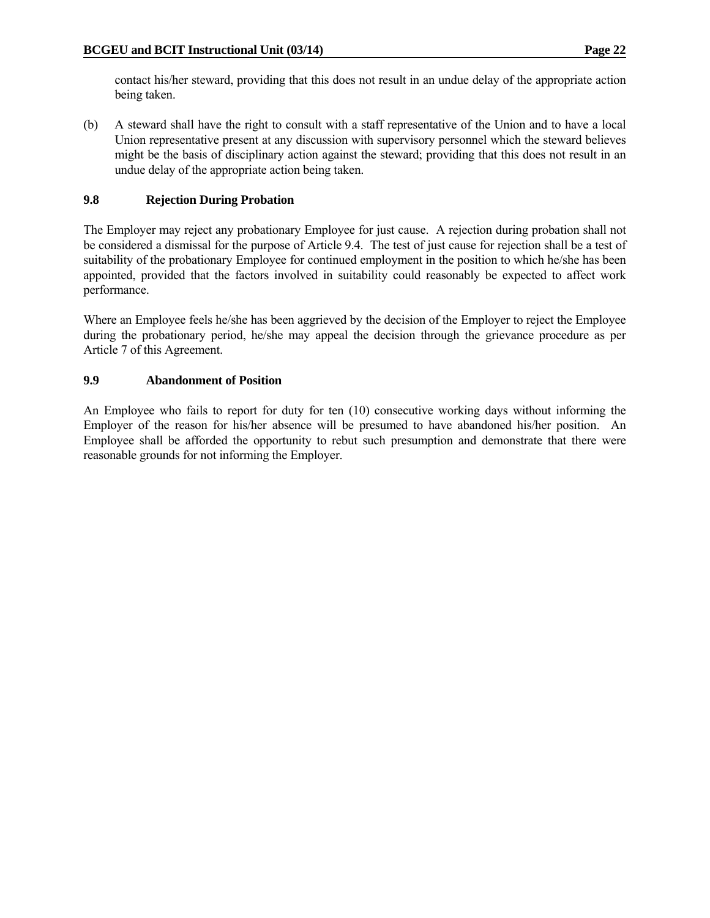contact his/her steward, providing that this does not result in an undue delay of the appropriate action being taken.

(b) A steward shall have the right to consult with a staff representative of the Union and to have a local Union representative present at any discussion with supervisory personnel which the steward believes might be the basis of disciplinary action against the steward; providing that this does not result in an undue delay of the appropriate action being taken.

### 9.8 Rejection During Probation

The Employer may reject any probationary Employee for just cause. A rejection during probation shall not be considered a dismissal for the purpose of Article 9.4. The test of just cause for rejection shall be a test of suitability of the probationary Employee for continued employment in the position to which he/she has been appointed, provided that the factors involved in suitability could reasonably be expected to affect work performance.

Where an Employee feels he/she has been aggrieved by the decision of the Employer to reject the Employee during the probationary period, he/she may appeal the decision through the grievance procedure as per Article 7 of this Agreement.

### 9.9 Abandonment of Position

An Employee who fails to report for duty for ten (10) consecutive working days without informing the Employer of the reason for his/her absence will be presumed to have abandoned his/her position. An Employee shall be afforded the opportunity to rebut such presumption and demonstrate that there were reasonable grounds for not informing the Employer.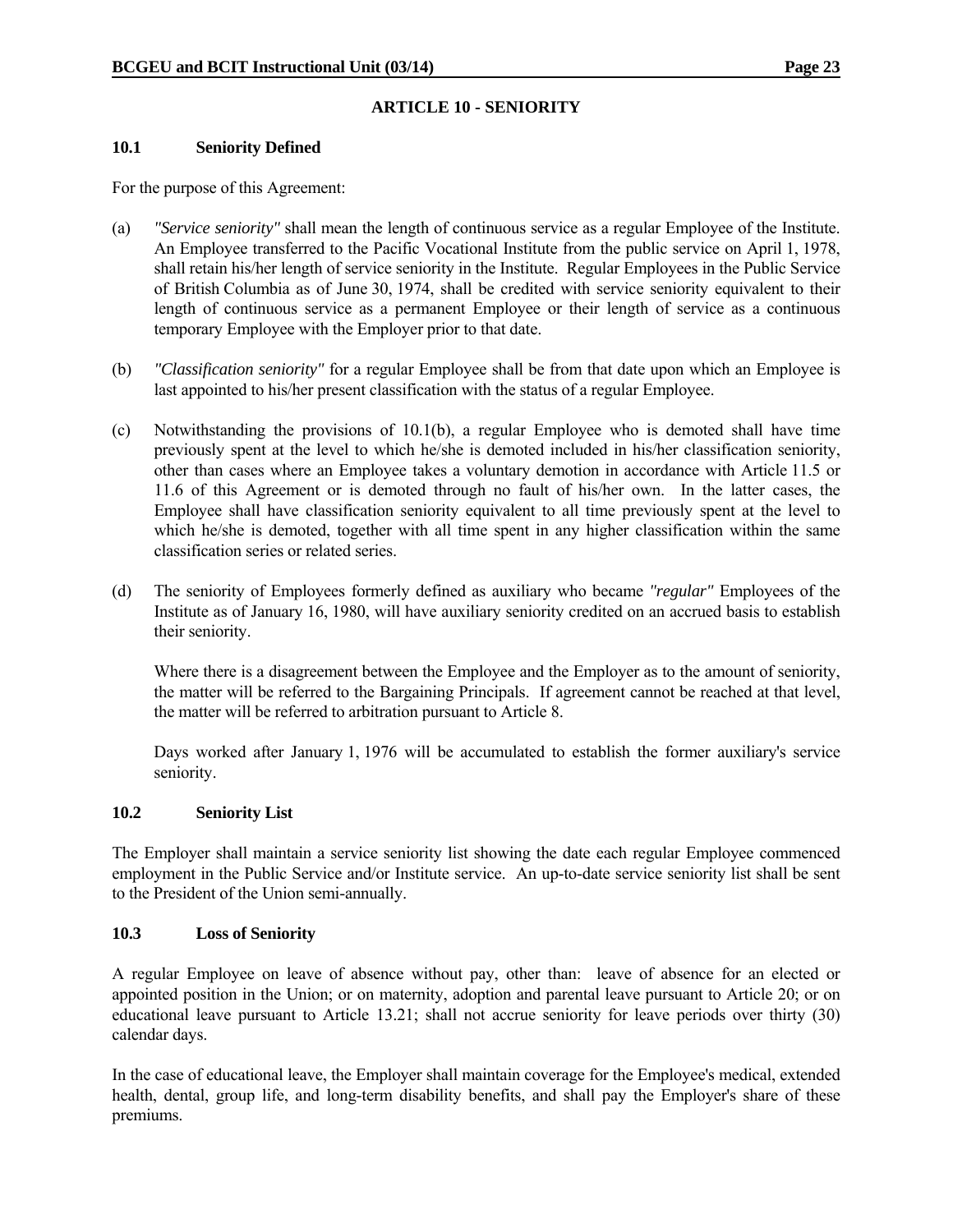## ARTICLE 10 - SENIORITY

### 10.1 Seniority Defined

For the purpose of this Agreement:

(a) *"Service seniority"* shall mean the length of continuous service as a regular Employee of the Institute. An Employee transferred to the Pacific Vocational Institute from the public service on April 1, 1978, shall retain his/her length of service seniority in the Institute. Regular Employees in the Public Service of British Columbia as of June 30, 1974, shall be credited with service seniority equivalent to their length of continuous service as a permanent Employee or their length of service as a continuous temporary Employee with the Employer prior to that date.

(b) *"Classification seniority"* for a regular Employee shall be from that date upon which an Employee is last appointed to his/her present classification with the status of a regular Employee.

(c) Notwithstanding the provisions of 10.1(b), a regular Employee who is demoted shall have time previously spent at the level to which he/she is demoted included in his/her classification seniority, other than cases where an Employee takes a voluntary demotion in accordance with Article 11.5 or 11.6 of this Agreement or is demoted through no fault of his/her own. In the latter cases, the Employee shall have classification seniority equivalent to all time previously spent at the level to which he/she is demoted, together with all time spent in any higher classification within the same classification series or related series.

(d) The seniority of Employees formerly defined as auxiliary who became *"regular"* Employees of the Institute as of January 16, 1980, will have auxiliary seniority credited on an accrued basis to establish their seniority.

Where there is a disagreement between the Employee and the Employer as to the amount of seniority, the matter will be referred to the Bargaining Principals. If agreement cannot be reached at that level, the matter will be referred to arbitration pursuant to Article 8.

Days worked after January 1, 1976 will be accumulated to establish the former auxiliary's service seniority.

### 10.2 Seniority List

The Employer shall maintain a service seniority list showing the date each regular Employee commenced employment in the Public Service and/or Institute service. An up-to-date service seniority list shall be sent to the President of the Union semi-annually.

### 10.3 Loss of Seniority

A regular Employee on leave of absence without pay, other than: leave of absence for an elected or appointed position in the Union; or on maternity, adoption and parental leave pursuant to Article 20; or on educational leave pursuant to Article 13.21; shall not accrue seniority for leave periods over thirty (30) calendar days.

In the case of educational leave, the Employer shall maintain coverage for the Employee's medical, extended health, dental, group life, and long-term disability benefits, and shall pay the Employer's share of these premiums.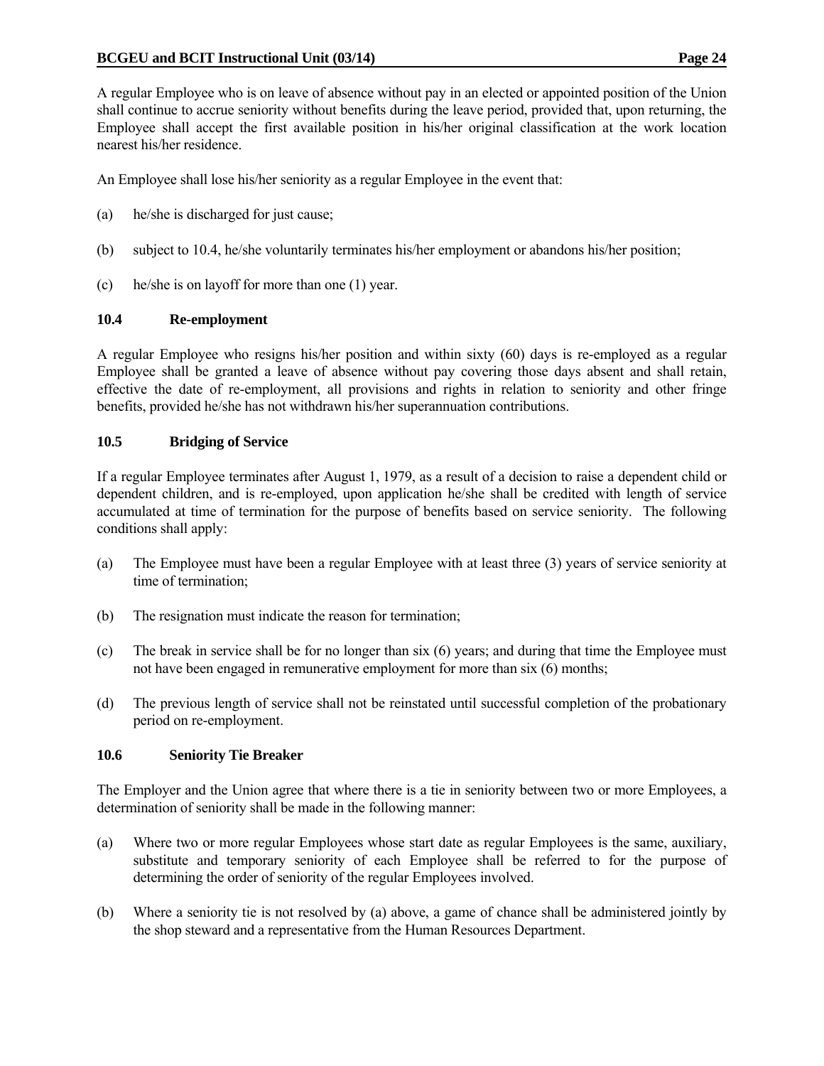A regular Employee who is on leave of absence without pay in an elected or appointed position of the Union shall continue to accrue seniority without benefits during the leave period, provided that, upon returning, the Employee shall accept the first available position in his/her original classification at the work location nearest his/her residence.

An Employee shall lose his/her seniority as a regular Employee in the event that:

(a) he/she is discharged for just cause;

(b) subject to 10.4, he/she voluntarily terminates his/her employment or abandons his/her position;

(c) he/she is on layoff for more than one (1) year.

### 10.4 Re-employment

A regular Employee who resigns his/her position and within sixty (60) days is re-employed as a regular Employee shall be granted a leave of absence without pay covering those days absent and shall retain, effective the date of re-employment, all provisions and rights in relation to seniority and other fringe benefits, provided he/she has not withdrawn his/her superannuation contributions.

### 10.5 Bridging of Service

If a regular Employee terminates after August 1, 1979, as a result of a decision to raise a dependent child or dependent children, and is re-employed, upon application he/she shall be credited with length of service accumulated at time of termination for the purpose of benefits based on service seniority. The following conditions shall apply:

(a) The Employee must have been a regular Employee with at least three (3) years of service seniority at time of termination;

(b) The resignation must indicate the reason for termination;

(c) The break in service shall be for no longer than six (6) years; and during that time the Employee must not have been engaged in remunerative employment for more than six (6) months;

(d) The previous length of service shall not be reinstated until successful completion of the probationary period on re-employment.

### 10.6 Seniority Tie Breaker

The Employer and the Union agree that where there is a tie in seniority between two or more Employees, a determination of seniority shall be made in the following manner:

(a) Where two or more regular Employees whose start date as regular Employees is the same, auxiliary, substitute and temporary seniority of each Employee shall be referred to for the purpose of determining the order of seniority of the regular Employees involved.

(b) Where a seniority tie is not resolved by (a) above, a game of chance shall be administered jointly by the shop steward and a representative from the Human Resources Department.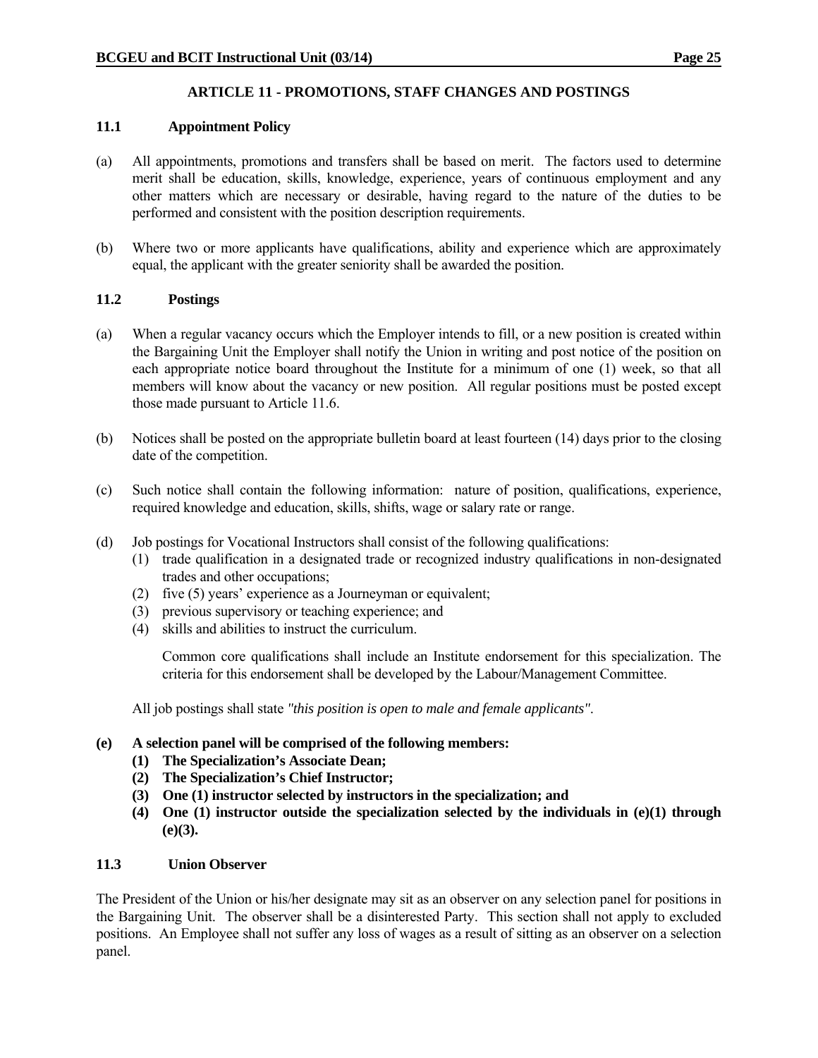## ARTICLE 11 - PROMOTIONS, STAFF CHANGES AND POSTINGS

### 11.1 Appointment Policy

(a) All appointments, promotions and transfers shall be based on merit. The factors used to determine merit shall be education, skills, knowledge, experience, years of continuous employment and any other matters which are necessary or desirable, having regard to the nature of the duties to be performed and consistent with the position description requirements.

(b) Where two or more applicants have qualifications, ability and experience which are approximately equal, the applicant with the greater seniority shall be awarded the position.

### 11.2 Postings

(a) When a regular vacancy occurs which the Employer intends to fill, or a new position is created within the Bargaining Unit the Employer shall notify the Union in writing and post notice of the position on each appropriate notice board throughout the Institute for a minimum of one (1) week, so that all members will know about the vacancy or new position. All regular positions must be posted except those made pursuant to Article 11.6.

(b) Notices shall be posted on the appropriate bulletin board at least fourteen (14) days prior to the closing date of the competition.

(c) Such notice shall contain the following information: nature of position, qualifications, experience, required knowledge and education, skills, shifts, wage or salary rate or range.

(d) Job postings for Vocational Instructors shall consist of the following qualifications:
   (1) trade qualification in a designated trade or recognized industry qualifications in non-designated trades and other occupations;
   (2) five (5) years' experience as a Journeyman or equivalent;
   (3) previous supervisory or teaching experience; and
   (4) skills and abilities to instruct the curriculum.

   Common core qualifications shall include an Institute endorsement for this specialization. The criteria for this endorsement shall be developed by the Labour/Management Committee.

All job postings shall state *"this position is open to male and female applicants"*.

**(e) A selection panel will be comprised of the following members:**
   **(1) The Specialization's Associate Dean;**
   **(2) The Specialization's Chief Instructor;**
   **(3) One (1) instructor selected by instructors in the specialization; and**
   **(4) One (1) instructor outside the specialization selected by the individuals in (e)(1) through (e)(3).**

### 11.3 Union Observer

The President of the Union or his/her designate may sit as an observer on any selection panel for positions in the Bargaining Unit. The observer shall be a disinterested Party. This section shall not apply to excluded positions. An Employee shall not suffer any loss of wages as a result of sitting as an observer on a selection panel.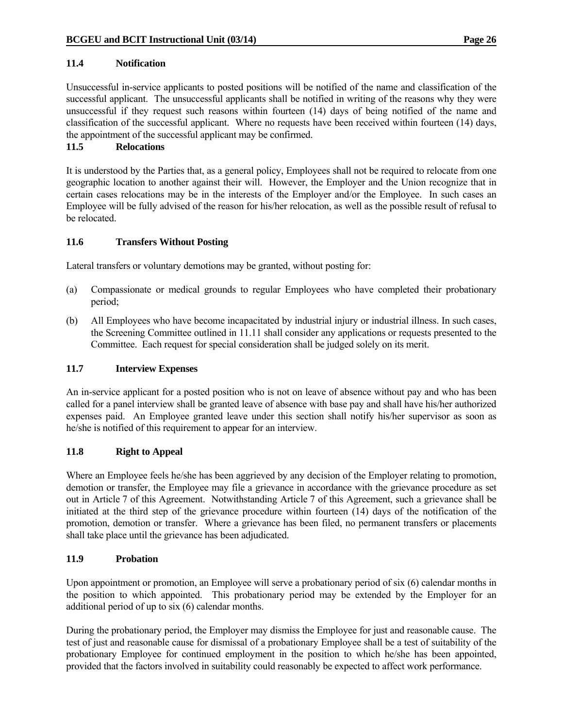### 11.4 Notification

Unsuccessful in-service applicants to posted positions will be notified of the name and classification of the successful applicant. The unsuccessful applicants shall be notified in writing of the reasons why they were unsuccessful if they request such reasons within fourteen (14) days of being notified of the name and classification of the successful applicant. Where no requests have been received within fourteen (14) days, the appointment of the successful applicant may be confirmed.

### 11.5 Relocations

It is understood by the Parties that, as a general policy, Employees shall not be required to relocate from one geographic location to another against their will. However, the Employer and the Union recognize that in certain cases relocations may be in the interests of the Employer and/or the Employee. In such cases an Employee will be fully advised of the reason for his/her relocation, as well as the possible result of refusal to be relocated.

### 11.6 Transfers Without Posting

Lateral transfers or voluntary demotions may be granted, without posting for:

(a) Compassionate or medical grounds to regular Employees who have completed their probationary period;

(b) All Employees who have become incapacitated by industrial injury or industrial illness. In such cases, the Screening Committee outlined in 11.11 shall consider any applications or requests presented to the Committee. Each request for special consideration shall be judged solely on its merit.

### 11.7 Interview Expenses

An in-service applicant for a posted position who is not on leave of absence without pay and who has been called for a panel interview shall be granted leave of absence with base pay and shall have his/her authorized expenses paid. An Employee granted leave under this section shall notify his/her supervisor as soon as he/she is notified of this requirement to appear for an interview.

### 11.8 Right to Appeal

Where an Employee feels he/she has been aggrieved by any decision of the Employer relating to promotion, demotion or transfer, the Employee may file a grievance in accordance with the grievance procedure as set out in Article 7 of this Agreement. Notwithstanding Article 7 of this Agreement, such a grievance shall be initiated at the third step of the grievance procedure within fourteen (14) days of the notification of the promotion, demotion or transfer. Where a grievance has been filed, no permanent transfers or placements shall take place until the grievance has been adjudicated.

### 11.9 Probation

Upon appointment or promotion, an Employee will serve a probationary period of six (6) calendar months in the position to which appointed. This probationary period may be extended by the Employer for an additional period of up to six (6) calendar months.

During the probationary period, the Employer may dismiss the Employee for just and reasonable cause. The test of just and reasonable cause for dismissal of a probationary Employee shall be a test of suitability of the probationary Employee for continued employment in the position to which he/she has been appointed, provided that the factors involved in suitability could reasonably be expected to affect work performance.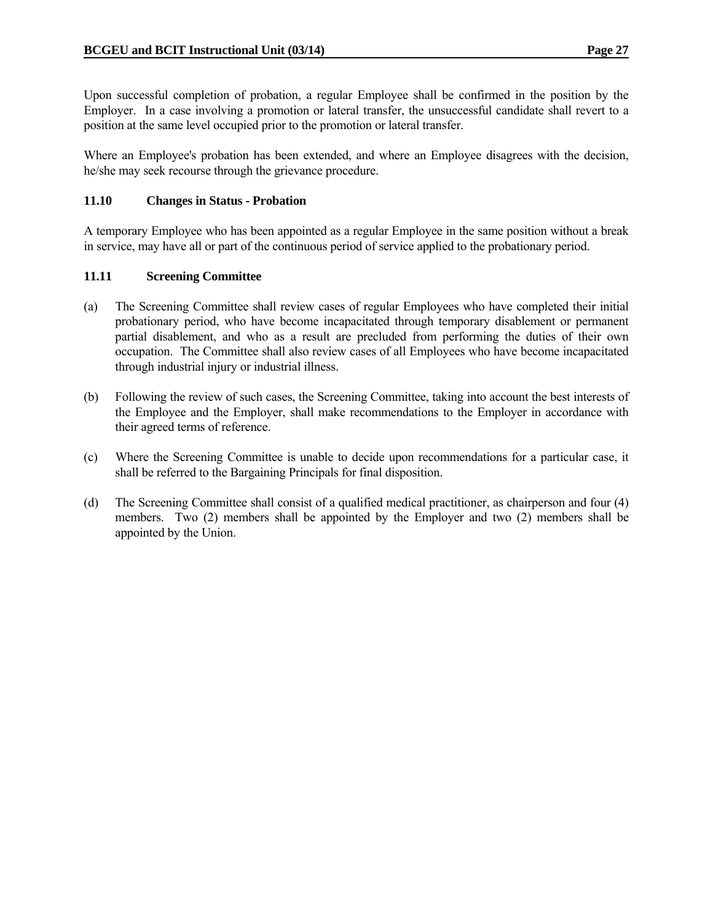Upon successful completion of probation, a regular Employee shall be confirmed in the position by the Employer. In a case involving a promotion or lateral transfer, the unsuccessful candidate shall revert to a position at the same level occupied prior to the promotion or lateral transfer.

Where an Employee's probation has been extended, and where an Employee disagrees with the decision, he/she may seek recourse through the grievance procedure.

### 11.10 Changes in Status - Probation

A temporary Employee who has been appointed as a regular Employee in the same position without a break in service, may have all or part of the continuous period of service applied to the probationary period.

### 11.11 Screening Committee

(a) The Screening Committee shall review cases of regular Employees who have completed their initial probationary period, who have become incapacitated through temporary disablement or permanent partial disablement, and who as a result are precluded from performing the duties of their own occupation. The Committee shall also review cases of all Employees who have become incapacitated through industrial injury or industrial illness.

(b) Following the review of such cases, the Screening Committee, taking into account the best interests of the Employee and the Employer, shall make recommendations to the Employer in accordance with their agreed terms of reference.

(c) Where the Screening Committee is unable to decide upon recommendations for a particular case, it shall be referred to the Bargaining Principals for final disposition.

(d) The Screening Committee shall consist of a qualified medical practitioner, as chairperson and four (4) members. Two (2) members shall be appointed by the Employer and two (2) members shall be appointed by the Union.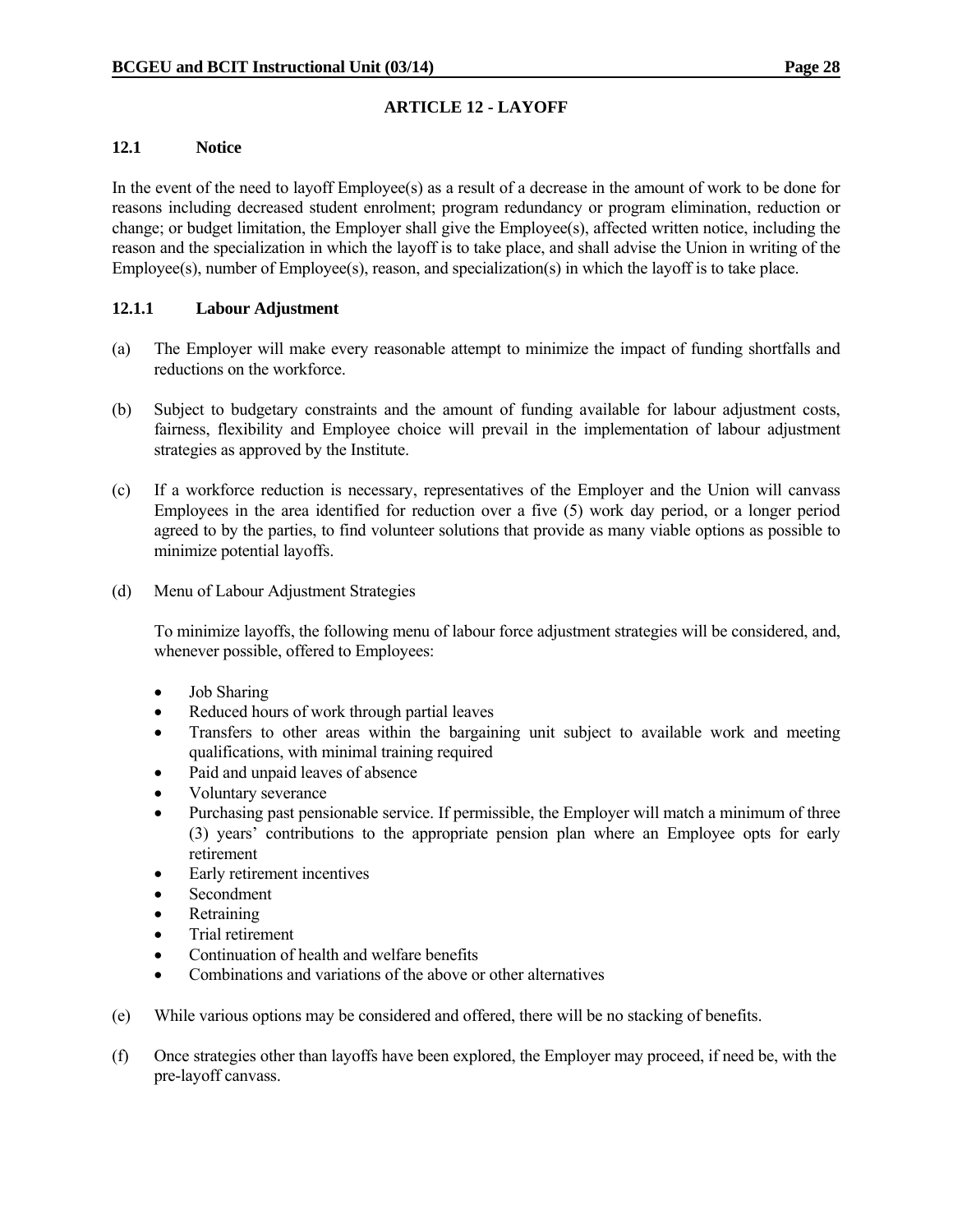# ARTICLE 12 - LAYOFF

## 12.1 Notice

In the event of the need to layoff Employee(s) as a result of a decrease in the amount of work to be done for reasons including decreased student enrolment; program redundancy or program elimination, reduction or change; or budget limitation, the Employer shall give the Employee(s), affected written notice, including the reason and the specialization in which the layoff is to take place, and shall advise the Union in writing of the Employee(s), number of Employee(s), reason, and specialization(s) in which the layoff is to take place.

### 12.1.1 Labour Adjustment

(a) The Employer will make every reasonable attempt to minimize the impact of funding shortfalls and reductions on the workforce.

(b) Subject to budgetary constraints and the amount of funding available for labour adjustment costs, fairness, flexibility and Employee choice will prevail in the implementation of labour adjustment strategies as approved by the Institute.

(c) If a workforce reduction is necessary, representatives of the Employer and the Union will canvass Employees in the area identified for reduction over a five (5) work day period, or a longer period agreed to by the parties, to find volunteer solutions that provide as many viable options as possible to minimize potential layoffs.

(d) Menu of Labour Adjustment Strategies

To minimize layoffs, the following menu of labour force adjustment strategies will be considered, and, whenever possible, offered to Employees:

- Job Sharing
- Reduced hours of work through partial leaves
- Transfers to other areas within the bargaining unit subject to available work and meeting qualifications, with minimal training required
- Paid and unpaid leaves of absence
- Voluntary severance
- Purchasing past pensionable service. If permissible, the Employer will match a minimum of three (3) years' contributions to the appropriate pension plan where an Employee opts for early retirement
- Early retirement incentives
- Secondment
- Retraining
- Trial retirement
- Continuation of health and welfare benefits
- Combinations and variations of the above or other alternatives

(e) While various options may be considered and offered, there will be no stacking of benefits.

(f) Once strategies other than layoffs have been explored, the Employer may proceed, if need be, with the pre-layoff canvass.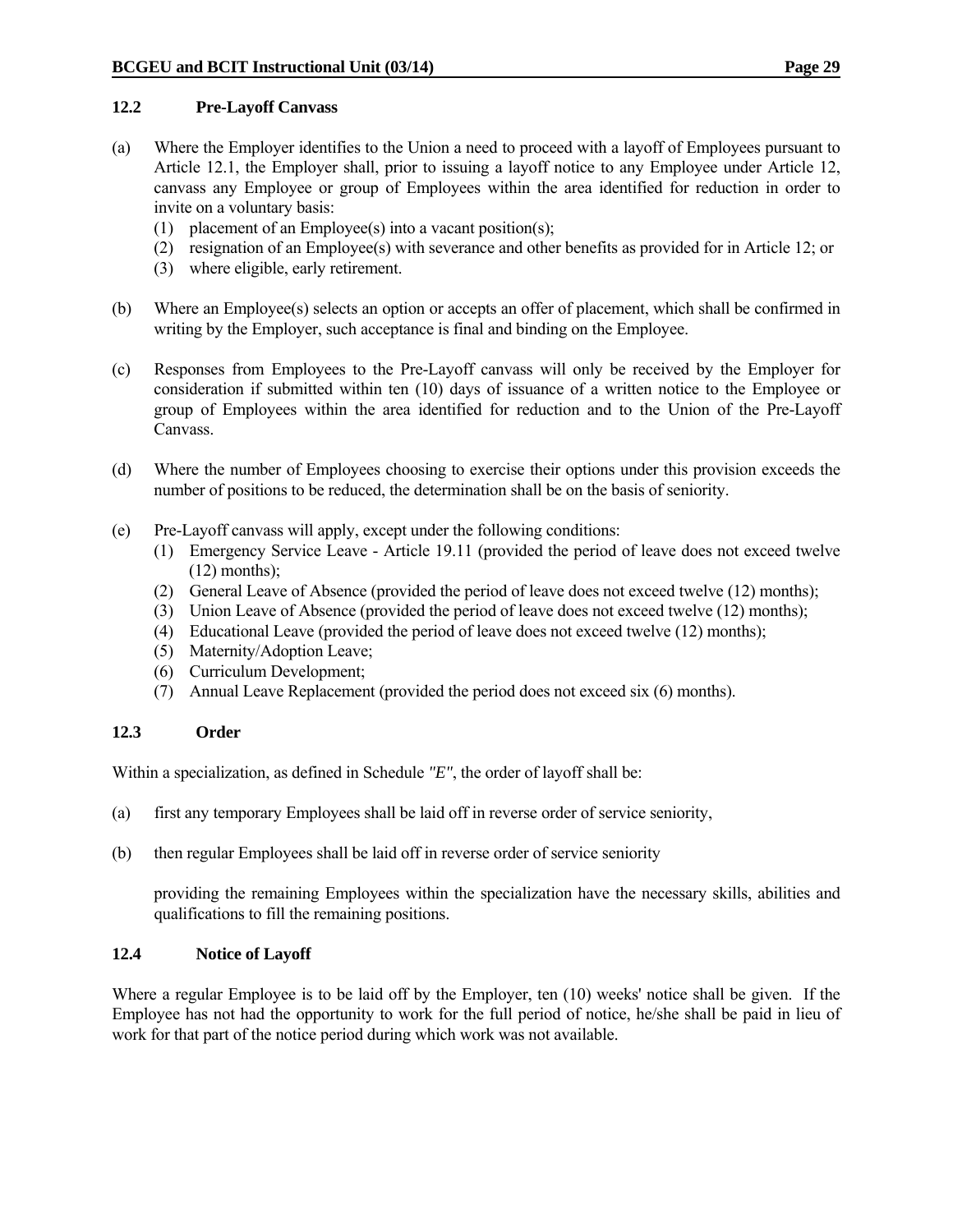### 12.2 Pre-Layoff Canvass

(a) Where the Employer identifies to the Union a need to proceed with a layoff of Employees pursuant to Article 12.1, the Employer shall, prior to issuing a layoff notice to any Employee under Article 12, canvass any Employee or group of Employees within the area identified for reduction in order to invite on a voluntary basis:
   (1) placement of an Employee(s) into a vacant position(s);
   (2) resignation of an Employee(s) with severance and other benefits as provided for in Article 12; or
   (3) where eligible, early retirement.

(b) Where an Employee(s) selects an option or accepts an offer of placement, which shall be confirmed in writing by the Employer, such acceptance is final and binding on the Employee.

(c) Responses from Employees to the Pre-Layoff canvass will only be received by the Employer for consideration if submitted within ten (10) days of issuance of a written notice to the Employee or group of Employees within the area identified for reduction and to the Union of the Pre-Layoff Canvass.

(d) Where the number of Employees choosing to exercise their options under this provision exceeds the number of positions to be reduced, the determination shall be on the basis of seniority.

(e) Pre-Layoff canvass will apply, except under the following conditions:
   (1) Emergency Service Leave - Article 19.11 (provided the period of leave does not exceed twelve (12) months);
   (2) General Leave of Absence (provided the period of leave does not exceed twelve (12) months);
   (3) Union Leave of Absence (provided the period of leave does not exceed twelve (12) months);
   (4) Educational Leave (provided the period of leave does not exceed twelve (12) months);
   (5) Maternity/Adoption Leave;
   (6) Curriculum Development;
   (7) Annual Leave Replacement (provided the period does not exceed six (6) months).

### 12.3 Order

Within a specialization, as defined in Schedule *"E"*, the order of layoff shall be:

(a) first any temporary Employees shall be laid off in reverse order of service seniority,

(b) then regular Employees shall be laid off in reverse order of service seniority

   providing the remaining Employees within the specialization have the necessary skills, abilities and qualifications to fill the remaining positions.

### 12.4 Notice of Layoff

Where a regular Employee is to be laid off by the Employer, ten (10) weeks' notice shall be given. If the Employee has not had the opportunity to work for the full period of notice, he/she shall be paid in lieu of work for that part of the notice period during which work was not available.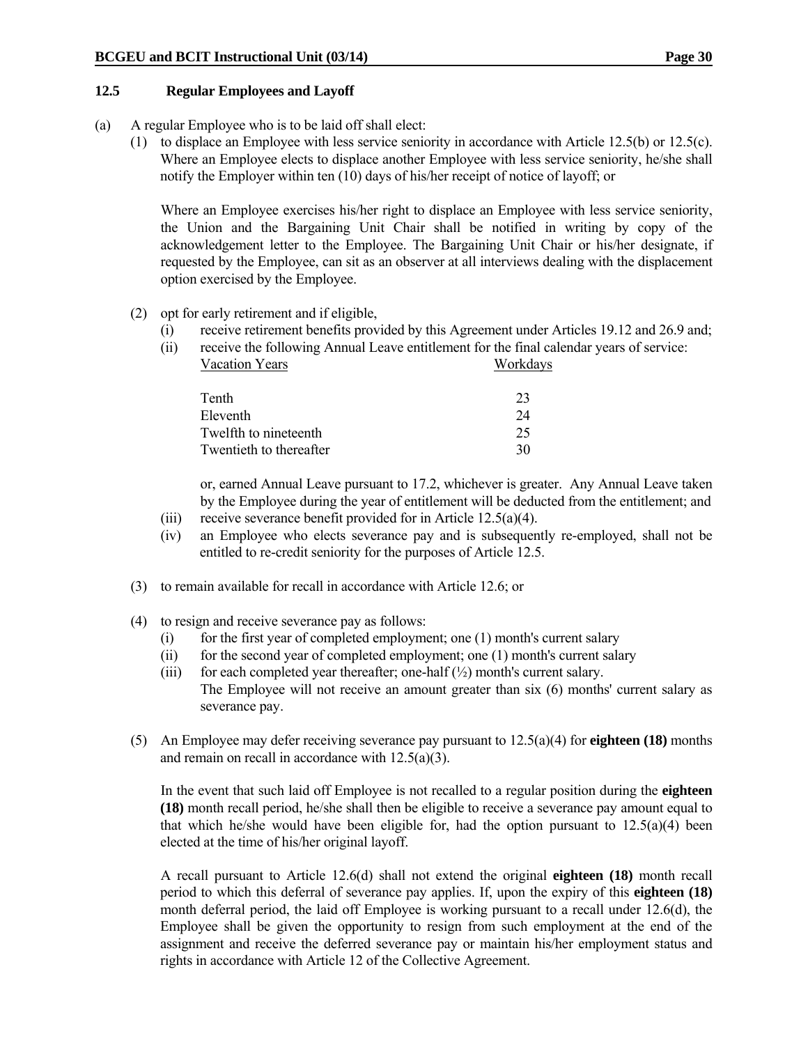### 12.5 Regular Employees and Layoff

(a) A regular Employee who is to be laid off shall elect:

(1) to displace an Employee with less service seniority in accordance with Article 12.5(b) or 12.5(c). Where an Employee elects to displace another Employee with less service seniority, he/she shall notify the Employer within ten (10) days of his/her receipt of notice of layoff; or

Where an Employee exercises his/her right to displace an Employee with less service seniority, the Union and the Bargaining Unit Chair shall be notified in writing by copy of the acknowledgement letter to the Employee. The Bargaining Unit Chair or his/her designate, if requested by the Employee, can sit as an observer at all interviews dealing with the displacement option exercised by the Employee.

(2) opt for early retirement and if eligible,

(i) receive retirement benefits provided by this Agreement under Articles 19.12 and 26.9 and;

(ii) receive the following Annual Leave entitlement for the final calendar years of service:

| Vacation Years | Workdays |
|---|---|
| Tenth | 23 |
| Eleventh | 24 |
| Twelfth to nineteenth | 25 |
| Twentieth to thereafter | 30 |

or, earned Annual Leave pursuant to 17.2, whichever is greater. Any Annual Leave taken by the Employee during the year of entitlement will be deducted from the entitlement; and

(iii) receive severance benefit provided for in Article 12.5(a)(4).

(iv) an Employee who elects severance pay and is subsequently re-employed, shall not be entitled to re-credit seniority for the purposes of Article 12.5.

(3) to remain available for recall in accordance with Article 12.6; or

(4) to resign and receive severance pay as follows:

(i) for the first year of completed employment; one (1) month's current salary

(ii) for the second year of completed employment; one (1) month's current salary

(iii) for each completed year thereafter; one-half (½) month's current salary. The Employee will not receive an amount greater than six (6) months' current salary as severance pay.

(5) An Employee may defer receiving severance pay pursuant to 12.5(a)(4) for **eighteen (18)** months and remain on recall in accordance with 12.5(a)(3).

In the event that such laid off Employee is not recalled to a regular position during the **eighteen (18)** month recall period, he/she shall then be eligible to receive a severance pay amount equal to that which he/she would have been eligible for, had the option pursuant to 12.5(a)(4) been elected at the time of his/her original layoff.

A recall pursuant to Article 12.6(d) shall not extend the original **eighteen (18)** month recall period to which this deferral of severance pay applies. If, upon the expiry of this **eighteen (18)** month deferral period, the laid off Employee is working pursuant to a recall under 12.6(d), the Employee shall be given the opportunity to resign from such employment at the end of the assignment and receive the deferred severance pay or maintain his/her employment status and rights in accordance with Article 12 of the Collective Agreement.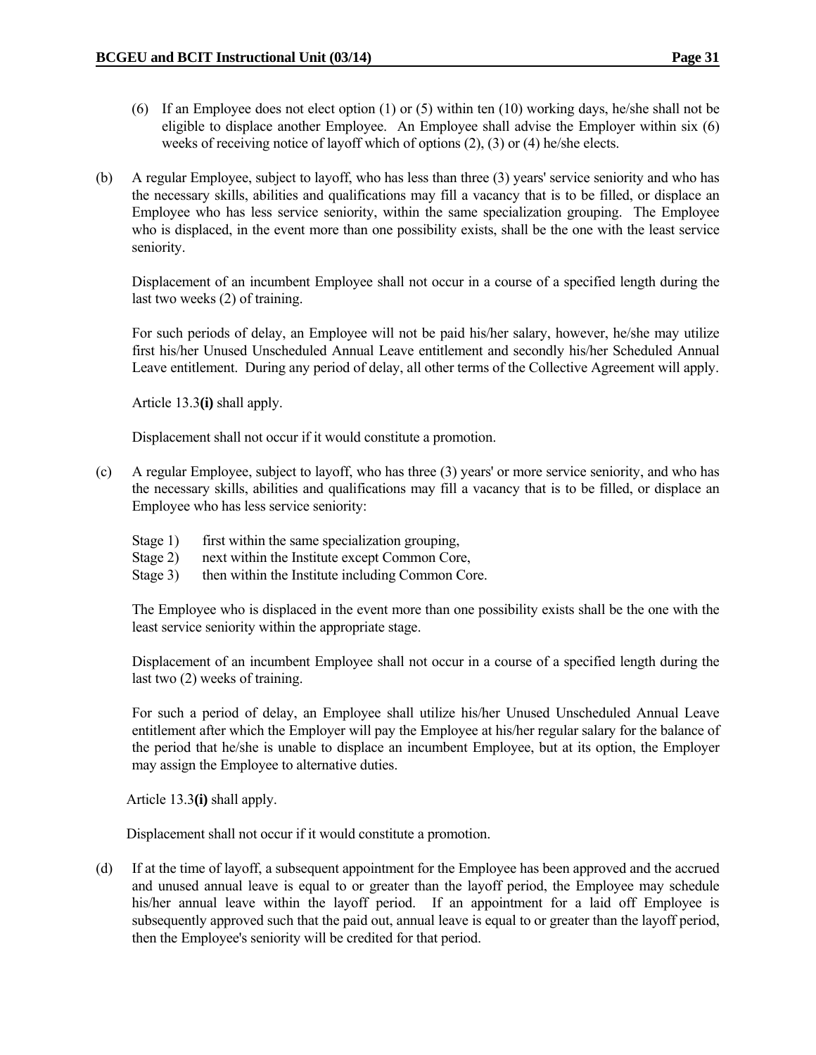(6) If an Employee does not elect option (1) or (5) within ten (10) working days, he/she shall not be eligible to displace another Employee. An Employee shall advise the Employer within six (6) weeks of receiving notice of layoff which of options (2), (3) or (4) he/she elects.

(b) A regular Employee, subject to layoff, who has less than three (3) years' service seniority and who has the necessary skills, abilities and qualifications may fill a vacancy that is to be filled, or displace an Employee who has less service seniority, within the same specialization grouping. The Employee who is displaced, in the event more than one possibility exists, shall be the one with the least service seniority.

Displacement of an incumbent Employee shall not occur in a course of a specified length during the last two weeks (2) of training.

For such periods of delay, an Employee will not be paid his/her salary, however, he/she may utilize first his/her Unused Unscheduled Annual Leave entitlement and secondly his/her Scheduled Annual Leave entitlement. During any period of delay, all other terms of the Collective Agreement will apply.

Article 13.3**(i)** shall apply.

Displacement shall not occur if it would constitute a promotion.

(c) A regular Employee, subject to layoff, who has three (3) years' or more service seniority, and who has the necessary skills, abilities and qualifications may fill a vacancy that is to be filled, or displace an Employee who has less service seniority:

Stage 1) first within the same specialization grouping,
Stage 2) next within the Institute except Common Core,
Stage 3) then within the Institute including Common Core.

The Employee who is displaced in the event more than one possibility exists shall be the one with the least service seniority within the appropriate stage.

Displacement of an incumbent Employee shall not occur in a course of a specified length during the last two (2) weeks of training.

For such a period of delay, an Employee shall utilize his/her Unused Unscheduled Annual Leave entitlement after which the Employer will pay the Employee at his/her regular salary for the balance of the period that he/she is unable to displace an incumbent Employee, but at its option, the Employer may assign the Employee to alternative duties.

Article 13.3**(i)** shall apply.

Displacement shall not occur if it would constitute a promotion.

(d) If at the time of layoff, a subsequent appointment for the Employee has been approved and the accrued and unused annual leave is equal to or greater than the layoff period, the Employee may schedule his/her annual leave within the layoff period. If an appointment for a laid off Employee is subsequently approved such that the paid out, annual leave is equal to or greater than the layoff period, then the Employee's seniority will be credited for that period.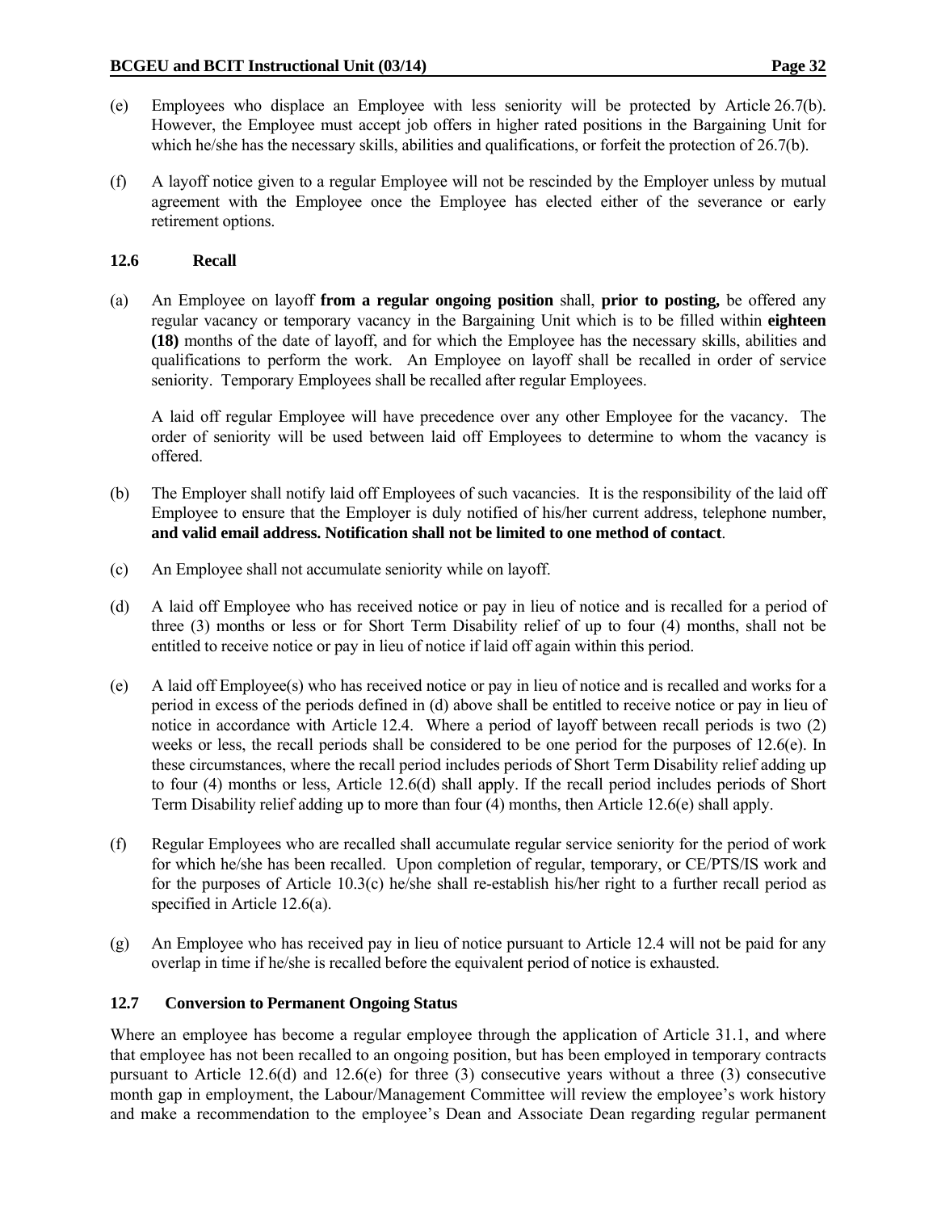(e) Employees who displace an Employee with less seniority will be protected by Article 26.7(b). However, the Employee must accept job offers in higher rated positions in the Bargaining Unit for which he/she has the necessary skills, abilities and qualifications, or forfeit the protection of 26.7(b).

(f) A layoff notice given to a regular Employee will not be rescinded by the Employer unless by mutual agreement with the Employee once the Employee has elected either of the severance or early retirement options.

### 12.6 Recall

(a) An Employee on layoff **from a regular ongoing position** shall, **prior to posting,** be offered any regular vacancy or temporary vacancy in the Bargaining Unit which is to be filled within **eighteen (18)** months of the date of layoff, and for which the Employee has the necessary skills, abilities and qualifications to perform the work. An Employee on layoff shall be recalled in order of service seniority. Temporary Employees shall be recalled after regular Employees.

A laid off regular Employee will have precedence over any other Employee for the vacancy. The order of seniority will be used between laid off Employees to determine to whom the vacancy is offered.

(b) The Employer shall notify laid off Employees of such vacancies. It is the responsibility of the laid off Employee to ensure that the Employer is duly notified of his/her current address, telephone number, **and valid email address. Notification shall not be limited to one method of contact**.

(c) An Employee shall not accumulate seniority while on layoff.

(d) A laid off Employee who has received notice or pay in lieu of notice and is recalled for a period of three (3) months or less or for Short Term Disability relief of up to four (4) months, shall not be entitled to receive notice or pay in lieu of notice if laid off again within this period.

(e) A laid off Employee(s) who has received notice or pay in lieu of notice and is recalled and works for a period in excess of the periods defined in (d) above shall be entitled to receive notice or pay in lieu of notice in accordance with Article 12.4. Where a period of layoff between recall periods is two (2) weeks or less, the recall periods shall be considered to be one period for the purposes of 12.6(e). In these circumstances, where the recall period includes periods of Short Term Disability relief adding up to four (4) months or less, Article 12.6(d) shall apply. If the recall period includes periods of Short Term Disability relief adding up to more than four (4) months, then Article 12.6(e) shall apply.

(f) Regular Employees who are recalled shall accumulate regular service seniority for the period of work for which he/she has been recalled. Upon completion of regular, temporary, or CE/PTS/IS work and for the purposes of Article 10.3(c) he/she shall re-establish his/her right to a further recall period as specified in Article 12.6(a).

(g) An Employee who has received pay in lieu of notice pursuant to Article 12.4 will not be paid for any overlap in time if he/she is recalled before the equivalent period of notice is exhausted.

### 12.7 Conversion to Permanent Ongoing Status

Where an employee has become a regular employee through the application of Article 31.1, and where that employee has not been recalled to an ongoing position, but has been employed in temporary contracts pursuant to Article 12.6(d) and 12.6(e) for three (3) consecutive years without a three (3) consecutive month gap in employment, the Labour/Management Committee will review the employee's work history and make a recommendation to the employee's Dean and Associate Dean regarding regular permanent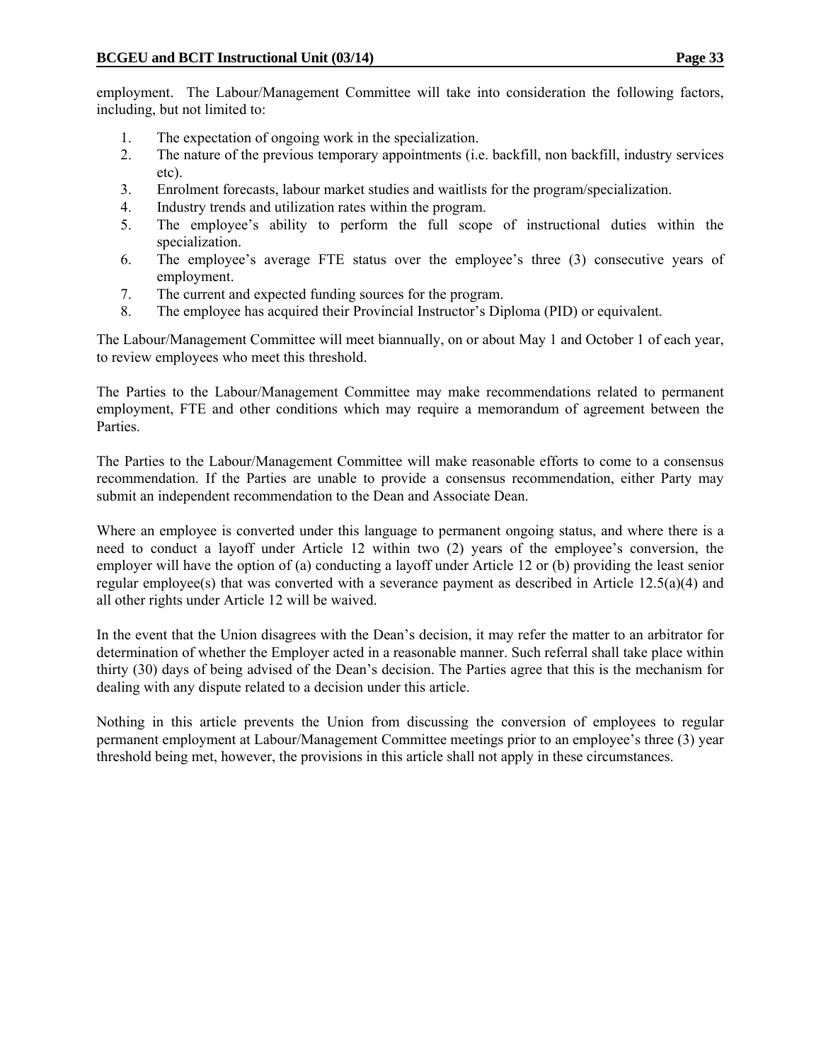employment. The Labour/Management Committee will take into consideration the following factors, including, but not limited to:

1. The expectation of ongoing work in the specialization.
2. The nature of the previous temporary appointments (i.e. backfill, non backfill, industry services etc).
3. Enrolment forecasts, labour market studies and waitlists for the program/specialization.
4. Industry trends and utilization rates within the program.
5. The employee's ability to perform the full scope of instructional duties within the specialization.
6. The employee's average FTE status over the employee's three (3) consecutive years of employment.
7. The current and expected funding sources for the program.
8. The employee has acquired their Provincial Instructor's Diploma (PID) or equivalent.

The Labour/Management Committee will meet biannually, on or about May 1 and October 1 of each year, to review employees who meet this threshold.

The Parties to the Labour/Management Committee may make recommendations related to permanent employment, FTE and other conditions which may require a memorandum of agreement between the Parties.

The Parties to the Labour/Management Committee will make reasonable efforts to come to a consensus recommendation. If the Parties are unable to provide a consensus recommendation, either Party may submit an independent recommendation to the Dean and Associate Dean.

Where an employee is converted under this language to permanent ongoing status, and where there is a need to conduct a layoff under Article 12 within two (2) years of the employee's conversion, the employer will have the option of (a) conducting a layoff under Article 12 or (b) providing the least senior regular employee(s) that was converted with a severance payment as described in Article 12.5(a)(4) and all other rights under Article 12 will be waived.

In the event that the Union disagrees with the Dean's decision, it may refer the matter to an arbitrator for determination of whether the Employer acted in a reasonable manner. Such referral shall take place within thirty (30) days of being advised of the Dean's decision. The Parties agree that this is the mechanism for dealing with any dispute related to a decision under this article.

Nothing in this article prevents the Union from discussing the conversion of employees to regular permanent employment at Labour/Management Committee meetings prior to an employee's three (3) year threshold being met, however, the provisions in this article shall not apply in these circumstances.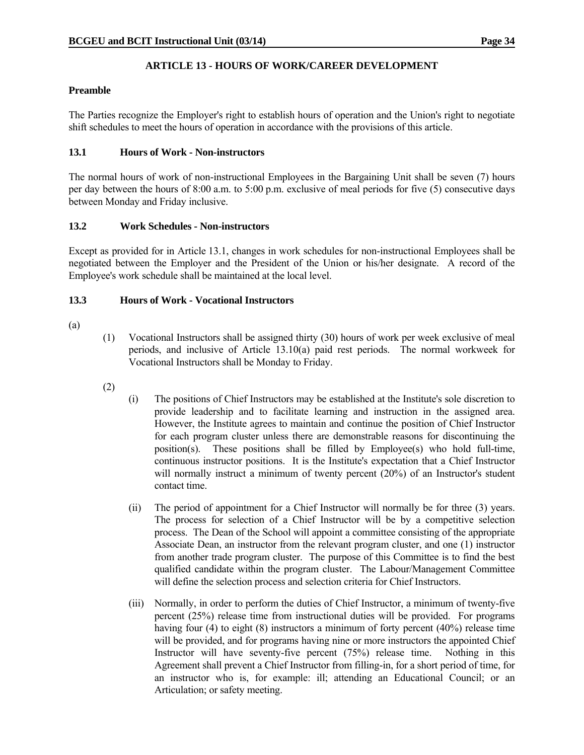## ARTICLE 13 - HOURS OF WORK/CAREER DEVELOPMENT

**Preamble**

The Parties recognize the Employer's right to establish hours of operation and the Union's right to negotiate shift schedules to meet the hours of operation in accordance with the provisions of this article.

### 13.1 Hours of Work - Non-instructors

The normal hours of work of non-instructional Employees in the Bargaining Unit shall be seven (7) hours per day between the hours of 8:00 a.m. to 5:00 p.m. exclusive of meal periods for five (5) consecutive days between Monday and Friday inclusive.

### 13.2 Work Schedules - Non-instructors

Except as provided for in Article 13.1, changes in work schedules for non-instructional Employees shall be negotiated between the Employer and the President of the Union or his/her designate. A record of the Employee's work schedule shall be maintained at the local level.

### 13.3 Hours of Work - Vocational Instructors

(a)

(1) Vocational Instructors shall be assigned thirty (30) hours of work per week exclusive of meal periods, and inclusive of Article 13.10(a) paid rest periods. The normal workweek for Vocational Instructors shall be Monday to Friday.

(2)

(i) The positions of Chief Instructors may be established at the Institute's sole discretion to provide leadership and to facilitate learning and instruction in the assigned area. However, the Institute agrees to maintain and continue the position of Chief Instructor for each program cluster unless there are demonstrable reasons for discontinuing the position(s). These positions shall be filled by Employee(s) who hold full-time, continuous instructor positions. It is the Institute's expectation that a Chief Instructor will normally instruct a minimum of twenty percent (20%) of an Instructor's student contact time.

(ii) The period of appointment for a Chief Instructor will normally be for three (3) years. The process for selection of a Chief Instructor will be by a competitive selection process. The Dean of the School will appoint a committee consisting of the appropriate Associate Dean, an instructor from the relevant program cluster, and one (1) instructor from another trade program cluster. The purpose of this Committee is to find the best qualified candidate within the program cluster. The Labour/Management Committee will define the selection process and selection criteria for Chief Instructors.

(iii) Normally, in order to perform the duties of Chief Instructor, a minimum of twenty-five percent (25%) release time from instructional duties will be provided. For programs having four (4) to eight (8) instructors a minimum of forty percent (40%) release time will be provided, and for programs having nine or more instructors the appointed Chief Instructor will have seventy-five percent (75%) release time. Nothing in this Agreement shall prevent a Chief Instructor from filling-in, for a short period of time, for an instructor who is, for example: ill; attending an Educational Council; or an Articulation; or safety meeting.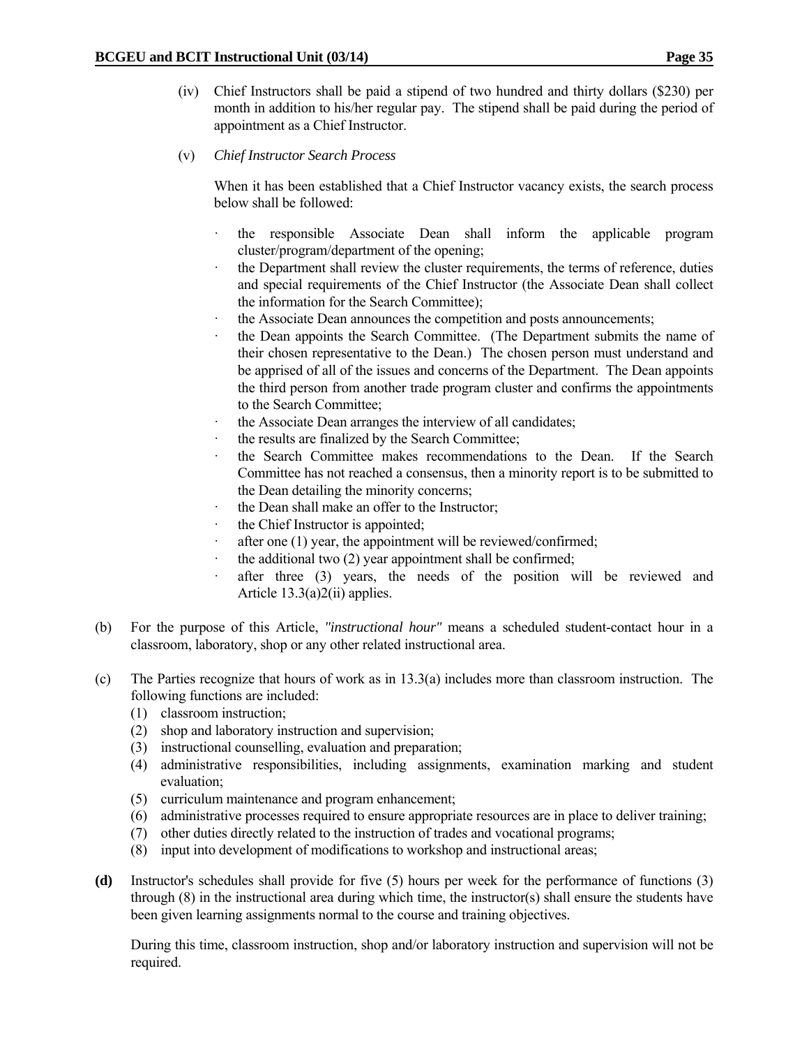(iv) Chief Instructors shall be paid a stipend of two hundred and thirty dollars ($230) per month in addition to his/her regular pay. The stipend shall be paid during the period of appointment as a Chief Instructor.

(v) *Chief Instructor Search Process*

When it has been established that a Chief Instructor vacancy exists, the search process below shall be followed:

- the responsible Associate Dean shall inform the applicable program cluster/program/department of the opening;
- the Department shall review the cluster requirements, the terms of reference, duties and special requirements of the Chief Instructor (the Associate Dean shall collect the information for the Search Committee);
- the Associate Dean announces the competition and posts announcements;
- the Dean appoints the Search Committee. (The Department submits the name of their chosen representative to the Dean.) The chosen person must understand and be apprised of all of the issues and concerns of the Department. The Dean appoints the third person from another trade program cluster and confirms the appointments to the Search Committee;
- the Associate Dean arranges the interview of all candidates;
- the results are finalized by the Search Committee;
- the Search Committee makes recommendations to the Dean. If the Search Committee has not reached a consensus, then a minority report is to be submitted to the Dean detailing the minority concerns;
- the Dean shall make an offer to the Instructor;
- the Chief Instructor is appointed;
- after one (1) year, the appointment will be reviewed/confirmed;
- the additional two (2) year appointment shall be confirmed;
- after three (3) years, the needs of the position will be reviewed and Article 13.3(a)2(ii) applies.

(b) For the purpose of this Article, *"instructional hour"* means a scheduled student-contact hour in a classroom, laboratory, shop or any other related instructional area.

(c) The Parties recognize that hours of work as in 13.3(a) includes more than classroom instruction. The following functions are included:

(1) classroom instruction;
(2) shop and laboratory instruction and supervision;
(3) instructional counselling, evaluation and preparation;
(4) administrative responsibilities, including assignments, examination marking and student evaluation;
(5) curriculum maintenance and program enhancement;
(6) administrative processes required to ensure appropriate resources are in place to deliver training;
(7) other duties directly related to the instruction of trades and vocational programs;
(8) input into development of modifications to workshop and instructional areas;

**(d)** Instructor's schedules shall provide for five (5) hours per week for the performance of functions (3) through (8) in the instructional area during which time, the instructor(s) shall ensure the students have been given learning assignments normal to the course and training objectives.

During this time, classroom instruction, shop and/or laboratory instruction and supervision will not be required.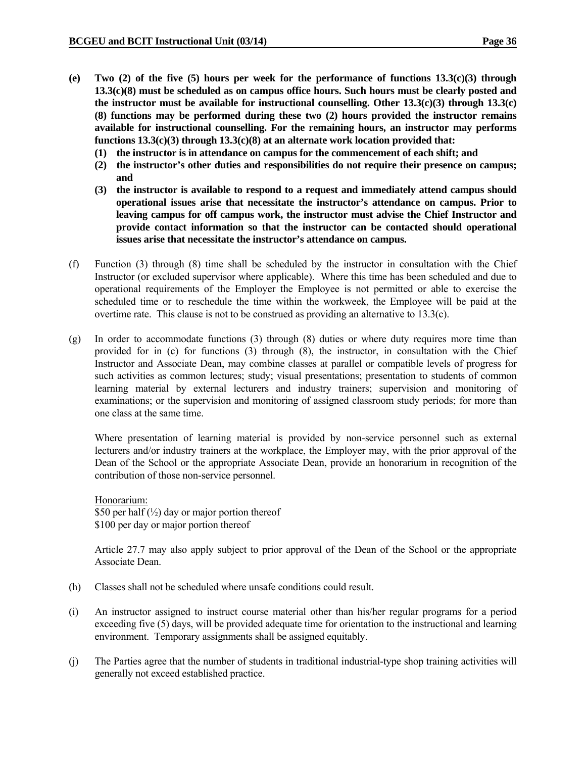**(e) Two (2) of the five (5) hours per week for the performance of functions 13.3(c)(3) through 13.3(c)(8) must be scheduled as on campus office hours. Such hours must be clearly posted and the instructor must be available for instructional counselling. Other 13.3(c)(3) through 13.3(c)(8) functions may be performed during these two (2) hours provided the instructor remains available for instructional counselling. For the remaining hours, an instructor may performs functions 13.3(c)(3) through 13.3(c)(8) at an alternate work location provided that:**

**(1) the instructor is in attendance on campus for the commencement of each shift; and**

**(2) the instructor's other duties and responsibilities do not require their presence on campus; and**

**(3) the instructor is available to respond to a request and immediately attend campus should operational issues arise that necessitate the instructor's attendance on campus. Prior to leaving campus for off campus work, the instructor must advise the Chief Instructor and provide contact information so that the instructor can be contacted should operational issues arise that necessitate the instructor's attendance on campus.**

(f) Function (3) through (8) time shall be scheduled by the instructor in consultation with the Chief Instructor (or excluded supervisor where applicable). Where this time has been scheduled and due to operational requirements of the Employer the Employee is not permitted or able to exercise the scheduled time or to reschedule the time within the workweek, the Employee will be paid at the overtime rate. This clause is not to be construed as providing an alternative to 13.3(c).

(g) In order to accommodate functions (3) through (8) duties or where duty requires more time than provided for in (c) for functions (3) through (8), the instructor, in consultation with the Chief Instructor and Associate Dean, may combine classes at parallel or compatible levels of progress for such activities as common lectures; study; visual presentations; presentation to students of common learning material by external lecturers and industry trainers; supervision and monitoring of examinations; or the supervision and monitoring of assigned classroom study periods; for more than one class at the same time.

Where presentation of learning material is provided by non-service personnel such as external lecturers and/or industry trainers at the workplace, the Employer may, with the prior approval of the Dean of the School or the appropriate Associate Dean, provide an honorarium in recognition of the contribution of those non-service personnel.

Honorarium:
$50 per half (½) day or major portion thereof
$100 per day or major portion thereof

Article 27.7 may also apply subject to prior approval of the Dean of the School or the appropriate Associate Dean.

(h) Classes shall not be scheduled where unsafe conditions could result.

(i) An instructor assigned to instruct course material other than his/her regular programs for a period exceeding five (5) days, will be provided adequate time for orientation to the instructional and learning environment. Temporary assignments shall be assigned equitably.

(j) The Parties agree that the number of students in traditional industrial-type shop training activities will generally not exceed established practice.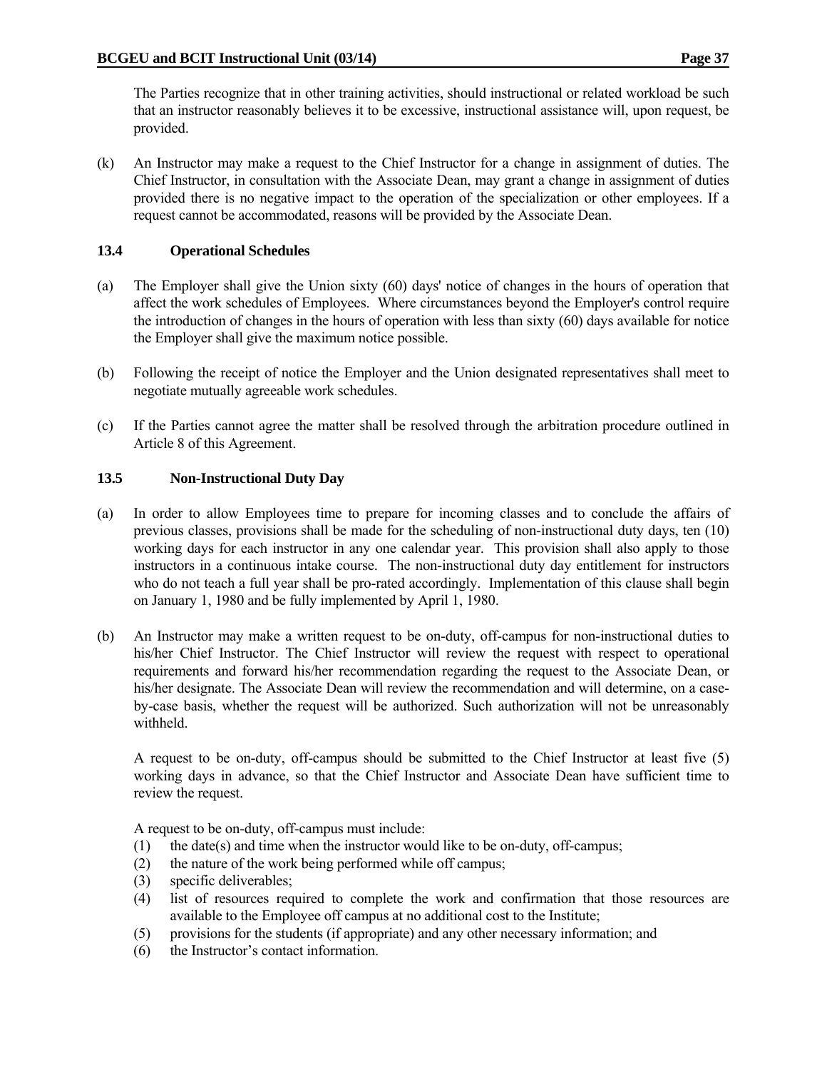The Parties recognize that in other training activities, should instructional or related workload be such that an instructor reasonably believes it to be excessive, instructional assistance will, upon request, be provided.

(k) An Instructor may make a request to the Chief Instructor for a change in assignment of duties. The Chief Instructor, in consultation with the Associate Dean, may grant a change in assignment of duties provided there is no negative impact to the operation of the specialization or other employees. If a request cannot be accommodated, reasons will be provided by the Associate Dean.

### 13.4 Operational Schedules

(a) The Employer shall give the Union sixty (60) days' notice of changes in the hours of operation that affect the work schedules of Employees. Where circumstances beyond the Employer's control require the introduction of changes in the hours of operation with less than sixty (60) days available for notice the Employer shall give the maximum notice possible.

(b) Following the receipt of notice the Employer and the Union designated representatives shall meet to negotiate mutually agreeable work schedules.

(c) If the Parties cannot agree the matter shall be resolved through the arbitration procedure outlined in Article 8 of this Agreement.

### 13.5 Non-Instructional Duty Day

(a) In order to allow Employees time to prepare for incoming classes and to conclude the affairs of previous classes, provisions shall be made for the scheduling of non-instructional duty days, ten (10) working days for each instructor in any one calendar year. This provision shall also apply to those instructors in a continuous intake course. The non-instructional duty day entitlement for instructors who do not teach a full year shall be pro-rated accordingly. Implementation of this clause shall begin on January 1, 1980 and be fully implemented by April 1, 1980.

(b) An Instructor may make a written request to be on-duty, off-campus for non-instructional duties to his/her Chief Instructor. The Chief Instructor will review the request with respect to operational requirements and forward his/her recommendation regarding the request to the Associate Dean, or his/her designate. The Associate Dean will review the recommendation and will determine, on a case-by-case basis, whether the request will be authorized. Such authorization will not be unreasonably withheld.

A request to be on-duty, off-campus should be submitted to the Chief Instructor at least five (5) working days in advance, so that the Chief Instructor and Associate Dean have sufficient time to review the request.

A request to be on-duty, off-campus must include:

(1) the date(s) and time when the instructor would like to be on-duty, off-campus;
(2) the nature of the work being performed while off campus;
(3) specific deliverables;
(4) list of resources required to complete the work and confirmation that those resources are available to the Employee off campus at no additional cost to the Institute;
(5) provisions for the students (if appropriate) and any other necessary information; and
(6) the Instructor's contact information.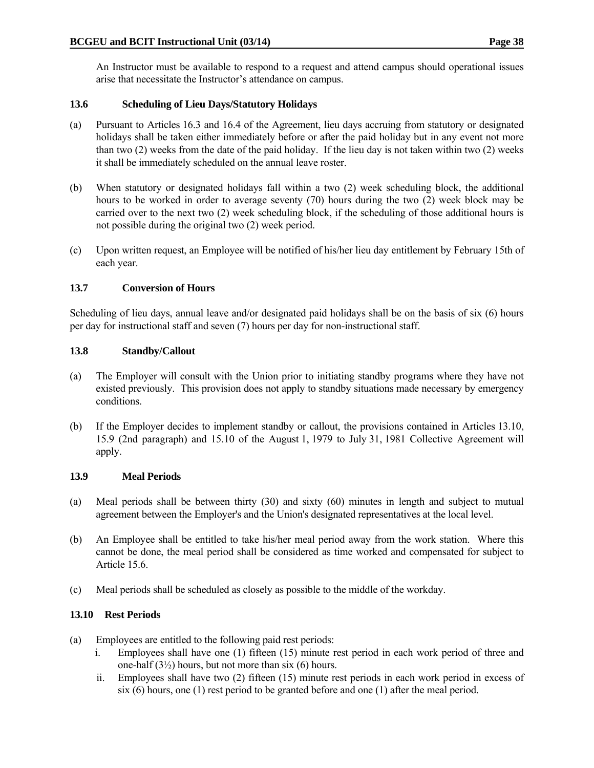An Instructor must be available to respond to a request and attend campus should operational issues arise that necessitate the Instructor's attendance on campus.

### 13.6 Scheduling of Lieu Days/Statutory Holidays

(a) Pursuant to Articles 16.3 and 16.4 of the Agreement, lieu days accruing from statutory or designated holidays shall be taken either immediately before or after the paid holiday but in any event not more than two (2) weeks from the date of the paid holiday. If the lieu day is not taken within two (2) weeks it shall be immediately scheduled on the annual leave roster.

(b) When statutory or designated holidays fall within a two (2) week scheduling block, the additional hours to be worked in order to average seventy (70) hours during the two (2) week block may be carried over to the next two (2) week scheduling block, if the scheduling of those additional hours is not possible during the original two (2) week period.

(c) Upon written request, an Employee will be notified of his/her lieu day entitlement by February 15th of each year.

### 13.7 Conversion of Hours

Scheduling of lieu days, annual leave and/or designated paid holidays shall be on the basis of six (6) hours per day for instructional staff and seven (7) hours per day for non-instructional staff.

### 13.8 Standby/Callout

(a) The Employer will consult with the Union prior to initiating standby programs where they have not existed previously. This provision does not apply to standby situations made necessary by emergency conditions.

(b) If the Employer decides to implement standby or callout, the provisions contained in Articles 13.10, 15.9 (2nd paragraph) and 15.10 of the August 1, 1979 to July 31, 1981 Collective Agreement will apply.

### 13.9 Meal Periods

(a) Meal periods shall be between thirty (30) and sixty (60) minutes in length and subject to mutual agreement between the Employer's and the Union's designated representatives at the local level.

(b) An Employee shall be entitled to take his/her meal period away from the work station. Where this cannot be done, the meal period shall be considered as time worked and compensated for subject to Article 15.6.

(c) Meal periods shall be scheduled as closely as possible to the middle of the workday.

### 13.10 Rest Periods

(a) Employees are entitled to the following paid rest periods:

   i. Employees shall have one (1) fifteen (15) minute rest period in each work period of three and one-half (3½) hours, but not more than six (6) hours.

   ii. Employees shall have two (2) fifteen (15) minute rest periods in each work period in excess of six (6) hours, one (1) rest period to be granted before and one (1) after the meal period.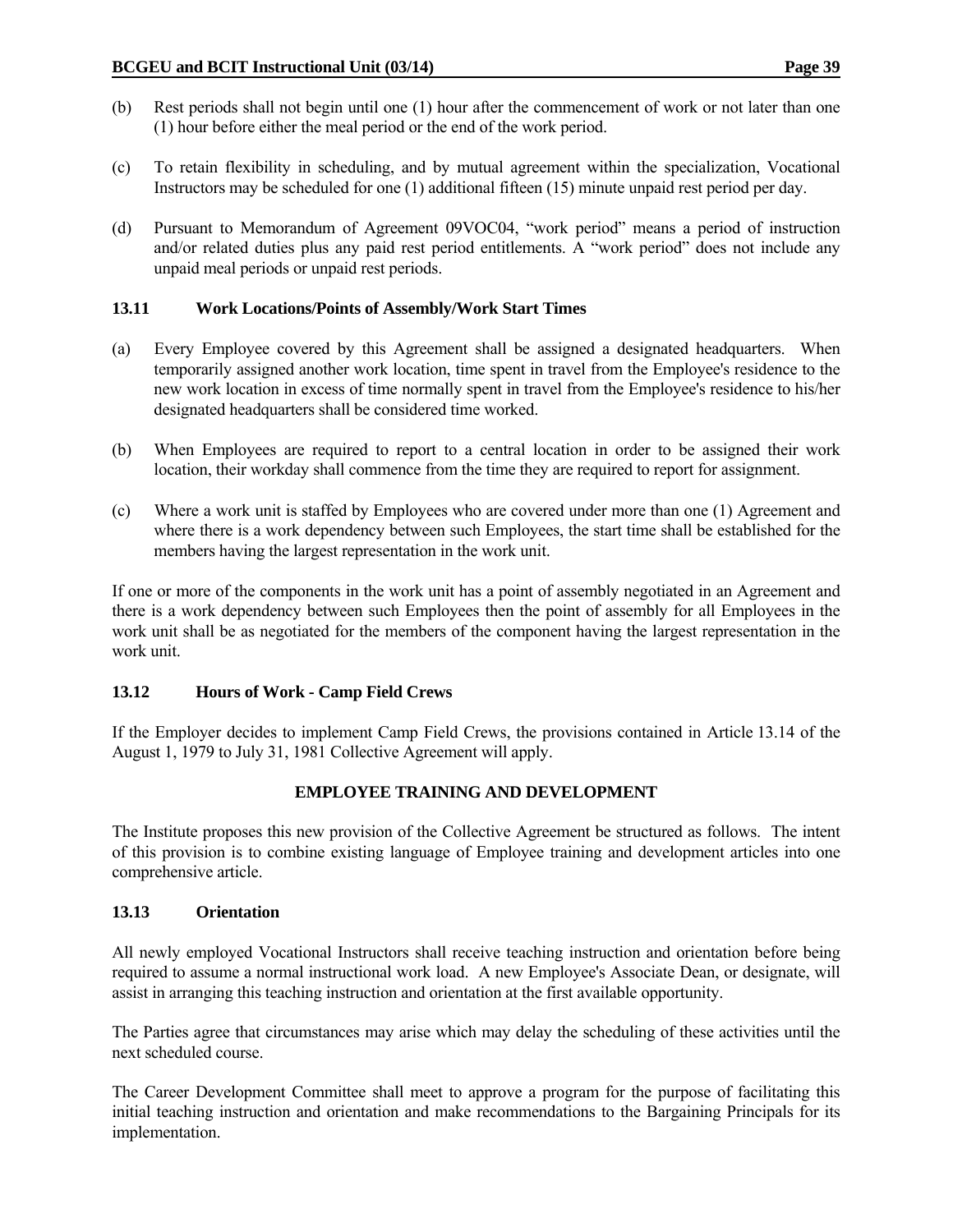(b) Rest periods shall not begin until one (1) hour after the commencement of work or not later than one (1) hour before either the meal period or the end of the work period.

(c) To retain flexibility in scheduling, and by mutual agreement within the specialization, Vocational Instructors may be scheduled for one (1) additional fifteen (15) minute unpaid rest period per day.

(d) Pursuant to Memorandum of Agreement 09VOC04, "work period" means a period of instruction and/or related duties plus any paid rest period entitlements. A "work period" does not include any unpaid meal periods or unpaid rest periods.

### 13.11 Work Locations/Points of Assembly/Work Start Times

(a) Every Employee covered by this Agreement shall be assigned a designated headquarters. When temporarily assigned another work location, time spent in travel from the Employee's residence to the new work location in excess of time normally spent in travel from the Employee's residence to his/her designated headquarters shall be considered time worked.

(b) When Employees are required to report to a central location in order to be assigned their work location, their workday shall commence from the time they are required to report for assignment.

(c) Where a work unit is staffed by Employees who are covered under more than one (1) Agreement and where there is a work dependency between such Employees, the start time shall be established for the members having the largest representation in the work unit.

If one or more of the components in the work unit has a point of assembly negotiated in an Agreement and there is a work dependency between such Employees then the point of assembly for all Employees in the work unit shall be as negotiated for the members of the component having the largest representation in the work unit.

### 13.12 Hours of Work - Camp Field Crews

If the Employer decides to implement Camp Field Crews, the provisions contained in Article 13.14 of the August 1, 1979 to July 31, 1981 Collective Agreement will apply.

## EMPLOYEE TRAINING AND DEVELOPMENT

The Institute proposes this new provision of the Collective Agreement be structured as follows. The intent of this provision is to combine existing language of Employee training and development articles into one comprehensive article.

### 13.13 Orientation

All newly employed Vocational Instructors shall receive teaching instruction and orientation before being required to assume a normal instructional work load. A new Employee's Associate Dean, or designate, will assist in arranging this teaching instruction and orientation at the first available opportunity.

The Parties agree that circumstances may arise which may delay the scheduling of these activities until the next scheduled course.

The Career Development Committee shall meet to approve a program for the purpose of facilitating this initial teaching instruction and orientation and make recommendations to the Bargaining Principals for its implementation.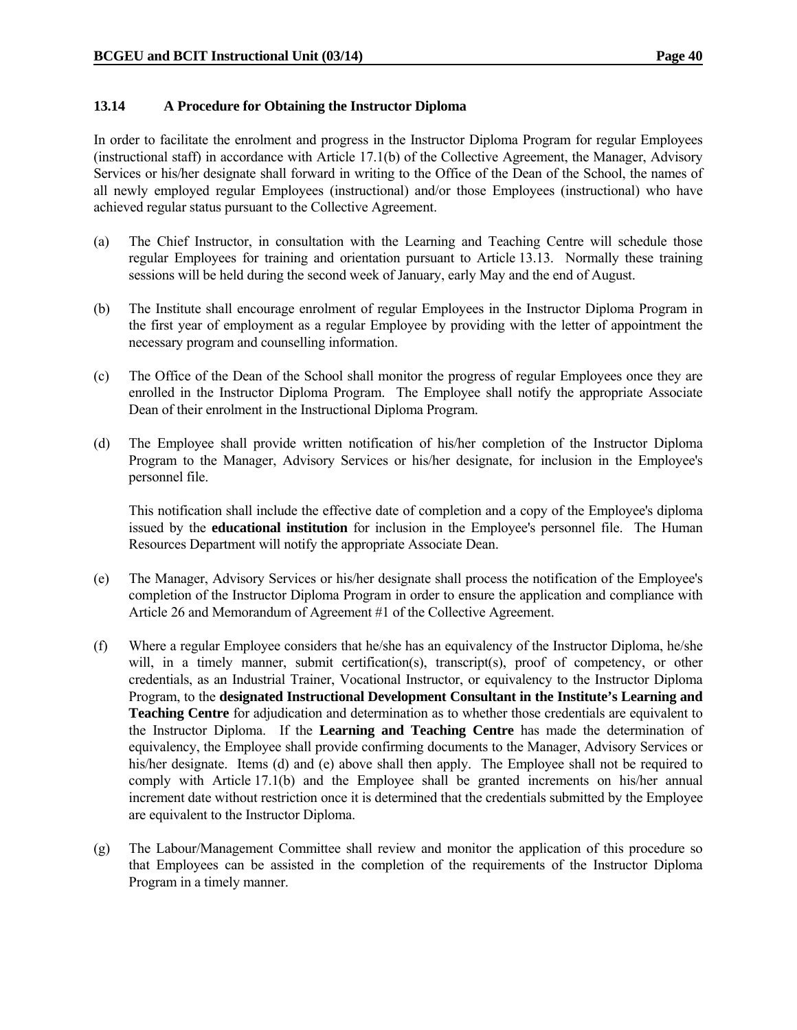### 13.14 A Procedure for Obtaining the Instructor Diploma

In order to facilitate the enrolment and progress in the Instructor Diploma Program for regular Employees (instructional staff) in accordance with Article 17.1(b) of the Collective Agreement, the Manager, Advisory Services or his/her designate shall forward in writing to the Office of the Dean of the School, the names of all newly employed regular Employees (instructional) and/or those Employees (instructional) who have achieved regular status pursuant to the Collective Agreement.

(a) The Chief Instructor, in consultation with the Learning and Teaching Centre will schedule those regular Employees for training and orientation pursuant to Article 13.13. Normally these training sessions will be held during the second week of January, early May and the end of August.

(b) The Institute shall encourage enrolment of regular Employees in the Instructor Diploma Program in the first year of employment as a regular Employee by providing with the letter of appointment the necessary program and counselling information.

(c) The Office of the Dean of the School shall monitor the progress of regular Employees once they are enrolled in the Instructor Diploma Program. The Employee shall notify the appropriate Associate Dean of their enrolment in the Instructional Diploma Program.

(d) The Employee shall provide written notification of his/her completion of the Instructor Diploma Program to the Manager, Advisory Services or his/her designate, for inclusion in the Employee's personnel file.

    This notification shall include the effective date of completion and a copy of the Employee's diploma issued by the **educational institution** for inclusion in the Employee's personnel file. The Human Resources Department will notify the appropriate Associate Dean.

(e) The Manager, Advisory Services or his/her designate shall process the notification of the Employee's completion of the Instructor Diploma Program in order to ensure the application and compliance with Article 26 and Memorandum of Agreement #1 of the Collective Agreement.

(f) Where a regular Employee considers that he/she has an equivalency of the Instructor Diploma, he/she will, in a timely manner, submit certification(s), transcript(s), proof of competency, or other credentials, as an Industrial Trainer, Vocational Instructor, or equivalency to the Instructor Diploma Program, to the **designated Instructional Development Consultant in the Institute's Learning and Teaching Centre** for adjudication and determination as to whether those credentials are equivalent to the Instructor Diploma. If the **Learning and Teaching Centre** has made the determination of equivalency, the Employee shall provide confirming documents to the Manager, Advisory Services or his/her designate. Items (d) and (e) above shall then apply. The Employee shall not be required to comply with Article 17.1(b) and the Employee shall be granted increments on his/her annual increment date without restriction once it is determined that the credentials submitted by the Employee are equivalent to the Instructor Diploma.

(g) The Labour/Management Committee shall review and monitor the application of this procedure so that Employees can be assisted in the completion of the requirements of the Instructor Diploma Program in a timely manner.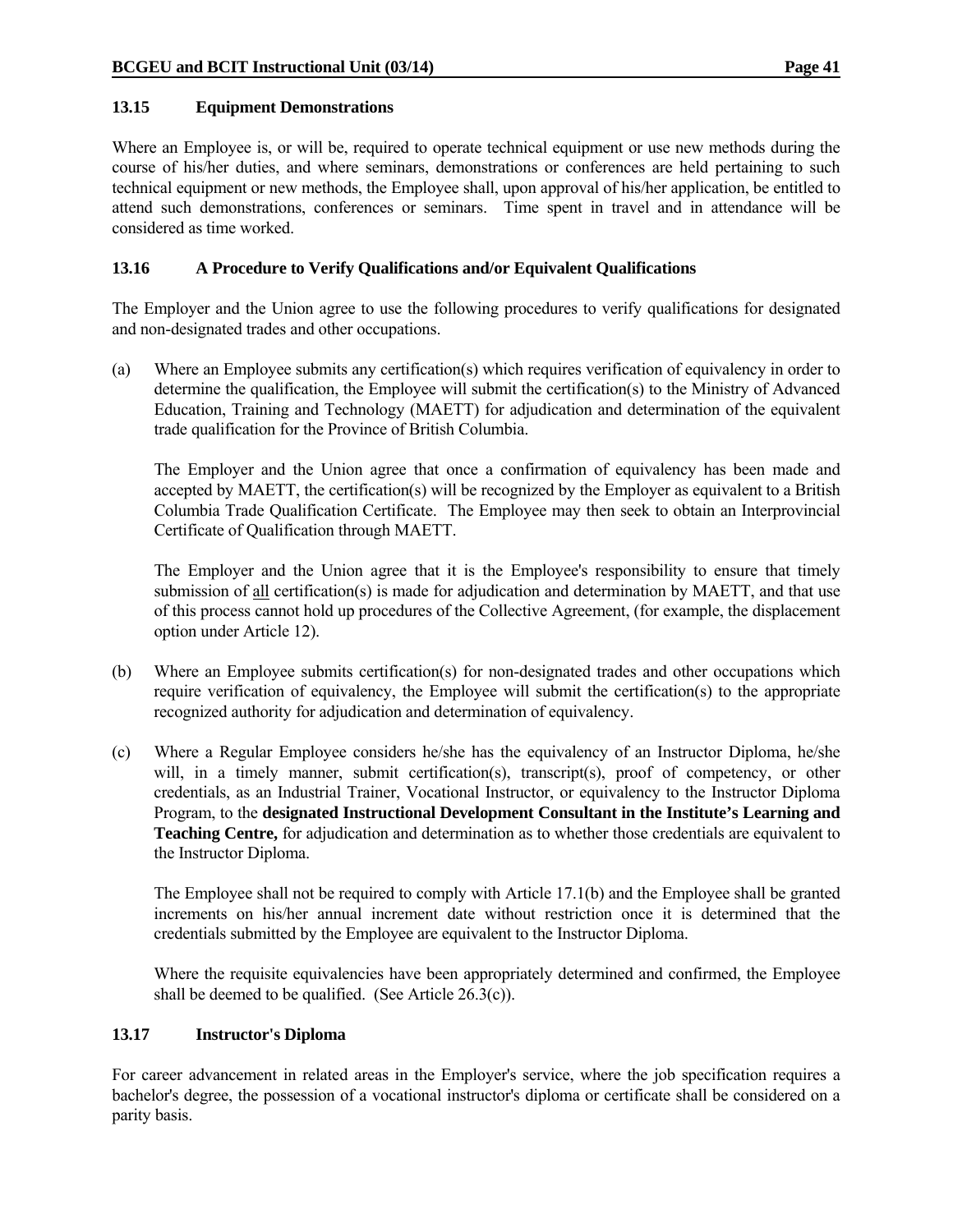### 13.15 Equipment Demonstrations

Where an Employee is, or will be, required to operate technical equipment or use new methods during the course of his/her duties, and where seminars, demonstrations or conferences are held pertaining to such technical equipment or new methods, the Employee shall, upon approval of his/her application, be entitled to attend such demonstrations, conferences or seminars. Time spent in travel and in attendance will be considered as time worked.

### 13.16 A Procedure to Verify Qualifications and/or Equivalent Qualifications

The Employer and the Union agree to use the following procedures to verify qualifications for designated and non-designated trades and other occupations.

(a) Where an Employee submits any certification(s) which requires verification of equivalency in order to determine the qualification, the Employee will submit the certification(s) to the Ministry of Advanced Education, Training and Technology (MAETT) for adjudication and determination of the equivalent trade qualification for the Province of British Columbia.

The Employer and the Union agree that once a confirmation of equivalency has been made and accepted by MAETT, the certification(s) will be recognized by the Employer as equivalent to a British Columbia Trade Qualification Certificate. The Employee may then seek to obtain an Interprovincial Certificate of Qualification through MAETT.

The Employer and the Union agree that it is the Employee's responsibility to ensure that timely submission of all certification(s) is made for adjudication and determination by MAETT, and that use of this process cannot hold up procedures of the Collective Agreement, (for example, the displacement option under Article 12).

(b) Where an Employee submits certification(s) for non-designated trades and other occupations which require verification of equivalency, the Employee will submit the certification(s) to the appropriate recognized authority for adjudication and determination of equivalency.

(c) Where a Regular Employee considers he/she has the equivalency of an Instructor Diploma, he/she will, in a timely manner, submit certification(s), transcript(s), proof of competency, or other credentials, as an Industrial Trainer, Vocational Instructor, or equivalency to the Instructor Diploma Program, to the **designated Instructional Development Consultant in the Institute's Learning and Teaching Centre,** for adjudication and determination as to whether those credentials are equivalent to the Instructor Diploma.

The Employee shall not be required to comply with Article 17.1(b) and the Employee shall be granted increments on his/her annual increment date without restriction once it is determined that the credentials submitted by the Employee are equivalent to the Instructor Diploma.

Where the requisite equivalencies have been appropriately determined and confirmed, the Employee shall be deemed to be qualified. (See Article 26.3(c)).

### 13.17 Instructor's Diploma

For career advancement in related areas in the Employer's service, where the job specification requires a bachelor's degree, the possession of a vocational instructor's diploma or certificate shall be considered on a parity basis.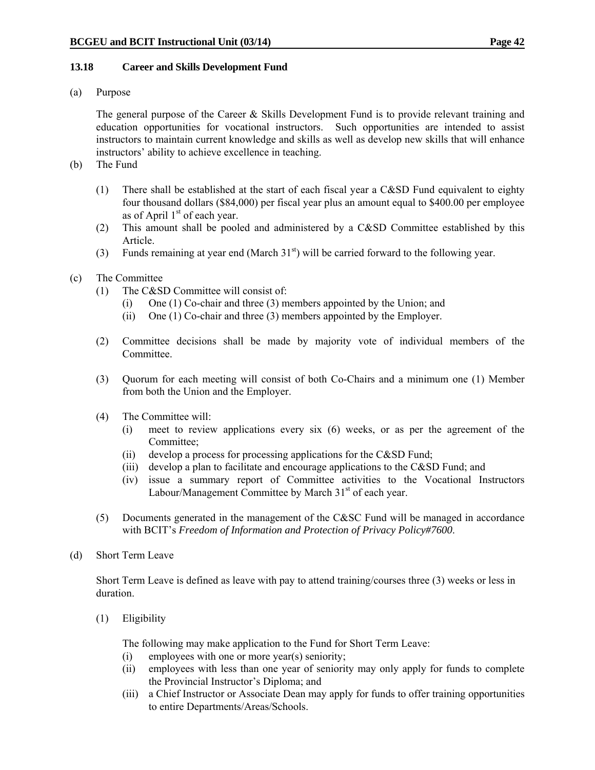### 13.18 Career and Skills Development Fund

(a) Purpose

The general purpose of the Career & Skills Development Fund is to provide relevant training and education opportunities for vocational instructors. Such opportunities are intended to assist instructors to maintain current knowledge and skills as well as develop new skills that will enhance instructors' ability to achieve excellence in teaching.

(b) The Fund

(1) There shall be established at the start of each fiscal year a C&SD Fund equivalent to eighty four thousand dollars ($84,000) per fiscal year plus an amount equal to $400.00 per employee as of April 1st of each year.

(2) This amount shall be pooled and administered by a C&SD Committee established by this Article.

(3) Funds remaining at year end (March 31st) will be carried forward to the following year.

(c) The Committee

(1) The C&SD Committee will consist of:

(i) One (1) Co-chair and three (3) members appointed by the Union; and

(ii) One (1) Co-chair and three (3) members appointed by the Employer.

(2) Committee decisions shall be made by majority vote of individual members of the Committee.

(3) Quorum for each meeting will consist of both Co-Chairs and a minimum one (1) Member from both the Union and the Employer.

(4) The Committee will:

(i) meet to review applications every six (6) weeks, or as per the agreement of the Committee;

(ii) develop a process for processing applications for the C&SD Fund;

(iii) develop a plan to facilitate and encourage applications to the C&SD Fund; and

(iv) issue a summary report of Committee activities to the Vocational Instructors Labour/Management Committee by March 31st of each year.

(5) Documents generated in the management of the C&SC Fund will be managed in accordance with BCIT's *Freedom of Information and Protection of Privacy Policy#7600*.

(d) Short Term Leave

Short Term Leave is defined as leave with pay to attend training/courses three (3) weeks or less in duration.

(1) Eligibility

The following may make application to the Fund for Short Term Leave:

(i) employees with one or more year(s) seniority;

(ii) employees with less than one year of seniority may only apply for funds to complete the Provincial Instructor's Diploma; and

(iii) a Chief Instructor or Associate Dean may apply for funds to offer training opportunities to entire Departments/Areas/Schools.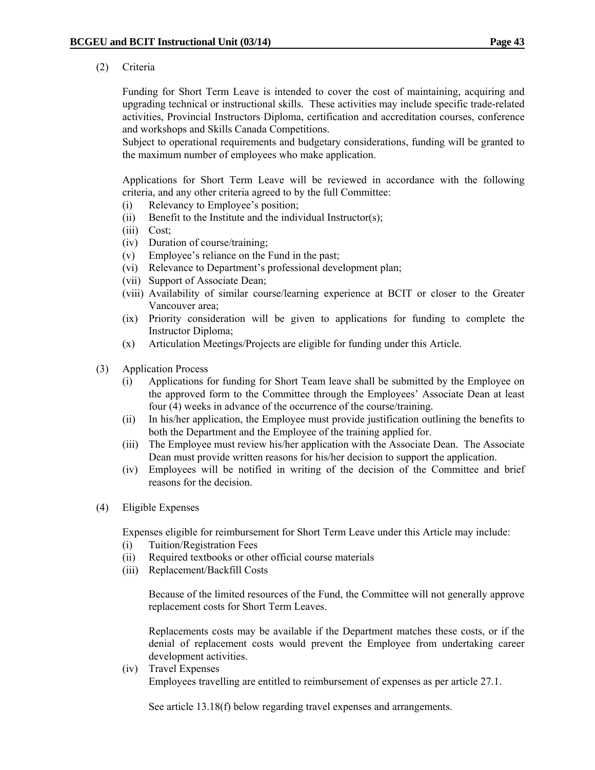(2) Criteria

Funding for Short Term Leave is intended to cover the cost of maintaining, acquiring and upgrading technical or instructional skills. These activities may include specific trade-related activities, Provincial Instructors Diploma, certification and accreditation courses, conference and workshops and Skills Canada Competitions.
Subject to operational requirements and budgetary considerations, funding will be granted to the maximum number of employees who make application.

Applications for Short Term Leave will be reviewed in accordance with the following criteria, and any other criteria agreed to by the full Committee:

(i) Relevancy to Employee's position;
(ii) Benefit to the Institute and the individual Instructor(s);
(iii) Cost;
(iv) Duration of course/training;
(v) Employee's reliance on the Fund in the past;
(vi) Relevance to Department's professional development plan;
(vii) Support of Associate Dean;
(viii) Availability of similar course/learning experience at BCIT or closer to the Greater Vancouver area;
(ix) Priority consideration will be given to applications for funding to complete the Instructor Diploma;
(x) Articulation Meetings/Projects are eligible for funding under this Article.

(3) Application Process

(i) Applications for funding for Short Team leave shall be submitted by the Employee on the approved form to the Committee through the Employees' Associate Dean at least four (4) weeks in advance of the occurrence of the course/training.
(ii) In his/her application, the Employee must provide justification outlining the benefits to both the Department and the Employee of the training applied for.
(iii) The Employee must review his/her application with the Associate Dean. The Associate Dean must provide written reasons for his/her decision to support the application.
(iv) Employees will be notified in writing of the decision of the Committee and brief reasons for the decision.

(4) Eligible Expenses

Expenses eligible for reimbursement for Short Term Leave under this Article may include:

(i) Tuition/Registration Fees
(ii) Required textbooks or other official course materials
(iii) Replacement/Backfill Costs

Because of the limited resources of the Fund, the Committee will not generally approve replacement costs for Short Term Leaves.

Replacements costs may be available if the Department matches these costs, or if the denial of replacement costs would prevent the Employee from undertaking career development activities.

(iv) Travel Expenses
Employees travelling are entitled to reimbursement of expenses as per article 27.1.

See article 13.18(f) below regarding travel expenses and arrangements.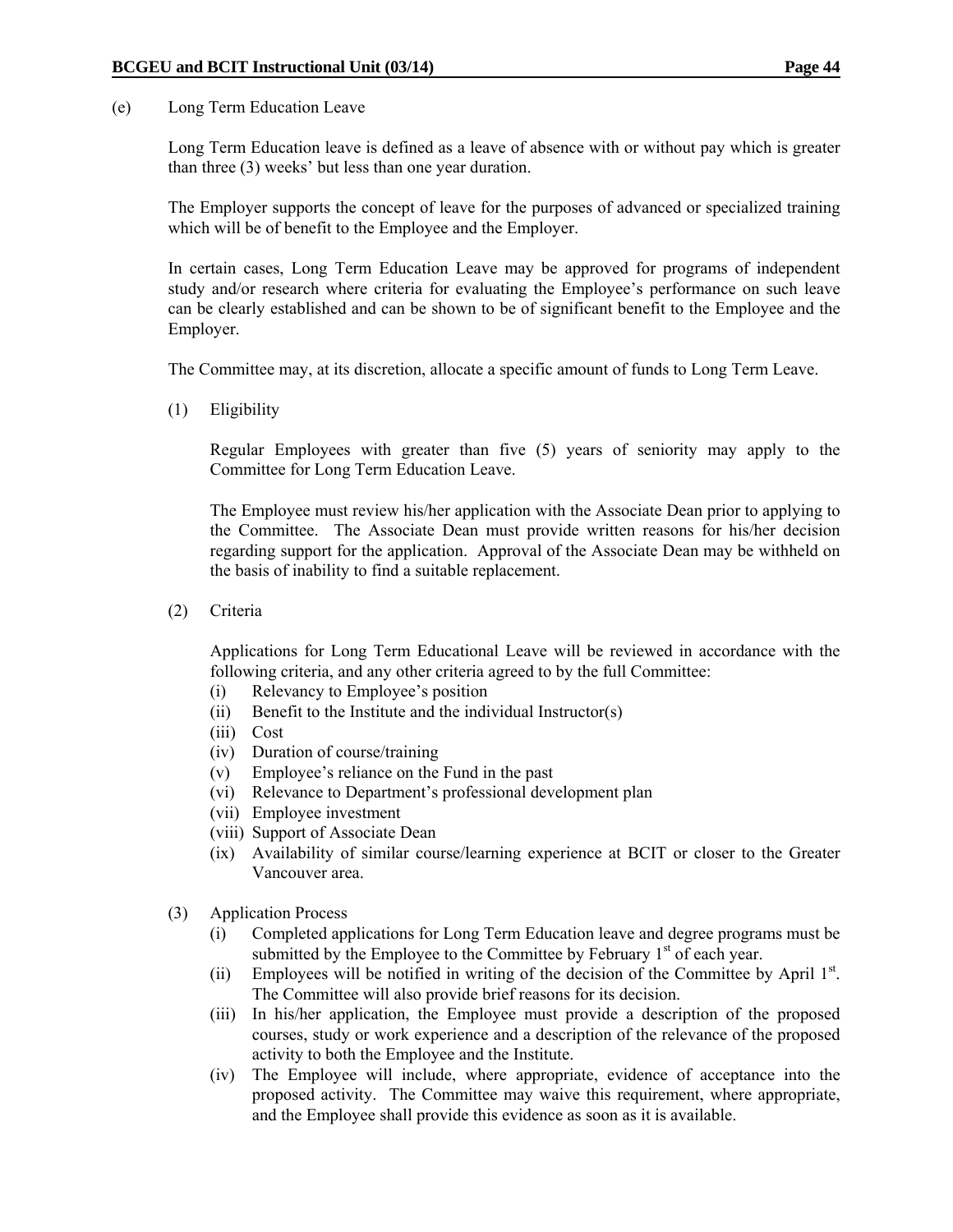(e) Long Term Education Leave

Long Term Education leave is defined as a leave of absence with or without pay which is greater than three (3) weeks' but less than one year duration.

The Employer supports the concept of leave for the purposes of advanced or specialized training which will be of benefit to the Employee and the Employer.

In certain cases, Long Term Education Leave may be approved for programs of independent study and/or research where criteria for evaluating the Employee's performance on such leave can be clearly established and can be shown to be of significant benefit to the Employee and the Employer.

The Committee may, at its discretion, allocate a specific amount of funds to Long Term Leave.

(1) Eligibility

Regular Employees with greater than five (5) years of seniority may apply to the Committee for Long Term Education Leave.

The Employee must review his/her application with the Associate Dean prior to applying to the Committee. The Associate Dean must provide written reasons for his/her decision regarding support for the application. Approval of the Associate Dean may be withheld on the basis of inability to find a suitable replacement.

(2) Criteria

Applications for Long Term Educational Leave will be reviewed in accordance with the following criteria, and any other criteria agreed to by the full Committee:

(i) Relevancy to Employee's position
(ii) Benefit to the Institute and the individual Instructor(s)
(iii) Cost
(iv) Duration of course/training
(v) Employee's reliance on the Fund in the past
(vi) Relevance to Department's professional development plan
(vii) Employee investment
(viii) Support of Associate Dean
(ix) Availability of similar course/learning experience at BCIT or closer to the Greater Vancouver area.

(3) Application Process

(i) Completed applications for Long Term Education leave and degree programs must be submitted by the Employee to the Committee by February 1st of each year.
(ii) Employees will be notified in writing of the decision of the Committee by April 1st. The Committee will also provide brief reasons for its decision.
(iii) In his/her application, the Employee must provide a description of the proposed courses, study or work experience and a description of the relevance of the proposed activity to both the Employee and the Institute.
(iv) The Employee will include, where appropriate, evidence of acceptance into the proposed activity. The Committee may waive this requirement, where appropriate, and the Employee shall provide this evidence as soon as it is available.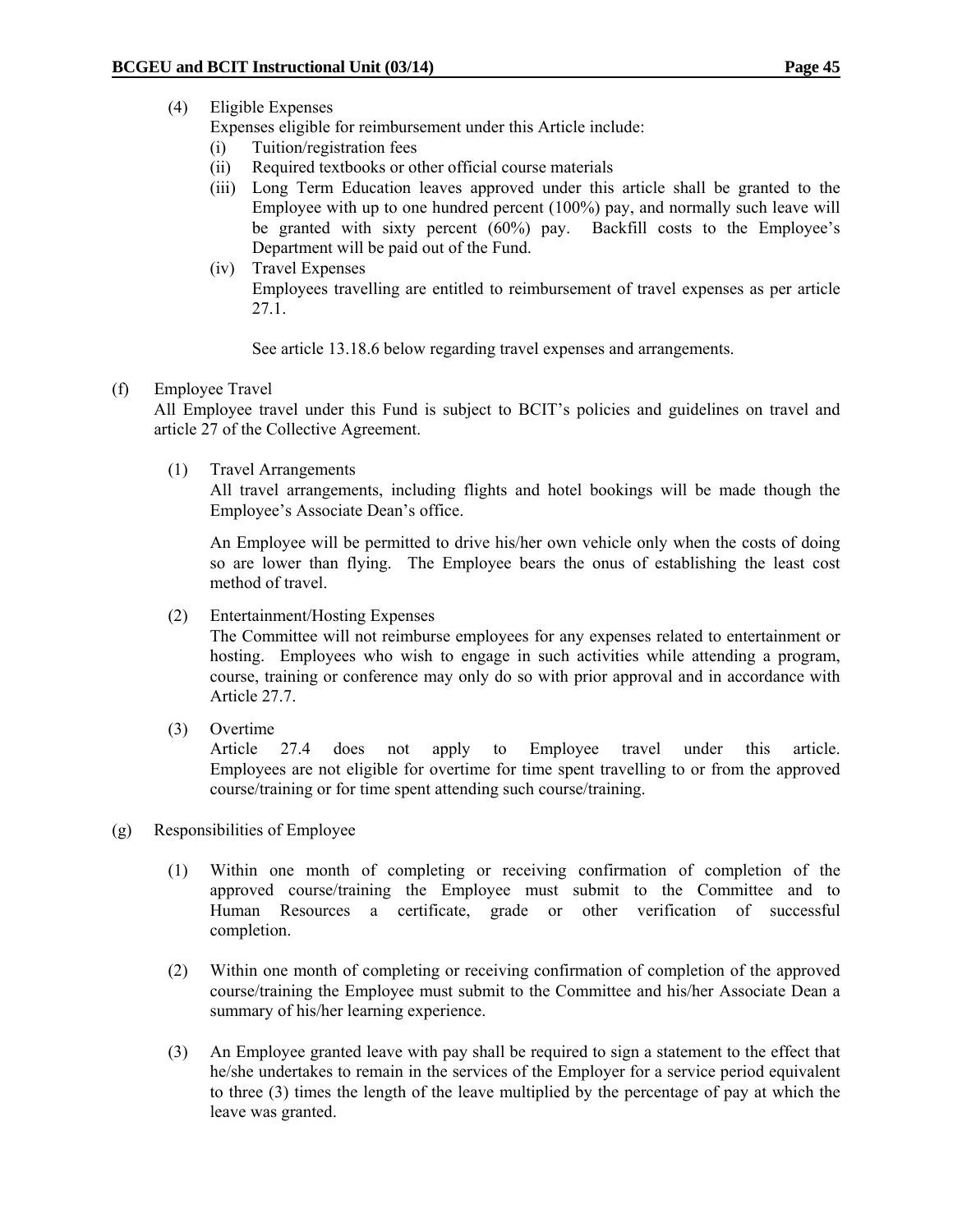(4) Eligible Expenses
    Expenses eligible for reimbursement under this Article include:
    (i) Tuition/registration fees
    (ii) Required textbooks or other official course materials
    (iii) Long Term Education leaves approved under this article shall be granted to the Employee with up to one hundred percent (100%) pay, and normally such leave will be granted with sixty percent (60%) pay. Backfill costs to the Employee's Department will be paid out of the Fund.
    (iv) Travel Expenses
    Employees travelling are entitled to reimbursement of travel expenses as per article 27.1.

    See article 13.18.6 below regarding travel expenses and arrangements.

(f) Employee Travel
All Employee travel under this Fund is subject to BCIT's policies and guidelines on travel and article 27 of the Collective Agreement.

(1) Travel Arrangements
All travel arrangements, including flights and hotel bookings will be made though the Employee's Associate Dean's office.

An Employee will be permitted to drive his/her own vehicle only when the costs of doing so are lower than flying. The Employee bears the onus of establishing the least cost method of travel.

(2) Entertainment/Hosting Expenses
The Committee will not reimburse employees for any expenses related to entertainment or hosting. Employees who wish to engage in such activities while attending a program, course, training or conference may only do so with prior approval and in accordance with Article 27.7.

(3) Overtime
Article 27.4 does not apply to Employee travel under this article. Employees are not eligible for overtime for time spent travelling to or from the approved course/training or for time spent attending such course/training.

(g) Responsibilities of Employee

(1) Within one month of completing or receiving confirmation of completion of the approved course/training the Employee must submit to the Committee and to Human Resources a certificate, grade or other verification of successful completion.

(2) Within one month of completing or receiving confirmation of completion of the approved course/training the Employee must submit to the Committee and his/her Associate Dean a summary of his/her learning experience.

(3) An Employee granted leave with pay shall be required to sign a statement to the effect that he/she undertakes to remain in the services of the Employer for a service period equivalent to three (3) times the length of the leave multiplied by the percentage of pay at which the leave was granted.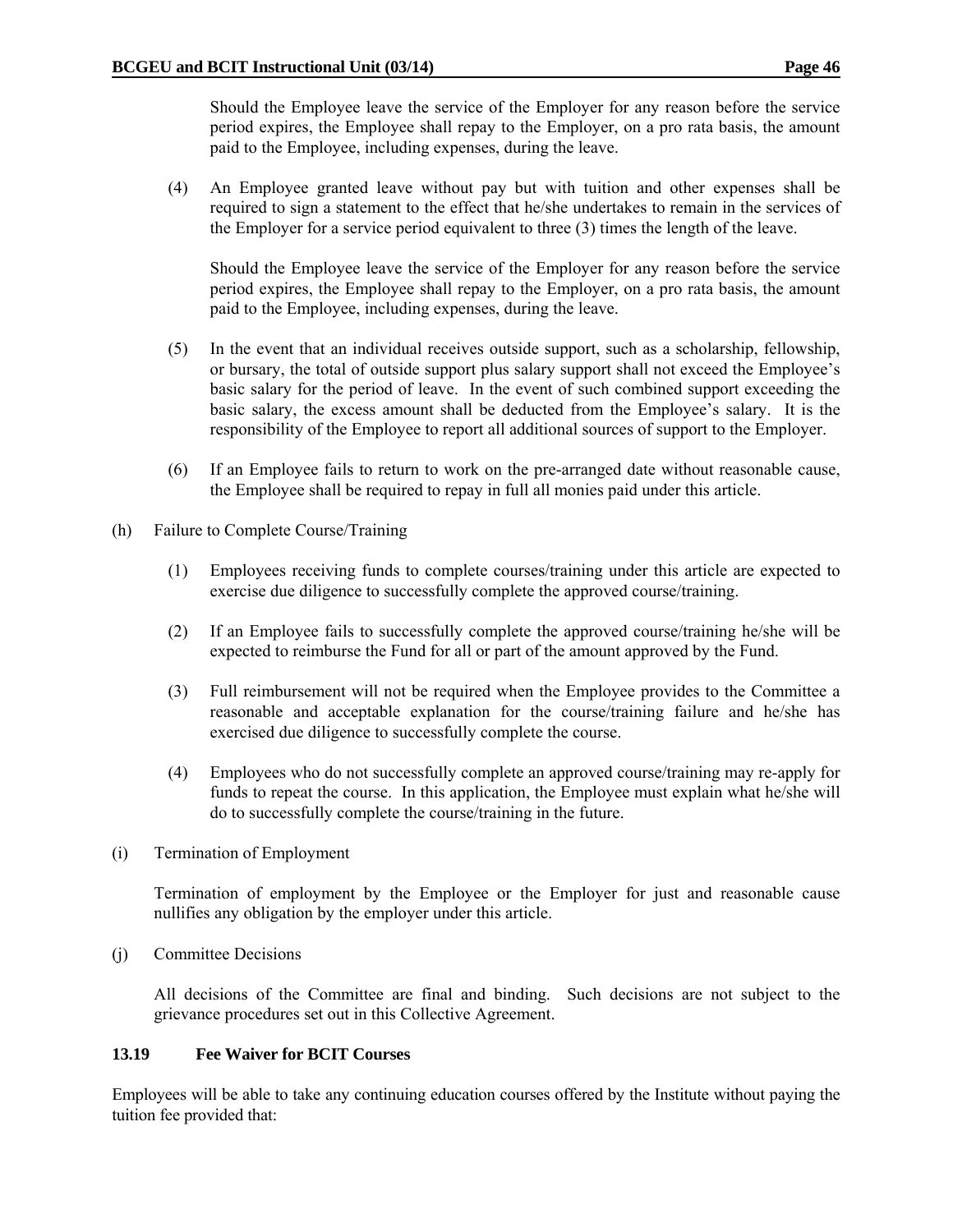Should the Employee leave the service of the Employer for any reason before the service period expires, the Employee shall repay to the Employer, on a pro rata basis, the amount paid to the Employee, including expenses, during the leave.

(4) An Employee granted leave without pay but with tuition and other expenses shall be required to sign a statement to the effect that he/she undertakes to remain in the services of the Employer for a service period equivalent to three (3) times the length of the leave.

Should the Employee leave the service of the Employer for any reason before the service period expires, the Employee shall repay to the Employer, on a pro rata basis, the amount paid to the Employee, including expenses, during the leave.

(5) In the event that an individual receives outside support, such as a scholarship, fellowship, or bursary, the total of outside support plus salary support shall not exceed the Employee's basic salary for the period of leave. In the event of such combined support exceeding the basic salary, the excess amount shall be deducted from the Employee's salary. It is the responsibility of the Employee to report all additional sources of support to the Employer.

(6) If an Employee fails to return to work on the pre-arranged date without reasonable cause, the Employee shall be required to repay in full all monies paid under this article.

(h) Failure to Complete Course/Training

(1) Employees receiving funds to complete courses/training under this article are expected to exercise due diligence to successfully complete the approved course/training.

(2) If an Employee fails to successfully complete the approved course/training he/she will be expected to reimburse the Fund for all or part of the amount approved by the Fund.

(3) Full reimbursement will not be required when the Employee provides to the Committee a reasonable and acceptable explanation for the course/training failure and he/she has exercised due diligence to successfully complete the course.

(4) Employees who do not successfully complete an approved course/training may re-apply for funds to repeat the course. In this application, the Employee must explain what he/she will do to successfully complete the course/training in the future.

(i) Termination of Employment

Termination of employment by the Employee or the Employer for just and reasonable cause nullifies any obligation by the employer under this article.

(j) Committee Decisions

All decisions of the Committee are final and binding. Such decisions are not subject to the grievance procedures set out in this Collective Agreement.

### 13.19 Fee Waiver for BCIT Courses

Employees will be able to take any continuing education courses offered by the Institute without paying the tuition fee provided that: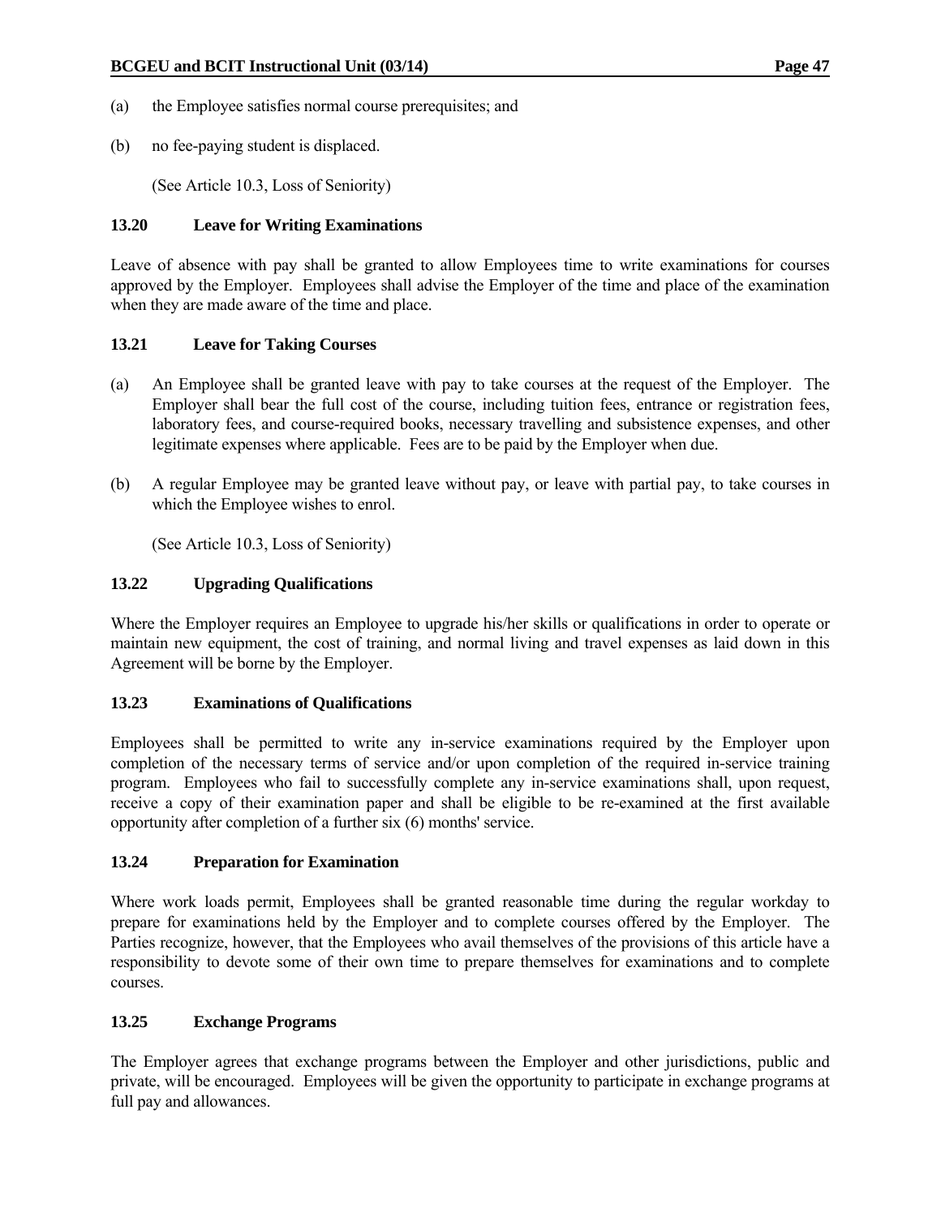(a) the Employee satisfies normal course prerequisites; and

(b) no fee-paying student is displaced.

(See Article 10.3, Loss of Seniority)

### 13.20 Leave for Writing Examinations

Leave of absence with pay shall be granted to allow Employees time to write examinations for courses approved by the Employer. Employees shall advise the Employer of the time and place of the examination when they are made aware of the time and place.

### 13.21 Leave for Taking Courses

(a) An Employee shall be granted leave with pay to take courses at the request of the Employer. The Employer shall bear the full cost of the course, including tuition fees, entrance or registration fees, laboratory fees, and course-required books, necessary travelling and subsistence expenses, and other legitimate expenses where applicable. Fees are to be paid by the Employer when due.

(b) A regular Employee may be granted leave without pay, or leave with partial pay, to take courses in which the Employee wishes to enrol.

(See Article 10.3, Loss of Seniority)

### 13.22 Upgrading Qualifications

Where the Employer requires an Employee to upgrade his/her skills or qualifications in order to operate or maintain new equipment, the cost of training, and normal living and travel expenses as laid down in this Agreement will be borne by the Employer.

### 13.23 Examinations of Qualifications

Employees shall be permitted to write any in-service examinations required by the Employer upon completion of the necessary terms of service and/or upon completion of the required in-service training program. Employees who fail to successfully complete any in-service examinations shall, upon request, receive a copy of their examination paper and shall be eligible to be re-examined at the first available opportunity after completion of a further six (6) months' service.

### 13.24 Preparation for Examination

Where work loads permit, Employees shall be granted reasonable time during the regular workday to prepare for examinations held by the Employer and to complete courses offered by the Employer. The Parties recognize, however, that the Employees who avail themselves of the provisions of this article have a responsibility to devote some of their own time to prepare themselves for examinations and to complete courses.

### 13.25 Exchange Programs

The Employer agrees that exchange programs between the Employer and other jurisdictions, public and private, will be encouraged. Employees will be given the opportunity to participate in exchange programs at full pay and allowances.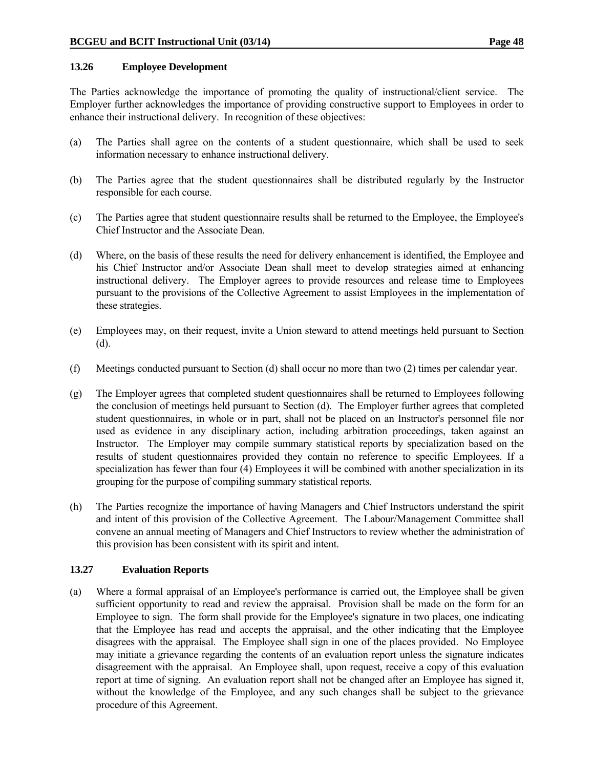### 13.26 Employee Development

The Parties acknowledge the importance of promoting the quality of instructional/client service. The Employer further acknowledges the importance of providing constructive support to Employees in order to enhance their instructional delivery. In recognition of these objectives:

(a) The Parties shall agree on the contents of a student questionnaire, which shall be used to seek information necessary to enhance instructional delivery.

(b) The Parties agree that the student questionnaires shall be distributed regularly by the Instructor responsible for each course.

(c) The Parties agree that student questionnaire results shall be returned to the Employee, the Employee's Chief Instructor and the Associate Dean.

(d) Where, on the basis of these results the need for delivery enhancement is identified, the Employee and his Chief Instructor and/or Associate Dean shall meet to develop strategies aimed at enhancing instructional delivery. The Employer agrees to provide resources and release time to Employees pursuant to the provisions of the Collective Agreement to assist Employees in the implementation of these strategies.

(e) Employees may, on their request, invite a Union steward to attend meetings held pursuant to Section (d).

(f) Meetings conducted pursuant to Section (d) shall occur no more than two (2) times per calendar year.

(g) The Employer agrees that completed student questionnaires shall be returned to Employees following the conclusion of meetings held pursuant to Section (d). The Employer further agrees that completed student questionnaires, in whole or in part, shall not be placed on an Instructor's personnel file nor used as evidence in any disciplinary action, including arbitration proceedings, taken against an Instructor. The Employer may compile summary statistical reports by specialization based on the results of student questionnaires provided they contain no reference to specific Employees. If a specialization has fewer than four (4) Employees it will be combined with another specialization in its grouping for the purpose of compiling summary statistical reports.

(h) The Parties recognize the importance of having Managers and Chief Instructors understand the spirit and intent of this provision of the Collective Agreement. The Labour/Management Committee shall convene an annual meeting of Managers and Chief Instructors to review whether the administration of this provision has been consistent with its spirit and intent.

### 13.27 Evaluation Reports

(a) Where a formal appraisal of an Employee's performance is carried out, the Employee shall be given sufficient opportunity to read and review the appraisal. Provision shall be made on the form for an Employee to sign. The form shall provide for the Employee's signature in two places, one indicating that the Employee has read and accepts the appraisal, and the other indicating that the Employee disagrees with the appraisal. The Employee shall sign in one of the places provided. No Employee may initiate a grievance regarding the contents of an evaluation report unless the signature indicates disagreement with the appraisal. An Employee shall, upon request, receive a copy of this evaluation report at time of signing. An evaluation report shall not be changed after an Employee has signed it, without the knowledge of the Employee, and any such changes shall be subject to the grievance procedure of this Agreement.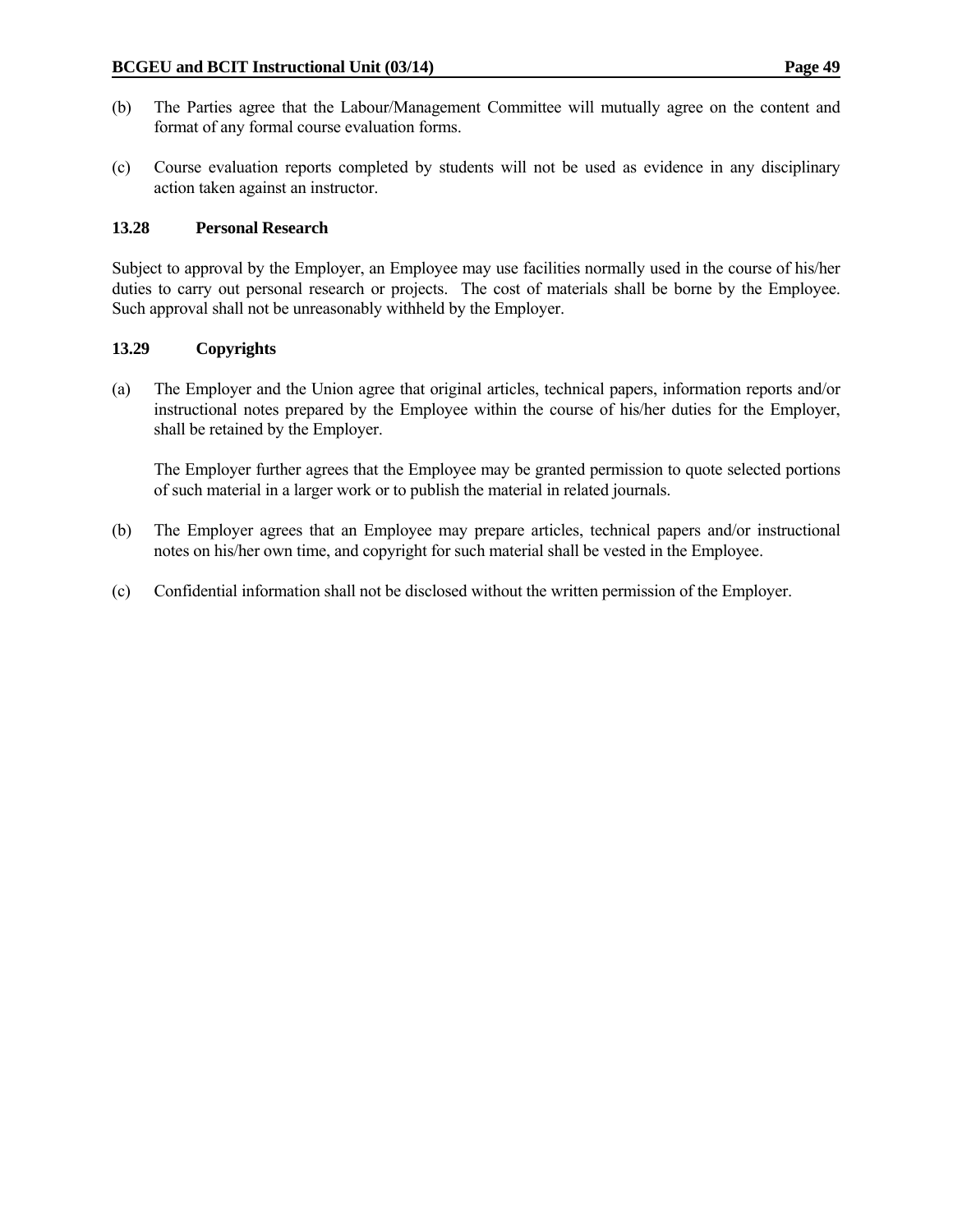(b) The Parties agree that the Labour/Management Committee will mutually agree on the content and format of any formal course evaluation forms.

(c) Course evaluation reports completed by students will not be used as evidence in any disciplinary action taken against an instructor.

### 13.28 Personal Research

Subject to approval by the Employer, an Employee may use facilities normally used in the course of his/her duties to carry out personal research or projects. The cost of materials shall be borne by the Employee. Such approval shall not be unreasonably withheld by the Employer.

### 13.29 Copyrights

(a) The Employer and the Union agree that original articles, technical papers, information reports and/or instructional notes prepared by the Employee within the course of his/her duties for the Employer, shall be retained by the Employer.

The Employer further agrees that the Employee may be granted permission to quote selected portions of such material in a larger work or to publish the material in related journals.

(b) The Employer agrees that an Employee may prepare articles, technical papers and/or instructional notes on his/her own time, and copyright for such material shall be vested in the Employee.

(c) Confidential information shall not be disclosed without the written permission of the Employer.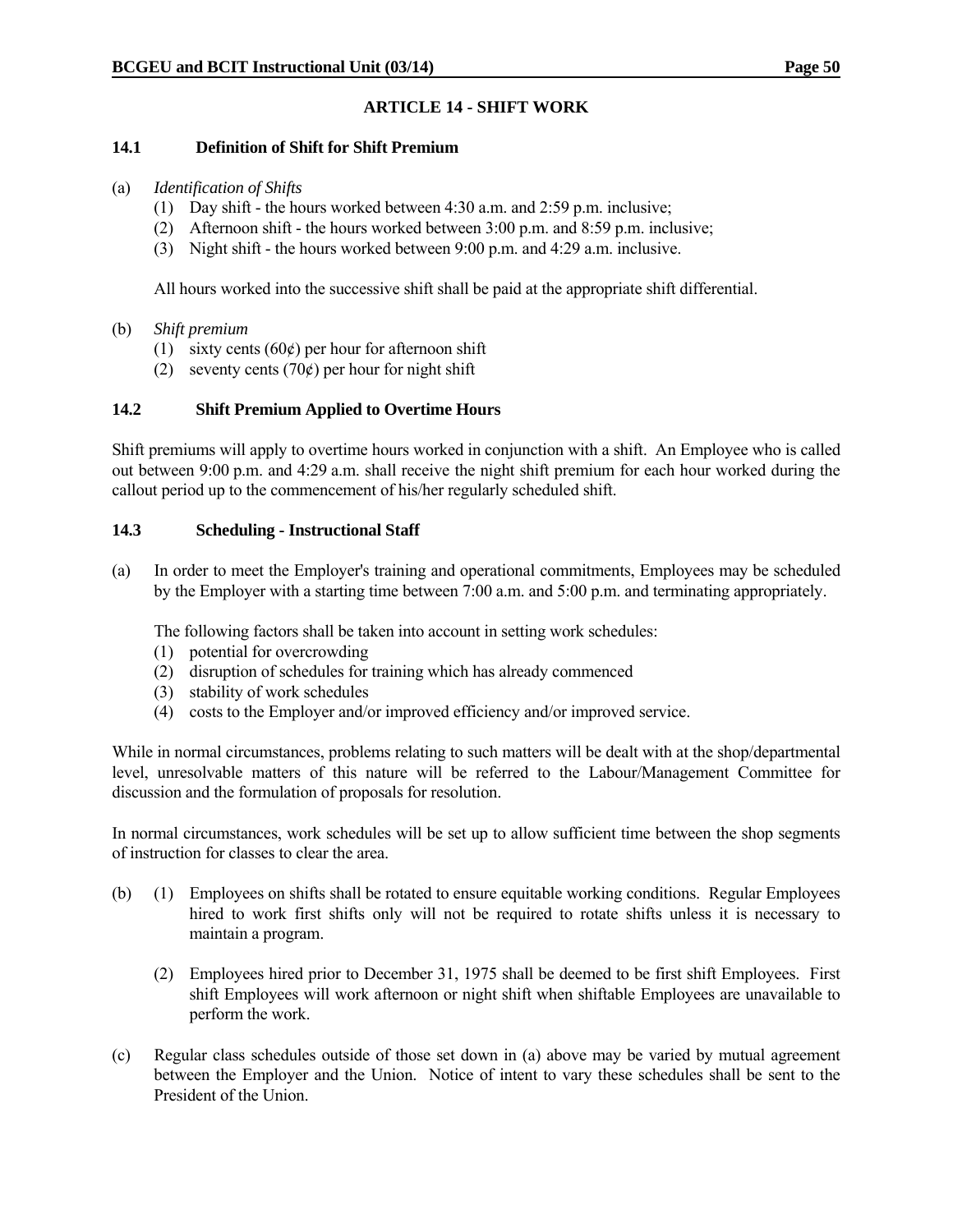## ARTICLE 14 - SHIFT WORK

### 14.1 Definition of Shift for Shift Premium

(a) *Identification of Shifts*

(1) Day shift - the hours worked between 4:30 a.m. and 2:59 p.m. inclusive;
(2) Afternoon shift - the hours worked between 3:00 p.m. and 8:59 p.m. inclusive;
(3) Night shift - the hours worked between 9:00 p.m. and 4:29 a.m. inclusive.

All hours worked into the successive shift shall be paid at the appropriate shift differential.

(b) *Shift premium*

(1) sixty cents (60¢) per hour for afternoon shift
(2) seventy cents (70¢) per hour for night shift

### 14.2 Shift Premium Applied to Overtime Hours

Shift premiums will apply to overtime hours worked in conjunction with a shift. An Employee who is called out between 9:00 p.m. and 4:29 a.m. shall receive the night shift premium for each hour worked during the callout period up to the commencement of his/her regularly scheduled shift.

### 14.3 Scheduling - Instructional Staff

(a) In order to meet the Employer's training and operational commitments, Employees may be scheduled by the Employer with a starting time between 7:00 a.m. and 5:00 p.m. and terminating appropriately.

The following factors shall be taken into account in setting work schedules:

(1) potential for overcrowding
(2) disruption of schedules for training which has already commenced
(3) stability of work schedules
(4) costs to the Employer and/or improved efficiency and/or improved service.

While in normal circumstances, problems relating to such matters will be dealt with at the shop/departmental level, unresolvable matters of this nature will be referred to the Labour/Management Committee for discussion and the formulation of proposals for resolution.

In normal circumstances, work schedules will be set up to allow sufficient time between the shop segments of instruction for classes to clear the area.

(b) (1) Employees on shifts shall be rotated to ensure equitable working conditions. Regular Employees hired to work first shifts only will not be required to rotate shifts unless it is necessary to maintain a program.

(2) Employees hired prior to December 31, 1975 shall be deemed to be first shift Employees. First shift Employees will work afternoon or night shift when shiftable Employees are unavailable to perform the work.

(c) Regular class schedules outside of those set down in (a) above may be varied by mutual agreement between the Employer and the Union. Notice of intent to vary these schedules shall be sent to the President of the Union.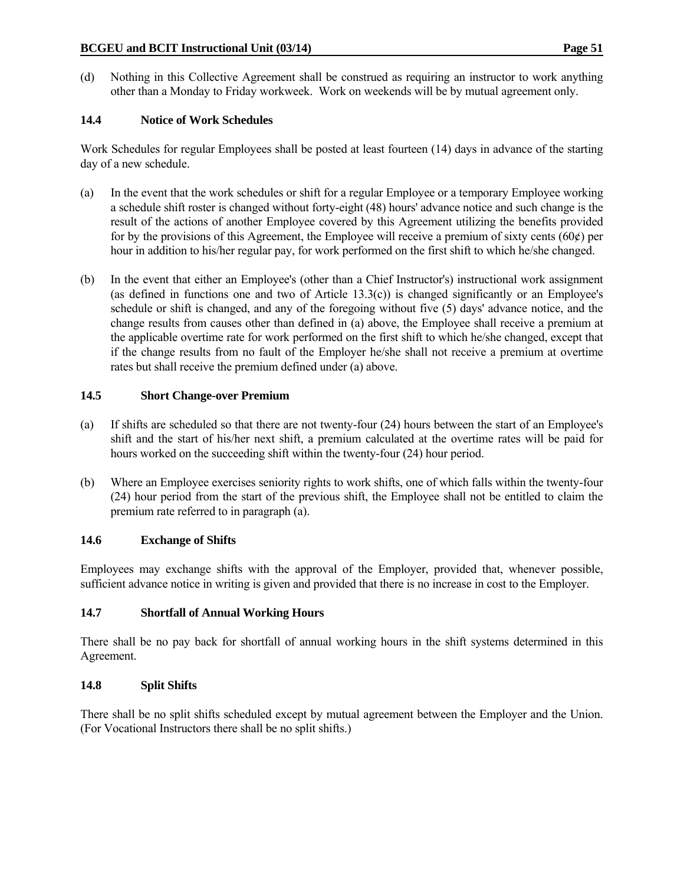(d) Nothing in this Collective Agreement shall be construed as requiring an instructor to work anything other than a Monday to Friday workweek. Work on weekends will be by mutual agreement only.

### 14.4 Notice of Work Schedules

Work Schedules for regular Employees shall be posted at least fourteen (14) days in advance of the starting day of a new schedule.

(a) In the event that the work schedules or shift for a regular Employee or a temporary Employee working a schedule shift roster is changed without forty-eight (48) hours' advance notice and such change is the result of the actions of another Employee covered by this Agreement utilizing the benefits provided for by the provisions of this Agreement, the Employee will receive a premium of sixty cents (60¢) per hour in addition to his/her regular pay, for work performed on the first shift to which he/she changed.

(b) In the event that either an Employee's (other than a Chief Instructor's) instructional work assignment (as defined in functions one and two of Article 13.3(c)) is changed significantly or an Employee's schedule or shift is changed, and any of the foregoing without five (5) days' advance notice, and the change results from causes other than defined in (a) above, the Employee shall receive a premium at the applicable overtime rate for work performed on the first shift to which he/she changed, except that if the change results from no fault of the Employer he/she shall not receive a premium at overtime rates but shall receive the premium defined under (a) above.

### 14.5 Short Change-over Premium

(a) If shifts are scheduled so that there are not twenty-four (24) hours between the start of an Employee's shift and the start of his/her next shift, a premium calculated at the overtime rates will be paid for hours worked on the succeeding shift within the twenty-four (24) hour period.

(b) Where an Employee exercises seniority rights to work shifts, one of which falls within the twenty-four (24) hour period from the start of the previous shift, the Employee shall not be entitled to claim the premium rate referred to in paragraph (a).

### 14.6 Exchange of Shifts

Employees may exchange shifts with the approval of the Employer, provided that, whenever possible, sufficient advance notice in writing is given and provided that there is no increase in cost to the Employer.

### 14.7 Shortfall of Annual Working Hours

There shall be no pay back for shortfall of annual working hours in the shift systems determined in this Agreement.

### 14.8 Split Shifts

There shall be no split shifts scheduled except by mutual agreement between the Employer and the Union. (For Vocational Instructors there shall be no split shifts.)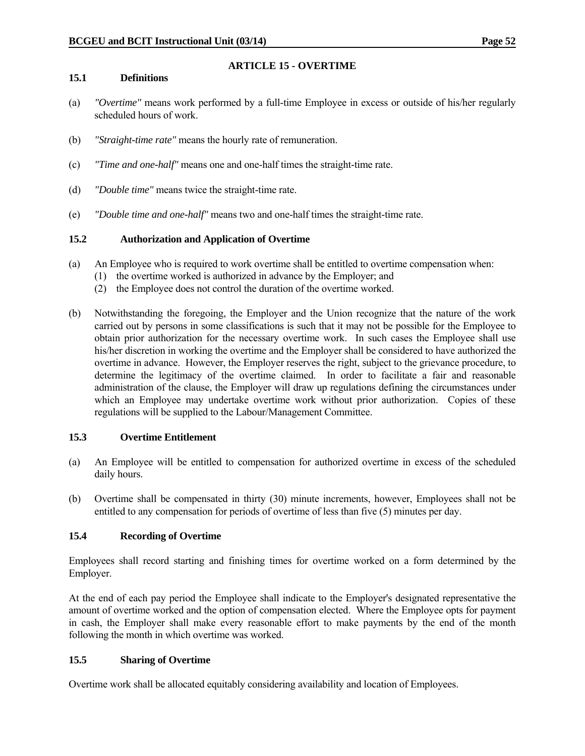## ARTICLE 15 - OVERTIME

### 15.1 Definitions

(a) *"Overtime"* means work performed by a full-time Employee in excess or outside of his/her regularly scheduled hours of work.

(b) *"Straight-time rate"* means the hourly rate of remuneration.

(c) *"Time and one-half"* means one and one-half times the straight-time rate.

(d) *"Double time"* means twice the straight-time rate.

(e) *"Double time and one-half"* means two and one-half times the straight-time rate.

### 15.2 Authorization and Application of Overtime

(a) An Employee who is required to work overtime shall be entitled to overtime compensation when:
   (1) the overtime worked is authorized in advance by the Employer; and
   (2) the Employee does not control the duration of the overtime worked.

(b) Notwithstanding the foregoing, the Employer and the Union recognize that the nature of the work carried out by persons in some classifications is such that it may not be possible for the Employee to obtain prior authorization for the necessary overtime work. In such cases the Employee shall use his/her discretion in working the overtime and the Employer shall be considered to have authorized the overtime in advance. However, the Employer reserves the right, subject to the grievance procedure, to determine the legitimacy of the overtime claimed. In order to facilitate a fair and reasonable administration of the clause, the Employer will draw up regulations defining the circumstances under which an Employee may undertake overtime work without prior authorization. Copies of these regulations will be supplied to the Labour/Management Committee.

### 15.3 Overtime Entitlement

(a) An Employee will be entitled to compensation for authorized overtime in excess of the scheduled daily hours.

(b) Overtime shall be compensated in thirty (30) minute increments, however, Employees shall not be entitled to any compensation for periods of overtime of less than five (5) minutes per day.

### 15.4 Recording of Overtime

Employees shall record starting and finishing times for overtime worked on a form determined by the Employer.

At the end of each pay period the Employee shall indicate to the Employer's designated representative the amount of overtime worked and the option of compensation elected. Where the Employee opts for payment in cash, the Employer shall make every reasonable effort to make payments by the end of the month following the month in which overtime was worked.

### 15.5 Sharing of Overtime

Overtime work shall be allocated equitably considering availability and location of Employees.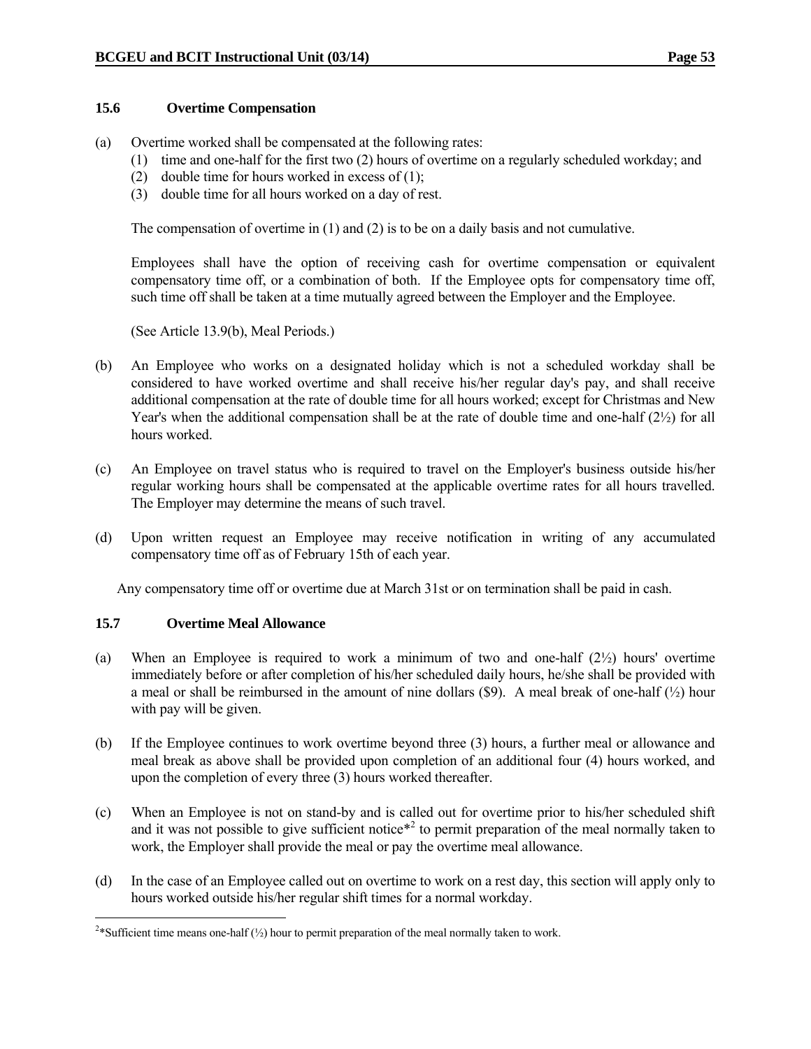### 15.6 Overtime Compensation

(a) Overtime worked shall be compensated at the following rates:
   (1) time and one-half for the first two (2) hours of overtime on a regularly scheduled workday; and
   (2) double time for hours worked in excess of (1);
   (3) double time for all hours worked on a day of rest.

   The compensation of overtime in (1) and (2) is to be on a daily basis and not cumulative.

   Employees shall have the option of receiving cash for overtime compensation or equivalent compensatory time off, or a combination of both. If the Employee opts for compensatory time off, such time off shall be taken at a time mutually agreed between the Employer and the Employee.

   (See Article 13.9(b), Meal Periods.)

(b) An Employee who works on a designated holiday which is not a scheduled workday shall be considered to have worked overtime and shall receive his/her regular day's pay, and shall receive additional compensation at the rate of double time for all hours worked; except for Christmas and New Year's when the additional compensation shall be at the rate of double time and one-half (2½) for all hours worked.

(c) An Employee on travel status who is required to travel on the Employer's business outside his/her regular working hours shall be compensated at the applicable overtime rates for all hours travelled. The Employer may determine the means of such travel.

(d) Upon written request an Employee may receive notification in writing of any accumulated compensatory time off as of February 15th of each year.

Any compensatory time off or overtime due at March 31st or on termination shall be paid in cash.

### 15.7 Overtime Meal Allowance

(a) When an Employee is required to work a minimum of two and one-half (2½) hours' overtime immediately before or after completion of his/her scheduled daily hours, he/she shall be provided with a meal or shall be reimbursed in the amount of nine dollars ($9). A meal break of one-half (½) hour with pay will be given.

(b) If the Employee continues to work overtime beyond three (3) hours, a further meal or allowance and meal break as above shall be provided upon completion of an additional four (4) hours worked, and upon the completion of every three (3) hours worked thereafter.

(c) When an Employee is not on stand-by and is called out for overtime prior to his/her scheduled shift and it was not possible to give sufficient notice*[2] to permit preparation of the meal normally taken to work, the Employer shall provide the meal or pay the overtime meal allowance.

(d) In the case of an Employee called out on overtime to work on a rest day, this section will apply only to hours worked outside his/her regular shift times for a normal workday.

[2]*Sufficient time means one-half (½) hour to permit preparation of the meal normally taken to work.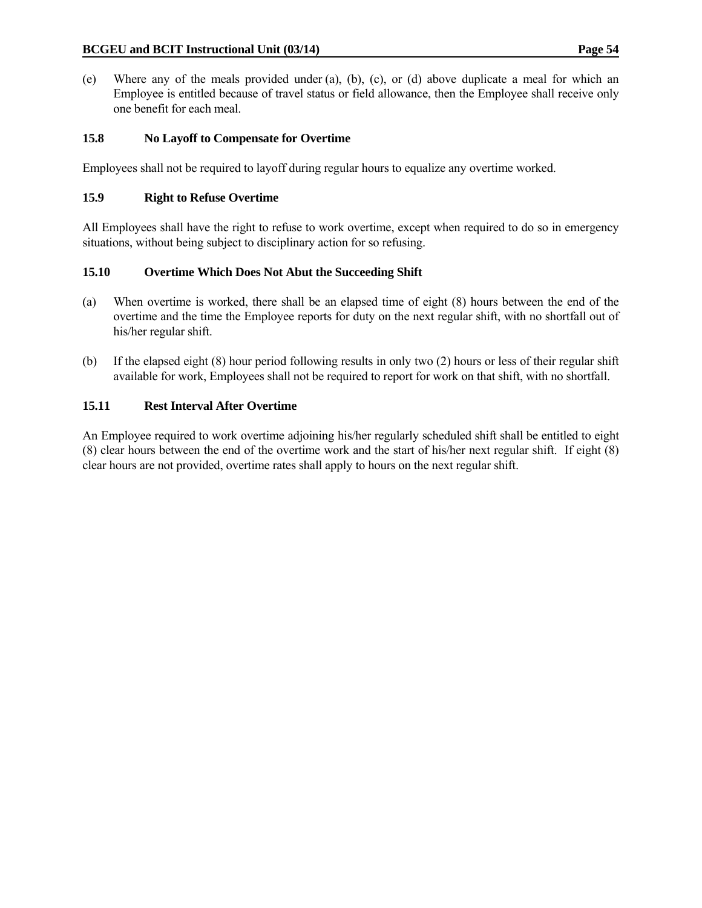(e) Where any of the meals provided under (a), (b), (c), or (d) above duplicate a meal for which an Employee is entitled because of travel status or field allowance, then the Employee shall receive only one benefit for each meal.

### 15.8 No Layoff to Compensate for Overtime

Employees shall not be required to layoff during regular hours to equalize any overtime worked.

### 15.9 Right to Refuse Overtime

All Employees shall have the right to refuse to work overtime, except when required to do so in emergency situations, without being subject to disciplinary action for so refusing.

### 15.10 Overtime Which Does Not Abut the Succeeding Shift

(a) When overtime is worked, there shall be an elapsed time of eight (8) hours between the end of the overtime and the time the Employee reports for duty on the next regular shift, with no shortfall out of his/her regular shift.

(b) If the elapsed eight (8) hour period following results in only two (2) hours or less of their regular shift available for work, Employees shall not be required to report for work on that shift, with no shortfall.

### 15.11 Rest Interval After Overtime

An Employee required to work overtime adjoining his/her regularly scheduled shift shall be entitled to eight (8) clear hours between the end of the overtime work and the start of his/her next regular shift. If eight (8) clear hours are not provided, overtime rates shall apply to hours on the next regular shift.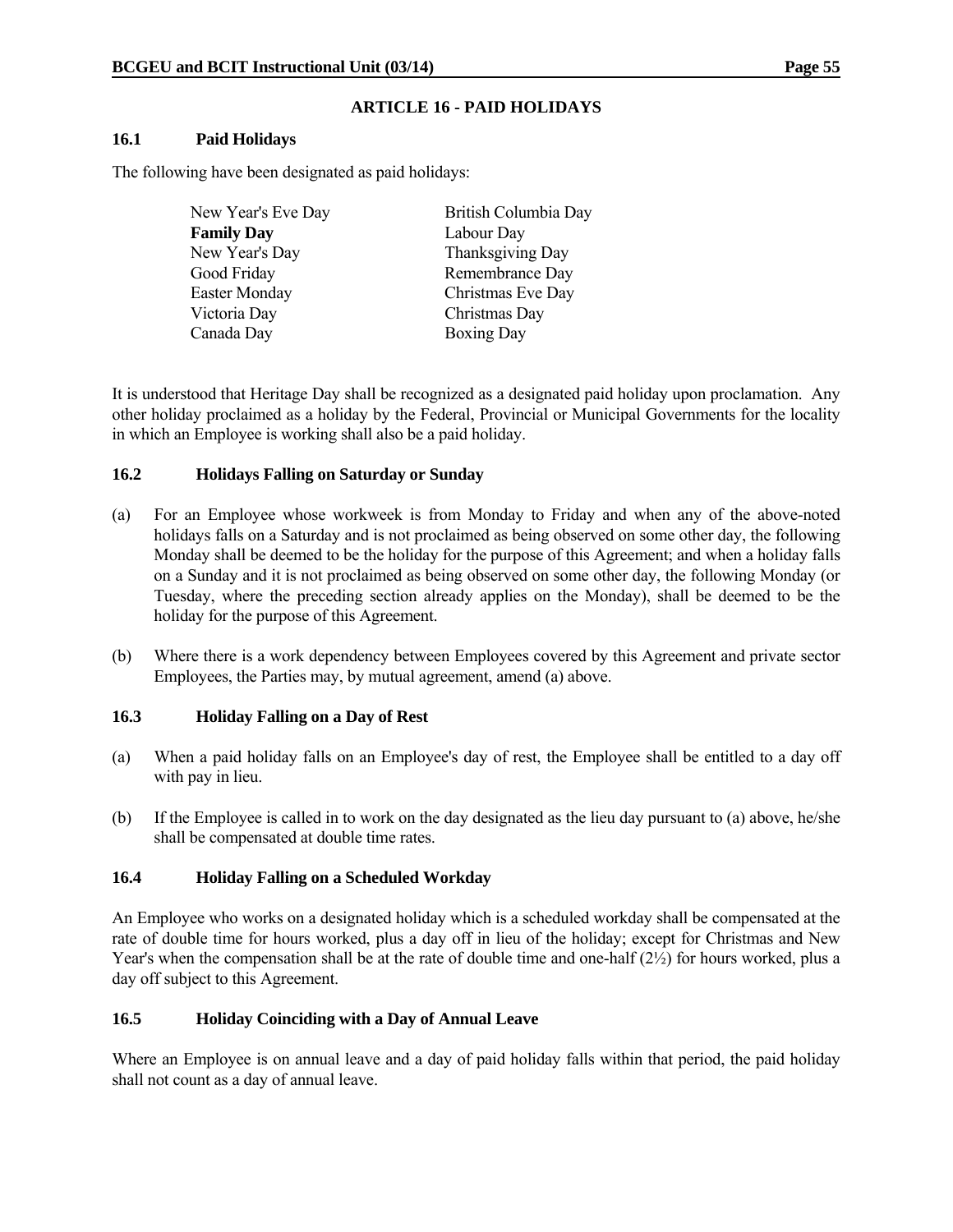## ARTICLE 16 - PAID HOLIDAYS

### 16.1 Paid Holidays

The following have been designated as paid holidays:

| | |
|---|---|
| New Year's Eve Day | British Columbia Day |
| **Family Day** | Labour Day |
| New Year's Day | Thanksgiving Day |
| Good Friday | Remembrance Day |
| Easter Monday | Christmas Eve Day |
| Victoria Day | Christmas Day |
| Canada Day | Boxing Day |

It is understood that Heritage Day shall be recognized as a designated paid holiday upon proclamation. Any other holiday proclaimed as a holiday by the Federal, Provincial or Municipal Governments for the locality in which an Employee is working shall also be a paid holiday.

### 16.2 Holidays Falling on Saturday or Sunday

(a) For an Employee whose workweek is from Monday to Friday and when any of the above-noted holidays falls on a Saturday and is not proclaimed as being observed on some other day, the following Monday shall be deemed to be the holiday for the purpose of this Agreement; and when a holiday falls on a Sunday and it is not proclaimed as being observed on some other day, the following Monday (or Tuesday, where the preceding section already applies on the Monday), shall be deemed to be the holiday for the purpose of this Agreement.

(b) Where there is a work dependency between Employees covered by this Agreement and private sector Employees, the Parties may, by mutual agreement, amend (a) above.

### 16.3 Holiday Falling on a Day of Rest

(a) When a paid holiday falls on an Employee's day of rest, the Employee shall be entitled to a day off with pay in lieu.

(b) If the Employee is called in to work on the day designated as the lieu day pursuant to (a) above, he/she shall be compensated at double time rates.

### 16.4 Holiday Falling on a Scheduled Workday

An Employee who works on a designated holiday which is a scheduled workday shall be compensated at the rate of double time for hours worked, plus a day off in lieu of the holiday; except for Christmas and New Year's when the compensation shall be at the rate of double time and one-half (2½) for hours worked, plus a day off subject to this Agreement.

### 16.5 Holiday Coinciding with a Day of Annual Leave

Where an Employee is on annual leave and a day of paid holiday falls within that period, the paid holiday shall not count as a day of annual leave.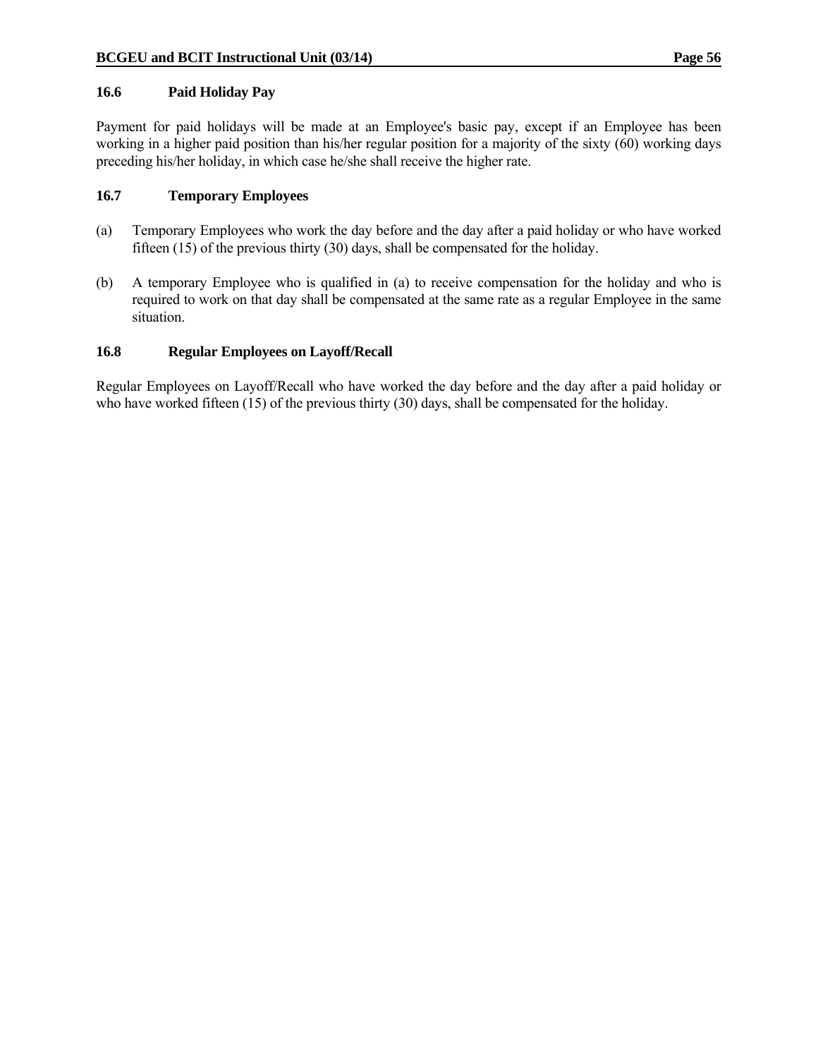### 16.6 Paid Holiday Pay

Payment for paid holidays will be made at an Employee's basic pay, except if an Employee has been working in a higher paid position than his/her regular position for a majority of the sixty (60) working days preceding his/her holiday, in which case he/she shall receive the higher rate.

### 16.7 Temporary Employees

(a) Temporary Employees who work the day before and the day after a paid holiday or who have worked fifteen (15) of the previous thirty (30) days, shall be compensated for the holiday.

(b) A temporary Employee who is qualified in (a) to receive compensation for the holiday and who is required to work on that day shall be compensated at the same rate as a regular Employee in the same situation.

### 16.8 Regular Employees on Layoff/Recall

Regular Employees on Layoff/Recall who have worked the day before and the day after a paid holiday or who have worked fifteen (15) of the previous thirty (30) days, shall be compensated for the holiday.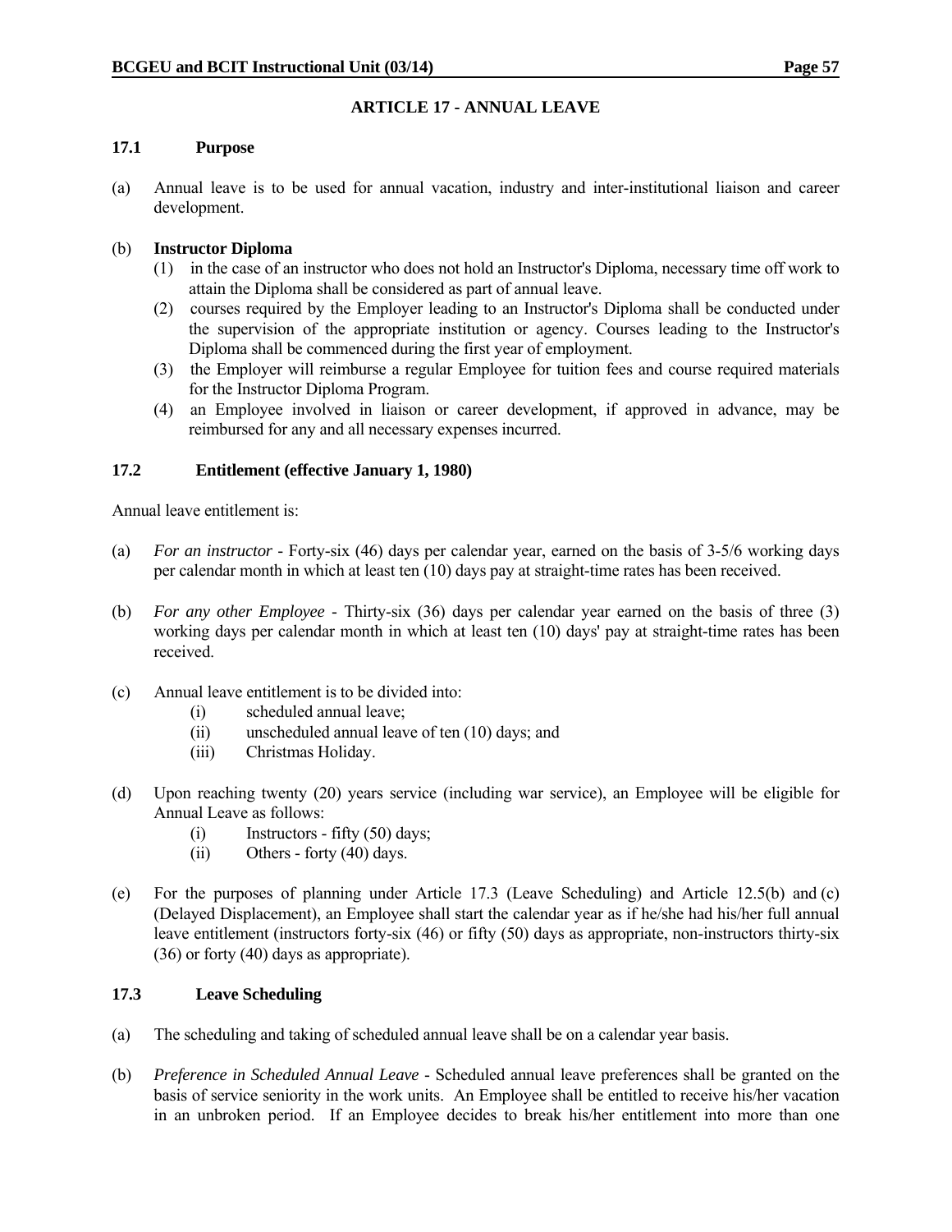## ARTICLE 17 - ANNUAL LEAVE

### 17.1 Purpose

(a) Annual leave is to be used for annual vacation, industry and inter-institutional liaison and career development.

(b) **Instructor Diploma**

(1) in the case of an instructor who does not hold an Instructor's Diploma, necessary time off work to attain the Diploma shall be considered as part of annual leave.

(2) courses required by the Employer leading to an Instructor's Diploma shall be conducted under the supervision of the appropriate institution or agency. Courses leading to the Instructor's Diploma shall be commenced during the first year of employment.

(3) the Employer will reimburse a regular Employee for tuition fees and course required materials for the Instructor Diploma Program.

(4) an Employee involved in liaison or career development, if approved in advance, may be reimbursed for any and all necessary expenses incurred.

### 17.2 Entitlement (effective January 1, 1980)

Annual leave entitlement is:

(a) *For an instructor* - Forty-six (46) days per calendar year, earned on the basis of 3-5/6 working days per calendar month in which at least ten (10) days pay at straight-time rates has been received.

(b) *For any other Employee* - Thirty-six (36) days per calendar year earned on the basis of three (3) working days per calendar month in which at least ten (10) days' pay at straight-time rates has been received.

(c) Annual leave entitlement is to be divided into:

(i) scheduled annual leave;

(ii) unscheduled annual leave of ten (10) days; and

(iii) Christmas Holiday.

(d) Upon reaching twenty (20) years service (including war service), an Employee will be eligible for Annual Leave as follows:

(i) Instructors - fifty (50) days;

(ii) Others - forty (40) days.

(e) For the purposes of planning under Article 17.3 (Leave Scheduling) and Article 12.5(b) and (c) (Delayed Displacement), an Employee shall start the calendar year as if he/she had his/her full annual leave entitlement (instructors forty-six (46) or fifty (50) days as appropriate, non-instructors thirty-six (36) or forty (40) days as appropriate).

### 17.3 Leave Scheduling

(a) The scheduling and taking of scheduled annual leave shall be on a calendar year basis.

(b) *Preference in Scheduled Annual Leave* - Scheduled annual leave preferences shall be granted on the basis of service seniority in the work units. An Employee shall be entitled to receive his/her vacation in an unbroken period. If an Employee decides to break his/her entitlement into more than one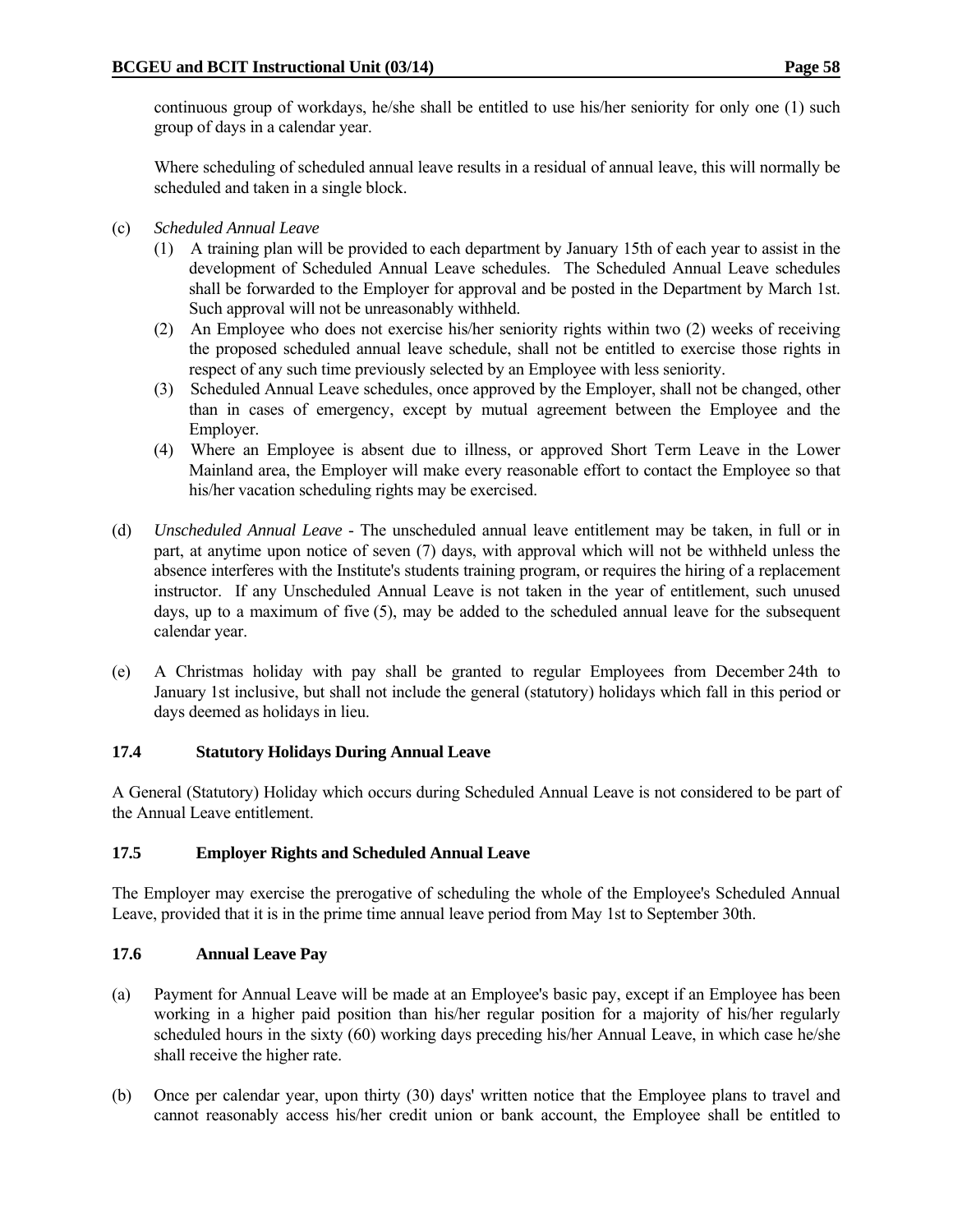continuous group of workdays, he/she shall be entitled to use his/her seniority for only one (1) such group of days in a calendar year.

Where scheduling of scheduled annual leave results in a residual of annual leave, this will normally be scheduled and taken in a single block.

(c) *Scheduled Annual Leave*

(1) A training plan will be provided to each department by January 15th of each year to assist in the development of Scheduled Annual Leave schedules. The Scheduled Annual Leave schedules shall be forwarded to the Employer for approval and be posted in the Department by March 1st. Such approval will not be unreasonably withheld.

(2) An Employee who does not exercise his/her seniority rights within two (2) weeks of receiving the proposed scheduled annual leave schedule, shall not be entitled to exercise those rights in respect of any such time previously selected by an Employee with less seniority.

(3) Scheduled Annual Leave schedules, once approved by the Employer, shall not be changed, other than in cases of emergency, except by mutual agreement between the Employee and the Employer.

(4) Where an Employee is absent due to illness, or approved Short Term Leave in the Lower Mainland area, the Employer will make every reasonable effort to contact the Employee so that his/her vacation scheduling rights may be exercised.

(d) *Unscheduled Annual Leave* - The unscheduled annual leave entitlement may be taken, in full or in part, at anytime upon notice of seven (7) days, with approval which will not be withheld unless the absence interferes with the Institute's students training program, or requires the hiring of a replacement instructor. If any Unscheduled Annual Leave is not taken in the year of entitlement, such unused days, up to a maximum of five (5), may be added to the scheduled annual leave for the subsequent calendar year.

(e) A Christmas holiday with pay shall be granted to regular Employees from December 24th to January 1st inclusive, but shall not include the general (statutory) holidays which fall in this period or days deemed as holidays in lieu.

### 17.4 Statutory Holidays During Annual Leave

A General (Statutory) Holiday which occurs during Scheduled Annual Leave is not considered to be part of the Annual Leave entitlement.

### 17.5 Employer Rights and Scheduled Annual Leave

The Employer may exercise the prerogative of scheduling the whole of the Employee's Scheduled Annual Leave, provided that it is in the prime time annual leave period from May 1st to September 30th.

### 17.6 Annual Leave Pay

(a) Payment for Annual Leave will be made at an Employee's basic pay, except if an Employee has been working in a higher paid position than his/her regular position for a majority of his/her regularly scheduled hours in the sixty (60) working days preceding his/her Annual Leave, in which case he/she shall receive the higher rate.

(b) Once per calendar year, upon thirty (30) days' written notice that the Employee plans to travel and cannot reasonably access his/her credit union or bank account, the Employee shall be entitled to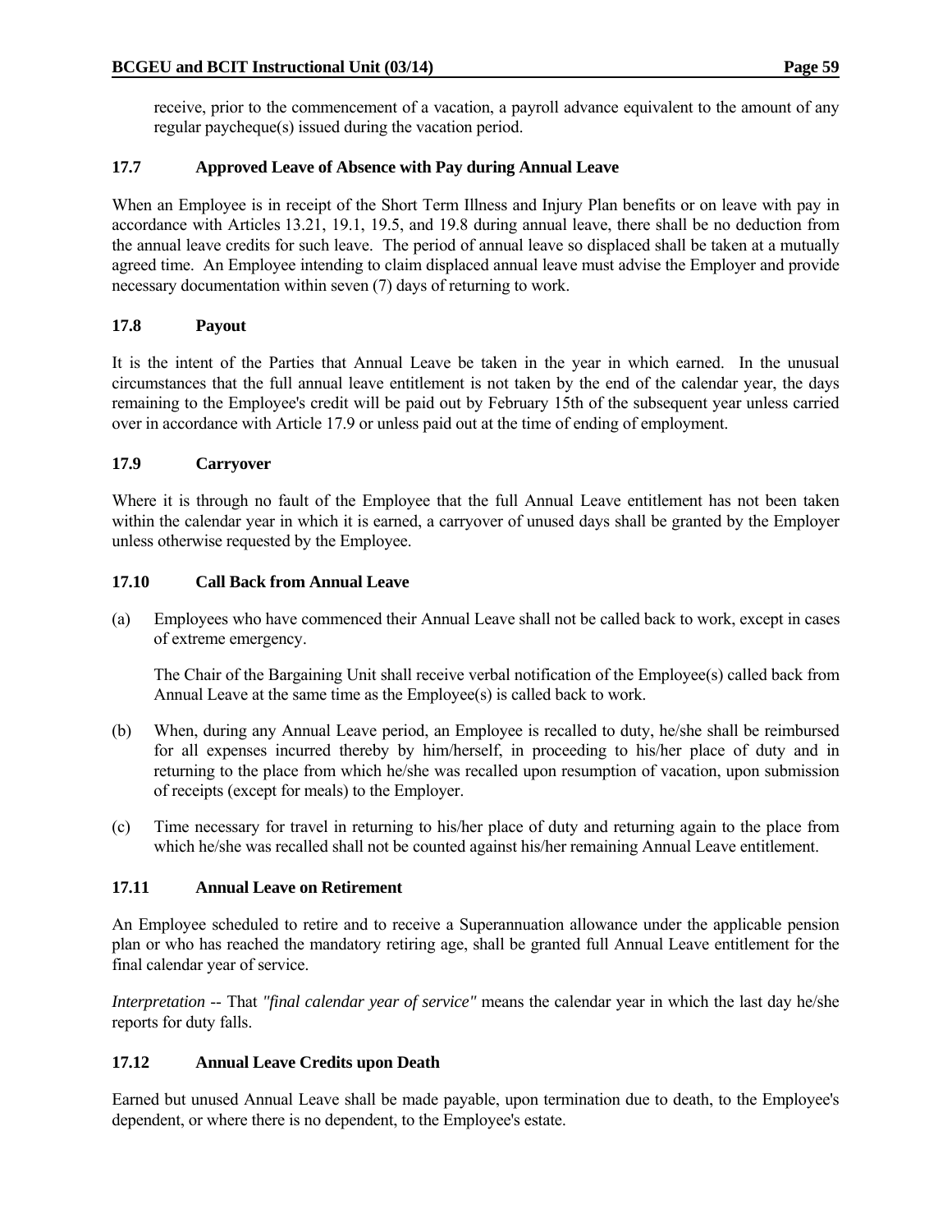receive, prior to the commencement of a vacation, a payroll advance equivalent to the amount of any regular paycheque(s) issued during the vacation period.

### 17.7 Approved Leave of Absence with Pay during Annual Leave

When an Employee is in receipt of the Short Term Illness and Injury Plan benefits or on leave with pay in accordance with Articles 13.21, 19.1, 19.5, and 19.8 during annual leave, there shall be no deduction from the annual leave credits for such leave. The period of annual leave so displaced shall be taken at a mutually agreed time. An Employee intending to claim displaced annual leave must advise the Employer and provide necessary documentation within seven (7) days of returning to work.

### 17.8 Payout

It is the intent of the Parties that Annual Leave be taken in the year in which earned. In the unusual circumstances that the full annual leave entitlement is not taken by the end of the calendar year, the days remaining to the Employee's credit will be paid out by February 15th of the subsequent year unless carried over in accordance with Article 17.9 or unless paid out at the time of ending of employment.

### 17.9 Carryover

Where it is through no fault of the Employee that the full Annual Leave entitlement has not been taken within the calendar year in which it is earned, a carryover of unused days shall be granted by the Employer unless otherwise requested by the Employee.

### 17.10 Call Back from Annual Leave

(a) Employees who have commenced their Annual Leave shall not be called back to work, except in cases of extreme emergency.

The Chair of the Bargaining Unit shall receive verbal notification of the Employee(s) called back from Annual Leave at the same time as the Employee(s) is called back to work.

(b) When, during any Annual Leave period, an Employee is recalled to duty, he/she shall be reimbursed for all expenses incurred thereby by him/herself, in proceeding to his/her place of duty and in returning to the place from which he/she was recalled upon resumption of vacation, upon submission of receipts (except for meals) to the Employer.

(c) Time necessary for travel in returning to his/her place of duty and returning again to the place from which he/she was recalled shall not be counted against his/her remaining Annual Leave entitlement.

### 17.11 Annual Leave on Retirement

An Employee scheduled to retire and to receive a Superannuation allowance under the applicable pension plan or who has reached the mandatory retiring age, shall be granted full Annual Leave entitlement for the final calendar year of service.

*Interpretation* -- That *"final calendar year of service"* means the calendar year in which the last day he/she reports for duty falls.

### 17.12 Annual Leave Credits upon Death

Earned but unused Annual Leave shall be made payable, upon termination due to death, to the Employee's dependent, or where there is no dependent, to the Employee's estate.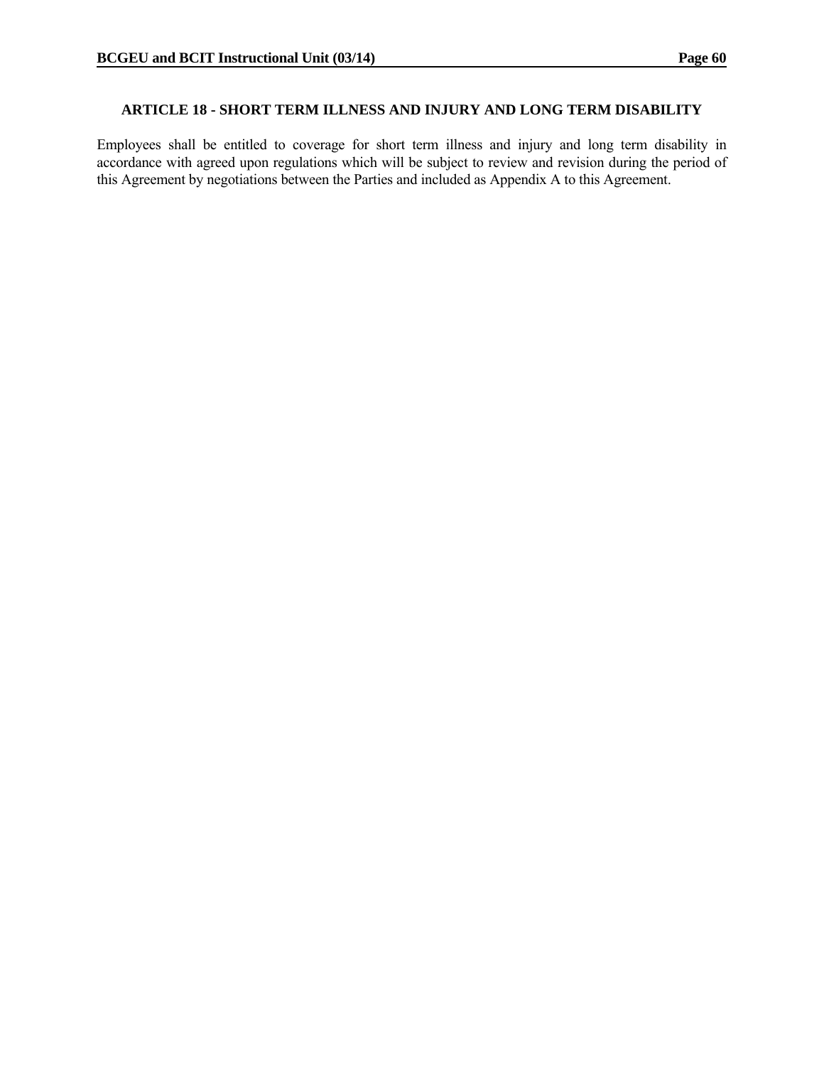## ARTICLE 18 - SHORT TERM ILLNESS AND INJURY AND LONG TERM DISABILITY

Employees shall be entitled to coverage for short term illness and injury and long term disability in accordance with agreed upon regulations which will be subject to review and revision during the period of this Agreement by negotiations between the Parties and included as Appendix A to this Agreement.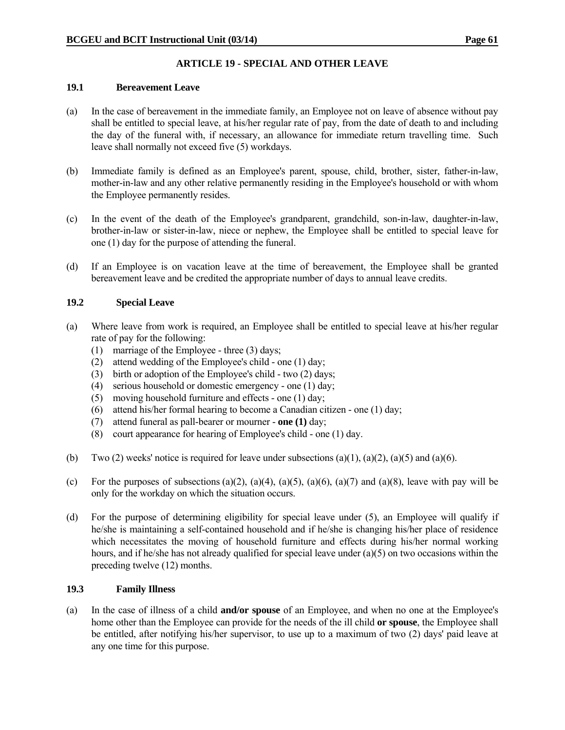## ARTICLE 19 - SPECIAL AND OTHER LEAVE

### 19.1 Bereavement Leave

(a) In the case of bereavement in the immediate family, an Employee not on leave of absence without pay shall be entitled to special leave, at his/her regular rate of pay, from the date of death to and including the day of the funeral with, if necessary, an allowance for immediate return travelling time. Such leave shall normally not exceed five (5) workdays.

(b) Immediate family is defined as an Employee's parent, spouse, child, brother, sister, father-in-law, mother-in-law and any other relative permanently residing in the Employee's household or with whom the Employee permanently resides.

(c) In the event of the death of the Employee's grandparent, grandchild, son-in-law, daughter-in-law, brother-in-law or sister-in-law, niece or nephew, the Employee shall be entitled to special leave for one (1) day for the purpose of attending the funeral.

(d) If an Employee is on vacation leave at the time of bereavement, the Employee shall be granted bereavement leave and be credited the appropriate number of days to annual leave credits.

### 19.2 Special Leave

(a) Where leave from work is required, an Employee shall be entitled to special leave at his/her regular rate of pay for the following:
   (1) marriage of the Employee - three (3) days;
   (2) attend wedding of the Employee's child - one (1) day;
   (3) birth or adoption of the Employee's child - two (2) days;
   (4) serious household or domestic emergency - one (1) day;
   (5) moving household furniture and effects - one (1) day;
   (6) attend his/her formal hearing to become a Canadian citizen - one (1) day;
   (7) attend funeral as pall-bearer or mourner - **one (1)** day;
   (8) court appearance for hearing of Employee's child - one (1) day.

(b) Two (2) weeks' notice is required for leave under subsections (a)(1), (a)(2), (a)(5) and (a)(6).

(c) For the purposes of subsections (a)(2), (a)(4), (a)(5), (a)(6), (a)(7) and (a)(8), leave with pay will be only for the workday on which the situation occurs.

(d) For the purpose of determining eligibility for special leave under (5), an Employee will qualify if he/she is maintaining a self-contained household and if he/she is changing his/her place of residence which necessitates the moving of household furniture and effects during his/her normal working hours, and if he/she has not already qualified for special leave under (a)(5) on two occasions within the preceding twelve (12) months.

### 19.3 Family Illness

(a) In the case of illness of a child **and/or spouse** of an Employee, and when no one at the Employee's home other than the Employee can provide for the needs of the ill child **or spouse**, the Employee shall be entitled, after notifying his/her supervisor, to use up to a maximum of two (2) days' paid leave at any one time for this purpose.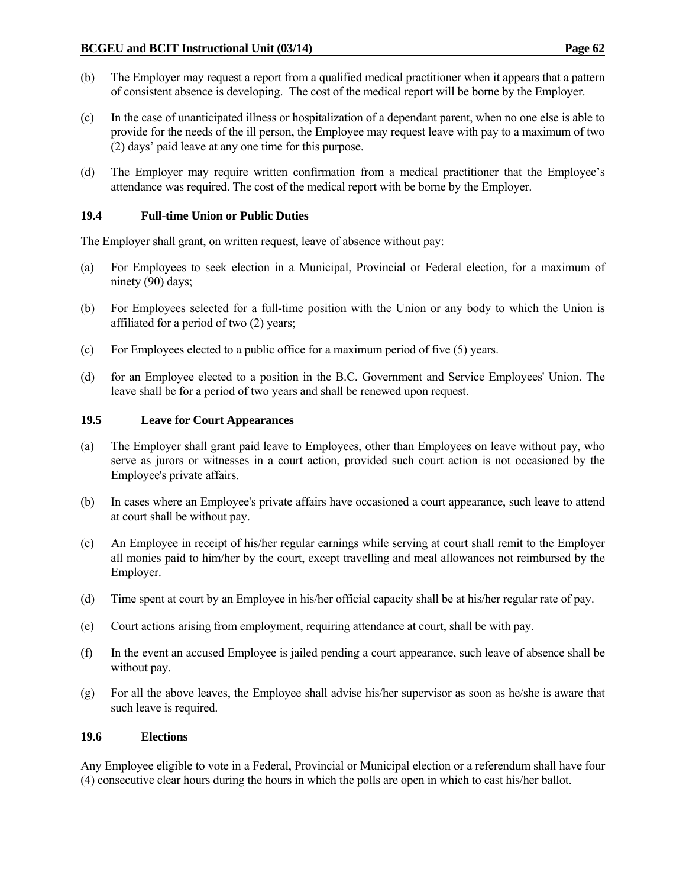(b) The Employer may request a report from a qualified medical practitioner when it appears that a pattern of consistent absence is developing. The cost of the medical report will be borne by the Employer.

(c) In the case of unanticipated illness or hospitalization of a dependant parent, when no one else is able to provide for the needs of the ill person, the Employee may request leave with pay to a maximum of two (2) days' paid leave at any one time for this purpose.

(d) The Employer may require written confirmation from a medical practitioner that the Employee's attendance was required. The cost of the medical report with be borne by the Employer.

### 19.4 Full-time Union or Public Duties

The Employer shall grant, on written request, leave of absence without pay:

(a) For Employees to seek election in a Municipal, Provincial or Federal election, for a maximum of ninety (90) days;

(b) For Employees selected for a full-time position with the Union or any body to which the Union is affiliated for a period of two (2) years;

(c) For Employees elected to a public office for a maximum period of five (5) years.

(d) for an Employee elected to a position in the B.C. Government and Service Employees' Union. The leave shall be for a period of two years and shall be renewed upon request.

### 19.5 Leave for Court Appearances

(a) The Employer shall grant paid leave to Employees, other than Employees on leave without pay, who serve as jurors or witnesses in a court action, provided such court action is not occasioned by the Employee's private affairs.

(b) In cases where an Employee's private affairs have occasioned a court appearance, such leave to attend at court shall be without pay.

(c) An Employee in receipt of his/her regular earnings while serving at court shall remit to the Employer all monies paid to him/her by the court, except travelling and meal allowances not reimbursed by the Employer.

(d) Time spent at court by an Employee in his/her official capacity shall be at his/her regular rate of pay.

(e) Court actions arising from employment, requiring attendance at court, shall be with pay.

(f) In the event an accused Employee is jailed pending a court appearance, such leave of absence shall be without pay.

(g) For all the above leaves, the Employee shall advise his/her supervisor as soon as he/she is aware that such leave is required.

### 19.6 Elections

Any Employee eligible to vote in a Federal, Provincial or Municipal election or a referendum shall have four (4) consecutive clear hours during the hours in which the polls are open in which to cast his/her ballot.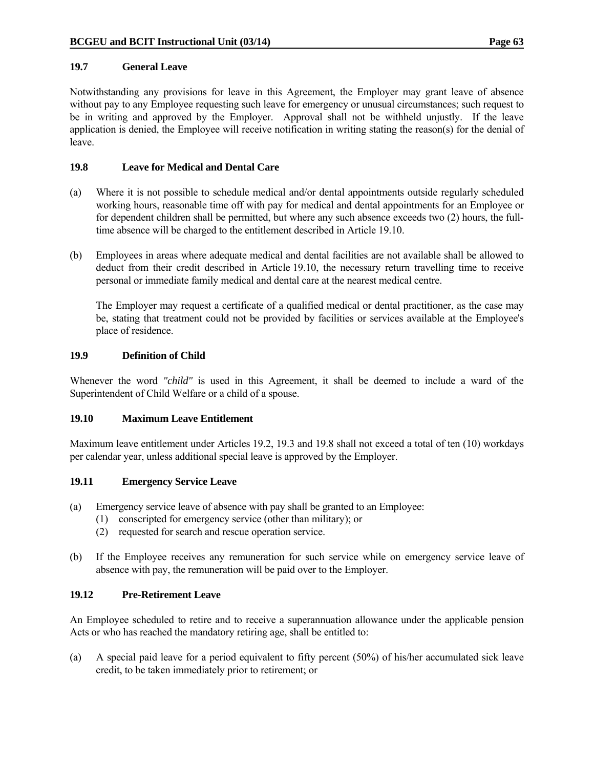### 19.7 General Leave

Notwithstanding any provisions for leave in this Agreement, the Employer may grant leave of absence without pay to any Employee requesting such leave for emergency or unusual circumstances; such request to be in writing and approved by the Employer. Approval shall not be withheld unjustly. If the leave application is denied, the Employee will receive notification in writing stating the reason(s) for the denial of leave.

### 19.8 Leave for Medical and Dental Care

(a) Where it is not possible to schedule medical and/or dental appointments outside regularly scheduled working hours, reasonable time off with pay for medical and dental appointments for an Employee or for dependent children shall be permitted, but where any such absence exceeds two (2) hours, the full-time absence will be charged to the entitlement described in Article 19.10.

(b) Employees in areas where adequate medical and dental facilities are not available shall be allowed to deduct from their credit described in Article 19.10, the necessary return travelling time to receive personal or immediate family medical and dental care at the nearest medical centre.

 The Employer may request a certificate of a qualified medical or dental practitioner, as the case may be, stating that treatment could not be provided by facilities or services available at the Employee's place of residence.

### 19.9 Definition of Child

Whenever the word *"child"* is used in this Agreement, it shall be deemed to include a ward of the Superintendent of Child Welfare or a child of a spouse.

### 19.10 Maximum Leave Entitlement

Maximum leave entitlement under Articles 19.2, 19.3 and 19.8 shall not exceed a total of ten (10) workdays per calendar year, unless additional special leave is approved by the Employer.

### 19.11 Emergency Service Leave

(a) Emergency service leave of absence with pay shall be granted to an Employee:
 (1) conscripted for emergency service (other than military); or
 (2) requested for search and rescue operation service.

(b) If the Employee receives any remuneration for such service while on emergency service leave of absence with pay, the remuneration will be paid over to the Employer.

### 19.12 Pre-Retirement Leave

An Employee scheduled to retire and to receive a superannuation allowance under the applicable pension Acts or who has reached the mandatory retiring age, shall be entitled to:

(a) A special paid leave for a period equivalent to fifty percent (50%) of his/her accumulated sick leave credit, to be taken immediately prior to retirement; or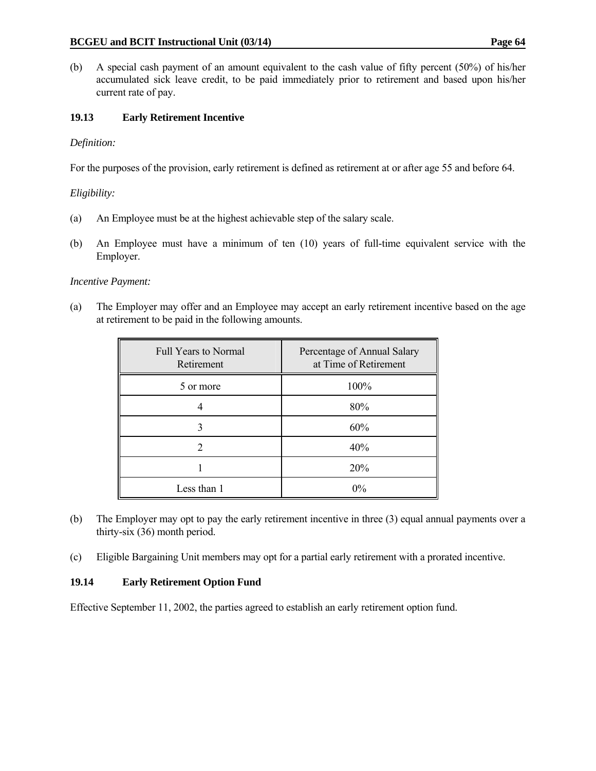(b) A special cash payment of an amount equivalent to the cash value of fifty percent (50%) of his/her accumulated sick leave credit, to be paid immediately prior to retirement and based upon his/her current rate of pay.

### 19.13 Early Retirement Incentive

*Definition:*

For the purposes of the provision, early retirement is defined as retirement at or after age 55 and before 64.

*Eligibility:*

(a) An Employee must be at the highest achievable step of the salary scale.

(b) An Employee must have a minimum of ten (10) years of full-time equivalent service with the Employer.

*Incentive Payment:*

(a) The Employer may offer and an Employee may accept an early retirement incentive based on the age at retirement to be paid in the following amounts.

| Full Years to Normal Retirement | Percentage of Annual Salary at Time of Retirement |
|---|---|
| 5 or more | 100% |
| 4 | 80% |
| 3 | 60% |
| 2 | 40% |
| 1 | 20% |
| Less than 1 | 0% |

(b) The Employer may opt to pay the early retirement incentive in three (3) equal annual payments over a thirty-six (36) month period.

(c) Eligible Bargaining Unit members may opt for a partial early retirement with a prorated incentive.

### 19.14 Early Retirement Option Fund

Effective September 11, 2002, the parties agreed to establish an early retirement option fund.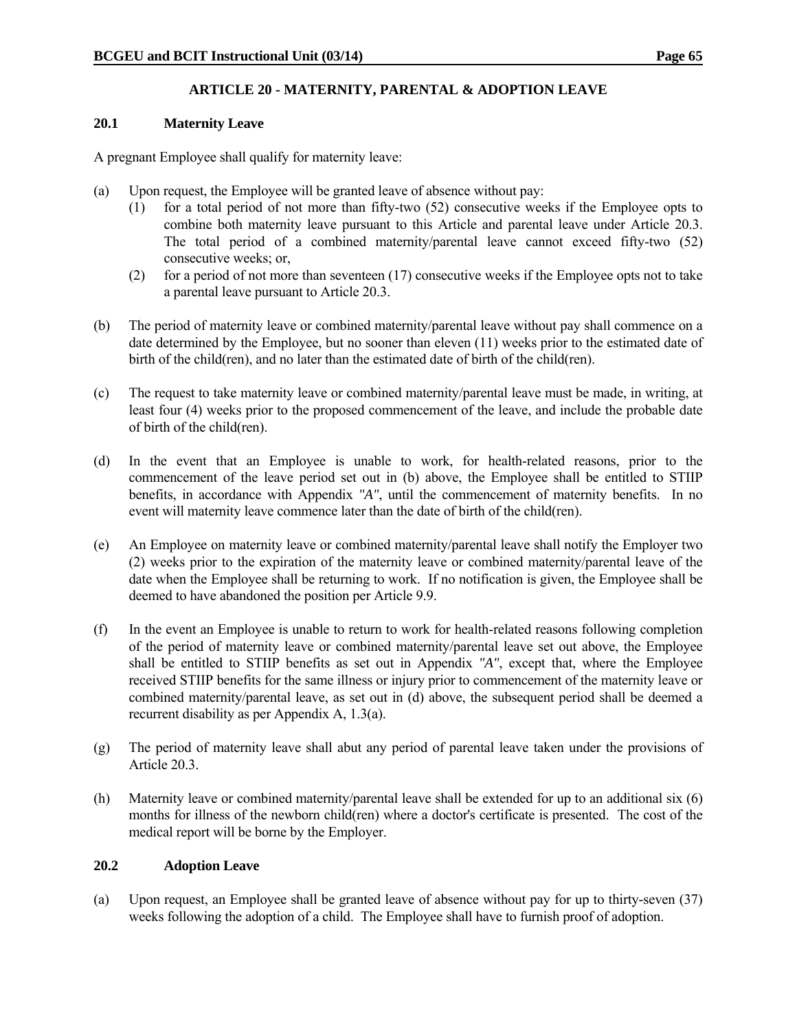## ARTICLE 20 - MATERNITY, PARENTAL & ADOPTION LEAVE

### 20.1 Maternity Leave

A pregnant Employee shall qualify for maternity leave:

(a) Upon request, the Employee will be granted leave of absence without pay:

    (1) for a total period of not more than fifty-two (52) consecutive weeks if the Employee opts to combine both maternity leave pursuant to this Article and parental leave under Article 20.3. The total period of a combined maternity/parental leave cannot exceed fifty-two (52) consecutive weeks; or,

    (2) for a period of not more than seventeen (17) consecutive weeks if the Employee opts not to take a parental leave pursuant to Article 20.3.

(b) The period of maternity leave or combined maternity/parental leave without pay shall commence on a date determined by the Employee, but no sooner than eleven (11) weeks prior to the estimated date of birth of the child(ren), and no later than the estimated date of birth of the child(ren).

(c) The request to take maternity leave or combined maternity/parental leave must be made, in writing, at least four (4) weeks prior to the proposed commencement of the leave, and include the probable date of birth of the child(ren).

(d) In the event that an Employee is unable to work, for health-related reasons, prior to the commencement of the leave period set out in (b) above, the Employee shall be entitled to STIIP benefits, in accordance with Appendix *"A"*, until the commencement of maternity benefits. In no event will maternity leave commence later than the date of birth of the child(ren).

(e) An Employee on maternity leave or combined maternity/parental leave shall notify the Employer two (2) weeks prior to the expiration of the maternity leave or combined maternity/parental leave of the date when the Employee shall be returning to work. If no notification is given, the Employee shall be deemed to have abandoned the position per Article 9.9.

(f) In the event an Employee is unable to return to work for health-related reasons following completion of the period of maternity leave or combined maternity/parental leave set out above, the Employee shall be entitled to STIIP benefits as set out in Appendix *"A"*, except that, where the Employee received STIIP benefits for the same illness or injury prior to commencement of the maternity leave or combined maternity/parental leave, as set out in (d) above, the subsequent period shall be deemed a recurrent disability as per Appendix A, 1.3(a).

(g) The period of maternity leave shall abut any period of parental leave taken under the provisions of Article 20.3.

(h) Maternity leave or combined maternity/parental leave shall be extended for up to an additional six (6) months for illness of the newborn child(ren) where a doctor's certificate is presented. The cost of the medical report will be borne by the Employer.

### 20.2 Adoption Leave

(a) Upon request, an Employee shall be granted leave of absence without pay for up to thirty-seven (37) weeks following the adoption of a child. The Employee shall have to furnish proof of adoption.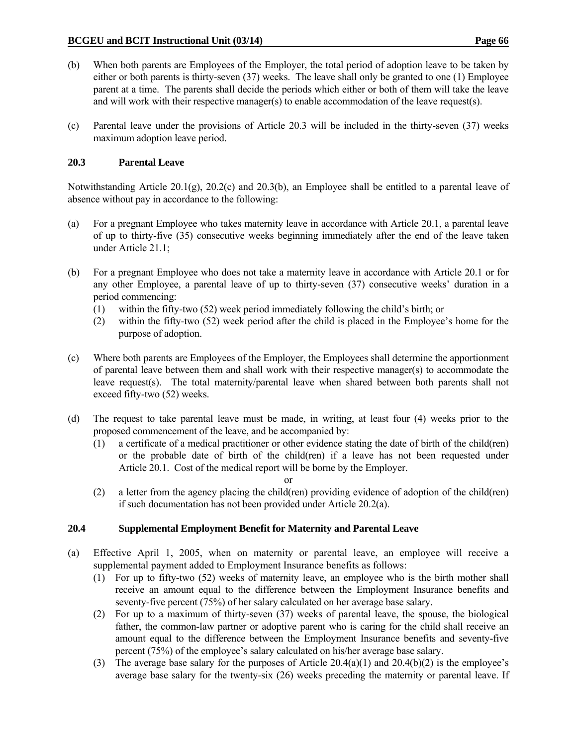(b) When both parents are Employees of the Employer, the total period of adoption leave to be taken by either or both parents is thirty-seven (37) weeks. The leave shall only be granted to one (1) Employee parent at a time. The parents shall decide the periods which either or both of them will take the leave and will work with their respective manager(s) to enable accommodation of the leave request(s).

(c) Parental leave under the provisions of Article 20.3 will be included in the thirty-seven (37) weeks maximum adoption leave period.

### 20.3 Parental Leave

Notwithstanding Article 20.1(g), 20.2(c) and 20.3(b), an Employee shall be entitled to a parental leave of absence without pay in accordance to the following:

(a) For a pregnant Employee who takes maternity leave in accordance with Article 20.1, a parental leave of up to thirty-five (35) consecutive weeks beginning immediately after the end of the leave taken under Article 21.1;

(b) For a pregnant Employee who does not take a maternity leave in accordance with Article 20.1 or for any other Employee, a parental leave of up to thirty-seven (37) consecutive weeks' duration in a period commencing:
   (1) within the fifty-two (52) week period immediately following the child's birth; or
   (2) within the fifty-two (52) week period after the child is placed in the Employee's home for the purpose of adoption.

(c) Where both parents are Employees of the Employer, the Employees shall determine the apportionment of parental leave between them and shall work with their respective manager(s) to accommodate the leave request(s). The total maternity/parental leave when shared between both parents shall not exceed fifty-two (52) weeks.

(d) The request to take parental leave must be made, in writing, at least four (4) weeks prior to the proposed commencement of the leave, and be accompanied by:
   (1) a certificate of a medical practitioner or other evidence stating the date of birth of the child(ren) or the probable date of birth of the child(ren) if a leave has not been requested under Article 20.1. Cost of the medical report will be borne by the Employer.

   or

   (2) a letter from the agency placing the child(ren) providing evidence of adoption of the child(ren) if such documentation has not been provided under Article 20.2(a).

### 20.4 Supplemental Employment Benefit for Maternity and Parental Leave

(a) Effective April 1, 2005, when on maternity or parental leave, an employee will receive a supplemental payment added to Employment Insurance benefits as follows:
   (1) For up to fifty-two (52) weeks of maternity leave, an employee who is the birth mother shall receive an amount equal to the difference between the Employment Insurance benefits and seventy-five percent (75%) of her salary calculated on her average base salary.
   (2) For up to a maximum of thirty-seven (37) weeks of parental leave, the spouse, the biological father, the common-law partner or adoptive parent who is caring for the child shall receive an amount equal to the difference between the Employment Insurance benefits and seventy-five percent (75%) of the employee's salary calculated on his/her average base salary.
   (3) The average base salary for the purposes of Article 20.4(a)(1) and 20.4(b)(2) is the employee's average base salary for the twenty-six (26) weeks preceding the maternity or parental leave. If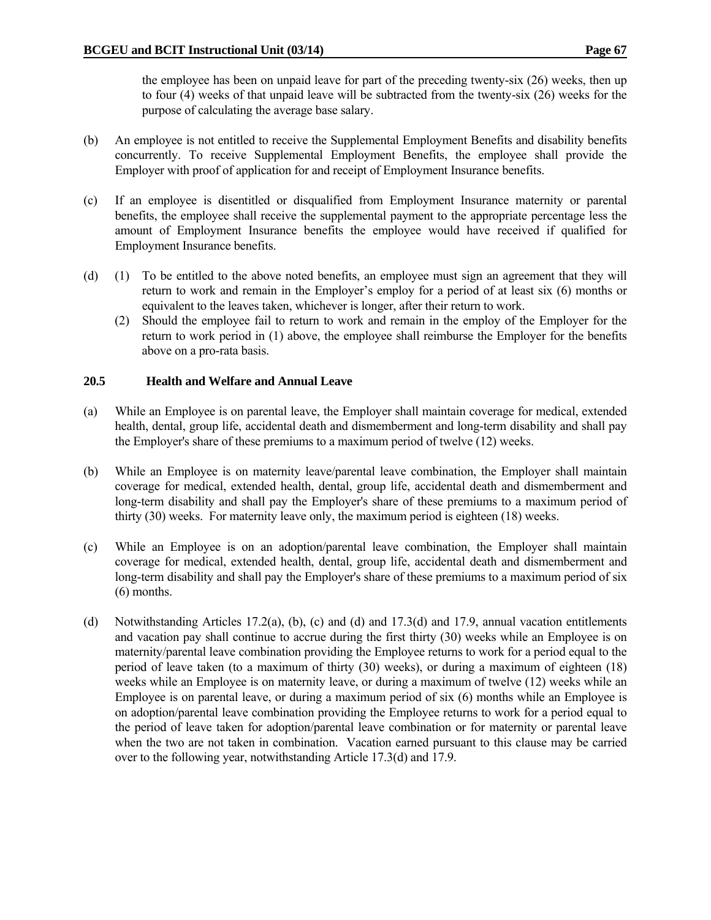the employee has been on unpaid leave for part of the preceding twenty-six (26) weeks, then up to four (4) weeks of that unpaid leave will be subtracted from the twenty-six (26) weeks for the purpose of calculating the average base salary.

(b) An employee is not entitled to receive the Supplemental Employment Benefits and disability benefits concurrently. To receive Supplemental Employment Benefits, the employee shall provide the Employer with proof of application for and receipt of Employment Insurance benefits.

(c) If an employee is disentitled or disqualified from Employment Insurance maternity or parental benefits, the employee shall receive the supplemental payment to the appropriate percentage less the amount of Employment Insurance benefits the employee would have received if qualified for Employment Insurance benefits.

(d) (1) To be entitled to the above noted benefits, an employee must sign an agreement that they will return to work and remain in the Employer's employ for a period of at least six (6) months or equivalent to the leaves taken, whichever is longer, after their return to work.

(2) Should the employee fail to return to work and remain in the employ of the Employer for the return to work period in (1) above, the employee shall reimburse the Employer for the benefits above on a pro-rata basis.

### 20.5 Health and Welfare and Annual Leave

(a) While an Employee is on parental leave, the Employer shall maintain coverage for medical, extended health, dental, group life, accidental death and dismemberment and long-term disability and shall pay the Employer's share of these premiums to a maximum period of twelve (12) weeks.

(b) While an Employee is on maternity leave/parental leave combination, the Employer shall maintain coverage for medical, extended health, dental, group life, accidental death and dismemberment and long-term disability and shall pay the Employer's share of these premiums to a maximum period of thirty (30) weeks. For maternity leave only, the maximum period is eighteen (18) weeks.

(c) While an Employee is on an adoption/parental leave combination, the Employer shall maintain coverage for medical, extended health, dental, group life, accidental death and dismemberment and long-term disability and shall pay the Employer's share of these premiums to a maximum period of six (6) months.

(d) Notwithstanding Articles 17.2(a), (b), (c) and (d) and 17.3(d) and 17.9, annual vacation entitlements and vacation pay shall continue to accrue during the first thirty (30) weeks while an Employee is on maternity/parental leave combination providing the Employee returns to work for a period equal to the period of leave taken (to a maximum of thirty (30) weeks), or during a maximum of eighteen (18) weeks while an Employee is on maternity leave, or during a maximum of twelve (12) weeks while an Employee is on parental leave, or during a maximum period of six (6) months while an Employee is on adoption/parental leave combination providing the Employee returns to work for a period equal to the period of leave taken for adoption/parental leave combination or for maternity or parental leave when the two are not taken in combination. Vacation earned pursuant to this clause may be carried over to the following year, notwithstanding Article 17.3(d) and 17.9.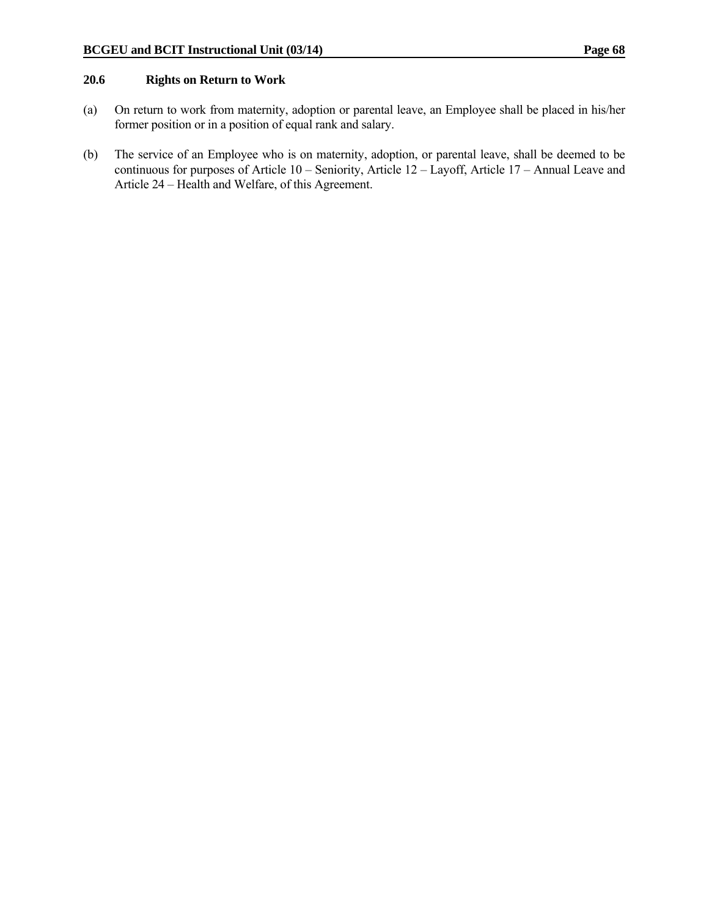### 20.6 Rights on Return to Work

(a) On return to work from maternity, adoption or parental leave, an Employee shall be placed in his/her former position or in a position of equal rank and salary.

(b) The service of an Employee who is on maternity, adoption, or parental leave, shall be deemed to be continuous for purposes of Article 10 – Seniority, Article 12 – Layoff, Article 17 – Annual Leave and Article 24 – Health and Welfare, of this Agreement.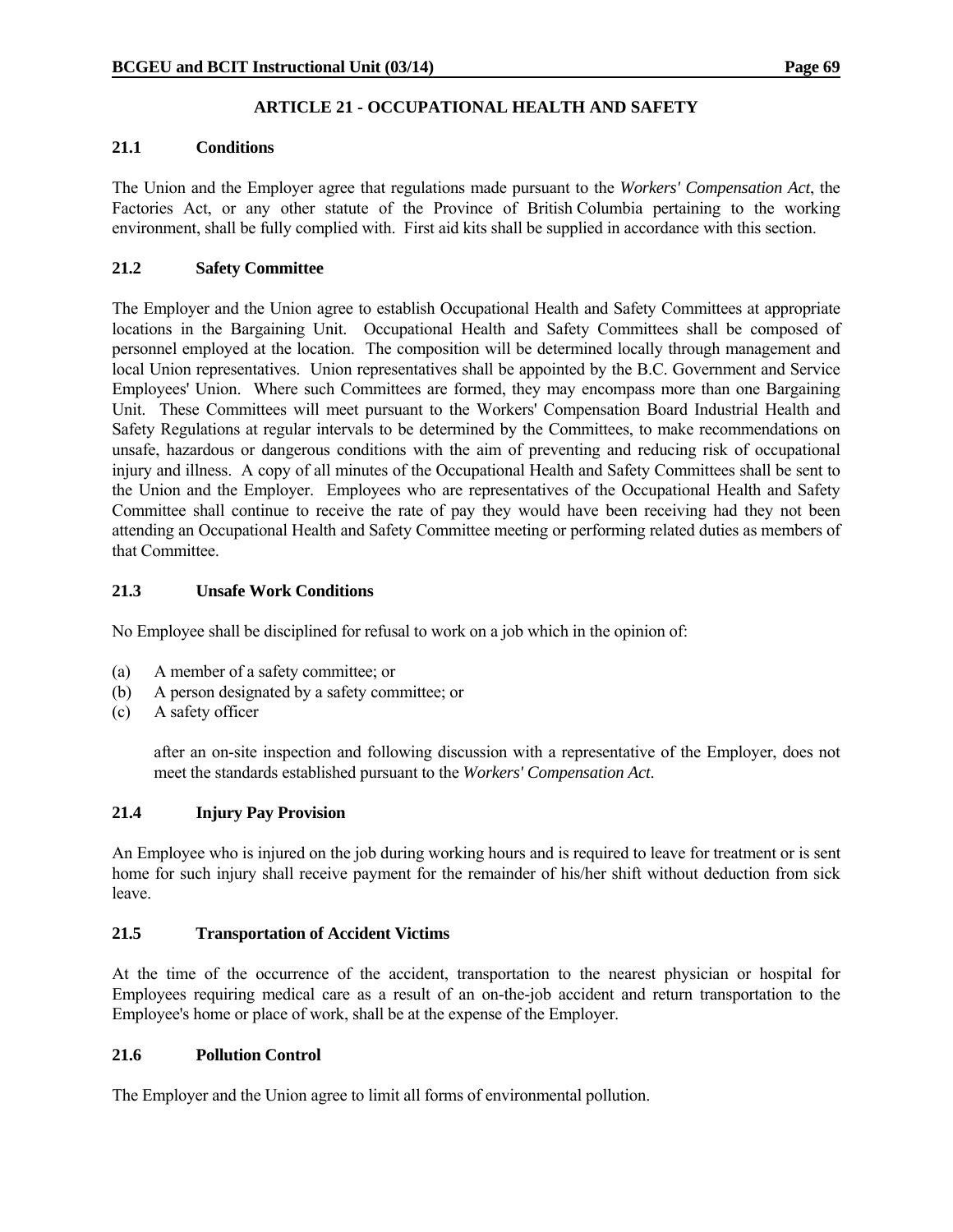# ARTICLE 21 - OCCUPATIONAL HEALTH AND SAFETY

## 21.1 Conditions

The Union and the Employer agree that regulations made pursuant to the *Workers' Compensation Act*, the Factories Act, or any other statute of the Province of British Columbia pertaining to the working environment, shall be fully complied with. First aid kits shall be supplied in accordance with this section.

## 21.2 Safety Committee

The Employer and the Union agree to establish Occupational Health and Safety Committees at appropriate locations in the Bargaining Unit. Occupational Health and Safety Committees shall be composed of personnel employed at the location. The composition will be determined locally through management and local Union representatives. Union representatives shall be appointed by the B.C. Government and Service Employees' Union. Where such Committees are formed, they may encompass more than one Bargaining Unit. These Committees will meet pursuant to the Workers' Compensation Board Industrial Health and Safety Regulations at regular intervals to be determined by the Committees, to make recommendations on unsafe, hazardous or dangerous conditions with the aim of preventing and reducing risk of occupational injury and illness. A copy of all minutes of the Occupational Health and Safety Committees shall be sent to the Union and the Employer. Employees who are representatives of the Occupational Health and Safety Committee shall continue to receive the rate of pay they would have been receiving had they not been attending an Occupational Health and Safety Committee meeting or performing related duties as members of that Committee.

## 21.3 Unsafe Work Conditions

No Employee shall be disciplined for refusal to work on a job which in the opinion of:

(a) A member of a safety committee; or
(b) A person designated by a safety committee; or
(c) A safety officer

after an on-site inspection and following discussion with a representative of the Employer, does not meet the standards established pursuant to the *Workers' Compensation Act*.

## 21.4 Injury Pay Provision

An Employee who is injured on the job during working hours and is required to leave for treatment or is sent home for such injury shall receive payment for the remainder of his/her shift without deduction from sick leave.

## 21.5 Transportation of Accident Victims

At the time of the occurrence of the accident, transportation to the nearest physician or hospital for Employees requiring medical care as a result of an on-the-job accident and return transportation to the Employee's home or place of work, shall be at the expense of the Employer.

## 21.6 Pollution Control

The Employer and the Union agree to limit all forms of environmental pollution.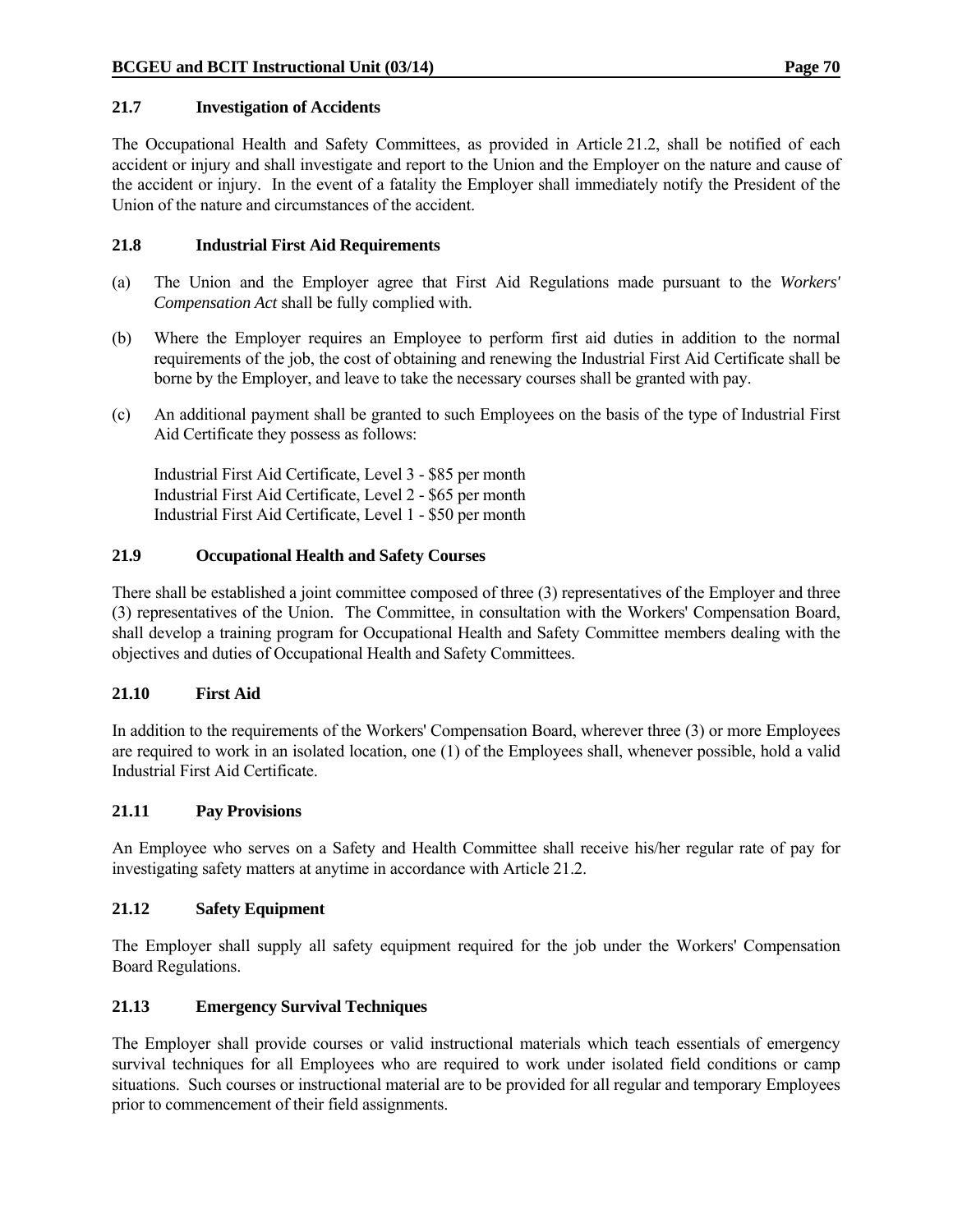### 21.7 Investigation of Accidents

The Occupational Health and Safety Committees, as provided in Article 21.2, shall be notified of each accident or injury and shall investigate and report to the Union and the Employer on the nature and cause of the accident or injury. In the event of a fatality the Employer shall immediately notify the President of the Union of the nature and circumstances of the accident.

### 21.8 Industrial First Aid Requirements

(a) The Union and the Employer agree that First Aid Regulations made pursuant to the *Workers' Compensation Act* shall be fully complied with.

(b) Where the Employer requires an Employee to perform first aid duties in addition to the normal requirements of the job, the cost of obtaining and renewing the Industrial First Aid Certificate shall be borne by the Employer, and leave to take the necessary courses shall be granted with pay.

(c) An additional payment shall be granted to such Employees on the basis of the type of Industrial First Aid Certificate they possess as follows:

Industrial First Aid Certificate, Level 3 - $85 per month
Industrial First Aid Certificate, Level 2 - $65 per month
Industrial First Aid Certificate, Level 1 - $50 per month

### 21.9 Occupational Health and Safety Courses

There shall be established a joint committee composed of three (3) representatives of the Employer and three (3) representatives of the Union. The Committee, in consultation with the Workers' Compensation Board, shall develop a training program for Occupational Health and Safety Committee members dealing with the objectives and duties of Occupational Health and Safety Committees.

### 21.10 First Aid

In addition to the requirements of the Workers' Compensation Board, wherever three (3) or more Employees are required to work in an isolated location, one (1) of the Employees shall, whenever possible, hold a valid Industrial First Aid Certificate.

### 21.11 Pay Provisions

An Employee who serves on a Safety and Health Committee shall receive his/her regular rate of pay for investigating safety matters at anytime in accordance with Article 21.2.

### 21.12 Safety Equipment

The Employer shall supply all safety equipment required for the job under the Workers' Compensation Board Regulations.

### 21.13 Emergency Survival Techniques

The Employer shall provide courses or valid instructional materials which teach essentials of emergency survival techniques for all Employees who are required to work under isolated field conditions or camp situations. Such courses or instructional material are to be provided for all regular and temporary Employees prior to commencement of their field assignments.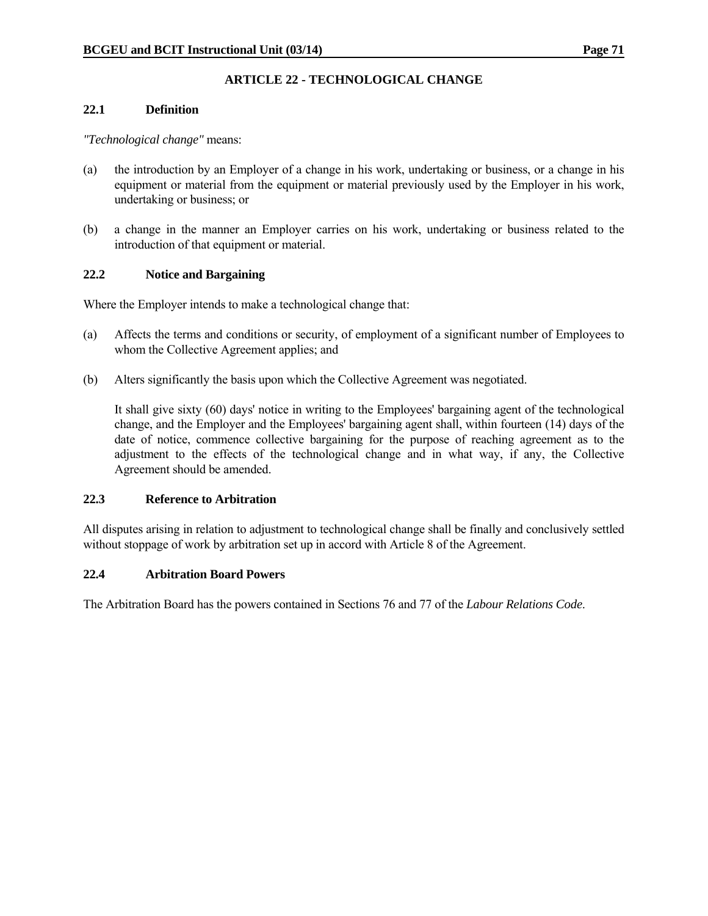## ARTICLE 22 - TECHNOLOGICAL CHANGE

### 22.1 Definition

*"Technological change"* means:

(a) the introduction by an Employer of a change in his work, undertaking or business, or a change in his equipment or material from the equipment or material previously used by the Employer in his work, undertaking or business; or

(b) a change in the manner an Employer carries on his work, undertaking or business related to the introduction of that equipment or material.

### 22.2 Notice and Bargaining

Where the Employer intends to make a technological change that:

(a) Affects the terms and conditions or security, of employment of a significant number of Employees to whom the Collective Agreement applies; and

(b) Alters significantly the basis upon which the Collective Agreement was negotiated.

It shall give sixty (60) days' notice in writing to the Employees' bargaining agent of the technological change, and the Employer and the Employees' bargaining agent shall, within fourteen (14) days of the date of notice, commence collective bargaining for the purpose of reaching agreement as to the adjustment to the effects of the technological change and in what way, if any, the Collective Agreement should be amended.

### 22.3 Reference to Arbitration

All disputes arising in relation to adjustment to technological change shall be finally and conclusively settled without stoppage of work by arbitration set up in accord with Article 8 of the Agreement.

### 22.4 Arbitration Board Powers

The Arbitration Board has the powers contained in Sections 76 and 77 of the *Labour Relations Code*.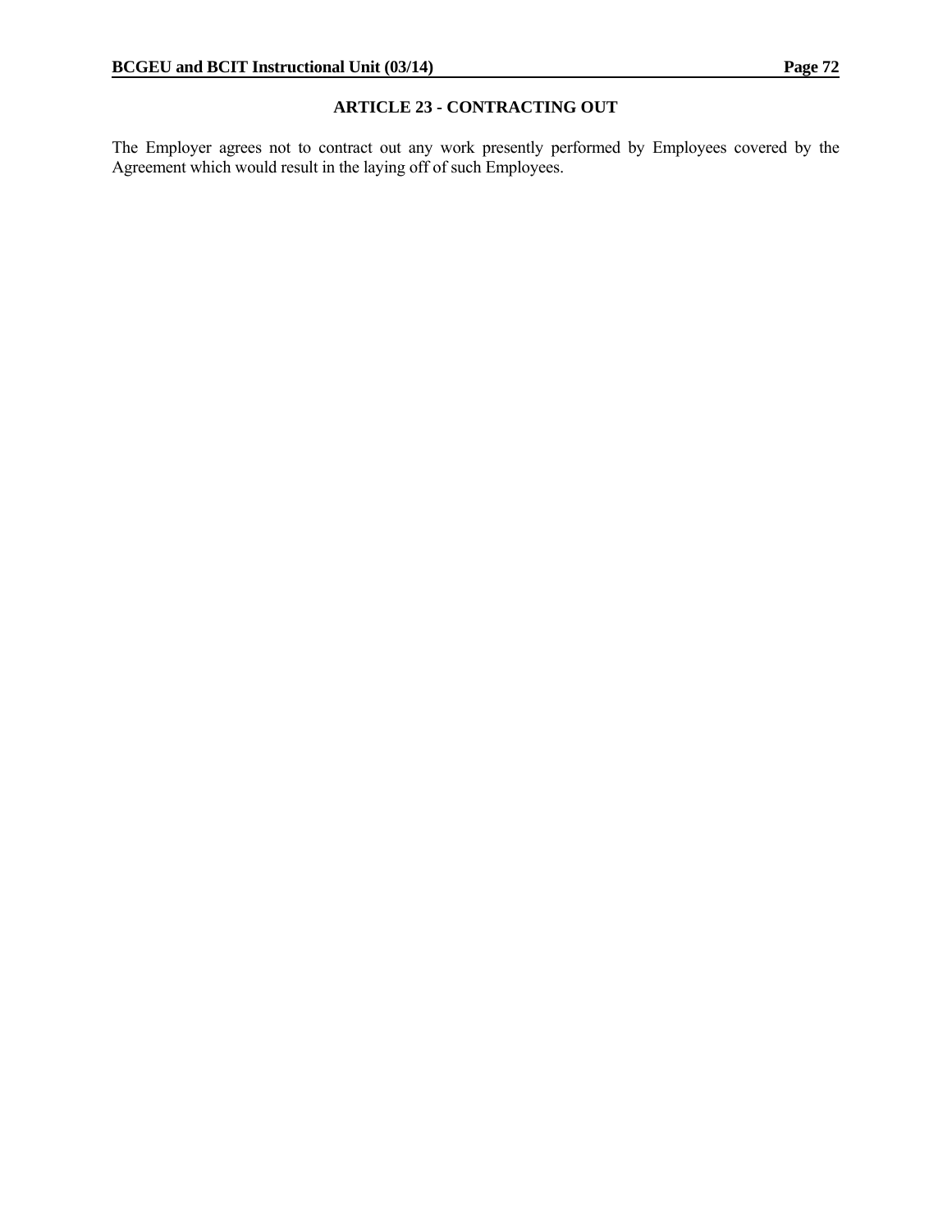## ARTICLE 23 - CONTRACTING OUT

The Employer agrees not to contract out any work presently performed by Employees covered by the Agreement which would result in the laying off of such Employees.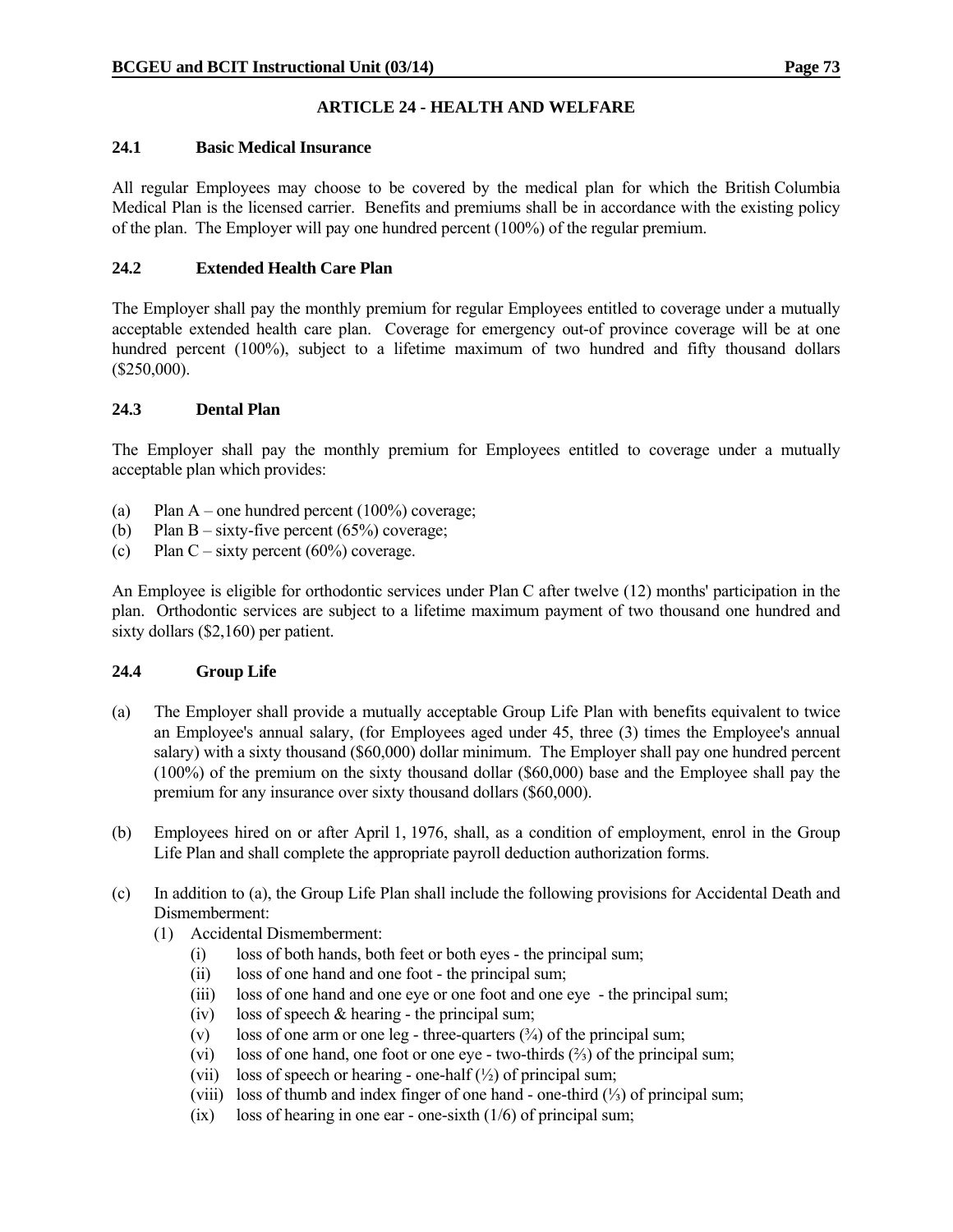## ARTICLE 24 - HEALTH AND WELFARE

### 24.1 Basic Medical Insurance

All regular Employees may choose to be covered by the medical plan for which the British Columbia Medical Plan is the licensed carrier. Benefits and premiums shall be in accordance with the existing policy of the plan. The Employer will pay one hundred percent (100%) of the regular premium.

### 24.2 Extended Health Care Plan

The Employer shall pay the monthly premium for regular Employees entitled to coverage under a mutually acceptable extended health care plan. Coverage for emergency out-of province coverage will be at one hundred percent (100%), subject to a lifetime maximum of two hundred and fifty thousand dollars ($250,000).

### 24.3 Dental Plan

The Employer shall pay the monthly premium for Employees entitled to coverage under a mutually acceptable plan which provides:

(a) Plan A – one hundred percent (100%) coverage;
(b) Plan B – sixty-five percent (65%) coverage;
(c) Plan C – sixty percent (60%) coverage.

An Employee is eligible for orthodontic services under Plan C after twelve (12) months' participation in the plan. Orthodontic services are subject to a lifetime maximum payment of two thousand one hundred and sixty dollars ($2,160) per patient.

### 24.4 Group Life

(a) The Employer shall provide a mutually acceptable Group Life Plan with benefits equivalent to twice an Employee's annual salary, (for Employees aged under 45, three (3) times the Employee's annual salary) with a sixty thousand ($60,000) dollar minimum. The Employer shall pay one hundred percent (100%) of the premium on the sixty thousand dollar ($60,000) base and the Employee shall pay the premium for any insurance over sixty thousand dollars ($60,000).

(b) Employees hired on or after April 1, 1976, shall, as a condition of employment, enrol in the Group Life Plan and shall complete the appropriate payroll deduction authorization forms.

(c) In addition to (a), the Group Life Plan shall include the following provisions for Accidental Death and Dismemberment:
   (1) Accidental Dismemberment:
      (i) loss of both hands, both feet or both eyes - the principal sum;
      (ii) loss of one hand and one foot - the principal sum;
      (iii) loss of one hand and one eye or one foot and one eye - the principal sum;
      (iv) loss of speech & hearing - the principal sum;
      (v) loss of one arm or one leg - three-quarters (¾) of the principal sum;
      (vi) loss of one hand, one foot or one eye - two-thirds (⅔) of the principal sum;
      (vii) loss of speech or hearing - one-half (½) of principal sum;
      (viii) loss of thumb and index finger of one hand - one-third (⅓) of principal sum;
      (ix) loss of hearing in one ear - one-sixth (1/6) of principal sum;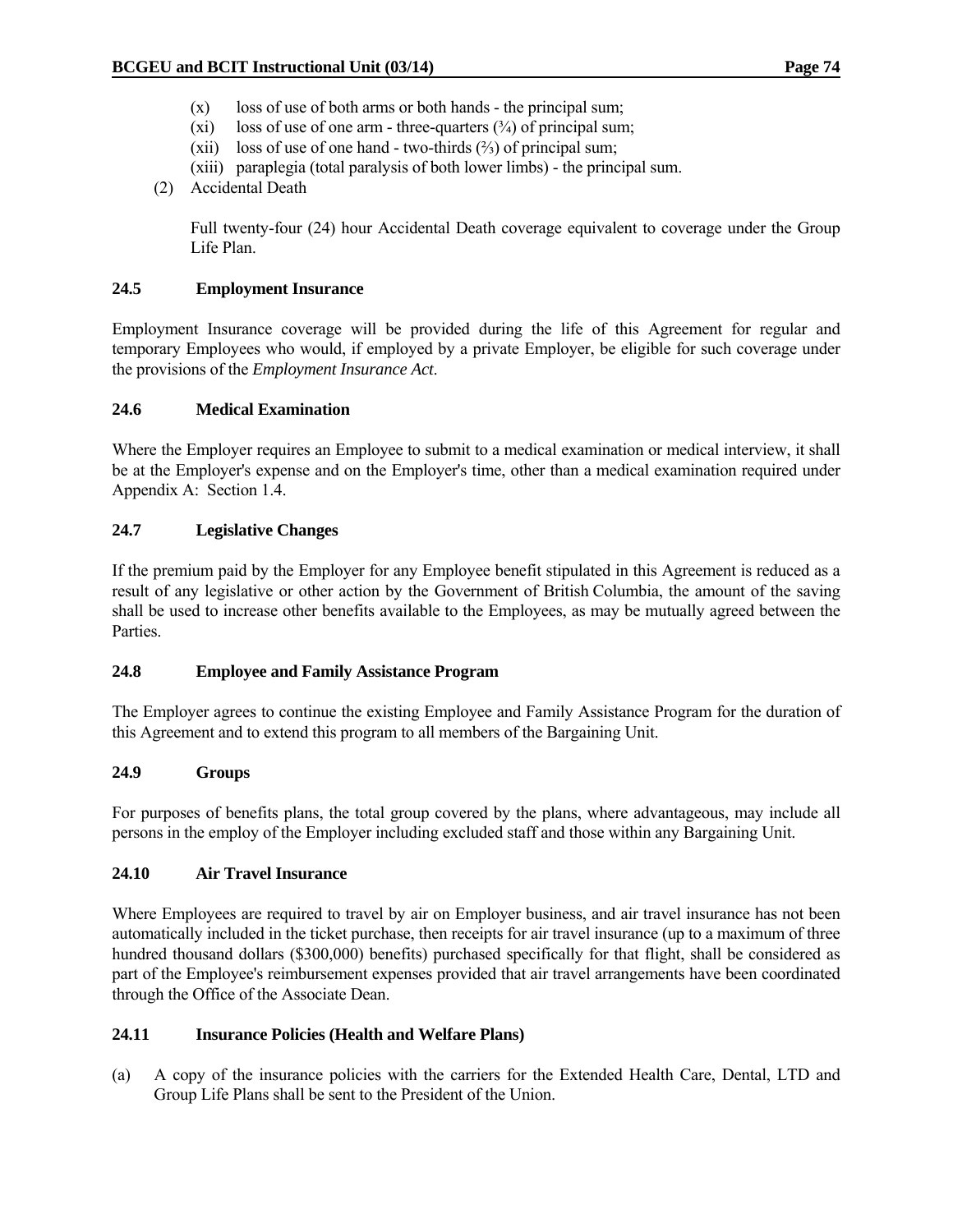- (x) loss of use of both arms or both hands - the principal sum;
- (xi) loss of use of one arm - three-quarters (¾) of principal sum;
- (xii) loss of use of one hand - two-thirds (⅔) of principal sum;
- (xiii) paraplegia (total paralysis of both lower limbs) - the principal sum.

(2) Accidental Death

Full twenty-four (24) hour Accidental Death coverage equivalent to coverage under the Group Life Plan.

### 24.5 Employment Insurance

Employment Insurance coverage will be provided during the life of this Agreement for regular and temporary Employees who would, if employed by a private Employer, be eligible for such coverage under the provisions of the *Employment Insurance Act*.

### 24.6 Medical Examination

Where the Employer requires an Employee to submit to a medical examination or medical interview, it shall be at the Employer's expense and on the Employer's time, other than a medical examination required under Appendix A: Section 1.4.

### 24.7 Legislative Changes

If the premium paid by the Employer for any Employee benefit stipulated in this Agreement is reduced as a result of any legislative or other action by the Government of British Columbia, the amount of the saving shall be used to increase other benefits available to the Employees, as may be mutually agreed between the Parties.

### 24.8 Employee and Family Assistance Program

The Employer agrees to continue the existing Employee and Family Assistance Program for the duration of this Agreement and to extend this program to all members of the Bargaining Unit.

### 24.9 Groups

For purposes of benefits plans, the total group covered by the plans, where advantageous, may include all persons in the employ of the Employer including excluded staff and those within any Bargaining Unit.

### 24.10 Air Travel Insurance

Where Employees are required to travel by air on Employer business, and air travel insurance has not been automatically included in the ticket purchase, then receipts for air travel insurance (up to a maximum of three hundred thousand dollars ($300,000) benefits) purchased specifically for that flight, shall be considered as part of the Employee's reimbursement expenses provided that air travel arrangements have been coordinated through the Office of the Associate Dean.

### 24.11 Insurance Policies (Health and Welfare Plans)

(a) A copy of the insurance policies with the carriers for the Extended Health Care, Dental, LTD and Group Life Plans shall be sent to the President of the Union.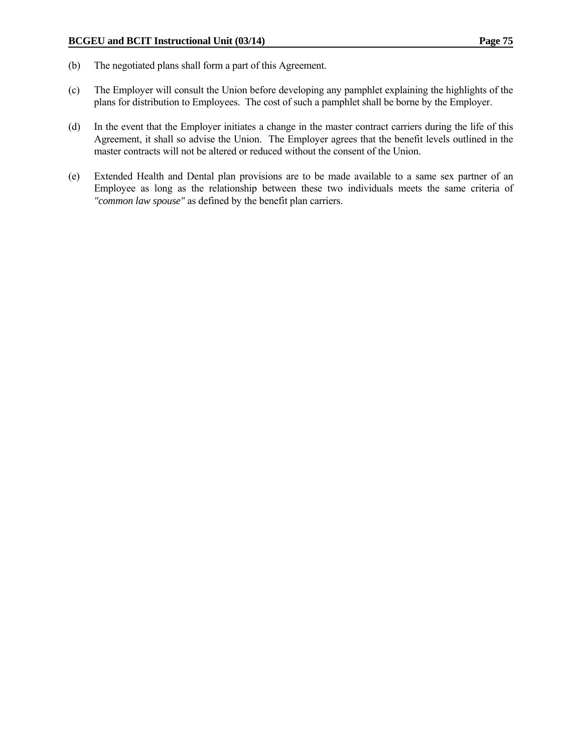(b) The negotiated plans shall form a part of this Agreement.

(c) The Employer will consult the Union before developing any pamphlet explaining the highlights of the plans for distribution to Employees. The cost of such a pamphlet shall be borne by the Employer.

(d) In the event that the Employer initiates a change in the master contract carriers during the life of this Agreement, it shall so advise the Union. The Employer agrees that the benefit levels outlined in the master contracts will not be altered or reduced without the consent of the Union.

(e) Extended Health and Dental plan provisions are to be made available to a same sex partner of an Employee as long as the relationship between these two individuals meets the same criteria of *"common law spouse"* as defined by the benefit plan carriers.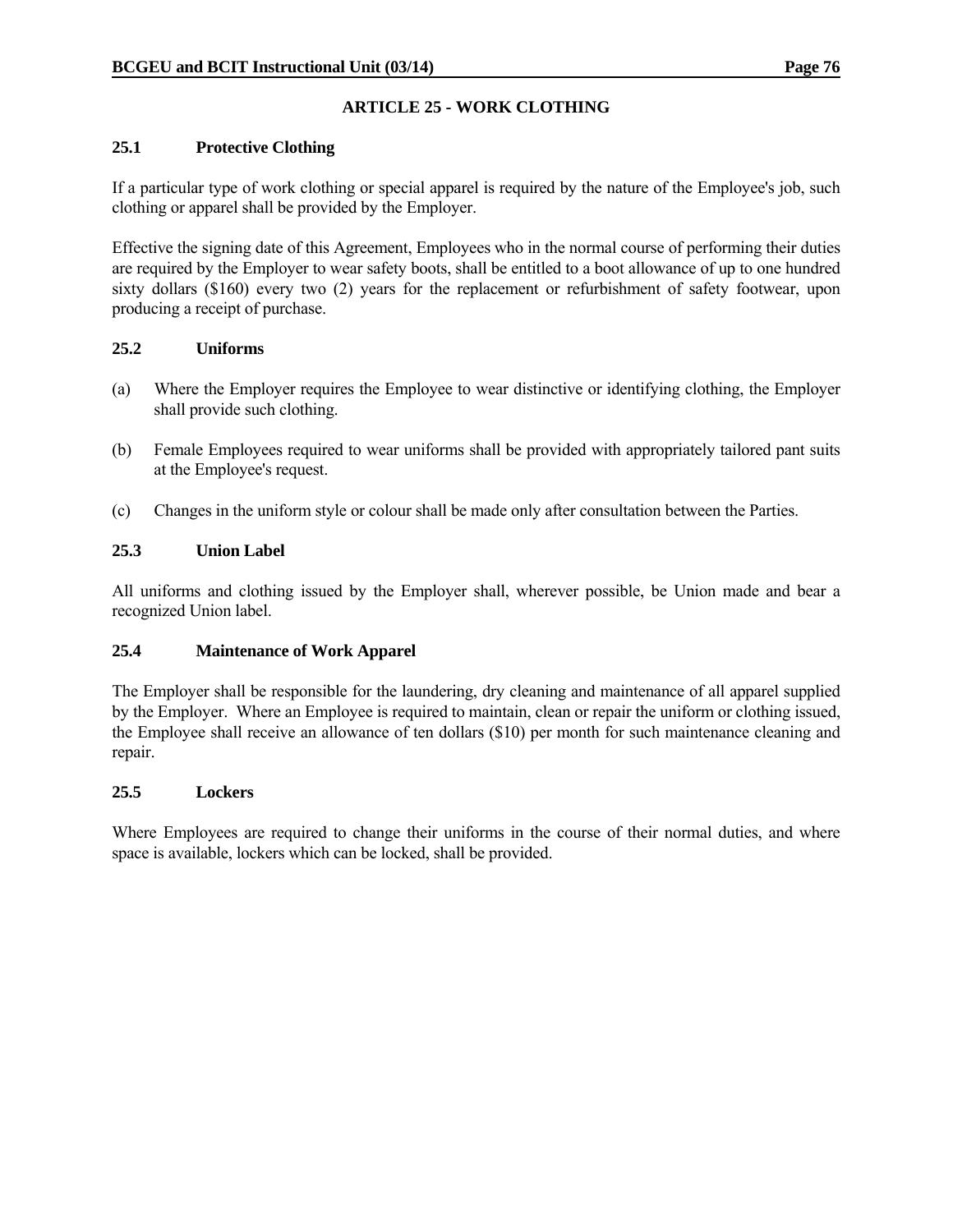## ARTICLE 25 - WORK CLOTHING

### 25.1 Protective Clothing

If a particular type of work clothing or special apparel is required by the nature of the Employee's job, such clothing or apparel shall be provided by the Employer.

Effective the signing date of this Agreement, Employees who in the normal course of performing their duties are required by the Employer to wear safety boots, shall be entitled to a boot allowance of up to one hundred sixty dollars ($160) every two (2) years for the replacement or refurbishment of safety footwear, upon producing a receipt of purchase.

### 25.2 Uniforms

(a) Where the Employer requires the Employee to wear distinctive or identifying clothing, the Employer shall provide such clothing.

(b) Female Employees required to wear uniforms shall be provided with appropriately tailored pant suits at the Employee's request.

(c) Changes in the uniform style or colour shall be made only after consultation between the Parties.

### 25.3 Union Label

All uniforms and clothing issued by the Employer shall, wherever possible, be Union made and bear a recognized Union label.

### 25.4 Maintenance of Work Apparel

The Employer shall be responsible for the laundering, dry cleaning and maintenance of all apparel supplied by the Employer. Where an Employee is required to maintain, clean or repair the uniform or clothing issued, the Employee shall receive an allowance of ten dollars ($10) per month for such maintenance cleaning and repair.

### 25.5 Lockers

Where Employees are required to change their uniforms in the course of their normal duties, and where space is available, lockers which can be locked, shall be provided.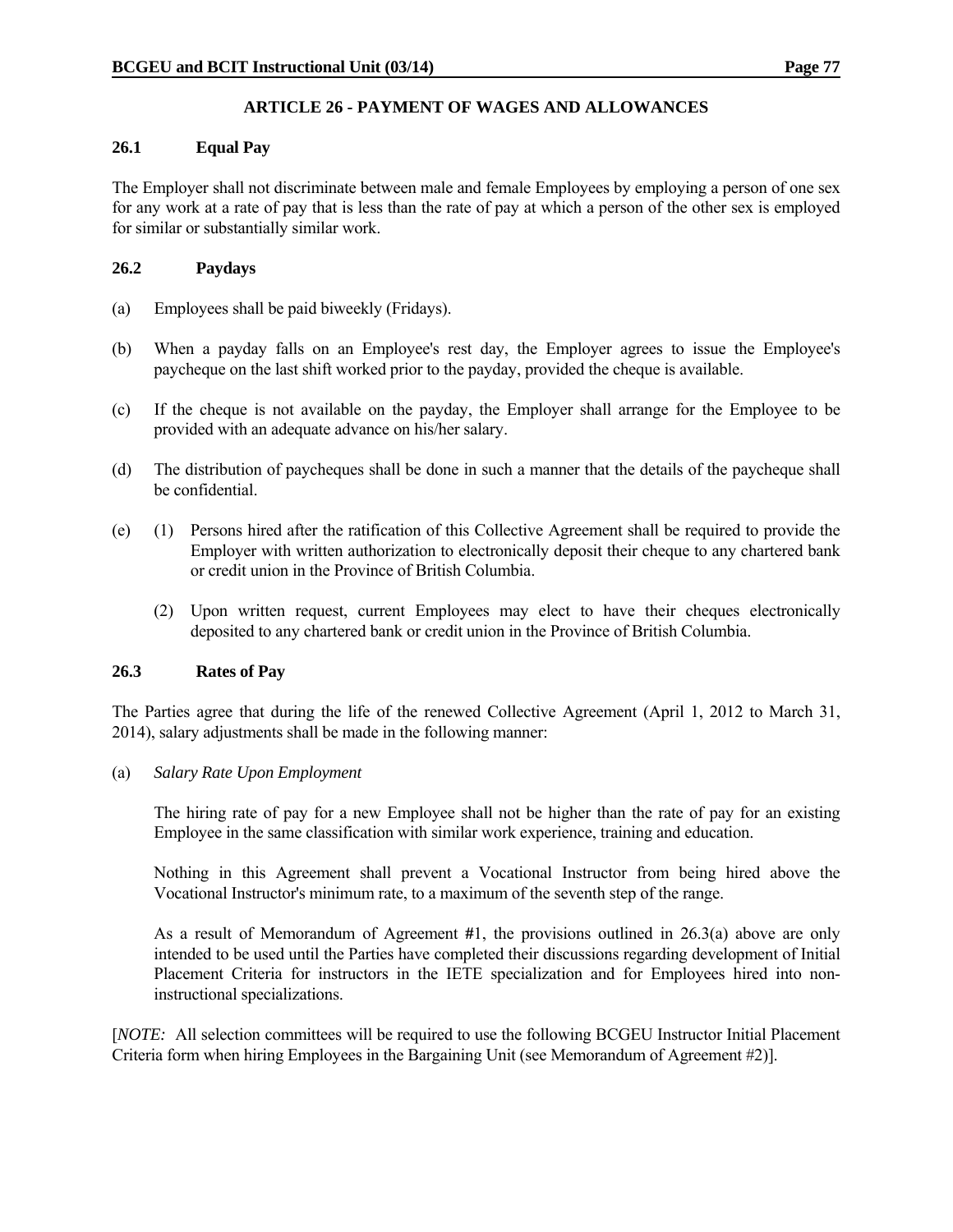## ARTICLE 26 - PAYMENT OF WAGES AND ALLOWANCES

### 26.1 Equal Pay

The Employer shall not discriminate between male and female Employees by employing a person of one sex for any work at a rate of pay that is less than the rate of pay at which a person of the other sex is employed for similar or substantially similar work.

### 26.2 Paydays

(a) Employees shall be paid biweekly (Fridays).

(b) When a payday falls on an Employee's rest day, the Employer agrees to issue the Employee's paycheque on the last shift worked prior to the payday, provided the cheque is available.

(c) If the cheque is not available on the payday, the Employer shall arrange for the Employee to be provided with an adequate advance on his/her salary.

(d) The distribution of paycheques shall be done in such a manner that the details of the paycheque shall be confidential.

(e) (1) Persons hired after the ratification of this Collective Agreement shall be required to provide the Employer with written authorization to electronically deposit their cheque to any chartered bank or credit union in the Province of British Columbia.

(2) Upon written request, current Employees may elect to have their cheques electronically deposited to any chartered bank or credit union in the Province of British Columbia.

### 26.3 Rates of Pay

The Parties agree that during the life of the renewed Collective Agreement (April 1, 2012 to March 31, 2014), salary adjustments shall be made in the following manner:

(a) *Salary Rate Upon Employment*

The hiring rate of pay for a new Employee shall not be higher than the rate of pay for an existing Employee in the same classification with similar work experience, training and education.

Nothing in this Agreement shall prevent a Vocational Instructor from being hired above the Vocational Instructor's minimum rate, to a maximum of the seventh step of the range.

As a result of Memorandum of Agreement #1, the provisions outlined in 26.3(a) above are only intended to be used until the Parties have completed their discussions regarding development of Initial Placement Criteria for instructors in the IETE specialization and for Employees hired into non-instructional specializations.

[*NOTE:* All selection committees will be required to use the following BCGEU Instructor Initial Placement Criteria form when hiring Employees in the Bargaining Unit (see Memorandum of Agreement #2)].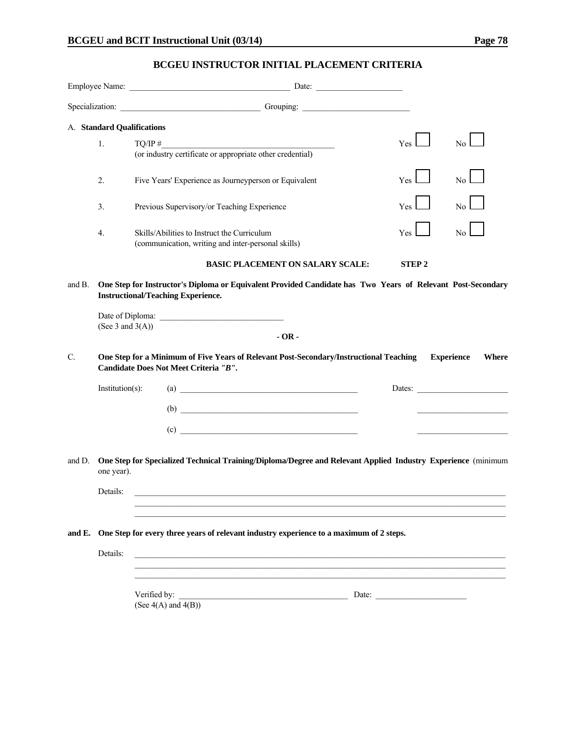## BCGEU INSTRUCTOR INITIAL PLACEMENT CRITERIA

Employee Name: \_\_\_\_\_\_\_\_\_\_\_\_\_\_\_\_\_\_\_\_\_\_\_\_\_\_\_\_\_\_\_\_\_\_\_\_\_\_\_\_ Date: \_\_\_\_\_\_\_\_\_\_\_\_\_\_\_\_\_\_\_\_\_\_

Specialization: \_\_\_\_\_\_\_\_\_\_\_\_\_\_\_\_\_\_\_\_\_\_\_\_\_\_\_\_\_\_\_\_\_\_\_ Grouping: \_\_\_\_\_\_\_\_\_\_\_\_\_\_\_\_\_\_\_\_\_\_\_\_\_\_\_

A. **Standard Qualifications**

1. TQ/IP # \_\_\_\_\_\_\_\_\_\_\_\_\_\_\_\_\_\_\_\_\_\_\_\_\_\_\_\_\_\_\_\_\_\_\_\_\_\_\_\_\_\_\_\_ Yes ☐ No ☐
   (or industry certificate or appropriate other credential)

2. Five Years' Experience as Journeyperson or Equivalent Yes ☐ No ☐

3. Previous Supervisory/or Teaching Experience Yes ☐ No ☐

4. Skills/Abilities to Instruct the Curriculum Yes ☐ No ☐
   (communication, writing and inter-personal skills)

**BASIC PLACEMENT ON SALARY SCALE: STEP 2**

and B. **One Step for Instructor's Diploma or Equivalent Provided Candidate has Two Years of Relevant Post-Secondary Instructional/Teaching Experience.**

Date of Diploma: \_\_\_\_\_\_\_\_\_\_\_\_\_\_\_\_\_\_\_\_\_\_\_\_\_\_\_\_\_\_\_
(See 3 and 3(A))

**- OR -**

C. **One Step for a Minimum of Five Years of Relevant Post-Secondary/Instructional Teaching Experience Where Candidate Does Not Meet Criteria *"B"*.**

Institution(s): (a) \_\_\_\_\_\_\_\_\_\_\_\_\_\_\_\_\_\_\_\_\_\_\_\_\_\_\_\_\_\_\_\_\_\_\_\_\_\_\_\_\_\_\_\_ Dates: \_\_\_\_\_\_\_\_\_\_\_\_\_\_\_\_\_\_\_\_\_\_

(b) \_\_\_\_\_\_\_\_\_\_\_\_\_\_\_\_\_\_\_\_\_\_\_\_\_\_\_\_\_\_\_\_\_\_\_\_\_\_\_\_\_\_\_\_ \_\_\_\_\_\_\_\_\_\_\_\_\_\_\_\_\_\_\_\_\_\_

(c) \_\_\_\_\_\_\_\_\_\_\_\_\_\_\_\_\_\_\_\_\_\_\_\_\_\_\_\_\_\_\_\_\_\_\_\_\_\_\_\_\_\_\_\_ \_\_\_\_\_\_\_\_\_\_\_\_\_\_\_\_\_\_\_\_\_\_

and D. **One Step for Specialized Technical Training/Diploma/Degree and Relevant Applied Industry Experience** (minimum one year).

Details: \_\_\_\_\_\_\_\_\_\_\_\_\_\_\_\_\_\_\_\_\_\_\_\_\_\_\_\_\_\_\_\_\_\_\_\_\_\_\_\_\_\_\_\_\_\_\_\_\_\_\_\_\_\_\_\_\_\_\_\_\_\_\_\_\_\_\_\_\_\_\_\_\_\_\_\_\_\_\_\_\_\_\_\_\_\_\_\_\_\_\_\_

**and E. One Step for every three years of relevant industry experience to a maximum of 2 steps.**

Details: \_\_\_\_\_\_\_\_\_\_\_\_\_\_\_\_\_\_\_\_\_\_\_\_\_\_\_\_\_\_\_\_\_\_\_\_\_\_\_\_\_\_\_\_\_\_\_\_\_\_\_\_\_\_\_\_\_\_\_\_\_\_\_\_\_\_\_\_\_\_\_\_\_\_\_\_\_\_\_\_\_\_\_\_\_\_\_\_\_\_\_\_

Verified by: \_\_\_\_\_\_\_\_\_\_\_\_\_\_\_\_\_\_\_\_\_\_\_\_\_\_\_\_\_\_\_\_\_\_\_\_\_\_\_\_\_\_ Date: \_\_\_\_\_\_\_\_\_\_\_\_\_\_\_\_\_\_\_\_\_\_
(See 4(A) and 4(B))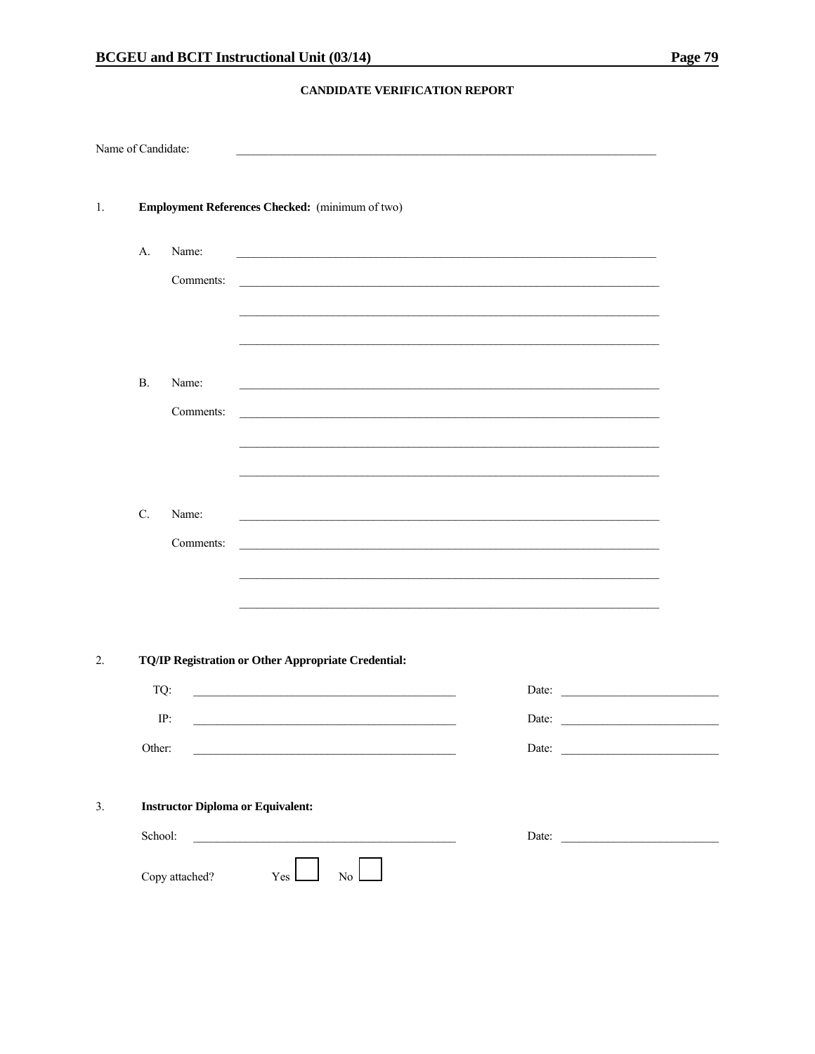**CANDIDATE VERIFICATION REPORT**

Name of Candidate: \_\_\_\_\_\_\_\_\_\_\_\_\_\_\_\_\_\_\_\_\_\_\_\_\_\_\_\_\_\_\_\_\_\_\_\_\_\_\_\_

1. **Employment References Checked:** (minimum of two)

   A. Name: \_\_\_\_\_\_\_\_\_\_\_\_\_\_\_\_\_\_\_\_\_\_\_\_\_\_\_\_\_\_\_\_\_\_\_\_\_\_\_\_

   Comments: \_\_\_\_\_\_\_\_\_\_\_\_\_\_\_\_\_\_\_\_\_\_\_\_\_\_\_\_\_\_\_\_\_\_\_\_\_\_\_\_

   \_\_\_\_\_\_\_\_\_\_\_\_\_\_\_\_\_\_\_\_\_\_\_\_\_\_\_\_\_\_\_\_\_\_\_\_\_\_\_\_

   \_\_\_\_\_\_\_\_\_\_\_\_\_\_\_\_\_\_\_\_\_\_\_\_\_\_\_\_\_\_\_\_\_\_\_\_\_\_\_\_

   B. Name: \_\_\_\_\_\_\_\_\_\_\_\_\_\_\_\_\_\_\_\_\_\_\_\_\_\_\_\_\_\_\_\_\_\_\_\_\_\_\_\_

   Comments: \_\_\_\_\_\_\_\_\_\_\_\_\_\_\_\_\_\_\_\_\_\_\_\_\_\_\_\_\_\_\_\_\_\_\_\_\_\_\_\_

   \_\_\_\_\_\_\_\_\_\_\_\_\_\_\_\_\_\_\_\_\_\_\_\_\_\_\_\_\_\_\_\_\_\_\_\_\_\_\_\_

   \_\_\_\_\_\_\_\_\_\_\_\_\_\_\_\_\_\_\_\_\_\_\_\_\_\_\_\_\_\_\_\_\_\_\_\_\_\_\_\_

   C. Name: \_\_\_\_\_\_\_\_\_\_\_\_\_\_\_\_\_\_\_\_\_\_\_\_\_\_\_\_\_\_\_\_\_\_\_\_\_\_\_\_

   Comments: \_\_\_\_\_\_\_\_\_\_\_\_\_\_\_\_\_\_\_\_\_\_\_\_\_\_\_\_\_\_\_\_\_\_\_\_\_\_\_\_

   \_\_\_\_\_\_\_\_\_\_\_\_\_\_\_\_\_\_\_\_\_\_\_\_\_\_\_\_\_\_\_\_\_\_\_\_\_\_\_\_

   \_\_\_\_\_\_\_\_\_\_\_\_\_\_\_\_\_\_\_\_\_\_\_\_\_\_\_\_\_\_\_\_\_\_\_\_\_\_\_\_

2. **TQ/IP Registration or Other Appropriate Credential:**

   TQ: \_\_\_\_\_\_\_\_\_\_\_\_\_\_\_\_\_\_\_\_\_\_\_\_\_\_\_\_\_\_ Date: \_\_\_\_\_\_\_\_\_\_\_\_\_\_\_\_\_\_

   IP: \_\_\_\_\_\_\_\_\_\_\_\_\_\_\_\_\_\_\_\_\_\_\_\_\_\_\_\_\_\_ Date: \_\_\_\_\_\_\_\_\_\_\_\_\_\_\_\_\_\_

   Other: \_\_\_\_\_\_\_\_\_\_\_\_\_\_\_\_\_\_\_\_\_\_\_\_\_\_\_\_\_\_ Date: \_\_\_\_\_\_\_\_\_\_\_\_\_\_\_\_\_\_

3. **Instructor Diploma or Equivalent:**

   School: \_\_\_\_\_\_\_\_\_\_\_\_\_\_\_\_\_\_\_\_\_\_\_\_\_\_\_\_\_\_ Date: \_\_\_\_\_\_\_\_\_\_\_\_\_\_\_\_\_\_

   Copy attached? Yes ☐ No ☐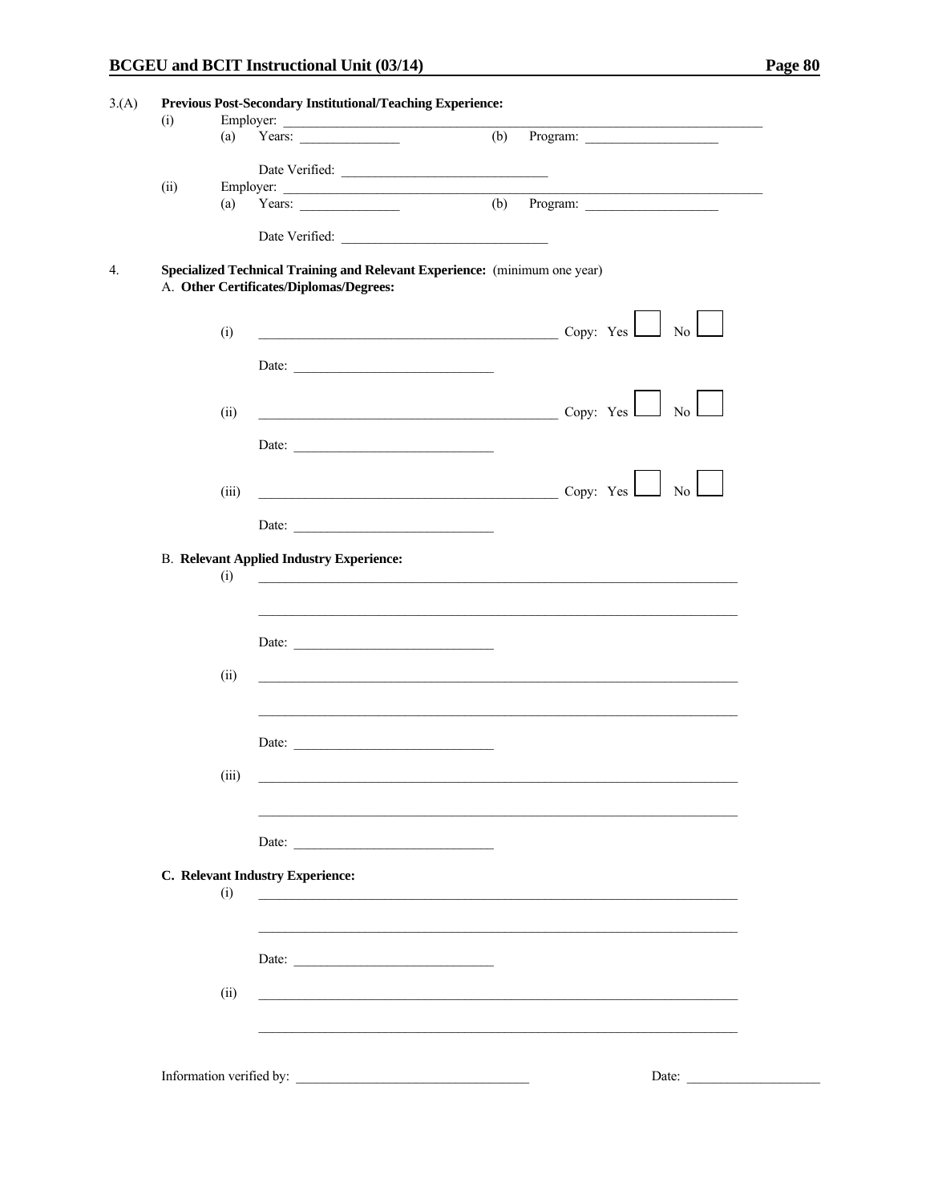3.(A) **Previous Post-Secondary Institutional/Teaching Experience:**

(i) Employer: ______________________________________________

(a) Years: ______________ (b) Program: ____________________

Date Verified: ______________________________

(ii) Employer: ______________________________________________

(a) Years: ______________ (b) Program: ____________________

Date Verified: ______________________________

4. **Specialized Technical Training and Relevant Experience:** (minimum one year)

A. **Other Certificates/Diplomas/Degrees:**

(i) ____________________________________________ Copy: Yes ☐ No ☐

Date: ______________________________

(ii) ____________________________________________ Copy: Yes ☐ No ☐

Date: ______________________________

(iii) ____________________________________________ Copy: Yes ☐ No ☐

Date: ______________________________

B. **Relevant Applied Industry Experience:**

(i) ______________________________________________________________________

______________________________________________________________________

Date: ______________________________

(ii) ______________________________________________________________________

______________________________________________________________________

Date: ______________________________

(iii) ______________________________________________________________________

______________________________________________________________________

Date: ______________________________

**C. Relevant Industry Experience:**

(i) ______________________________________________________________________

______________________________________________________________________

Date: ______________________________

(ii) ______________________________________________________________________

______________________________________________________________________

Information verified by: ___________________________________ Date: ____________________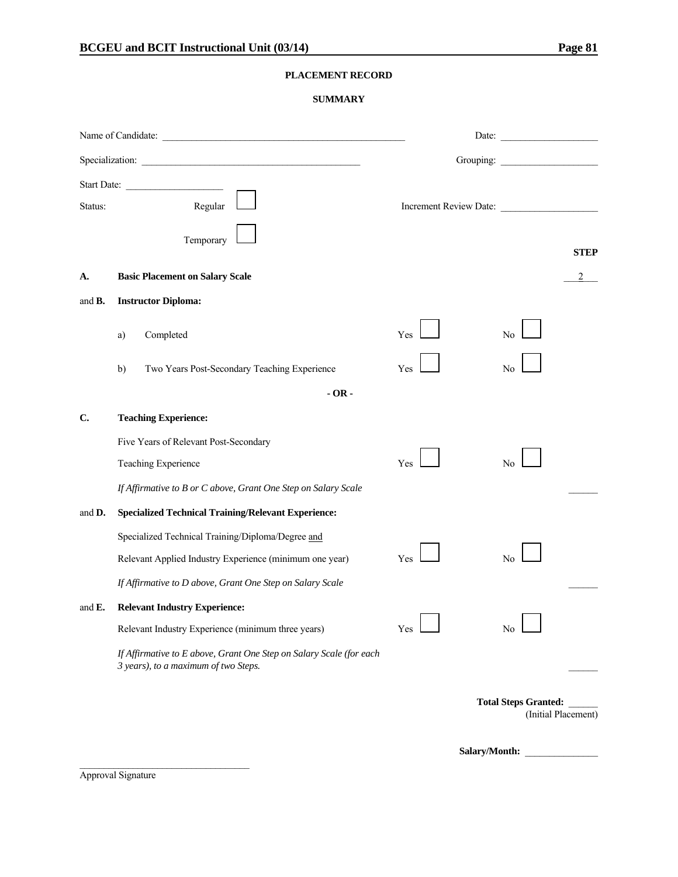## PLACEMENT RECORD

### SUMMARY

Name of Candidate: ____________________ Date: ____________

Specialization: ____________________ Grouping: ____________

Start Date: ____________

Status: Regular ☐ Temporary ☐ Increment Review Date: ____________

| | | | | STEP |
|---|---|---|---|---|
| **A.** | **Basic Placement on Salary Scale** | | | 2 |
| and **B.** | **Instructor Diploma:** | | | |
| | a) Completed | Yes ☐ | No ☐ | |
| | b) Two Years Post-Secondary Teaching Experience | Yes ☐ | No ☐ | |
| | **- OR -** | | | |
| **C.** | **Teaching Experience:** | | | |
| | Five Years of Relevant Post-Secondary Teaching Experience | Yes ☐ | No ☐ | |
| | *If Affirmative to B or C above, Grant One Step on Salary Scale* | | | ______ |
| and **D.** | **Specialized Technical Training/Relevant Experience:** | | | |
| | Specialized Technical Training/Diploma/Degree and Relevant Applied Industry Experience (minimum one year) | Yes ☐ | No ☐ | |
| | *If Affirmative to D above, Grant One Step on Salary Scale* | | | ______ |
| and **E.** | **Relevant Industry Experience:** | | | |
| | Relevant Industry Experience (minimum three years) | Yes ☐ | No ☐ | |
| | *If Affirmative to E above, Grant One Step on Salary Scale (for each 3 years), to a maximum of two Steps.* | | | ______ |

**Total Steps Granted:** ______
(Initial Placement)

**Salary/Month:** ______________

____________________
Approval Signature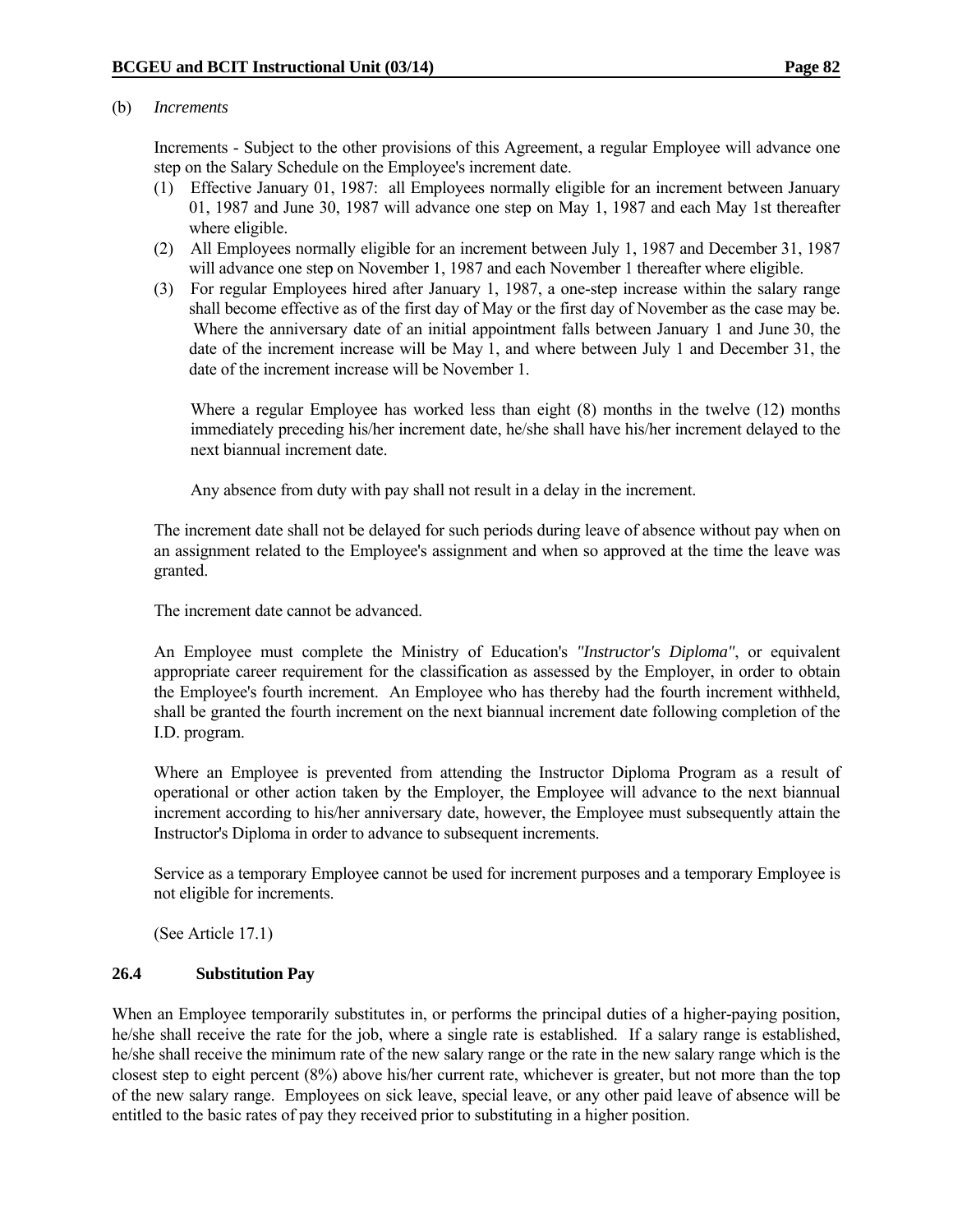(b) *Increments*

Increments - Subject to the other provisions of this Agreement, a regular Employee will advance one step on the Salary Schedule on the Employee's increment date.

(1) Effective January 01, 1987: all Employees normally eligible for an increment between January 01, 1987 and June 30, 1987 will advance one step on May 1, 1987 and each May 1st thereafter where eligible.
(2) All Employees normally eligible for an increment between July 1, 1987 and December 31, 1987 will advance one step on November 1, 1987 and each November 1 thereafter where eligible.
(3) For regular Employees hired after January 1, 1987, a one-step increase within the salary range shall become effective as of the first day of May or the first day of November as the case may be. Where the anniversary date of an initial appointment falls between January 1 and June 30, the date of the increment increase will be May 1, and where between July 1 and December 31, the date of the increment increase will be November 1.

   Where a regular Employee has worked less than eight (8) months in the twelve (12) months immediately preceding his/her increment date, he/she shall have his/her increment delayed to the next biannual increment date.

   Any absence from duty with pay shall not result in a delay in the increment.

The increment date shall not be delayed for such periods during leave of absence without pay when on an assignment related to the Employee's assignment and when so approved at the time the leave was granted.

The increment date cannot be advanced.

An Employee must complete the Ministry of Education's *"Instructor's Diploma"*, or equivalent appropriate career requirement for the classification as assessed by the Employer, in order to obtain the Employee's fourth increment. An Employee who has thereby had the fourth increment withheld, shall be granted the fourth increment on the next biannual increment date following completion of the I.D. program.

Where an Employee is prevented from attending the Instructor Diploma Program as a result of operational or other action taken by the Employer, the Employee will advance to the next biannual increment according to his/her anniversary date, however, the Employee must subsequently attain the Instructor's Diploma in order to advance to subsequent increments.

Service as a temporary Employee cannot be used for increment purposes and a temporary Employee is not eligible for increments.

(See Article 17.1)

### 26.4 Substitution Pay

When an Employee temporarily substitutes in, or performs the principal duties of a higher-paying position, he/she shall receive the rate for the job, where a single rate is established. If a salary range is established, he/she shall receive the minimum rate of the new salary range or the rate in the new salary range which is the closest step to eight percent (8%) above his/her current rate, whichever is greater, but not more than the top of the new salary range. Employees on sick leave, special leave, or any other paid leave of absence will be entitled to the basic rates of pay they received prior to substituting in a higher position.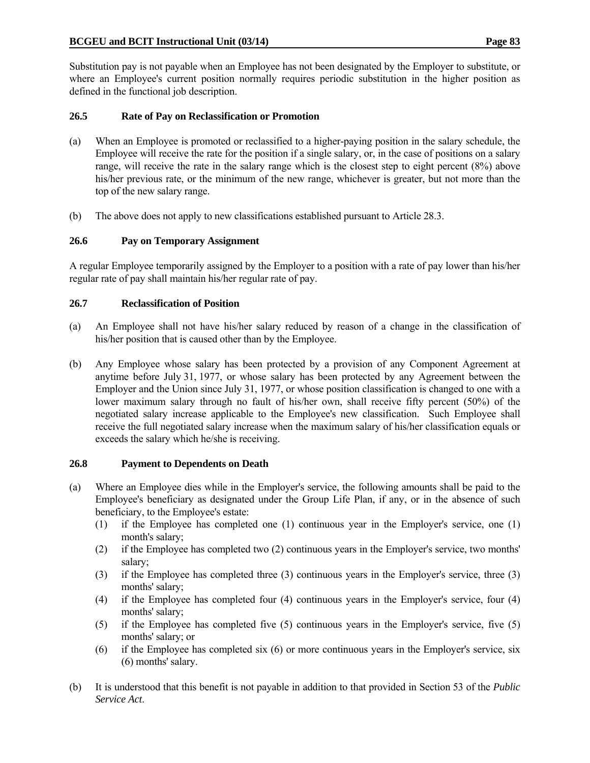Substitution pay is not payable when an Employee has not been designated by the Employer to substitute, or where an Employee's current position normally requires periodic substitution in the higher position as defined in the functional job description.

### 26.5 Rate of Pay on Reclassification or Promotion

(a) When an Employee is promoted or reclassified to a higher-paying position in the salary schedule, the Employee will receive the rate for the position if a single salary, or, in the case of positions on a salary range, will receive the rate in the salary range which is the closest step to eight percent (8%) above his/her previous rate, or the minimum of the new range, whichever is greater, but not more than the top of the new salary range.

(b) The above does not apply to new classifications established pursuant to Article 28.3.

### 26.6 Pay on Temporary Assignment

A regular Employee temporarily assigned by the Employer to a position with a rate of pay lower than his/her regular rate of pay shall maintain his/her regular rate of pay.

### 26.7 Reclassification of Position

(a) An Employee shall not have his/her salary reduced by reason of a change in the classification of his/her position that is caused other than by the Employee.

(b) Any Employee whose salary has been protected by a provision of any Component Agreement at anytime before July 31, 1977, or whose salary has been protected by any Agreement between the Employer and the Union since July 31, 1977, or whose position classification is changed to one with a lower maximum salary through no fault of his/her own, shall receive fifty percent (50%) of the negotiated salary increase applicable to the Employee's new classification. Such Employee shall receive the full negotiated salary increase when the maximum salary of his/her classification equals or exceeds the salary which he/she is receiving.

### 26.8 Payment to Dependents on Death

(a) Where an Employee dies while in the Employer's service, the following amounts shall be paid to the Employee's beneficiary as designated under the Group Life Plan, if any, or in the absence of such beneficiary, to the Employee's estate:
   (1) if the Employee has completed one (1) continuous year in the Employer's service, one (1) month's salary;
   (2) if the Employee has completed two (2) continuous years in the Employer's service, two months' salary;
   (3) if the Employee has completed three (3) continuous years in the Employer's service, three (3) months' salary;
   (4) if the Employee has completed four (4) continuous years in the Employer's service, four (4) months' salary;
   (5) if the Employee has completed five (5) continuous years in the Employer's service, five (5) months' salary; or
   (6) if the Employee has completed six (6) or more continuous years in the Employer's service, six (6) months' salary.

(b) It is understood that this benefit is not payable in addition to that provided in Section 53 of the *Public Service Act*.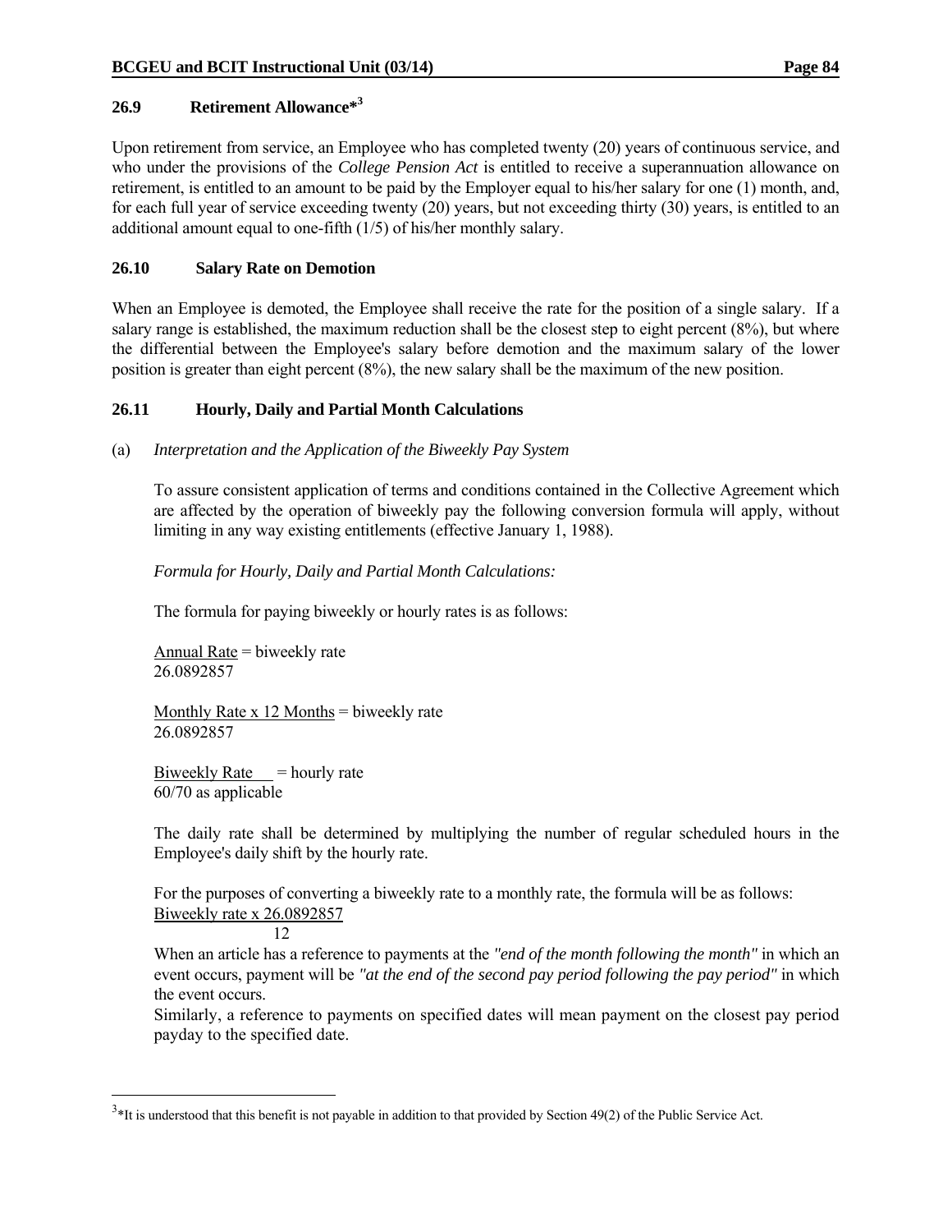### 26.9 Retirement Allowance*[3]

Upon retirement from service, an Employee who has completed twenty (20) years of continuous service, and who under the provisions of the *College Pension Act* is entitled to receive a superannuation allowance on retirement, is entitled to an amount to be paid by the Employer equal to his/her salary for one (1) month, and, for each full year of service exceeding twenty (20) years, but not exceeding thirty (30) years, is entitled to an additional amount equal to one-fifth (1/5) of his/her monthly salary.

### 26.10 Salary Rate on Demotion

When an Employee is demoted, the Employee shall receive the rate for the position of a single salary. If a salary range is established, the maximum reduction shall be the closest step to eight percent (8%), but where the differential between the Employee's salary before demotion and the maximum salary of the lower position is greater than eight percent (8%), the new salary shall be the maximum of the new position.

### 26.11 Hourly, Daily and Partial Month Calculations

(a) *Interpretation and the Application of the Biweekly Pay System*

To assure consistent application of terms and conditions contained in the Collective Agreement which are affected by the operation of biweekly pay the following conversion formula will apply, without limiting in any way existing entitlements (effective January 1, 1988).

*Formula for Hourly, Daily and Partial Month Calculations:*

The formula for paying biweekly or hourly rates is as follows:

$$\frac{\text{Annual Rate}}{26.0892857} = \text{biweekly rate}$$

$$\frac{\text{Monthly Rate x 12 Months}}{26.0892857} = \text{biweekly rate}$$

$$\frac{\text{Biweekly Rate}}{\text{60/70 as applicable}} = \text{hourly rate}$$

The daily rate shall be determined by multiplying the number of regular scheduled hours in the Employee's daily shift by the hourly rate.

For the purposes of converting a biweekly rate to a monthly rate, the formula will be as follows:

$$\frac{\text{Biweekly rate x 26.0892857}}{12}$$

When an article has a reference to payments at the *"end of the month following the month"* in which an event occurs, payment will be *"at the end of the second pay period following the pay period"* in which the event occurs.

Similarly, a reference to payments on specified dates will mean payment on the closest pay period payday to the specified date.

---

[3]*It is understood that this benefit is not payable in addition to that provided by Section 49(2) of the Public Service Act.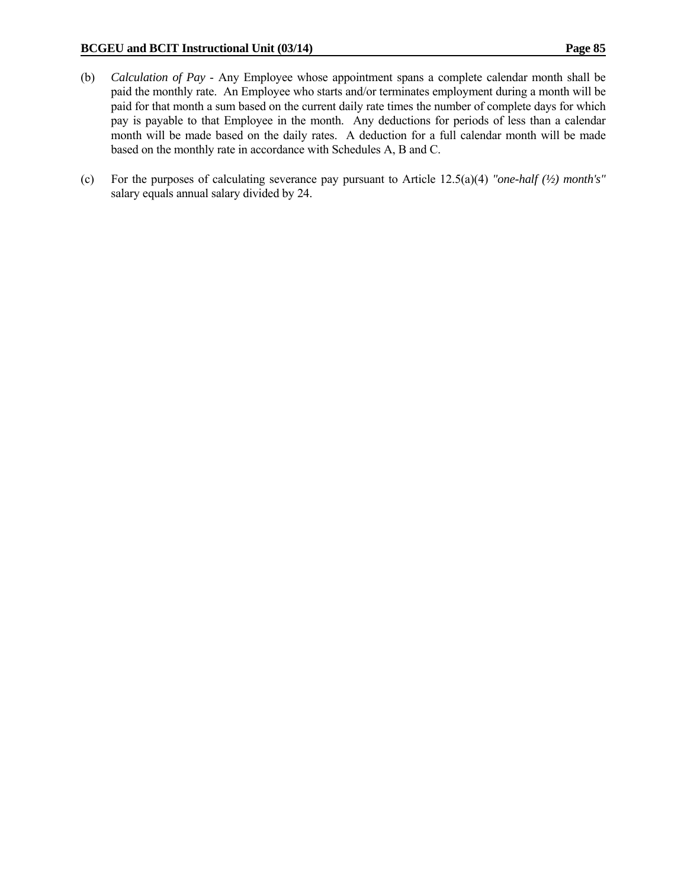(b) *Calculation of Pay* - Any Employee whose appointment spans a complete calendar month shall be paid the monthly rate. An Employee who starts and/or terminates employment during a month will be paid for that month a sum based on the current daily rate times the number of complete days for which pay is payable to that Employee in the month. Any deductions for periods of less than a calendar month will be made based on the daily rates. A deduction for a full calendar month will be made based on the monthly rate in accordance with Schedules A, B and C.

(c) For the purposes of calculating severance pay pursuant to Article 12.5(a)(4) *"one-half (½) month's"* salary equals annual salary divided by 24.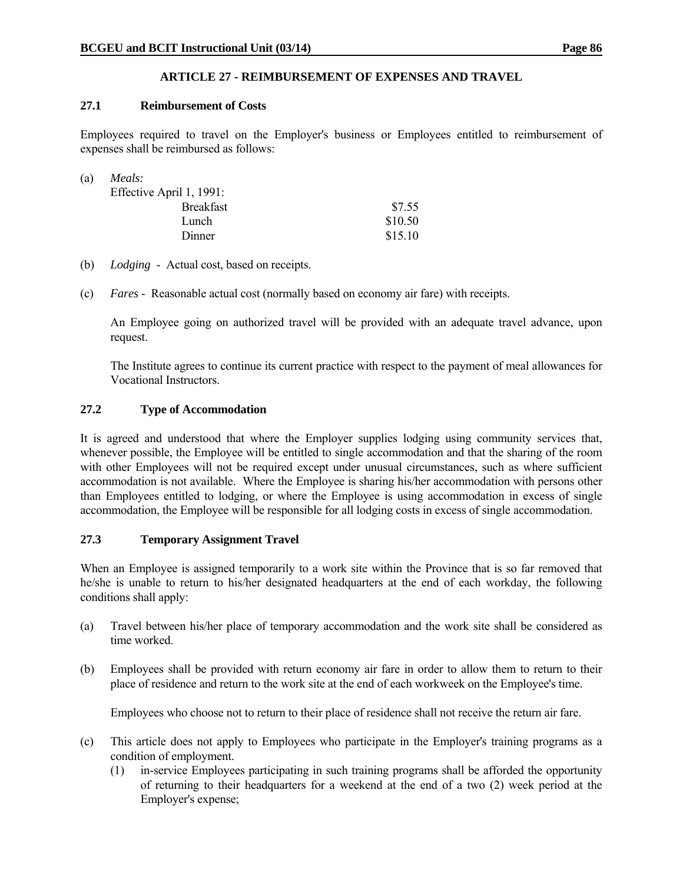## ARTICLE 27 - REIMBURSEMENT OF EXPENSES AND TRAVEL

### 27.1 Reimbursement of Costs

Employees required to travel on the Employer's business or Employees entitled to reimbursement of expenses shall be reimbursed as follows:

(a) *Meals:*

Effective April 1, 1991:

| | |
|---|---|
| Breakfast | $7.55 |
| Lunch | $10.50 |
| Dinner | $15.10 |

(b) *Lodging* - Actual cost, based on receipts.

(c) *Fares* - Reasonable actual cost (normally based on economy air fare) with receipts.

An Employee going on authorized travel will be provided with an adequate travel advance, upon request.

The Institute agrees to continue its current practice with respect to the payment of meal allowances for Vocational Instructors.

### 27.2 Type of Accommodation

It is agreed and understood that where the Employer supplies lodging using community services that, whenever possible, the Employee will be entitled to single accommodation and that the sharing of the room with other Employees will not be required except under unusual circumstances, such as where sufficient accommodation is not available. Where the Employee is sharing his/her accommodation with persons other than Employees entitled to lodging, or where the Employee is using accommodation in excess of single accommodation, the Employee will be responsible for all lodging costs in excess of single accommodation.

### 27.3 Temporary Assignment Travel

When an Employee is assigned temporarily to a work site within the Province that is so far removed that he/she is unable to return to his/her designated headquarters at the end of each workday, the following conditions shall apply:

(a) Travel between his/her place of temporary accommodation and the work site shall be considered as time worked.

(b) Employees shall be provided with return economy air fare in order to allow them to return to their place of residence and return to the work site at the end of each workweek on the Employee's time.

Employees who choose not to return to their place of residence shall not receive the return air fare.

(c) This article does not apply to Employees who participate in the Employer's training programs as a condition of employment.

(1) in-service Employees participating in such training programs shall be afforded the opportunity of returning to their headquarters for a weekend at the end of a two (2) week period at the Employer's expense;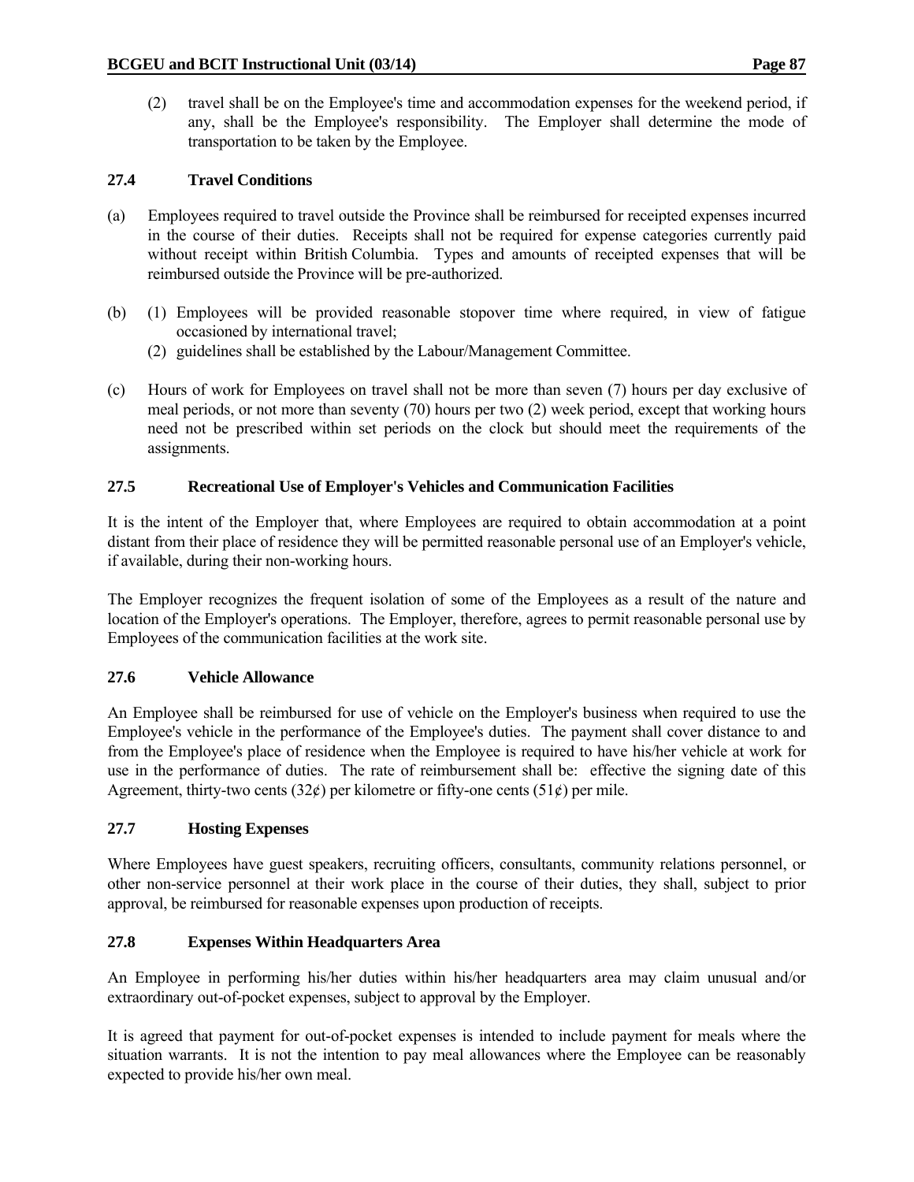(2) travel shall be on the Employee's time and accommodation expenses for the weekend period, if any, shall be the Employee's responsibility. The Employer shall determine the mode of transportation to be taken by the Employee.

### 27.4 Travel Conditions

(a) Employees required to travel outside the Province shall be reimbursed for receipted expenses incurred in the course of their duties. Receipts shall not be required for expense categories currently paid without receipt within British Columbia. Types and amounts of receipted expenses that will be reimbursed outside the Province will be pre-authorized.

(b) (1) Employees will be provided reasonable stopover time where required, in view of fatigue occasioned by international travel;

(2) guidelines shall be established by the Labour/Management Committee.

(c) Hours of work for Employees on travel shall not be more than seven (7) hours per day exclusive of meal periods, or not more than seventy (70) hours per two (2) week period, except that working hours need not be prescribed within set periods on the clock but should meet the requirements of the assignments.

### 27.5 Recreational Use of Employer's Vehicles and Communication Facilities

It is the intent of the Employer that, where Employees are required to obtain accommodation at a point distant from their place of residence they will be permitted reasonable personal use of an Employer's vehicle, if available, during their non-working hours.

The Employer recognizes the frequent isolation of some of the Employees as a result of the nature and location of the Employer's operations. The Employer, therefore, agrees to permit reasonable personal use by Employees of the communication facilities at the work site.

### 27.6 Vehicle Allowance

An Employee shall be reimbursed for use of vehicle on the Employer's business when required to use the Employee's vehicle in the performance of the Employee's duties. The payment shall cover distance to and from the Employee's place of residence when the Employee is required to have his/her vehicle at work for use in the performance of duties. The rate of reimbursement shall be: effective the signing date of this Agreement, thirty-two cents (32¢) per kilometre or fifty-one cents (51¢) per mile.

### 27.7 Hosting Expenses

Where Employees have guest speakers, recruiting officers, consultants, community relations personnel, or other non-service personnel at their work place in the course of their duties, they shall, subject to prior approval, be reimbursed for reasonable expenses upon production of receipts.

### 27.8 Expenses Within Headquarters Area

An Employee in performing his/her duties within his/her headquarters area may claim unusual and/or extraordinary out-of-pocket expenses, subject to approval by the Employer.

It is agreed that payment for out-of-pocket expenses is intended to include payment for meals where the situation warrants. It is not the intention to pay meal allowances where the Employee can be reasonably expected to provide his/her own meal.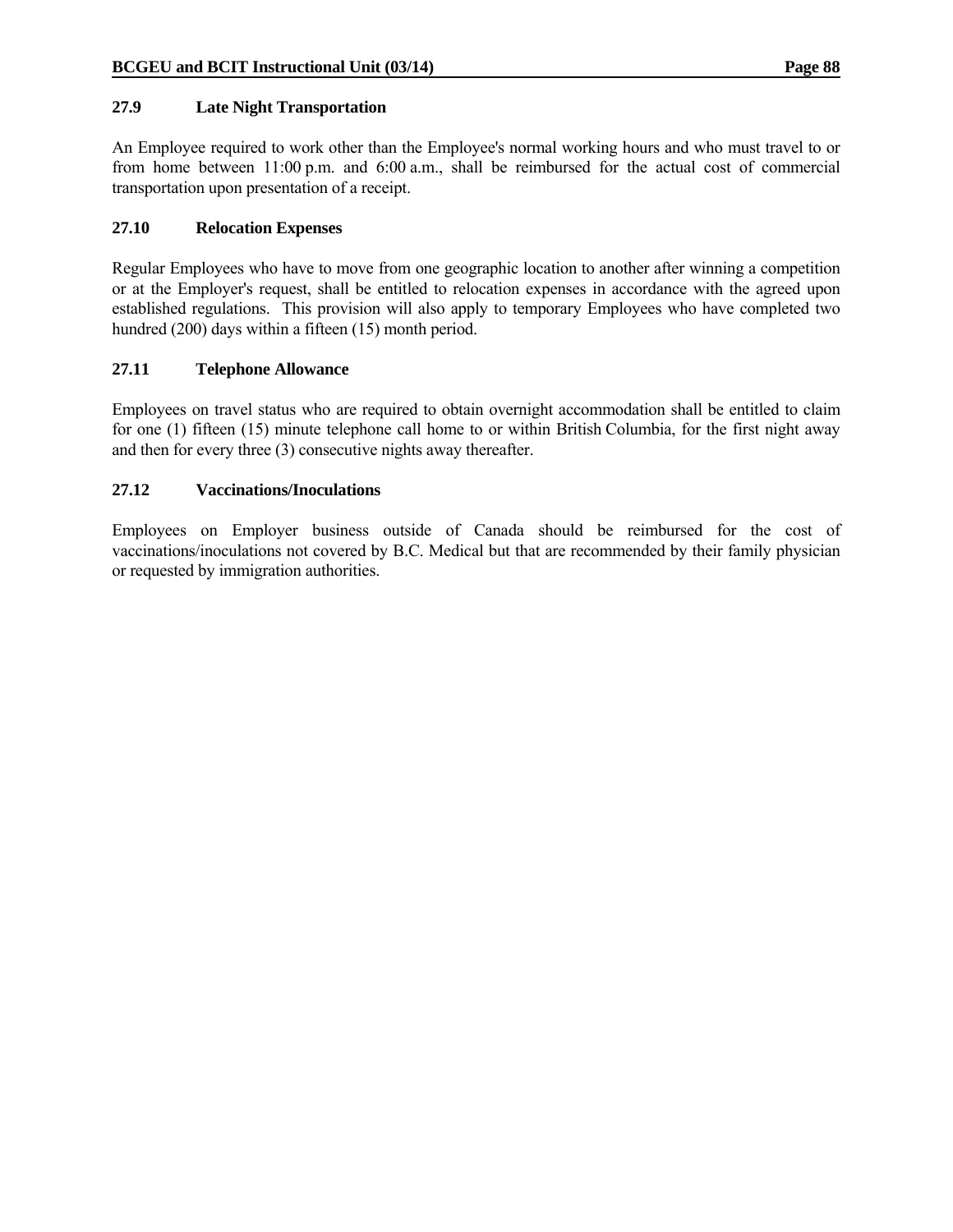### 27.9 Late Night Transportation

An Employee required to work other than the Employee's normal working hours and who must travel to or from home between 11:00 p.m. and 6:00 a.m., shall be reimbursed for the actual cost of commercial transportation upon presentation of a receipt.

### 27.10 Relocation Expenses

Regular Employees who have to move from one geographic location to another after winning a competition or at the Employer's request, shall be entitled to relocation expenses in accordance with the agreed upon established regulations. This provision will also apply to temporary Employees who have completed two hundred (200) days within a fifteen (15) month period.

### 27.11 Telephone Allowance

Employees on travel status who are required to obtain overnight accommodation shall be entitled to claim for one (1) fifteen (15) minute telephone call home to or within British Columbia, for the first night away and then for every three (3) consecutive nights away thereafter.

### 27.12 Vaccinations/Inoculations

Employees on Employer business outside of Canada should be reimbursed for the cost of vaccinations/inoculations not covered by B.C. Medical but that are recommended by their family physician or requested by immigration authorities.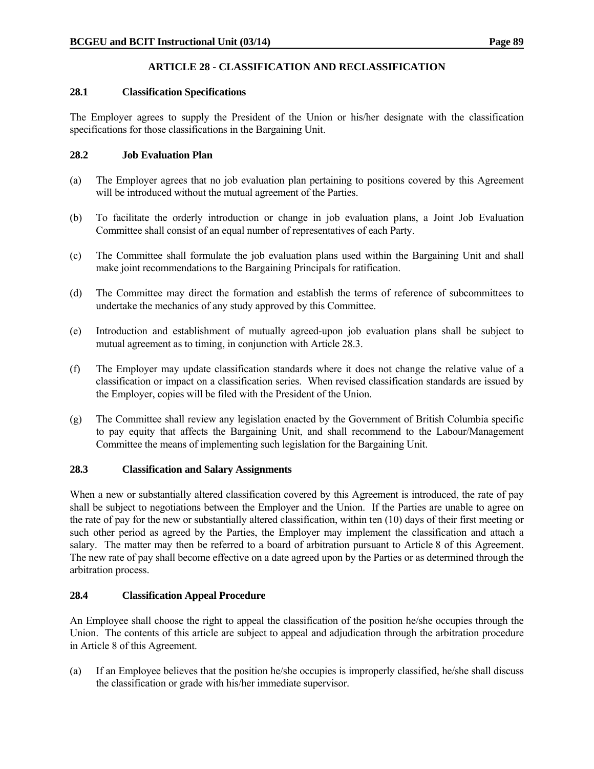## ARTICLE 28 - CLASSIFICATION AND RECLASSIFICATION

### 28.1 Classification Specifications

The Employer agrees to supply the President of the Union or his/her designate with the classification specifications for those classifications in the Bargaining Unit.

### 28.2 Job Evaluation Plan

(a) The Employer agrees that no job evaluation plan pertaining to positions covered by this Agreement will be introduced without the mutual agreement of the Parties.

(b) To facilitate the orderly introduction or change in job evaluation plans, a Joint Job Evaluation Committee shall consist of an equal number of representatives of each Party.

(c) The Committee shall formulate the job evaluation plans used within the Bargaining Unit and shall make joint recommendations to the Bargaining Principals for ratification.

(d) The Committee may direct the formation and establish the terms of reference of subcommittees to undertake the mechanics of any study approved by this Committee.

(e) Introduction and establishment of mutually agreed-upon job evaluation plans shall be subject to mutual agreement as to timing, in conjunction with Article 28.3.

(f) The Employer may update classification standards where it does not change the relative value of a classification or impact on a classification series. When revised classification standards are issued by the Employer, copies will be filed with the President of the Union.

(g) The Committee shall review any legislation enacted by the Government of British Columbia specific to pay equity that affects the Bargaining Unit, and shall recommend to the Labour/Management Committee the means of implementing such legislation for the Bargaining Unit.

### 28.3 Classification and Salary Assignments

When a new or substantially altered classification covered by this Agreement is introduced, the rate of pay shall be subject to negotiations between the Employer and the Union. If the Parties are unable to agree on the rate of pay for the new or substantially altered classification, within ten (10) days of their first meeting or such other period as agreed by the Parties, the Employer may implement the classification and attach a salary. The matter may then be referred to a board of arbitration pursuant to Article 8 of this Agreement. The new rate of pay shall become effective on a date agreed upon by the Parties or as determined through the arbitration process.

### 28.4 Classification Appeal Procedure

An Employee shall choose the right to appeal the classification of the position he/she occupies through the Union. The contents of this article are subject to appeal and adjudication through the arbitration procedure in Article 8 of this Agreement.

(a) If an Employee believes that the position he/she occupies is improperly classified, he/she shall discuss the classification or grade with his/her immediate supervisor.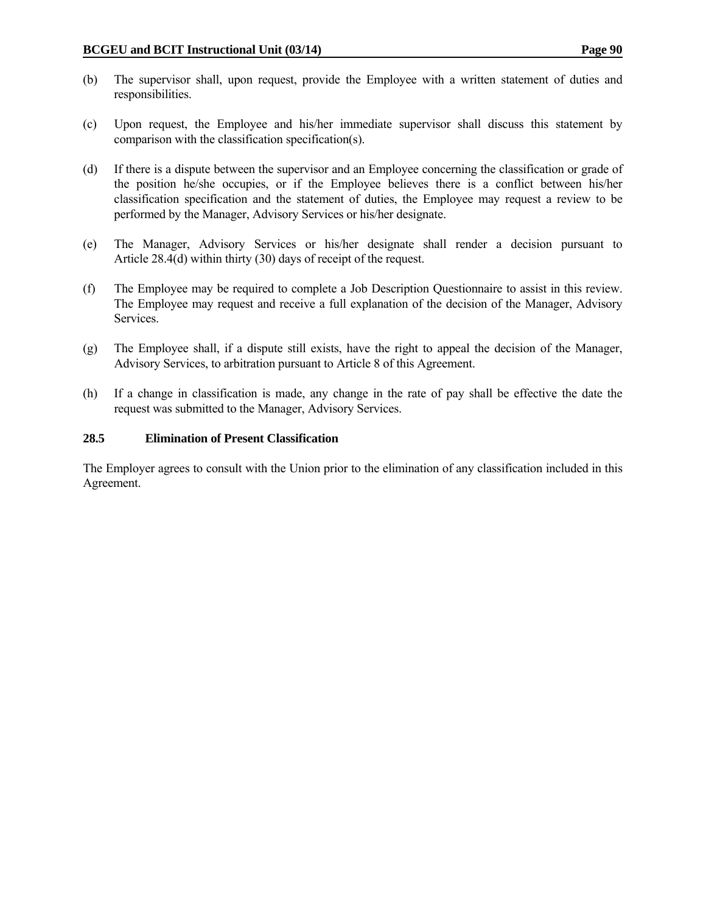(b) The supervisor shall, upon request, provide the Employee with a written statement of duties and responsibilities.

(c) Upon request, the Employee and his/her immediate supervisor shall discuss this statement by comparison with the classification specification(s).

(d) If there is a dispute between the supervisor and an Employee concerning the classification or grade of the position he/she occupies, or if the Employee believes there is a conflict between his/her classification specification and the statement of duties, the Employee may request a review to be performed by the Manager, Advisory Services or his/her designate.

(e) The Manager, Advisory Services or his/her designate shall render a decision pursuant to Article 28.4(d) within thirty (30) days of receipt of the request.

(f) The Employee may be required to complete a Job Description Questionnaire to assist in this review. The Employee may request and receive a full explanation of the decision of the Manager, Advisory Services.

(g) The Employee shall, if a dispute still exists, have the right to appeal the decision of the Manager, Advisory Services, to arbitration pursuant to Article 8 of this Agreement.

(h) If a change in classification is made, any change in the rate of pay shall be effective the date the request was submitted to the Manager, Advisory Services.

### 28.5 Elimination of Present Classification

The Employer agrees to consult with the Union prior to the elimination of any classification included in this Agreement.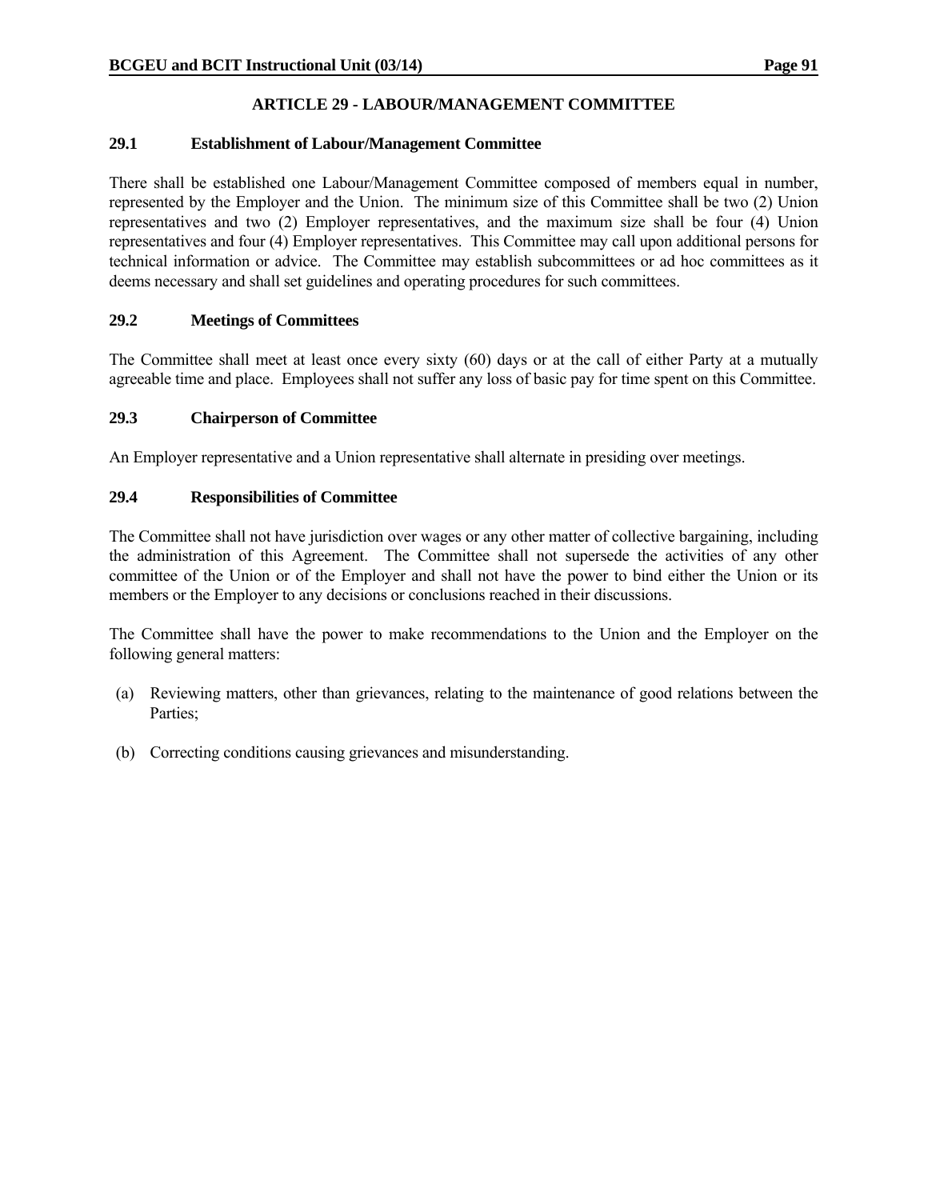## ARTICLE 29 - LABOUR/MANAGEMENT COMMITTEE

### 29.1 Establishment of Labour/Management Committee

There shall be established one Labour/Management Committee composed of members equal in number, represented by the Employer and the Union. The minimum size of this Committee shall be two (2) Union representatives and two (2) Employer representatives, and the maximum size shall be four (4) Union representatives and four (4) Employer representatives. This Committee may call upon additional persons for technical information or advice. The Committee may establish subcommittees or ad hoc committees as it deems necessary and shall set guidelines and operating procedures for such committees.

### 29.2 Meetings of Committees

The Committee shall meet at least once every sixty (60) days or at the call of either Party at a mutually agreeable time and place. Employees shall not suffer any loss of basic pay for time spent on this Committee.

### 29.3 Chairperson of Committee

An Employer representative and a Union representative shall alternate in presiding over meetings.

### 29.4 Responsibilities of Committee

The Committee shall not have jurisdiction over wages or any other matter of collective bargaining, including the administration of this Agreement. The Committee shall not supersede the activities of any other committee of the Union or of the Employer and shall not have the power to bind either the Union or its members or the Employer to any decisions or conclusions reached in their discussions.

The Committee shall have the power to make recommendations to the Union and the Employer on the following general matters:

(a) Reviewing matters, other than grievances, relating to the maintenance of good relations between the Parties;

(b) Correcting conditions causing grievances and misunderstanding.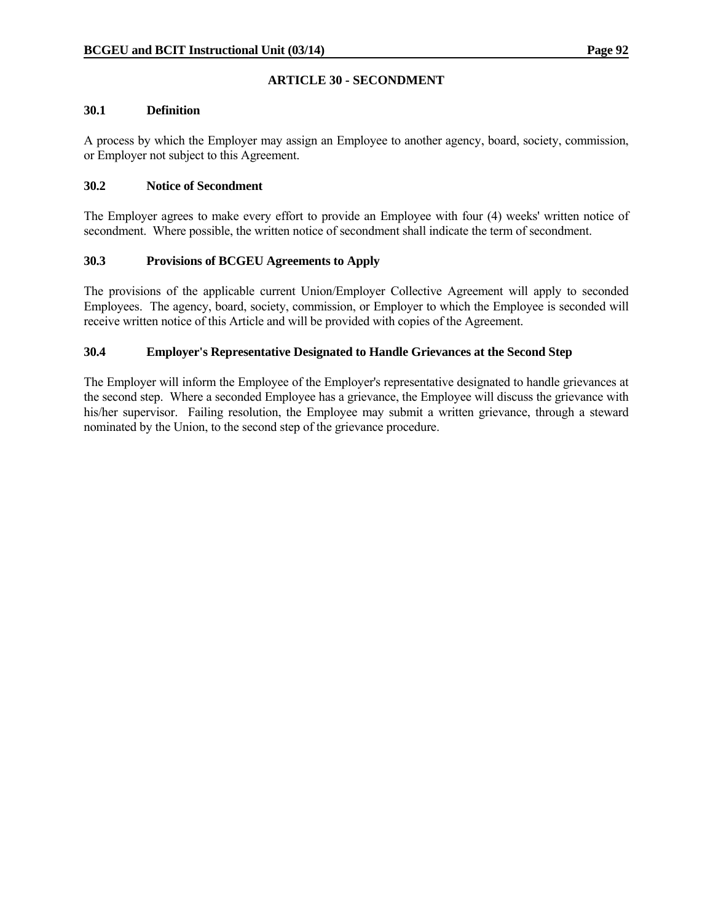## ARTICLE 30 - SECONDMENT

### 30.1 Definition

A process by which the Employer may assign an Employee to another agency, board, society, commission, or Employer not subject to this Agreement.

### 30.2 Notice of Secondment

The Employer agrees to make every effort to provide an Employee with four (4) weeks' written notice of secondment. Where possible, the written notice of secondment shall indicate the term of secondment.

### 30.3 Provisions of BCGEU Agreements to Apply

The provisions of the applicable current Union/Employer Collective Agreement will apply to seconded Employees. The agency, board, society, commission, or Employer to which the Employee is seconded will receive written notice of this Article and will be provided with copies of the Agreement.

### 30.4 Employer's Representative Designated to Handle Grievances at the Second Step

The Employer will inform the Employee of the Employer's representative designated to handle grievances at the second step. Where a seconded Employee has a grievance, the Employee will discuss the grievance with his/her supervisor. Failing resolution, the Employee may submit a written grievance, through a steward nominated by the Union, to the second step of the grievance procedure.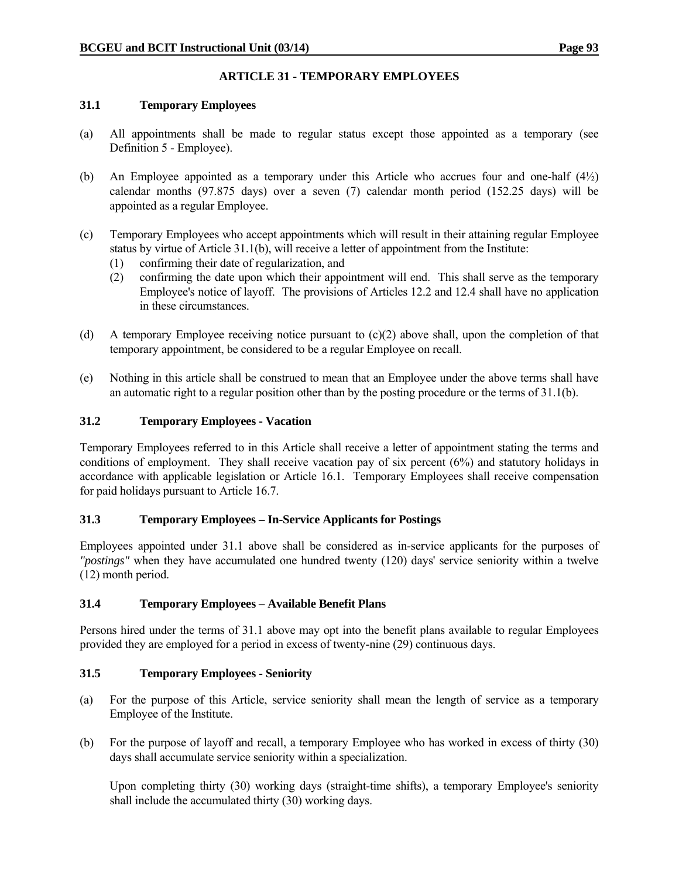## ARTICLE 31 - TEMPORARY EMPLOYEES

### 31.1 Temporary Employees

(a) All appointments shall be made to regular status except those appointed as a temporary (see Definition 5 - Employee).

(b) An Employee appointed as a temporary under this Article who accrues four and one-half (4½) calendar months (97.875 days) over a seven (7) calendar month period (152.25 days) will be appointed as a regular Employee.

(c) Temporary Employees who accept appointments which will result in their attaining regular Employee status by virtue of Article 31.1(b), will receive a letter of appointment from the Institute:
   (1) confirming their date of regularization, and
   (2) confirming the date upon which their appointment will end. This shall serve as the temporary Employee's notice of layoff. The provisions of Articles 12.2 and 12.4 shall have no application in these circumstances.

(d) A temporary Employee receiving notice pursuant to (c)(2) above shall, upon the completion of that temporary appointment, be considered to be a regular Employee on recall.

(e) Nothing in this article shall be construed to mean that an Employee under the above terms shall have an automatic right to a regular position other than by the posting procedure or the terms of 31.1(b).

### 31.2 Temporary Employees - Vacation

Temporary Employees referred to in this Article shall receive a letter of appointment stating the terms and conditions of employment. They shall receive vacation pay of six percent (6%) and statutory holidays in accordance with applicable legislation or Article 16.1. Temporary Employees shall receive compensation for paid holidays pursuant to Article 16.7.

### 31.3 Temporary Employees – In-Service Applicants for Postings

Employees appointed under 31.1 above shall be considered as in-service applicants for the purposes of *"postings"* when they have accumulated one hundred twenty (120) days' service seniority within a twelve (12) month period.

### 31.4 Temporary Employees – Available Benefit Plans

Persons hired under the terms of 31.1 above may opt into the benefit plans available to regular Employees provided they are employed for a period in excess of twenty-nine (29) continuous days.

### 31.5 Temporary Employees - Seniority

(a) For the purpose of this Article, service seniority shall mean the length of service as a temporary Employee of the Institute.

(b) For the purpose of layoff and recall, a temporary Employee who has worked in excess of thirty (30) days shall accumulate service seniority within a specialization.

   Upon completing thirty (30) working days (straight-time shifts), a temporary Employee's seniority shall include the accumulated thirty (30) working days.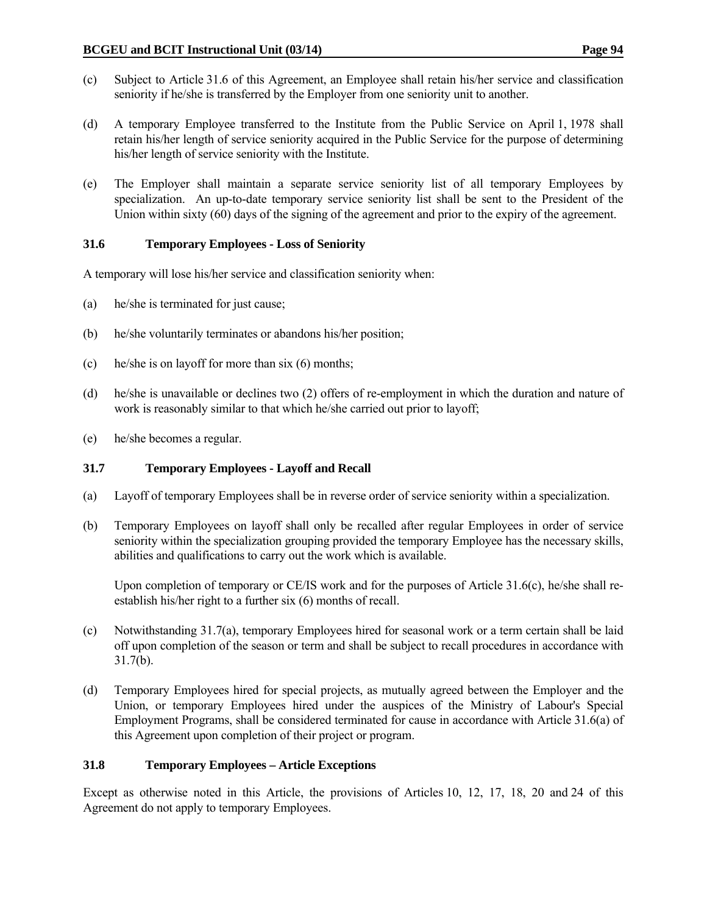(c) Subject to Article 31.6 of this Agreement, an Employee shall retain his/her service and classification seniority if he/she is transferred by the Employer from one seniority unit to another.

(d) A temporary Employee transferred to the Institute from the Public Service on April 1, 1978 shall retain his/her length of service seniority acquired in the Public Service for the purpose of determining his/her length of service seniority with the Institute.

(e) The Employer shall maintain a separate service seniority list of all temporary Employees by specialization. An up-to-date temporary service seniority list shall be sent to the President of the Union within sixty (60) days of the signing of the agreement and prior to the expiry of the agreement.

### 31.6 Temporary Employees - Loss of Seniority

A temporary will lose his/her service and classification seniority when:

(a) he/she is terminated for just cause;

(b) he/she voluntarily terminates or abandons his/her position;

(c) he/she is on layoff for more than six (6) months;

(d) he/she is unavailable or declines two (2) offers of re-employment in which the duration and nature of work is reasonably similar to that which he/she carried out prior to layoff;

(e) he/she becomes a regular.

### 31.7 Temporary Employees - Layoff and Recall

(a) Layoff of temporary Employees shall be in reverse order of service seniority within a specialization.

(b) Temporary Employees on layoff shall only be recalled after regular Employees in order of service seniority within the specialization grouping provided the temporary Employee has the necessary skills, abilities and qualifications to carry out the work which is available.

Upon completion of temporary or CE/IS work and for the purposes of Article 31.6(c), he/she shall re-establish his/her right to a further six (6) months of recall.

(c) Notwithstanding 31.7(a), temporary Employees hired for seasonal work or a term certain shall be laid off upon completion of the season or term and shall be subject to recall procedures in accordance with 31.7(b).

(d) Temporary Employees hired for special projects, as mutually agreed between the Employer and the Union, or temporary Employees hired under the auspices of the Ministry of Labour's Special Employment Programs, shall be considered terminated for cause in accordance with Article 31.6(a) of this Agreement upon completion of their project or program.

### 31.8 Temporary Employees – Article Exceptions

Except as otherwise noted in this Article, the provisions of Articles 10, 12, 17, 18, 20 and 24 of this Agreement do not apply to temporary Employees.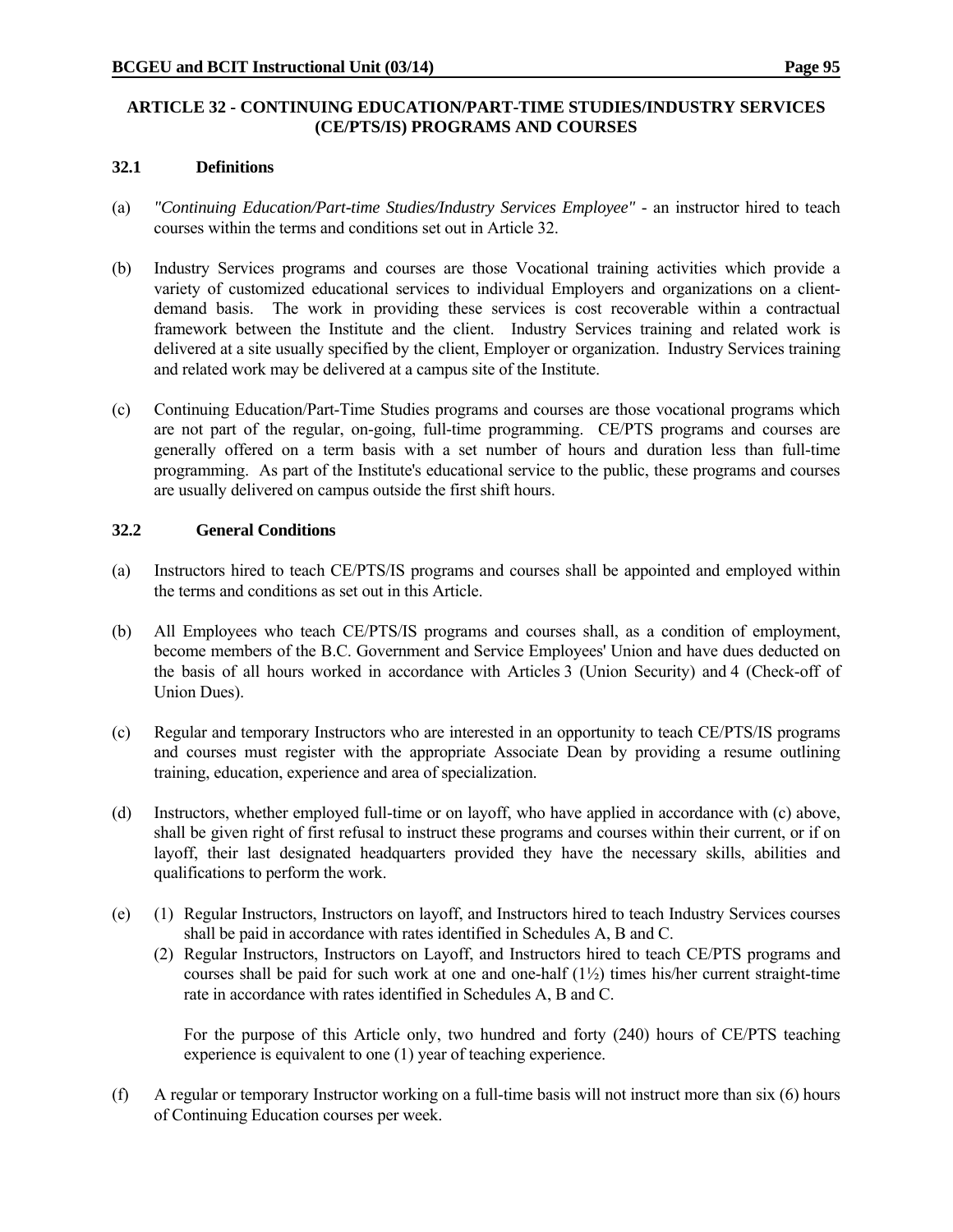## ARTICLE 32 - CONTINUING EDUCATION/PART-TIME STUDIES/INDUSTRY SERVICES (CE/PTS/IS) PROGRAMS AND COURSES

### 32.1 Definitions

(a) *"Continuing Education/Part-time Studies/Industry Services Employee"* - an instructor hired to teach courses within the terms and conditions set out in Article 32.

(b) Industry Services programs and courses are those Vocational training activities which provide a variety of customized educational services to individual Employers and organizations on a client-demand basis. The work in providing these services is cost recoverable within a contractual framework between the Institute and the client. Industry Services training and related work is delivered at a site usually specified by the client, Employer or organization. Industry Services training and related work may be delivered at a campus site of the Institute.

(c) Continuing Education/Part-Time Studies programs and courses are those vocational programs which are not part of the regular, on-going, full-time programming. CE/PTS programs and courses are generally offered on a term basis with a set number of hours and duration less than full-time programming. As part of the Institute's educational service to the public, these programs and courses are usually delivered on campus outside the first shift hours.

### 32.2 General Conditions

(a) Instructors hired to teach CE/PTS/IS programs and courses shall be appointed and employed within the terms and conditions as set out in this Article.

(b) All Employees who teach CE/PTS/IS programs and courses shall, as a condition of employment, become members of the B.C. Government and Service Employees' Union and have dues deducted on the basis of all hours worked in accordance with Articles 3 (Union Security) and 4 (Check-off of Union Dues).

(c) Regular and temporary Instructors who are interested in an opportunity to teach CE/PTS/IS programs and courses must register with the appropriate Associate Dean by providing a resume outlining training, education, experience and area of specialization.

(d) Instructors, whether employed full-time or on layoff, who have applied in accordance with (c) above, shall be given right of first refusal to instruct these programs and courses within their current, or if on layoff, their last designated headquarters provided they have the necessary skills, abilities and qualifications to perform the work.

(e) (1) Regular Instructors, Instructors on layoff, and Instructors hired to teach Industry Services courses shall be paid in accordance with rates identified in Schedules A, B and C.

(2) Regular Instructors, Instructors on Layoff, and Instructors hired to teach CE/PTS programs and courses shall be paid for such work at one and one-half (1½) times his/her current straight-time rate in accordance with rates identified in Schedules A, B and C.

For the purpose of this Article only, two hundred and forty (240) hours of CE/PTS teaching experience is equivalent to one (1) year of teaching experience.

(f) A regular or temporary Instructor working on a full-time basis will not instruct more than six (6) hours of Continuing Education courses per week.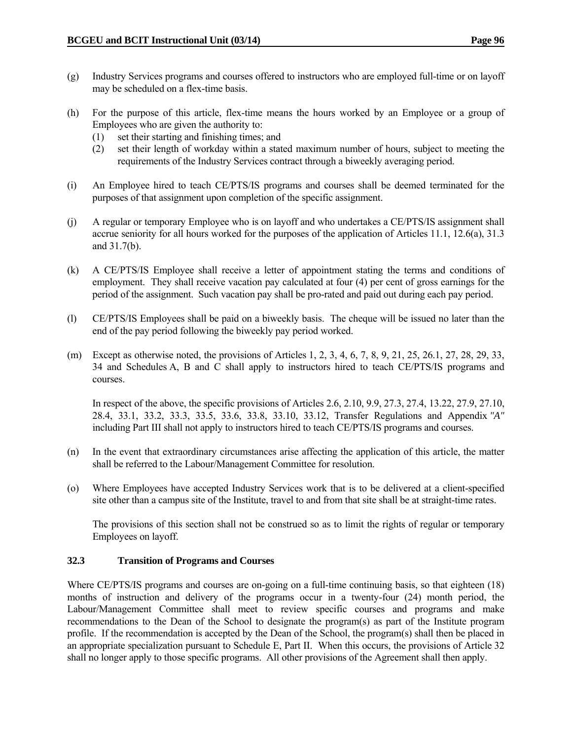(g) Industry Services programs and courses offered to instructors who are employed full-time or on layoff may be scheduled on a flex-time basis.

(h) For the purpose of this article, flex-time means the hours worked by an Employee or a group of Employees who are given the authority to:
   (1) set their starting and finishing times; and
   (2) set their length of workday within a stated maximum number of hours, subject to meeting the requirements of the Industry Services contract through a biweekly averaging period.

(i) An Employee hired to teach CE/PTS/IS programs and courses shall be deemed terminated for the purposes of that assignment upon completion of the specific assignment.

(j) A regular or temporary Employee who is on layoff and who undertakes a CE/PTS/IS assignment shall accrue seniority for all hours worked for the purposes of the application of Articles 11.1, 12.6(a), 31.3 and 31.7(b).

(k) A CE/PTS/IS Employee shall receive a letter of appointment stating the terms and conditions of employment. They shall receive vacation pay calculated at four (4) per cent of gross earnings for the period of the assignment. Such vacation pay shall be pro-rated and paid out during each pay period.

(l) CE/PTS/IS Employees shall be paid on a biweekly basis. The cheque will be issued no later than the end of the pay period following the biweekly pay period worked.

(m) Except as otherwise noted, the provisions of Articles 1, 2, 3, 4, 6, 7, 8, 9, 21, 25, 26.1, 27, 28, 29, 33, 34 and Schedules A, B and C shall apply to instructors hired to teach CE/PTS/IS programs and courses.

   In respect of the above, the specific provisions of Articles 2.6, 2.10, 9.9, 27.3, 27.4, 13.22, 27.9, 27.10, 28.4, 33.1, 33.2, 33.3, 33.5, 33.6, 33.8, 33.10, 33.12, Transfer Regulations and Appendix "A" including Part III shall not apply to instructors hired to teach CE/PTS/IS programs and courses.

(n) In the event that extraordinary circumstances arise affecting the application of this article, the matter shall be referred to the Labour/Management Committee for resolution.

(o) Where Employees have accepted Industry Services work that is to be delivered at a client-specified site other than a campus site of the Institute, travel to and from that site shall be at straight-time rates.

   The provisions of this section shall not be construed so as to limit the rights of regular or temporary Employees on layoff.

### 32.3 Transition of Programs and Courses

Where CE/PTS/IS programs and courses are on-going on a full-time continuing basis, so that eighteen (18) months of instruction and delivery of the programs occur in a twenty-four (24) month period, the Labour/Management Committee shall meet to review specific courses and programs and make recommendations to the Dean of the School to designate the program(s) as part of the Institute program profile. If the recommendation is accepted by the Dean of the School, the program(s) shall then be placed in an appropriate specialization pursuant to Schedule E, Part II. When this occurs, the provisions of Article 32 shall no longer apply to those specific programs. All other provisions of the Agreement shall then apply.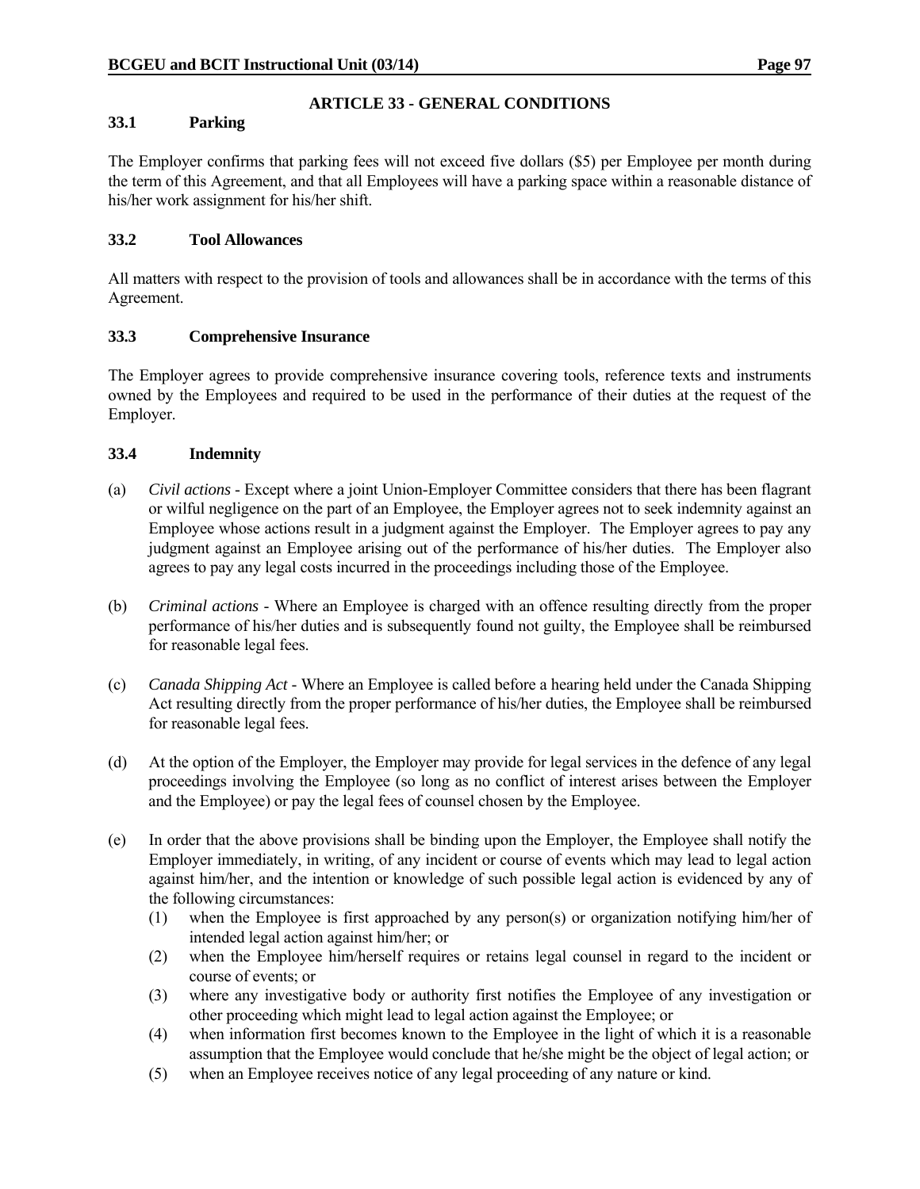## ARTICLE 33 - GENERAL CONDITIONS

### 33.1 Parking

The Employer confirms that parking fees will not exceed five dollars ($5) per Employee per month during the term of this Agreement, and that all Employees will have a parking space within a reasonable distance of his/her work assignment for his/her shift.

### 33.2 Tool Allowances

All matters with respect to the provision of tools and allowances shall be in accordance with the terms of this Agreement.

### 33.3 Comprehensive Insurance

The Employer agrees to provide comprehensive insurance covering tools, reference texts and instruments owned by the Employees and required to be used in the performance of their duties at the request of the Employer.

### 33.4 Indemnity

(a) *Civil actions* - Except where a joint Union-Employer Committee considers that there has been flagrant or wilful negligence on the part of an Employee, the Employer agrees not to seek indemnity against an Employee whose actions result in a judgment against the Employer. The Employer agrees to pay any judgment against an Employee arising out of the performance of his/her duties. The Employer also agrees to pay any legal costs incurred in the proceedings including those of the Employee.

(b) *Criminal actions* - Where an Employee is charged with an offence resulting directly from the proper performance of his/her duties and is subsequently found not guilty, the Employee shall be reimbursed for reasonable legal fees.

(c) *Canada Shipping Act* - Where an Employee is called before a hearing held under the Canada Shipping Act resulting directly from the proper performance of his/her duties, the Employee shall be reimbursed for reasonable legal fees.

(d) At the option of the Employer, the Employer may provide for legal services in the defence of any legal proceedings involving the Employee (so long as no conflict of interest arises between the Employer and the Employee) or pay the legal fees of counsel chosen by the Employee.

(e) In order that the above provisions shall be binding upon the Employer, the Employee shall notify the Employer immediately, in writing, of any incident or course of events which may lead to legal action against him/her, and the intention or knowledge of such possible legal action is evidenced by any of the following circumstances:

   (1) when the Employee is first approached by any person(s) or organization notifying him/her of intended legal action against him/her; or
   
   (2) when the Employee him/herself requires or retains legal counsel in regard to the incident or course of events; or
   
   (3) where any investigative body or authority first notifies the Employee of any investigation or other proceeding which might lead to legal action against the Employee; or
   
   (4) when information first becomes known to the Employee in the light of which it is a reasonable assumption that the Employee would conclude that he/she might be the object of legal action; or
   
   (5) when an Employee receives notice of any legal proceeding of any nature or kind.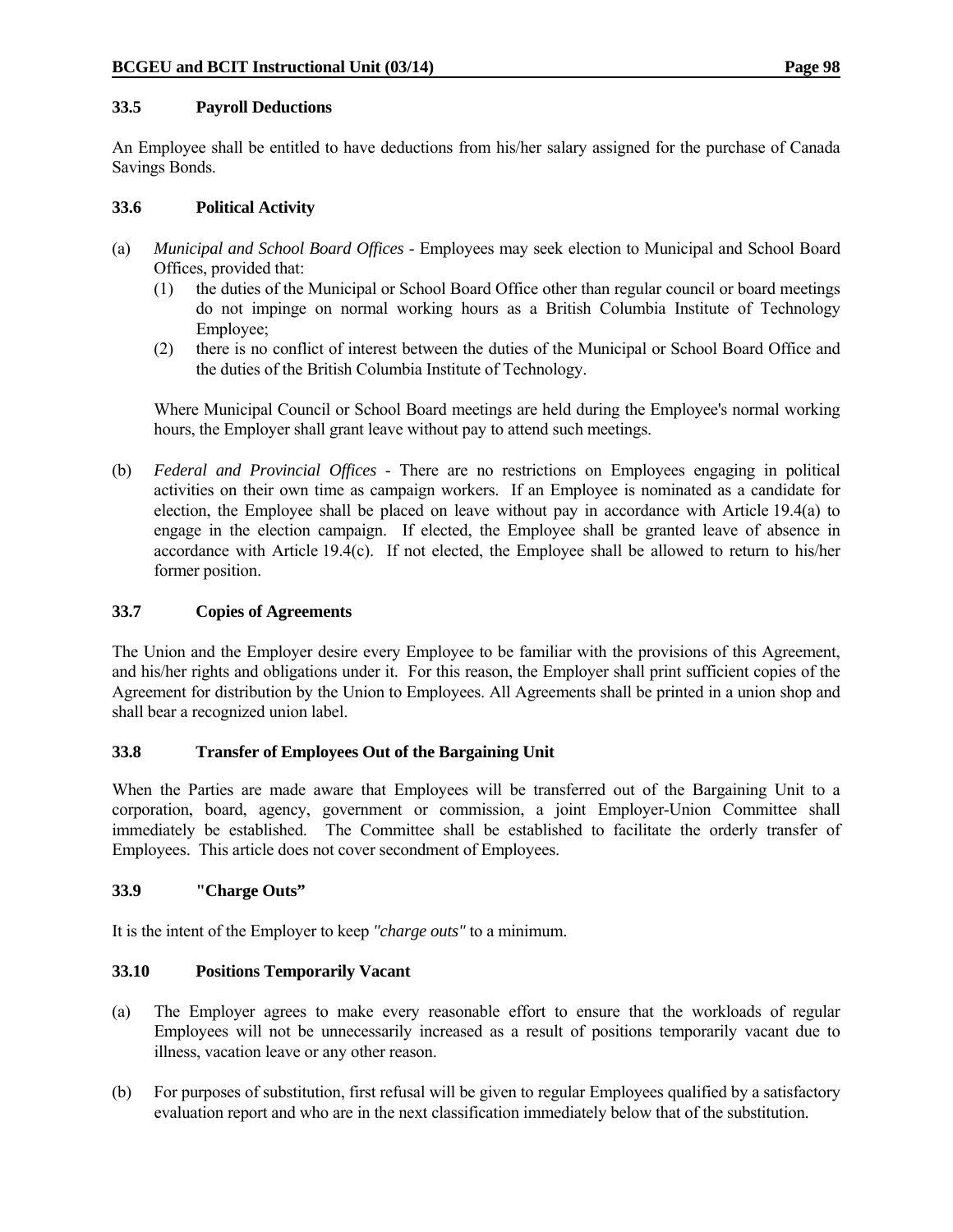### 33.5 Payroll Deductions

An Employee shall be entitled to have deductions from his/her salary assigned for the purchase of Canada Savings Bonds.

### 33.6 Political Activity

(a) *Municipal and School Board Offices* - Employees may seek election to Municipal and School Board Offices, provided that:

   (1) the duties of the Municipal or School Board Office other than regular council or board meetings do not impinge on normal working hours as a British Columbia Institute of Technology Employee;

   (2) there is no conflict of interest between the duties of the Municipal or School Board Office and the duties of the British Columbia Institute of Technology.

   Where Municipal Council or School Board meetings are held during the Employee's normal working hours, the Employer shall grant leave without pay to attend such meetings.

(b) *Federal and Provincial Offices* - There are no restrictions on Employees engaging in political activities on their own time as campaign workers. If an Employee is nominated as a candidate for election, the Employee shall be placed on leave without pay in accordance with Article 19.4(a) to engage in the election campaign. If elected, the Employee shall be granted leave of absence in accordance with Article 19.4(c). If not elected, the Employee shall be allowed to return to his/her former position.

### 33.7 Copies of Agreements

The Union and the Employer desire every Employee to be familiar with the provisions of this Agreement, and his/her rights and obligations under it. For this reason, the Employer shall print sufficient copies of the Agreement for distribution by the Union to Employees. All Agreements shall be printed in a union shop and shall bear a recognized union label.

### 33.8 Transfer of Employees Out of the Bargaining Unit

When the Parties are made aware that Employees will be transferred out of the Bargaining Unit to a corporation, board, agency, government or commission, a joint Employer-Union Committee shall immediately be established. The Committee shall be established to facilitate the orderly transfer of Employees. This article does not cover secondment of Employees.

### 33.9 "Charge Outs"

It is the intent of the Employer to keep *"charge outs"* to a minimum.

### 33.10 Positions Temporarily Vacant

(a) The Employer agrees to make every reasonable effort to ensure that the workloads of regular Employees will not be unnecessarily increased as a result of positions temporarily vacant due to illness, vacation leave or any other reason.

(b) For purposes of substitution, first refusal will be given to regular Employees qualified by a satisfactory evaluation report and who are in the next classification immediately below that of the substitution.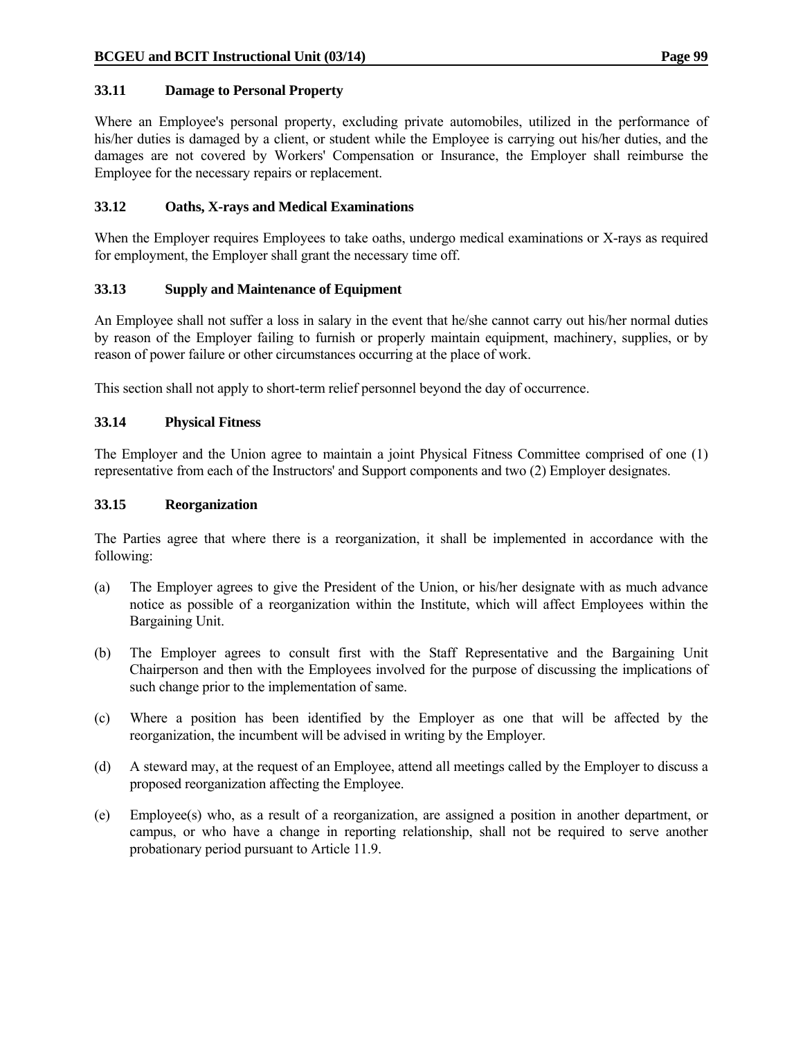### 33.11 Damage to Personal Property

Where an Employee's personal property, excluding private automobiles, utilized in the performance of his/her duties is damaged by a client, or student while the Employee is carrying out his/her duties, and the damages are not covered by Workers' Compensation or Insurance, the Employer shall reimburse the Employee for the necessary repairs or replacement.

### 33.12 Oaths, X-rays and Medical Examinations

When the Employer requires Employees to take oaths, undergo medical examinations or X-rays as required for employment, the Employer shall grant the necessary time off.

### 33.13 Supply and Maintenance of Equipment

An Employee shall not suffer a loss in salary in the event that he/she cannot carry out his/her normal duties by reason of the Employer failing to furnish or properly maintain equipment, machinery, supplies, or by reason of power failure or other circumstances occurring at the place of work.

This section shall not apply to short-term relief personnel beyond the day of occurrence.

### 33.14 Physical Fitness

The Employer and the Union agree to maintain a joint Physical Fitness Committee comprised of one (1) representative from each of the Instructors' and Support components and two (2) Employer designates.

### 33.15 Reorganization

The Parties agree that where there is a reorganization, it shall be implemented in accordance with the following:

(a) The Employer agrees to give the President of the Union, or his/her designate with as much advance notice as possible of a reorganization within the Institute, which will affect Employees within the Bargaining Unit.

(b) The Employer agrees to consult first with the Staff Representative and the Bargaining Unit Chairperson and then with the Employees involved for the purpose of discussing the implications of such change prior to the implementation of same.

(c) Where a position has been identified by the Employer as one that will be affected by the reorganization, the incumbent will be advised in writing by the Employer.

(d) A steward may, at the request of an Employee, attend all meetings called by the Employer to discuss a proposed reorganization affecting the Employee.

(e) Employee(s) who, as a result of a reorganization, are assigned a position in another department, or campus, or who have a change in reporting relationship, shall not be required to serve another probationary period pursuant to Article 11.9.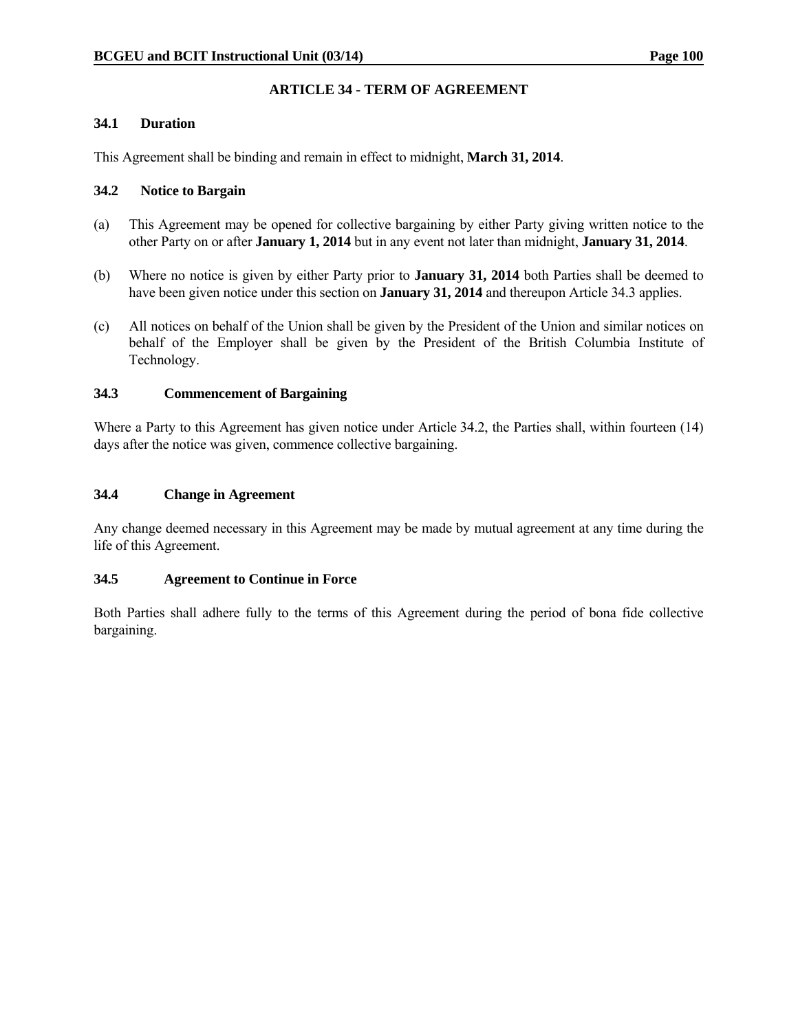## ARTICLE 34 - TERM OF AGREEMENT

### 34.1 Duration

This Agreement shall be binding and remain in effect to midnight, **March 31, 2014**.

### 34.2 Notice to Bargain

(a) This Agreement may be opened for collective bargaining by either Party giving written notice to the other Party on or after **January 1, 2014** but in any event not later than midnight, **January 31, 2014**.

(b) Where no notice is given by either Party prior to **January 31, 2014** both Parties shall be deemed to have been given notice under this section on **January 31, 2014** and thereupon Article 34.3 applies.

(c) All notices on behalf of the Union shall be given by the President of the Union and similar notices on behalf of the Employer shall be given by the President of the British Columbia Institute of Technology.

### 34.3 Commencement of Bargaining

Where a Party to this Agreement has given notice under Article 34.2, the Parties shall, within fourteen (14) days after the notice was given, commence collective bargaining.

### 34.4 Change in Agreement

Any change deemed necessary in this Agreement may be made by mutual agreement at any time during the life of this Agreement.

### 34.5 Agreement to Continue in Force

Both Parties shall adhere fully to the terms of this Agreement during the period of bona fide collective bargaining.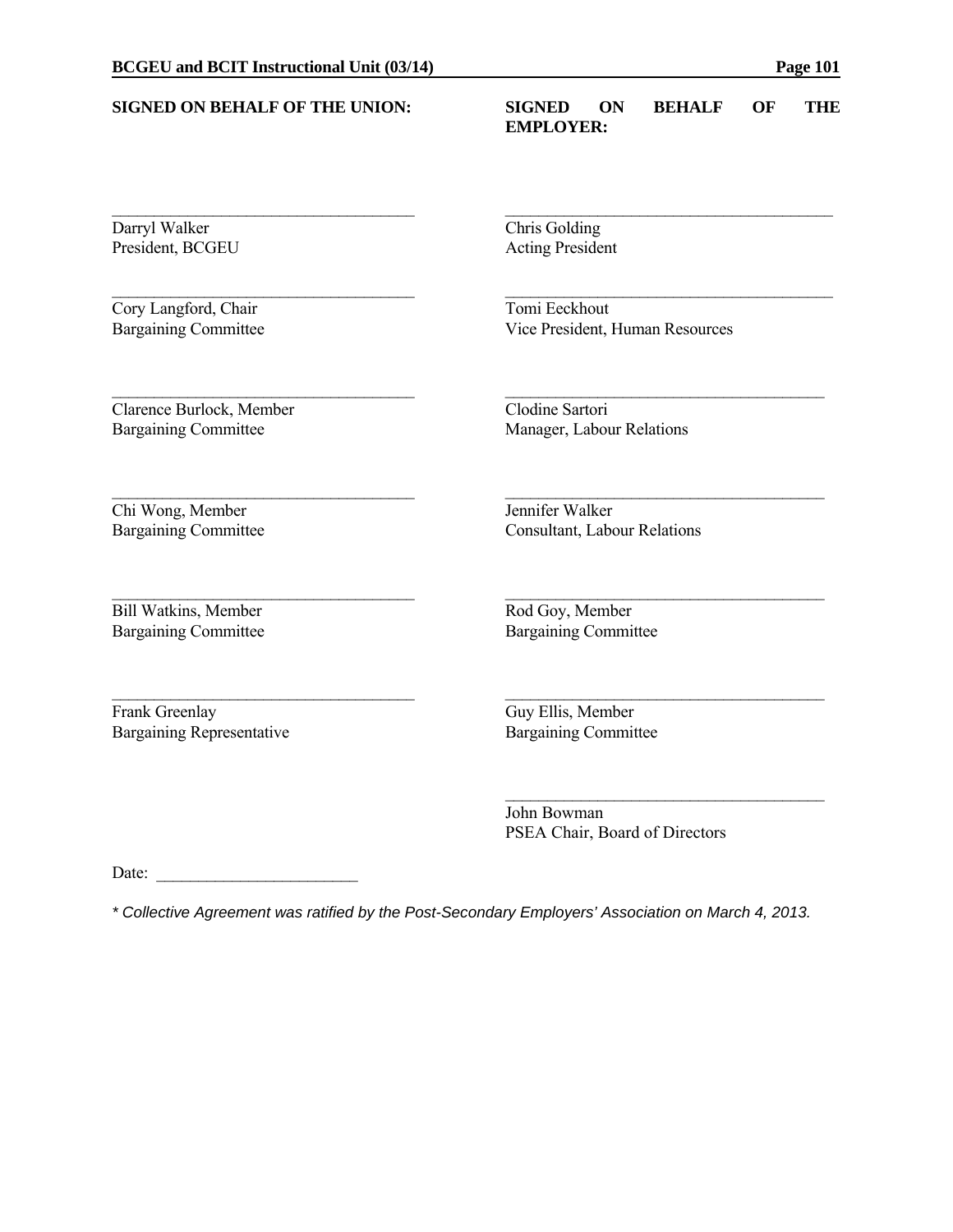| **SIGNED ON BEHALF OF THE UNION:** | **SIGNED ON BEHALF OF THE EMPLOYER:** |
|---|---|
| \_\_\_\_\_\_\_\_\_\_\_\_\_\_\_\_\_\_\_\_\_\_\_\_\_\_\_\_\_\_<br>Darryl Walker<br>President, BCGEU | \_\_\_\_\_\_\_\_\_\_\_\_\_\_\_\_\_\_\_\_\_\_\_\_\_\_\_\_\_\_<br>Chris Golding<br>Acting President |
| \_\_\_\_\_\_\_\_\_\_\_\_\_\_\_\_\_\_\_\_\_\_\_\_\_\_\_\_\_\_<br>Cory Langford, Chair<br>Bargaining Committee | \_\_\_\_\_\_\_\_\_\_\_\_\_\_\_\_\_\_\_\_\_\_\_\_\_\_\_\_\_\_<br>Tomi Eeckhout<br>Vice President, Human Resources |
| \_\_\_\_\_\_\_\_\_\_\_\_\_\_\_\_\_\_\_\_\_\_\_\_\_\_\_\_\_\_<br>Clarence Burlock, Member<br>Bargaining Committee | \_\_\_\_\_\_\_\_\_\_\_\_\_\_\_\_\_\_\_\_\_\_\_\_\_\_\_\_\_\_<br>Clodine Sartori<br>Manager, Labour Relations |
| \_\_\_\_\_\_\_\_\_\_\_\_\_\_\_\_\_\_\_\_\_\_\_\_\_\_\_\_\_\_<br>Chi Wong, Member<br>Bargaining Committee | \_\_\_\_\_\_\_\_\_\_\_\_\_\_\_\_\_\_\_\_\_\_\_\_\_\_\_\_\_\_<br>Jennifer Walker<br>Consultant, Labour Relations |
| \_\_\_\_\_\_\_\_\_\_\_\_\_\_\_\_\_\_\_\_\_\_\_\_\_\_\_\_\_\_<br>Bill Watkins, Member<br>Bargaining Committee | \_\_\_\_\_\_\_\_\_\_\_\_\_\_\_\_\_\_\_\_\_\_\_\_\_\_\_\_\_\_<br>Rod Goy, Member<br>Bargaining Committee |
| \_\_\_\_\_\_\_\_\_\_\_\_\_\_\_\_\_\_\_\_\_\_\_\_\_\_\_\_\_\_<br>Frank Greenlay<br>Bargaining Representative | \_\_\_\_\_\_\_\_\_\_\_\_\_\_\_\_\_\_\_\_\_\_\_\_\_\_\_\_\_\_<br>Guy Ellis, Member<br>Bargaining Committee |
| | \_\_\_\_\_\_\_\_\_\_\_\_\_\_\_\_\_\_\_\_\_\_\_\_\_\_\_\_\_\_<br>John Bowman<br>PSEA Chair, Board of Directors |

Date: \_\_\_\_\_\_\_\_\_\_\_\_\_\_\_\_\_\_\_\_\_\_\_\_

*\* Collective Agreement was ratified by the Post-Secondary Employers' Association on March 4, 2013.*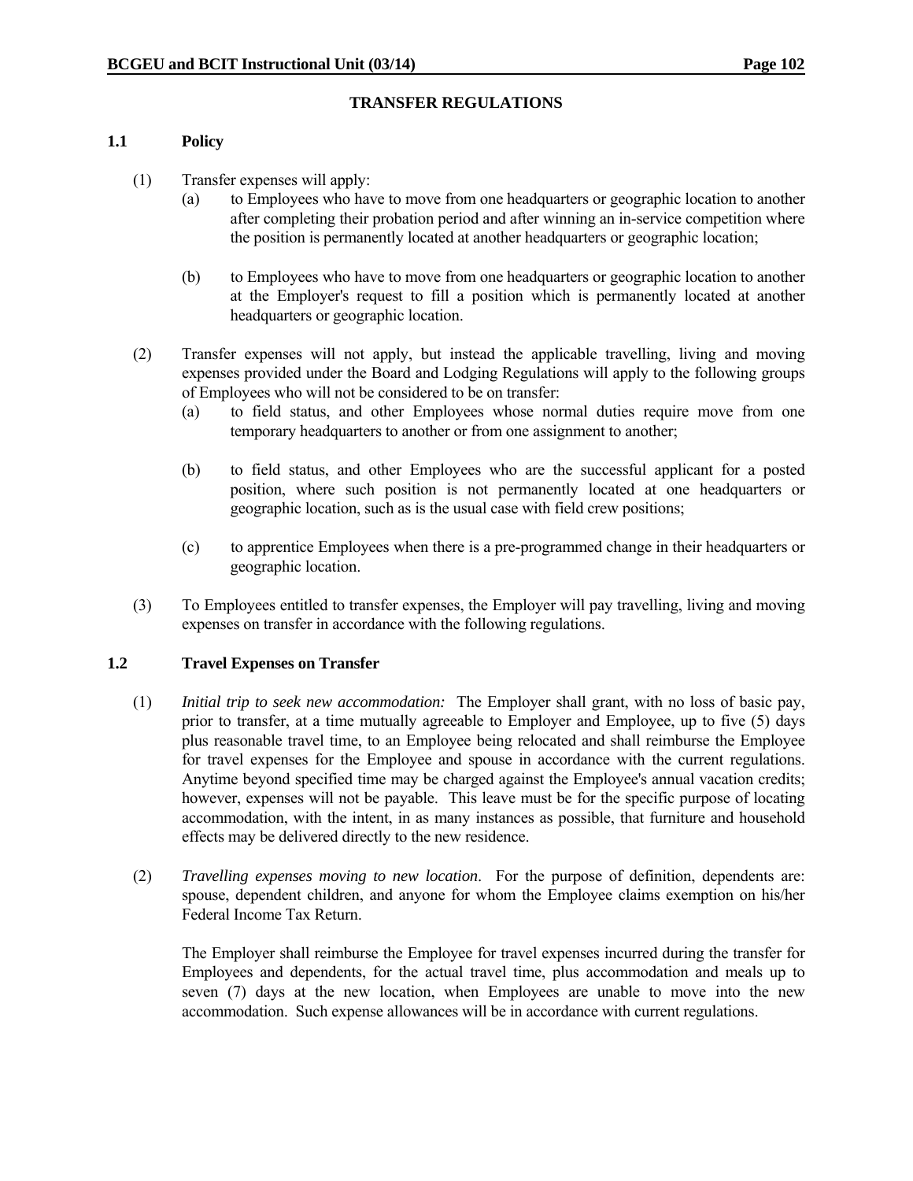## TRANSFER REGULATIONS

### 1.1 Policy

(1) Transfer expenses will apply:

(a) to Employees who have to move from one headquarters or geographic location to another after completing their probation period and after winning an in-service competition where the position is permanently located at another headquarters or geographic location;

(b) to Employees who have to move from one headquarters or geographic location to another at the Employer's request to fill a position which is permanently located at another headquarters or geographic location.

(2) Transfer expenses will not apply, but instead the applicable travelling, living and moving expenses provided under the Board and Lodging Regulations will apply to the following groups of Employees who will not be considered to be on transfer:

(a) to field status, and other Employees whose normal duties require move from one temporary headquarters to another or from one assignment to another;

(b) to field status, and other Employees who are the successful applicant for a posted position, where such position is not permanently located at one headquarters or geographic location, such as is the usual case with field crew positions;

(c) to apprentice Employees when there is a pre-programmed change in their headquarters or geographic location.

(3) To Employees entitled to transfer expenses, the Employer will pay travelling, living and moving expenses on transfer in accordance with the following regulations.

### 1.2 Travel Expenses on Transfer

(1) *Initial trip to seek new accommodation:* The Employer shall grant, with no loss of basic pay, prior to transfer, at a time mutually agreeable to Employer and Employee, up to five (5) days plus reasonable travel time, to an Employee being relocated and shall reimburse the Employee for travel expenses for the Employee and spouse in accordance with the current regulations. Anytime beyond specified time may be charged against the Employee's annual vacation credits; however, expenses will not be payable. This leave must be for the specific purpose of locating accommodation, with the intent, in as many instances as possible, that furniture and household effects may be delivered directly to the new residence.

(2) *Travelling expenses moving to new location*. For the purpose of definition, dependents are: spouse, dependent children, and anyone for whom the Employee claims exemption on his/her Federal Income Tax Return.

The Employer shall reimburse the Employee for travel expenses incurred during the transfer for Employees and dependents, for the actual travel time, plus accommodation and meals up to seven (7) days at the new location, when Employees are unable to move into the new accommodation. Such expense allowances will be in accordance with current regulations.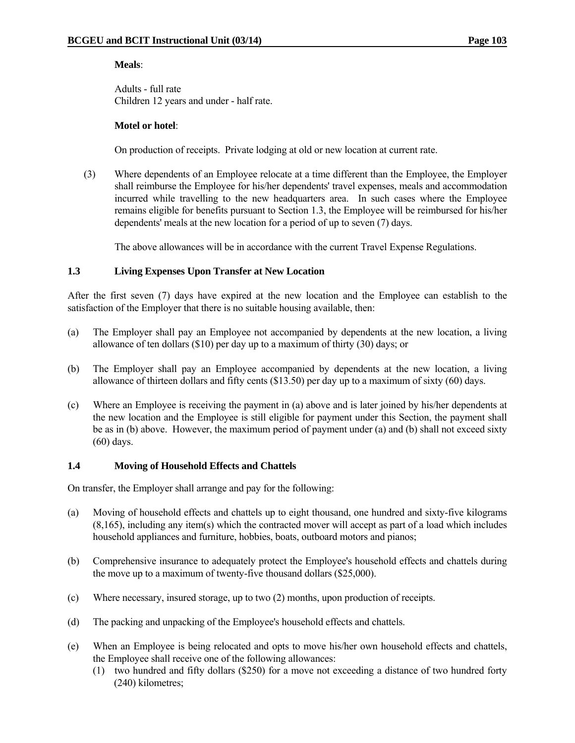**Meals**:

Adults - full rate
Children 12 years and under - half rate.

**Motel or hotel**:

On production of receipts. Private lodging at old or new location at current rate.

(3) Where dependents of an Employee relocate at a time different than the Employee, the Employer shall reimburse the Employee for his/her dependents' travel expenses, meals and accommodation incurred while travelling to the new headquarters area. In such cases where the Employee remains eligible for benefits pursuant to Section 1.3, the Employee will be reimbursed for his/her dependents' meals at the new location for a period of up to seven (7) days.

The above allowances will be in accordance with the current Travel Expense Regulations.

### 1.3 Living Expenses Upon Transfer at New Location

After the first seven (7) days have expired at the new location and the Employee can establish to the satisfaction of the Employer that there is no suitable housing available, then:

(a) The Employer shall pay an Employee not accompanied by dependents at the new location, a living allowance of ten dollars ($10) per day up to a maximum of thirty (30) days; or

(b) The Employer shall pay an Employee accompanied by dependents at the new location, a living allowance of thirteen dollars and fifty cents ($13.50) per day up to a maximum of sixty (60) days.

(c) Where an Employee is receiving the payment in (a) above and is later joined by his/her dependents at the new location and the Employee is still eligible for payment under this Section, the payment shall be as in (b) above. However, the maximum period of payment under (a) and (b) shall not exceed sixty (60) days.

### 1.4 Moving of Household Effects and Chattels

On transfer, the Employer shall arrange and pay for the following:

(a) Moving of household effects and chattels up to eight thousand, one hundred and sixty-five kilograms (8,165), including any item(s) which the contracted mover will accept as part of a load which includes household appliances and furniture, hobbies, boats, outboard motors and pianos;

(b) Comprehensive insurance to adequately protect the Employee's household effects and chattels during the move up to a maximum of twenty-five thousand dollars ($25,000).

(c) Where necessary, insured storage, up to two (2) months, upon production of receipts.

(d) The packing and unpacking of the Employee's household effects and chattels.

(e) When an Employee is being relocated and opts to move his/her own household effects and chattels, the Employee shall receive one of the following allowances:
   (1) two hundred and fifty dollars ($250) for a move not exceeding a distance of two hundred forty (240) kilometres;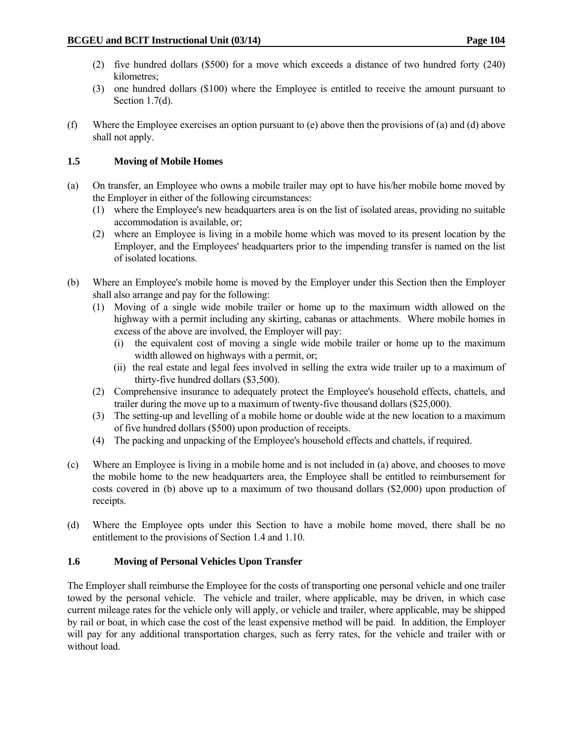(2) five hundred dollars ($500) for a move which exceeds a distance of two hundred forty (240) kilometres;

(3) one hundred dollars ($100) where the Employee is entitled to receive the amount pursuant to Section 1.7(d).

(f) Where the Employee exercises an option pursuant to (e) above then the provisions of (a) and (d) above shall not apply.

### 1.5 Moving of Mobile Homes

(a) On transfer, an Employee who owns a mobile trailer may opt to have his/her mobile home moved by the Employer in either of the following circumstances:

(1) where the Employee's new headquarters area is on the list of isolated areas, providing no suitable accommodation is available, or;

(2) where an Employee is living in a mobile home which was moved to its present location by the Employer, and the Employees' headquarters prior to the impending transfer is named on the list of isolated locations.

(b) Where an Employee's mobile home is moved by the Employer under this Section then the Employer shall also arrange and pay for the following:

(1) Moving of a single wide mobile trailer or home up to the maximum width allowed on the highway with a permit including any skirting, cabanas or attachments. Where mobile homes in excess of the above are involved, the Employer will pay:

(i) the equivalent cost of moving a single wide mobile trailer or home up to the maximum width allowed on highways with a permit, or;

(ii) the real estate and legal fees involved in selling the extra wide trailer up to a maximum of thirty-five hundred dollars ($3,500).

(2) Comprehensive insurance to adequately protect the Employee's household effects, chattels, and trailer during the move up to a maximum of twenty-five thousand dollars ($25,000).

(3) The setting-up and levelling of a mobile home or double wide at the new location to a maximum of five hundred dollars ($500) upon production of receipts.

(4) The packing and unpacking of the Employee's household effects and chattels, if required.

(c) Where an Employee is living in a mobile home and is not included in (a) above, and chooses to move the mobile home to the new headquarters area, the Employee shall be entitled to reimbursement for costs covered in (b) above up to a maximum of two thousand dollars ($2,000) upon production of receipts.

(d) Where the Employee opts under this Section to have a mobile home moved, there shall be no entitlement to the provisions of Section 1.4 and 1.10.

### 1.6 Moving of Personal Vehicles Upon Transfer

The Employer shall reimburse the Employee for the costs of transporting one personal vehicle and one trailer towed by the personal vehicle. The vehicle and trailer, where applicable, may be driven, in which case current mileage rates for the vehicle only will apply, or vehicle and trailer, where applicable, may be shipped by rail or boat, in which case the cost of the least expensive method will be paid. In addition, the Employer will pay for any additional transportation charges, such as ferry rates, for the vehicle and trailer with or without load.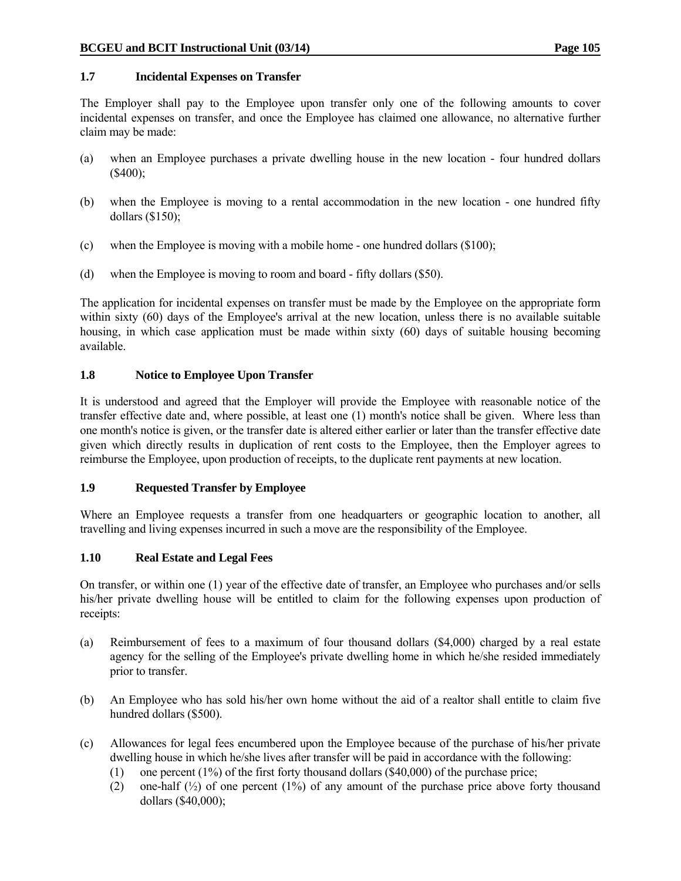### 1.7 Incidental Expenses on Transfer

The Employer shall pay to the Employee upon transfer only one of the following amounts to cover incidental expenses on transfer, and once the Employee has claimed one allowance, no alternative further claim may be made:

(a) when an Employee purchases a private dwelling house in the new location - four hundred dollars ($400);

(b) when the Employee is moving to a rental accommodation in the new location - one hundred fifty dollars ($150);

(c) when the Employee is moving with a mobile home - one hundred dollars ($100);

(d) when the Employee is moving to room and board - fifty dollars ($50).

The application for incidental expenses on transfer must be made by the Employee on the appropriate form within sixty (60) days of the Employee's arrival at the new location, unless there is no available suitable housing, in which case application must be made within sixty (60) days of suitable housing becoming available.

### 1.8 Notice to Employee Upon Transfer

It is understood and agreed that the Employer will provide the Employee with reasonable notice of the transfer effective date and, where possible, at least one (1) month's notice shall be given. Where less than one month's notice is given, or the transfer date is altered either earlier or later than the transfer effective date given which directly results in duplication of rent costs to the Employee, then the Employer agrees to reimburse the Employee, upon production of receipts, to the duplicate rent payments at new location.

### 1.9 Requested Transfer by Employee

Where an Employee requests a transfer from one headquarters or geographic location to another, all travelling and living expenses incurred in such a move are the responsibility of the Employee.

### 1.10 Real Estate and Legal Fees

On transfer, or within one (1) year of the effective date of transfer, an Employee who purchases and/or sells his/her private dwelling house will be entitled to claim for the following expenses upon production of receipts:

(a) Reimbursement of fees to a maximum of four thousand dollars ($4,000) charged by a real estate agency for the selling of the Employee's private dwelling home in which he/she resided immediately prior to transfer.

(b) An Employee who has sold his/her own home without the aid of a realtor shall entitle to claim five hundred dollars ($500).

(c) Allowances for legal fees encumbered upon the Employee because of the purchase of his/her private dwelling house in which he/she lives after transfer will be paid in accordance with the following:
   (1) one percent (1%) of the first forty thousand dollars ($40,000) of the purchase price;
   (2) one-half (½) of one percent (1%) of any amount of the purchase price above forty thousand dollars ($40,000);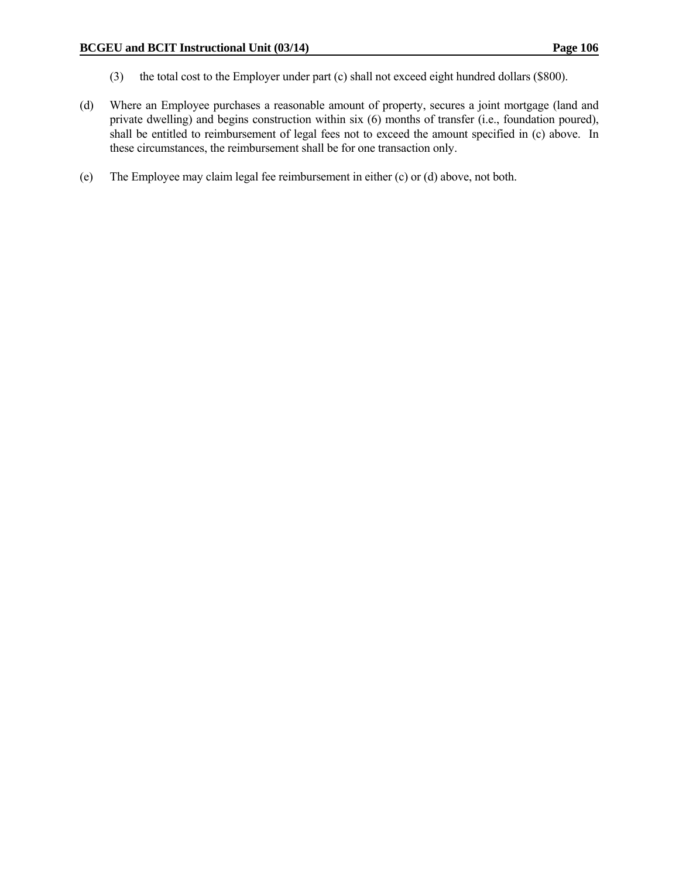(3) the total cost to the Employer under part (c) shall not exceed eight hundred dollars ($800).

(d) Where an Employee purchases a reasonable amount of property, secures a joint mortgage (land and private dwelling) and begins construction within six (6) months of transfer (i.e., foundation poured), shall be entitled to reimbursement of legal fees not to exceed the amount specified in (c) above. In these circumstances, the reimbursement shall be for one transaction only.

(e) The Employee may claim legal fee reimbursement in either (c) or (d) above, not both.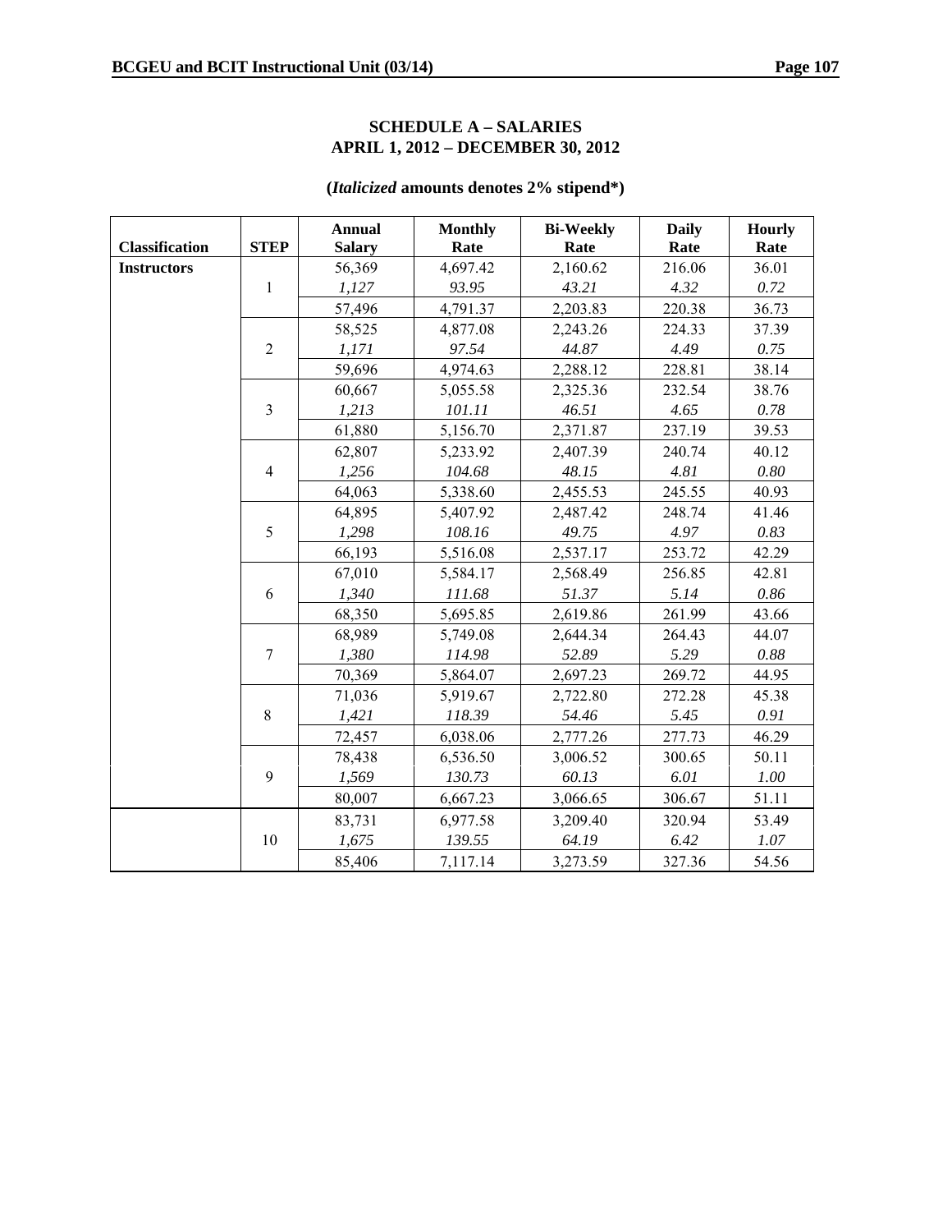**SCHEDULE A – SALARIES**
**APRIL 1, 2012 – DECEMBER 30, 2012**

**(*Italicized* amounts denotes 2% stipend*)**

| Classification | STEP | Annual Salary | Monthly Rate | Bi-Weekly Rate | Daily Rate | Hourly Rate |
|---|---|---|---|---|---|---|
| **Instructors** | | 56,369 | 4,697.42 | 2,160.62 | 216.06 | 36.01 |
| | 1 | *1,127* | *93.95* | *43.21* | *4.32* | *0.72* |
| | | 57,496 | 4,791.37 | 2,203.83 | 220.38 | 36.73 |
| | | 58,525 | 4,877.08 | 2,243.26 | 224.33 | 37.39 |
| | 2 | *1,171* | *97.54* | *44.87* | *4.49* | *0.75* |
| | | 59,696 | 4,974.63 | 2,288.12 | 228.81 | 38.14 |
| | | 60,667 | 5,055.58 | 2,325.36 | 232.54 | 38.76 |
| | 3 | *1,213* | *101.11* | *46.51* | *4.65* | *0.78* |
| | | 61,880 | 5,156.70 | 2,371.87 | 237.19 | 39.53 |
| | | 62,807 | 5,233.92 | 2,407.39 | 240.74 | 40.12 |
| | 4 | *1,256* | *104.68* | *48.15* | *4.81* | *0.80* |
| | | 64,063 | 5,338.60 | 2,455.53 | 245.55 | 40.93 |
| | | 64,895 | 5,407.92 | 2,487.42 | 248.74 | 41.46 |
| | 5 | *1,298* | *108.16* | *49.75* | *4.97* | *0.83* |
| | | 66,193 | 5,516.08 | 2,537.17 | 253.72 | 42.29 |
| | | 67,010 | 5,584.17 | 2,568.49 | 256.85 | 42.81 |
| | 6 | *1,340* | *111.68* | *51.37* | *5.14* | *0.86* |
| | | 68,350 | 5,695.85 | 2,619.86 | 261.99 | 43.66 |
| | | 68,989 | 5,749.08 | 2,644.34 | 264.43 | 44.07 |
| | 7 | *1,380* | *114.98* | *52.89* | *5.29* | *0.88* |
| | | 70,369 | 5,864.07 | 2,697.23 | 269.72 | 44.95 |
| | | 71,036 | 5,919.67 | 2,722.80 | 272.28 | 45.38 |
| | 8 | *1,421* | *118.39* | *54.46* | *5.45* | *0.91* |
| | | 72,457 | 6,038.06 | 2,777.26 | 277.73 | 46.29 |
| | | 78,438 | 6,536.50 | 3,006.52 | 300.65 | 50.11 |
| | 9 | *1,569* | *130.73* | *60.13* | *6.01* | *1.00* |
| | | 80,007 | 6,667.23 | 3,066.65 | 306.67 | 51.11 |
| | | 83,731 | 6,977.58 | 3,209.40 | 320.94 | 53.49 |
| | 10 | *1,675* | *139.55* | *64.19* | *6.42* | *1.07* |
| | | 85,406 | 7,117.14 | 3,273.59 | 327.36 | 54.56 |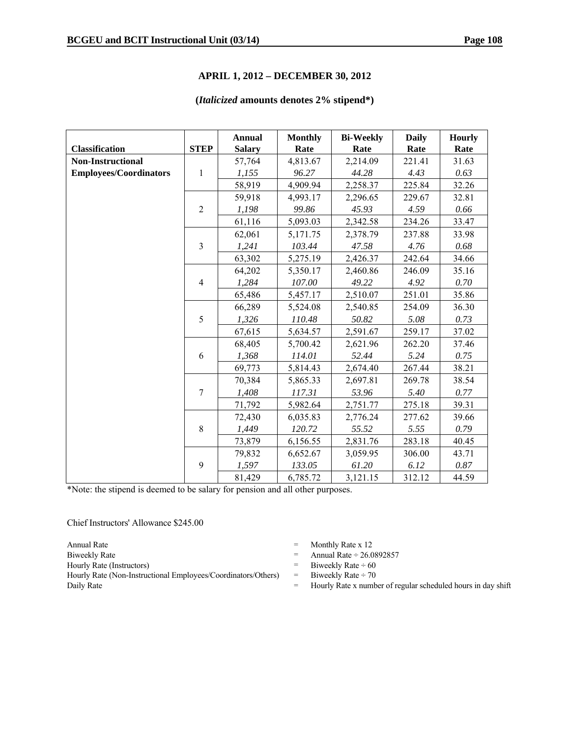## APRIL 1, 2012 – DECEMBER 30, 2012

**(*Italicized* amounts denotes 2% stipend\*)**

| Classification | STEP | Annual Salary | Monthly Rate | Bi-Weekly Rate | Daily Rate | Hourly Rate |
|---|---|---|---|---|---|---|
| **Non-Instructional Employees/Coordinators** | 1 | 57,764 | 4,813.67 | 2,214.09 | 221.41 | 31.63 |
| | | *1,155* | *96.27* | *44.28* | *4.43* | *0.63* |
| | | 58,919 | 4,909.94 | 2,258.37 | 225.84 | 32.26 |
| | 2 | 59,918 | 4,993.17 | 2,296.65 | 229.67 | 32.81 |
| | | *1,198* | *99.86* | *45.93* | *4.59* | *0.66* |
| | | 61,116 | 5,093.03 | 2,342.58 | 234.26 | 33.47 |
| | 3 | 62,061 | 5,171.75 | 2,378.79 | 237.88 | 33.98 |
| | | *1,241* | *103.44* | *47.58* | *4.76* | *0.68* |
| | | 63,302 | 5,275.19 | 2,426.37 | 242.64 | 34.66 |
| | 4 | 64,202 | 5,350.17 | 2,460.86 | 246.09 | 35.16 |
| | | *1,284* | *107.00* | *49.22* | *4.92* | *0.70* |
| | | 65,486 | 5,457.17 | 2,510.07 | 251.01 | 35.86 |
| | 5 | 66,289 | 5,524.08 | 2,540.85 | 254.09 | 36.30 |
| | | *1,326* | *110.48* | *50.82* | *5.08* | *0.73* |
| | | 67,615 | 5,634.57 | 2,591.67 | 259.17 | 37.02 |
| | 6 | 68,405 | 5,700.42 | 2,621.96 | 262.20 | 37.46 |
| | | *1,368* | *114.01* | *52.44* | *5.24* | *0.75* |
| | | 69,773 | 5,814.43 | 2,674.40 | 267.44 | 38.21 |
| | 7 | 70,384 | 5,865.33 | 2,697.81 | 269.78 | 38.54 |
| | | *1,408* | *117.31* | *53.96* | *5.40* | *0.77* |
| | | 71,792 | 5,982.64 | 2,751.77 | 275.18 | 39.31 |
| | 8 | 72,430 | 6,035.83 | 2,776.24 | 277.62 | 39.66 |
| | | *1,449* | *120.72* | *55.52* | *5.55* | *0.79* |
| | | 73,879 | 6,156.55 | 2,831.76 | 283.18 | 40.45 |
| | 9 | 79,832 | 6,652.67 | 3,059.95 | 306.00 | 43.71 |
| | | *1,597* | *133.05* | *61.20* | *6.12* | *0.87* |
| | | 81,429 | 6,785.72 | 3,121.15 | 312.12 | 44.59 |

\*Note: the stipend is deemed to be salary for pension and all other purposes.

Chief Instructors' Allowance $245.00

| | | |
|---|---|---|
| Annual Rate | = | Monthly Rate x 12 |
| Biweekly Rate | = | Annual Rate ÷ 26.0892857 |
| Hourly Rate (Instructors) | = | Biweekly Rate ÷ 60 |
| Hourly Rate (Non-Instructional Employees/Coordinators/Others) | = | Biweekly Rate ÷ 70 |
| Daily Rate | = | Hourly Rate x number of regular scheduled hours in day shift |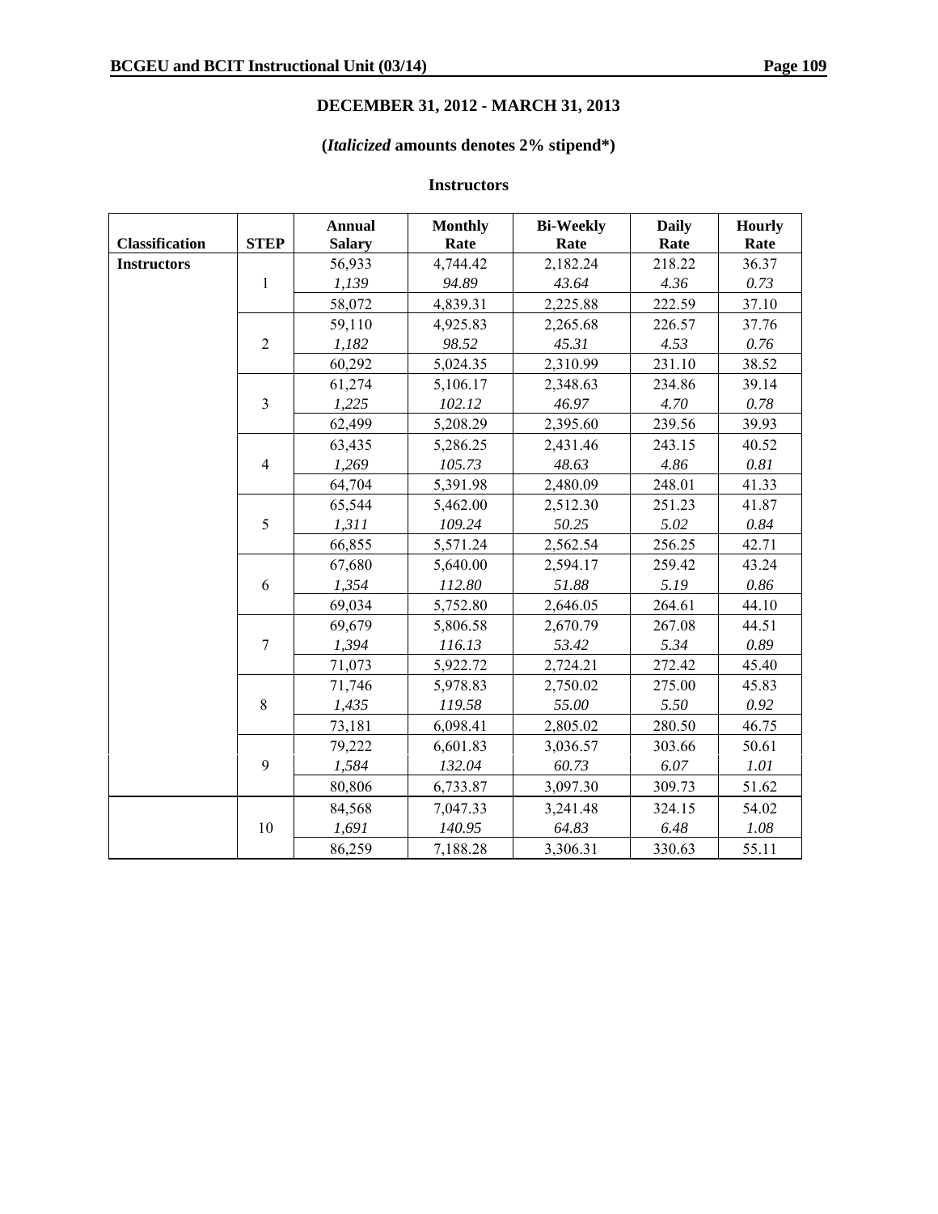## DECEMBER 31, 2012 - MARCH 31, 2013

**(*Italicized* amounts denotes 2% stipend*)**

### Instructors

| Classification | STEP | Annual Salary | Monthly Rate | Bi-Weekly Rate | Daily Rate | Hourly Rate |
|---|---|---|---|---|---|---|
| **Instructors** | | 56,933 | 4,744.42 | 2,182.24 | 218.22 | 36.37 |
| | 1 | *1,139* | *94.89* | *43.64* | *4.36* | *0.73* |
| | | 58,072 | 4,839.31 | 2,225.88 | 222.59 | 37.10 |
| | | 59,110 | 4,925.83 | 2,265.68 | 226.57 | 37.76 |
| | 2 | *1,182* | *98.52* | *45.31* | *4.53* | *0.76* |
| | | 60,292 | 5,024.35 | 2,310.99 | 231.10 | 38.52 |
| | | 61,274 | 5,106.17 | 2,348.63 | 234.86 | 39.14 |
| | 3 | *1,225* | *102.12* | *46.97* | *4.70* | *0.78* |
| | | 62,499 | 5,208.29 | 2,395.60 | 239.56 | 39.93 |
| | | 63,435 | 5,286.25 | 2,431.46 | 243.15 | 40.52 |
| | 4 | *1,269* | *105.73* | *48.63* | *4.86* | *0.81* |
| | | 64,704 | 5,391.98 | 2,480.09 | 248.01 | 41.33 |
| | | 65,544 | 5,462.00 | 2,512.30 | 251.23 | 41.87 |
| | 5 | *1,311* | *109.24* | *50.25* | *5.02* | *0.84* |
| | | 66,855 | 5,571.24 | 2,562.54 | 256.25 | 42.71 |
| | | 67,680 | 5,640.00 | 2,594.17 | 259.42 | 43.24 |
| | 6 | *1,354* | *112.80* | *51.88* | *5.19* | *0.86* |
| | | 69,034 | 5,752.80 | 2,646.05 | 264.61 | 44.10 |
| | | 69,679 | 5,806.58 | 2,670.79 | 267.08 | 44.51 |
| | 7 | *1,394* | *116.13* | *53.42* | *5.34* | *0.89* |
| | | 71,073 | 5,922.72 | 2,724.21 | 272.42 | 45.40 |
| | | 71,746 | 5,978.83 | 2,750.02 | 275.00 | 45.83 |
| | 8 | *1,435* | *119.58* | *55.00* | *5.50* | *0.92* |
| | | 73,181 | 6,098.41 | 2,805.02 | 280.50 | 46.75 |
| | | 79,222 | 6,601.83 | 3,036.57 | 303.66 | 50.61 |
| | 9 | *1,584* | *132.04* | *60.73* | *6.07* | *1.01* |
| | | 80,806 | 6,733.87 | 3,097.30 | 309.73 | 51.62 |
| | | 84,568 | 7,047.33 | 3,241.48 | 324.15 | 54.02 |
| | 10 | *1,691* | *140.95* | *64.83* | *6.48* | *1.08* |
| | | 86,259 | 7,188.28 | 3,306.31 | 330.63 | 55.11 |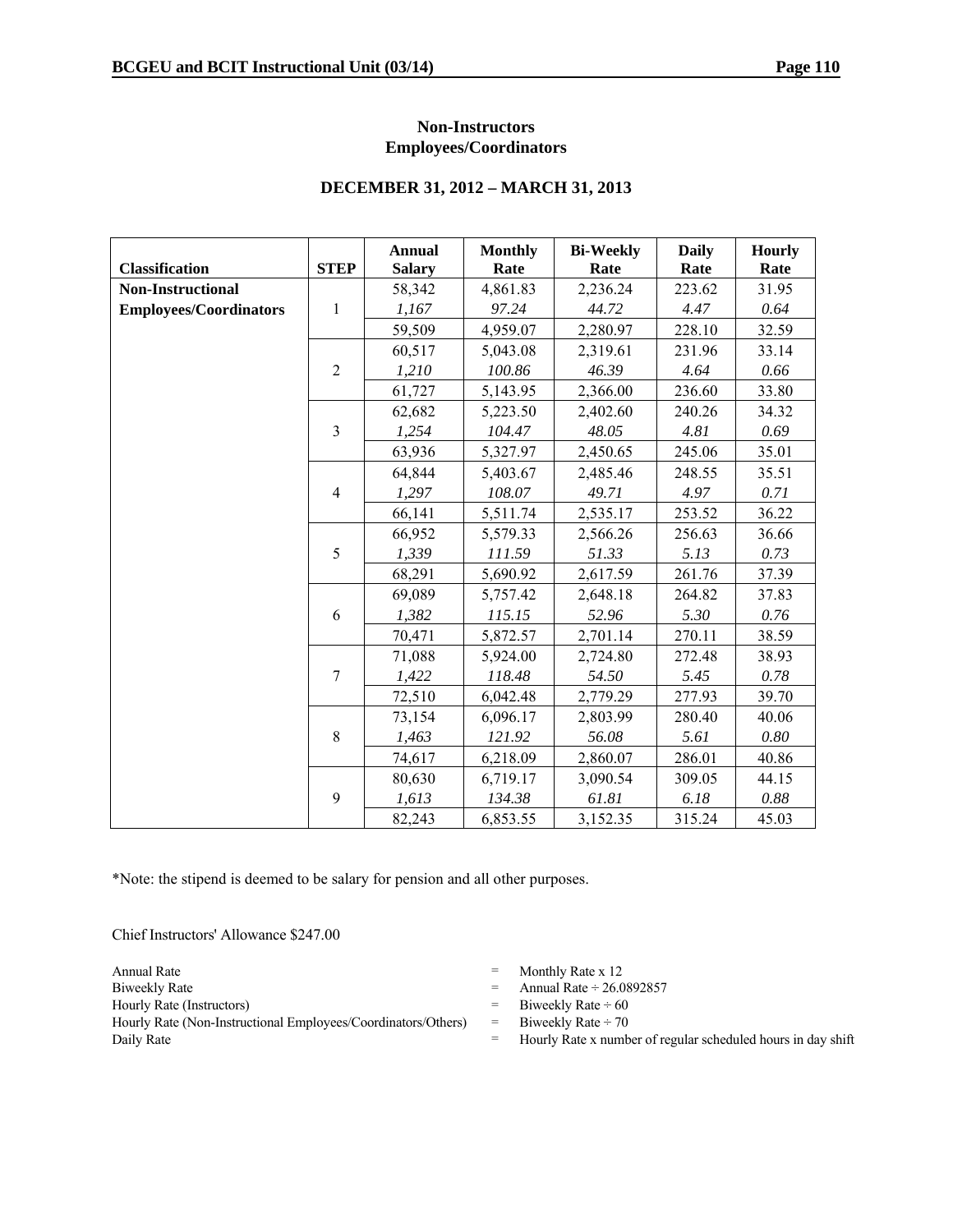## Non-Instructors
## Employees/Coordinators

### DECEMBER 31, 2012 – MARCH 31, 2013

| Classification | STEP | Annual Salary | Monthly Rate | Bi-Weekly Rate | Daily Rate | Hourly Rate |
|---|---|---|---|---|---|---|
| **Non-Instructional** | | 58,342 | 4,861.83 | 2,236.24 | 223.62 | 31.95 |
| **Employees/Coordinators** | 1 | *1,167* | *97.24* | *44.72* | *4.47* | *0.64* |
| | | 59,509 | 4,959.07 | 2,280.97 | 228.10 | 32.59 |
| | | 60,517 | 5,043.08 | 2,319.61 | 231.96 | 33.14 |
| | 2 | *1,210* | *100.86* | *46.39* | *4.64* | *0.66* |
| | | 61,727 | 5,143.95 | 2,366.00 | 236.60 | 33.80 |
| | | 62,682 | 5,223.50 | 2,402.60 | 240.26 | 34.32 |
| | 3 | *1,254* | *104.47* | *48.05* | *4.81* | *0.69* |
| | | 63,936 | 5,327.97 | 2,450.65 | 245.06 | 35.01 |
| | | 64,844 | 5,403.67 | 2,485.46 | 248.55 | 35.51 |
| | 4 | *1,297* | *108.07* | *49.71* | *4.97* | *0.71* |
| | | 66,141 | 5,511.74 | 2,535.17 | 253.52 | 36.22 |
| | | 66,952 | 5,579.33 | 2,566.26 | 256.63 | 36.66 |
| | 5 | *1,339* | *111.59* | *51.33* | *5.13* | *0.73* |
| | | 68,291 | 5,690.92 | 2,617.59 | 261.76 | 37.39 |
| | | 69,089 | 5,757.42 | 2,648.18 | 264.82 | 37.83 |
| | 6 | *1,382* | *115.15* | *52.96* | *5.30* | *0.76* |
| | | 70,471 | 5,872.57 | 2,701.14 | 270.11 | 38.59 |
| | | 71,088 | 5,924.00 | 2,724.80 | 272.48 | 38.93 |
| | 7 | *1,422* | *118.48* | *54.50* | *5.45* | *0.78* |
| | | 72,510 | 6,042.48 | 2,779.29 | 277.93 | 39.70 |
| | | 73,154 | 6,096.17 | 2,803.99 | 280.40 | 40.06 |
| | 8 | *1,463* | *121.92* | *56.08* | *5.61* | *0.80* |
| | | 74,617 | 6,218.09 | 2,860.07 | 286.01 | 40.86 |
| | | 80,630 | 6,719.17 | 3,090.54 | 309.05 | 44.15 |
| | 9 | *1,613* | *134.38* | *61.81* | *6.18* | *0.88* |
| | | 82,243 | 6,853.55 | 3,152.35 | 315.24 | 45.03 |

*Note: the stipend is deemed to be salary for pension and all other purposes.

Chief Instructors' Allowance $247.00

| | | |
|---|---|---|
| Annual Rate | = | Monthly Rate x 12 |
| Biweekly Rate | = | Annual Rate ÷ 26.0892857 |
| Hourly Rate (Instructors) | = | Biweekly Rate ÷ 60 |
| Hourly Rate (Non-Instructional Employees/Coordinators/Others) | = | Biweekly Rate ÷ 70 |
| Daily Rate | = | Hourly Rate x number of regular scheduled hours in day shift |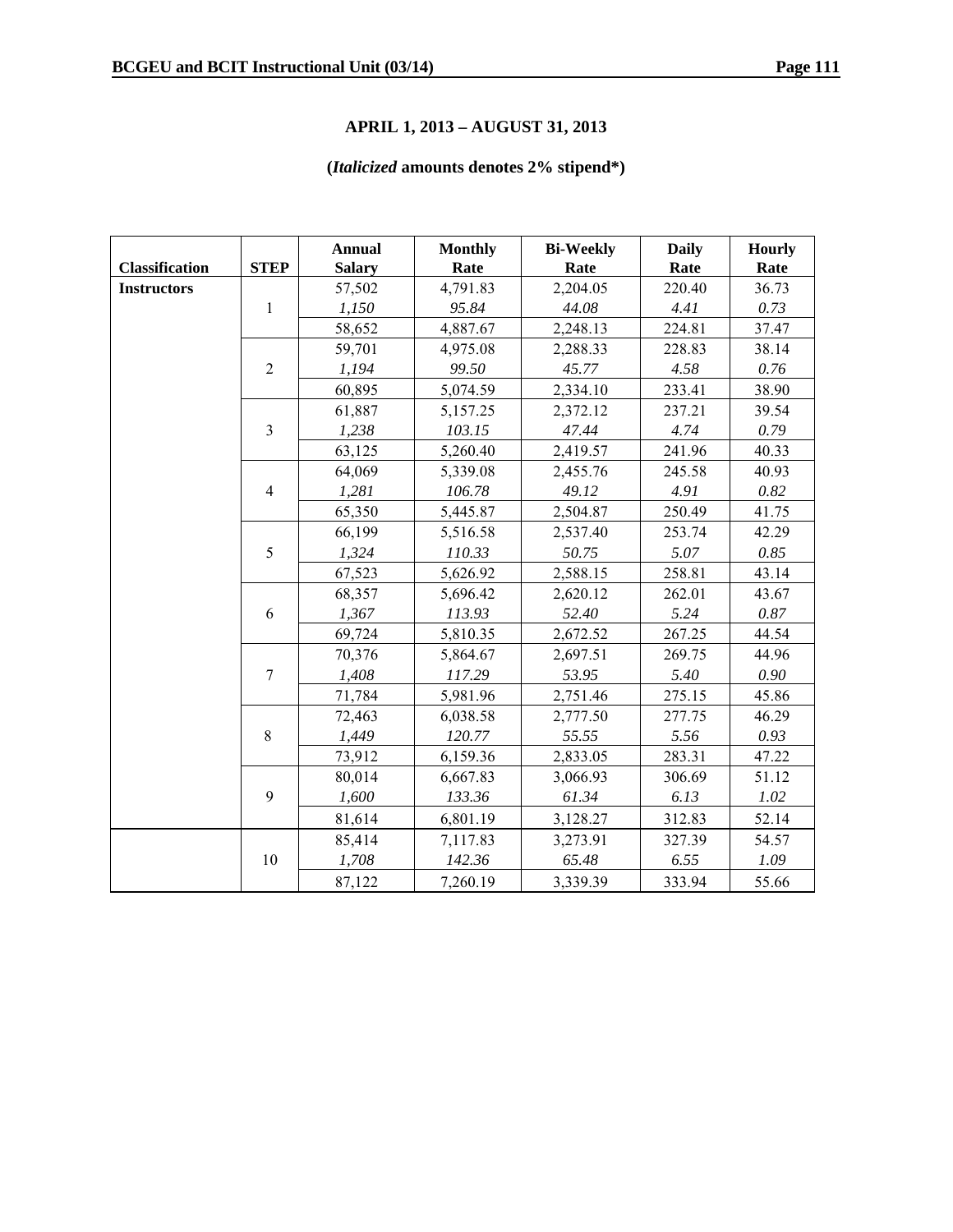## APRIL 1, 2013 – AUGUST 31, 2013

**(*Italicized* amounts denotes 2% stipend*)**

| Classification | STEP | Annual Salary | Monthly Rate | Bi-Weekly Rate | Daily Rate | Hourly Rate |
|---|---|---|---|---|---|---|
| **Instructors** | | 57,502 | 4,791.83 | 2,204.05 | 220.40 | 36.73 |
| | 1 | *1,150* | *95.84* | *44.08* | *4.41* | *0.73* |
| | | 58,652 | 4,887.67 | 2,248.13 | 224.81 | 37.47 |
| | | 59,701 | 4,975.08 | 2,288.33 | 228.83 | 38.14 |
| | 2 | *1,194* | *99.50* | *45.77* | *4.58* | *0.76* |
| | | 60,895 | 5,074.59 | 2,334.10 | 233.41 | 38.90 |
| | | 61,887 | 5,157.25 | 2,372.12 | 237.21 | 39.54 |
| | 3 | *1,238* | *103.15* | *47.44* | *4.74* | *0.79* |
| | | 63,125 | 5,260.40 | 2,419.57 | 241.96 | 40.33 |
| | | 64,069 | 5,339.08 | 2,455.76 | 245.58 | 40.93 |
| | 4 | *1,281* | *106.78* | *49.12* | *4.91* | *0.82* |
| | | 65,350 | 5,445.87 | 2,504.87 | 250.49 | 41.75 |
| | | 66,199 | 5,516.58 | 2,537.40 | 253.74 | 42.29 |
| | 5 | *1,324* | *110.33* | *50.75* | *5.07* | *0.85* |
| | | 67,523 | 5,626.92 | 2,588.15 | 258.81 | 43.14 |
| | | 68,357 | 5,696.42 | 2,620.12 | 262.01 | 43.67 |
| | 6 | *1,367* | *113.93* | *52.40* | *5.24* | *0.87* |
| | | 69,724 | 5,810.35 | 2,672.52 | 267.25 | 44.54 |
| | | 70,376 | 5,864.67 | 2,697.51 | 269.75 | 44.96 |
| | 7 | *1,408* | *117.29* | *53.95* | *5.40* | *0.90* |
| | | 71,784 | 5,981.96 | 2,751.46 | 275.15 | 45.86 |
| | | 72,463 | 6,038.58 | 2,777.50 | 277.75 | 46.29 |
| | 8 | *1,449* | *120.77* | *55.55* | *5.56* | *0.93* |
| | | 73,912 | 6,159.36 | 2,833.05 | 283.31 | 47.22 |
| | | 80,014 | 6,667.83 | 3,066.93 | 306.69 | 51.12 |
| | 9 | *1,600* | *133.36* | *61.34* | *6.13* | *1.02* |
| | | 81,614 | 6,801.19 | 3,128.27 | 312.83 | 52.14 |
| | | 85,414 | 7,117.83 | 3,273.91 | 327.39 | 54.57 |
| | 10 | *1,708* | *142.36* | *65.48* | *6.55* | *1.09* |
| | | 87,122 | 7,260.19 | 3,339.39 | 333.94 | 55.66 |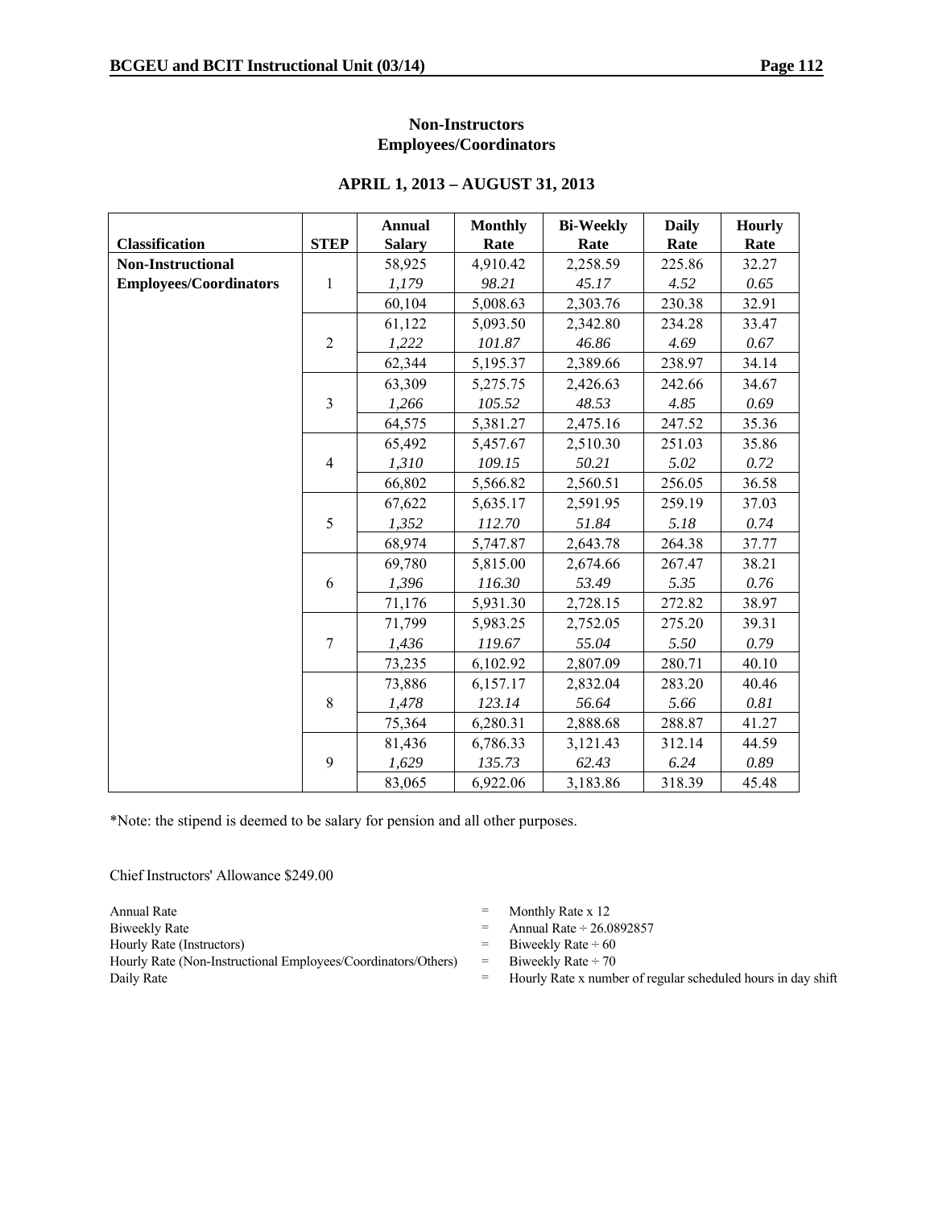## Non-Instructors
## Employees/Coordinators

### APRIL 1, 2013 – AUGUST 31, 2013

| Classification | STEP | Annual Salary | Monthly Rate | Bi-Weekly Rate | Daily Rate | Hourly Rate |
|---|---|---|---|---|---|---|
| **Non-Instructional Employees/Coordinators** | 1 | 58,925 | 4,910.42 | 2,258.59 | 225.86 | 32.27 |
| | | *1,179* | *98.21* | *45.17* | *4.52* | *0.65* |
| | | 60,104 | 5,008.63 | 2,303.76 | 230.38 | 32.91 |
| | 2 | 61,122 | 5,093.50 | 2,342.80 | 234.28 | 33.47 |
| | | *1,222* | *101.87* | *46.86* | *4.69* | *0.67* |
| | | 62,344 | 5,195.37 | 2,389.66 | 238.97 | 34.14 |
| | 3 | 63,309 | 5,275.75 | 2,426.63 | 242.66 | 34.67 |
| | | *1,266* | *105.52* | *48.53* | *4.85* | *0.69* |
| | | 64,575 | 5,381.27 | 2,475.16 | 247.52 | 35.36 |
| | 4 | 65,492 | 5,457.67 | 2,510.30 | 251.03 | 35.86 |
| | | *1,310* | *109.15* | *50.21* | *5.02* | *0.72* |
| | | 66,802 | 5,566.82 | 2,560.51 | 256.05 | 36.58 |
| | 5 | 67,622 | 5,635.17 | 2,591.95 | 259.19 | 37.03 |
| | | *1,352* | *112.70* | *51.84* | *5.18* | *0.74* |
| | | 68,974 | 5,747.87 | 2,643.78 | 264.38 | 37.77 |
| | 6 | 69,780 | 5,815.00 | 2,674.66 | 267.47 | 38.21 |
| | | *1,396* | *116.30* | *53.49* | *5.35* | *0.76* |
| | | 71,176 | 5,931.30 | 2,728.15 | 272.82 | 38.97 |
| | 7 | 71,799 | 5,983.25 | 2,752.05 | 275.20 | 39.31 |
| | | *1,436* | *119.67* | *55.04* | *5.50* | *0.79* |
| | | 73,235 | 6,102.92 | 2,807.09 | 280.71 | 40.10 |
| | 8 | 73,886 | 6,157.17 | 2,832.04 | 283.20 | 40.46 |
| | | *1,478* | *123.14* | *56.64* | *5.66* | *0.81* |
| | | 75,364 | 6,280.31 | 2,888.68 | 288.87 | 41.27 |
| | 9 | 81,436 | 6,786.33 | 3,121.43 | 312.14 | 44.59 |
| | | *1,629* | *135.73* | *62.43* | *6.24* | *0.89* |
| | | 83,065 | 6,922.06 | 3,183.86 | 318.39 | 45.48 |

*Note: the stipend is deemed to be salary for pension and all other purposes.

Chief Instructors' Allowance $249.00

| | | |
|---|---|---|
| Annual Rate | = | Monthly Rate x 12 |
| Biweekly Rate | = | Annual Rate ÷ 26.0892857 |
| Hourly Rate (Instructors) | = | Biweekly Rate ÷ 60 |
| Hourly Rate (Non-Instructional Employees/Coordinators/Others) | = | Biweekly Rate ÷ 70 |
| Daily Rate | = | Hourly Rate x number of regular scheduled hours in day shift |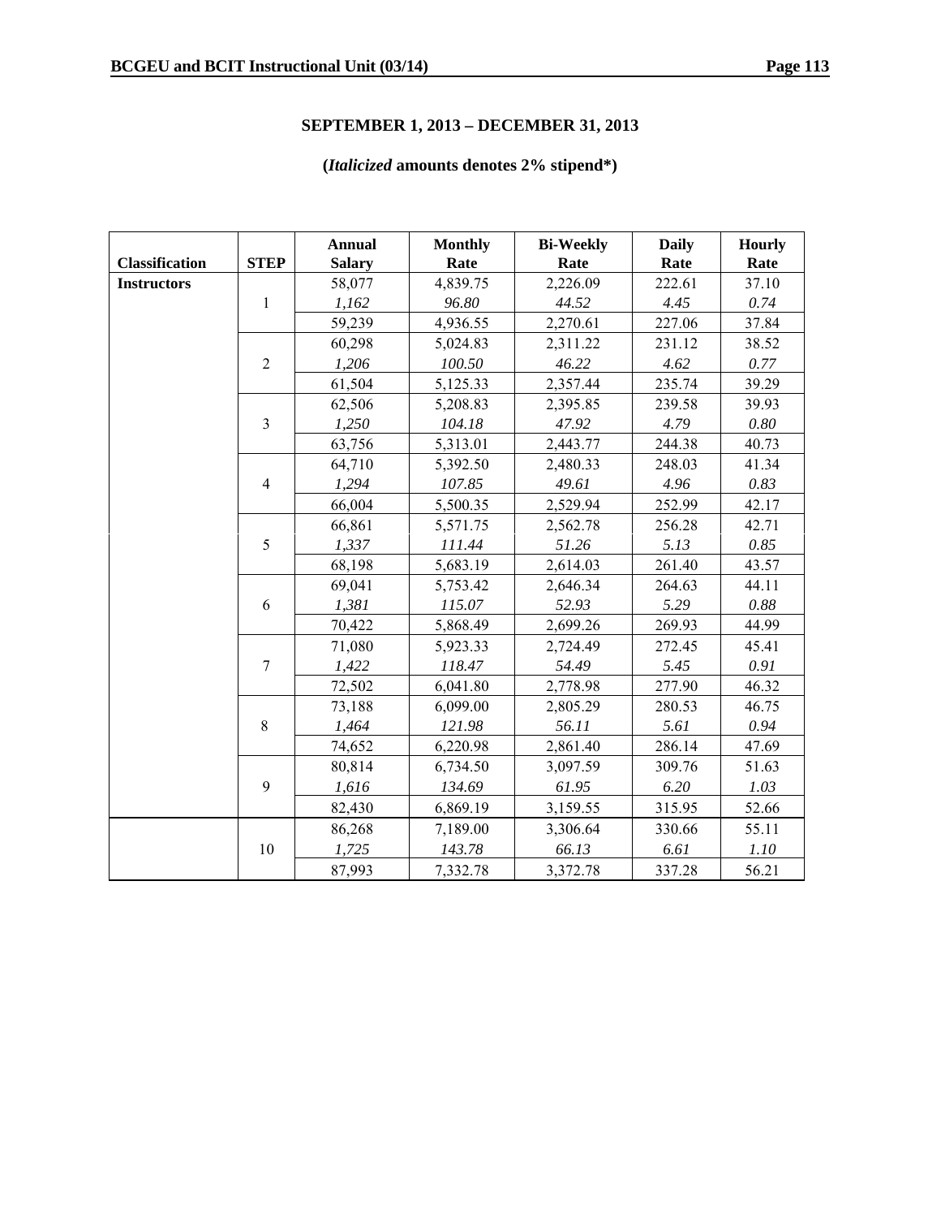## SEPTEMBER 1, 2013 – DECEMBER 31, 2013

**(*Italicized* amounts denotes 2% stipend\*)**

| Classification | STEP | Annual Salary | Monthly Rate | Bi-Weekly Rate | Daily Rate | Hourly Rate |
|---|---|---|---|---|---|---|
| **Instructors** | | 58,077 | 4,839.75 | 2,226.09 | 222.61 | 37.10 |
| | 1 | *1,162* | *96.80* | *44.52* | *4.45* | *0.74* |
| | | 59,239 | 4,936.55 | 2,270.61 | 227.06 | 37.84 |
| | | 60,298 | 5,024.83 | 2,311.22 | 231.12 | 38.52 |
| | 2 | *1,206* | *100.50* | *46.22* | *4.62* | *0.77* |
| | | 61,504 | 5,125.33 | 2,357.44 | 235.74 | 39.29 |
| | | 62,506 | 5,208.83 | 2,395.85 | 239.58 | 39.93 |
| | 3 | *1,250* | *104.18* | *47.92* | *4.79* | *0.80* |
| | | 63,756 | 5,313.01 | 2,443.77 | 244.38 | 40.73 |
| | | 64,710 | 5,392.50 | 2,480.33 | 248.03 | 41.34 |
| | 4 | *1,294* | *107.85* | *49.61* | *4.96* | *0.83* |
| | | 66,004 | 5,500.35 | 2,529.94 | 252.99 | 42.17 |
| | | 66,861 | 5,571.75 | 2,562.78 | 256.28 | 42.71 |
| | 5 | *1,337* | *111.44* | *51.26* | *5.13* | *0.85* |
| | | 68,198 | 5,683.19 | 2,614.03 | 261.40 | 43.57 |
| | | 69,041 | 5,753.42 | 2,646.34 | 264.63 | 44.11 |
| | 6 | *1,381* | *115.07* | *52.93* | *5.29* | *0.88* |
| | | 70,422 | 5,868.49 | 2,699.26 | 269.93 | 44.99 |
| | | 71,080 | 5,923.33 | 2,724.49 | 272.45 | 45.41 |
| | 7 | *1,422* | *118.47* | *54.49* | *5.45* | *0.91* |
| | | 72,502 | 6,041.80 | 2,778.98 | 277.90 | 46.32 |
| | | 73,188 | 6,099.00 | 2,805.29 | 280.53 | 46.75 |
| | 8 | *1,464* | *121.98* | *56.11* | *5.61* | *0.94* |
| | | 74,652 | 6,220.98 | 2,861.40 | 286.14 | 47.69 |
| | | 80,814 | 6,734.50 | 3,097.59 | 309.76 | 51.63 |
| | 9 | *1,616* | *134.69* | *61.95* | *6.20* | *1.03* |
| | | 82,430 | 6,869.19 | 3,159.55 | 315.95 | 52.66 |
| | | 86,268 | 7,189.00 | 3,306.64 | 330.66 | 55.11 |
| | 10 | *1,725* | *143.78* | *66.13* | *6.61* | *1.10* |
| | | 87,993 | 7,332.78 | 3,372.78 | 337.28 | 56.21 |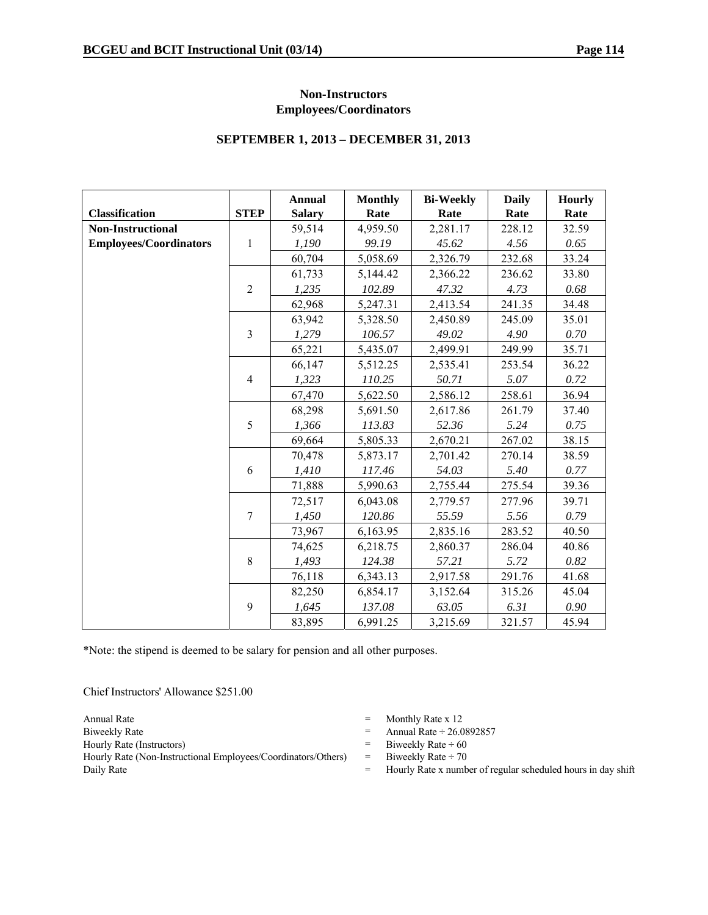**Non-Instructors**
**Employees/Coordinators**

**SEPTEMBER 1, 2013 – DECEMBER 31, 2013**

| Classification | STEP | Annual Salary | Monthly Rate | Bi-Weekly Rate | Daily Rate | Hourly Rate |
|---|---|---|---|---|---|---|
| **Non-Instructional Employees/Coordinators** | 1 | 59,514 | 4,959.50 | 2,281.17 | 228.12 | 32.59 |
| | | *1,190* | *99.19* | *45.62* | *4.56* | *0.65* |
| | | 60,704 | 5,058.69 | 2,326.79 | 232.68 | 33.24 |
| | 2 | 61,733 | 5,144.42 | 2,366.22 | 236.62 | 33.80 |
| | | *1,235* | *102.89* | *47.32* | *4.73* | *0.68* |
| | | 62,968 | 5,247.31 | 2,413.54 | 241.35 | 34.48 |
| | 3 | 63,942 | 5,328.50 | 2,450.89 | 245.09 | 35.01 |
| | | *1,279* | *106.57* | *49.02* | *4.90* | *0.70* |
| | | 65,221 | 5,435.07 | 2,499.91 | 249.99 | 35.71 |
| | 4 | 66,147 | 5,512.25 | 2,535.41 | 253.54 | 36.22 |
| | | *1,323* | *110.25* | *50.71* | *5.07* | *0.72* |
| | | 67,470 | 5,622.50 | 2,586.12 | 258.61 | 36.94 |
| | 5 | 68,298 | 5,691.50 | 2,617.86 | 261.79 | 37.40 |
| | | *1,366* | *113.83* | *52.36* | *5.24* | *0.75* |
| | | 69,664 | 5,805.33 | 2,670.21 | 267.02 | 38.15 |
| | 6 | 70,478 | 5,873.17 | 2,701.42 | 270.14 | 38.59 |
| | | *1,410* | *117.46* | *54.03* | *5.40* | *0.77* |
| | | 71,888 | 5,990.63 | 2,755.44 | 275.54 | 39.36 |
| | 7 | 72,517 | 6,043.08 | 2,779.57 | 277.96 | 39.71 |
| | | *1,450* | *120.86* | *55.59* | *5.56* | *0.79* |
| | | 73,967 | 6,163.95 | 2,835.16 | 283.52 | 40.50 |
| | 8 | 74,625 | 6,218.75 | 2,860.37 | 286.04 | 40.86 |
| | | *1,493* | *124.38* | *57.21* | *5.72* | *0.82* |
| | | 76,118 | 6,343.13 | 2,917.58 | 291.76 | 41.68 |
| | 9 | 82,250 | 6,854.17 | 3,152.64 | 315.26 | 45.04 |
| | | *1,645* | *137.08* | *63.05* | *6.31* | *0.90* |
| | | 83,895 | 6,991.25 | 3,215.69 | 321.57 | 45.94 |

*Note: the stipend is deemed to be salary for pension and all other purposes.

Chief Instructors' Allowance $251.00

| | | |
|---|---|---|
| Annual Rate | = | Monthly Rate x 12 |
| Biweekly Rate | = | Annual Rate ÷ 26.0892857 |
| Hourly Rate (Instructors) | = | Biweekly Rate ÷ 60 |
| Hourly Rate (Non-Instructional Employees/Coordinators/Others) | = | Biweekly Rate ÷ 70 |
| Daily Rate | = | Hourly Rate x number of regular scheduled hours in day shift |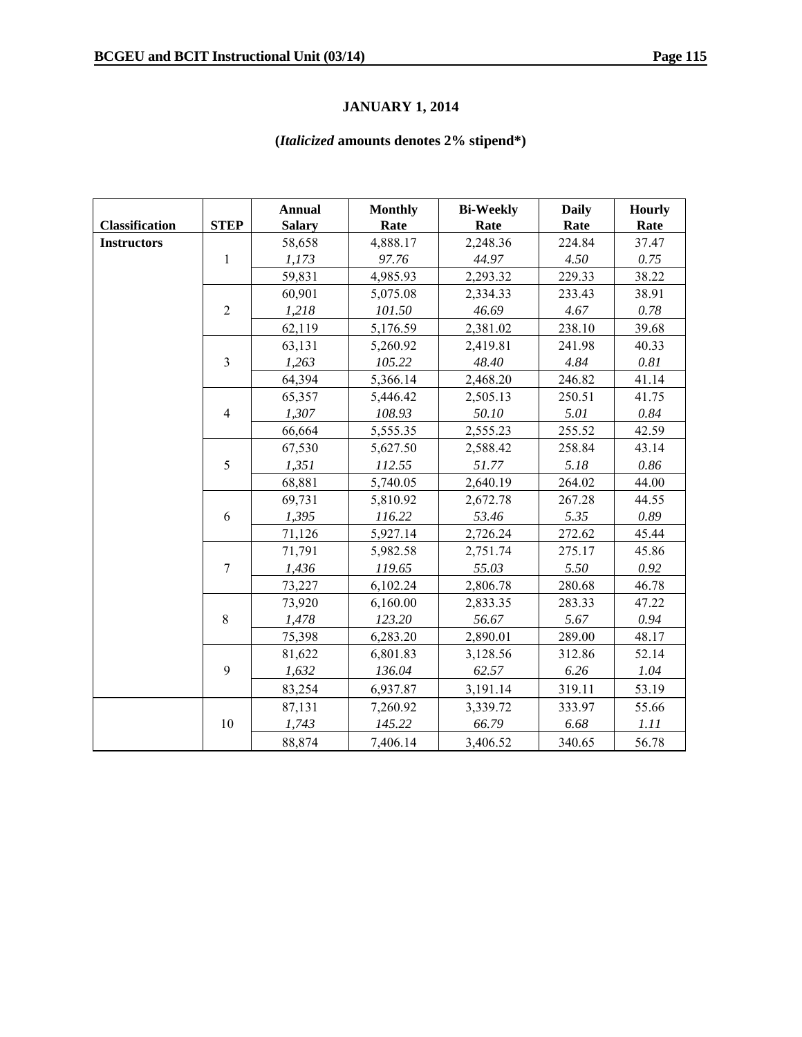**JANUARY 1, 2014**

**(*Italicized* amounts denotes 2% stipend*)**

| Classification | STEP | Annual Salary | Monthly Rate | Bi-Weekly Rate | Daily Rate | Hourly Rate |
|---|---|---|---|---|---|---|
| **Instructors** | | 58,658 | 4,888.17 | 2,248.36 | 224.84 | 37.47 |
| | 1 | *1,173* | *97.76* | *44.97* | *4.50* | *0.75* |
| | | 59,831 | 4,985.93 | 2,293.32 | 229.33 | 38.22 |
| | | 60,901 | 5,075.08 | 2,334.33 | 233.43 | 38.91 |
| | 2 | *1,218* | *101.50* | *46.69* | *4.67* | *0.78* |
| | | 62,119 | 5,176.59 | 2,381.02 | 238.10 | 39.68 |
| | | 63,131 | 5,260.92 | 2,419.81 | 241.98 | 40.33 |
| | 3 | *1,263* | *105.22* | *48.40* | *4.84* | *0.81* |
| | | 64,394 | 5,366.14 | 2,468.20 | 246.82 | 41.14 |
| | | 65,357 | 5,446.42 | 2,505.13 | 250.51 | 41.75 |
| | 4 | *1,307* | *108.93* | *50.10* | *5.01* | *0.84* |
| | | 66,664 | 5,555.35 | 2,555.23 | 255.52 | 42.59 |
| | | 67,530 | 5,627.50 | 2,588.42 | 258.84 | 43.14 |
| | 5 | *1,351* | *112.55* | *51.77* | *5.18* | *0.86* |
| | | 68,881 | 5,740.05 | 2,640.19 | 264.02 | 44.00 |
| | | 69,731 | 5,810.92 | 2,672.78 | 267.28 | 44.55 |
| | 6 | *1,395* | *116.22* | *53.46* | *5.35* | *0.89* |
| | | 71,126 | 5,927.14 | 2,726.24 | 272.62 | 45.44 |
| | | 71,791 | 5,982.58 | 2,751.74 | 275.17 | 45.86 |
| | 7 | *1,436* | *119.65* | *55.03* | *5.50* | *0.92* |
| | | 73,227 | 6,102.24 | 2,806.78 | 280.68 | 46.78 |
| | | 73,920 | 6,160.00 | 2,833.35 | 283.33 | 47.22 |
| | 8 | *1,478* | *123.20* | *56.67* | *5.67* | *0.94* |
| | | 75,398 | 6,283.20 | 2,890.01 | 289.00 | 48.17 |
| | | 81,622 | 6,801.83 | 3,128.56 | 312.86 | 52.14 |
| | 9 | *1,632* | *136.04* | *62.57* | *6.26* | *1.04* |
| | | 83,254 | 6,937.87 | 3,191.14 | 319.11 | 53.19 |
| | | 87,131 | 7,260.92 | 3,339.72 | 333.97 | 55.66 |
| | 10 | *1,743* | *145.22* | *66.79* | *6.68* | *1.11* |
| | | 88,874 | 7,406.14 | 3,406.52 | 340.65 | 56.78 |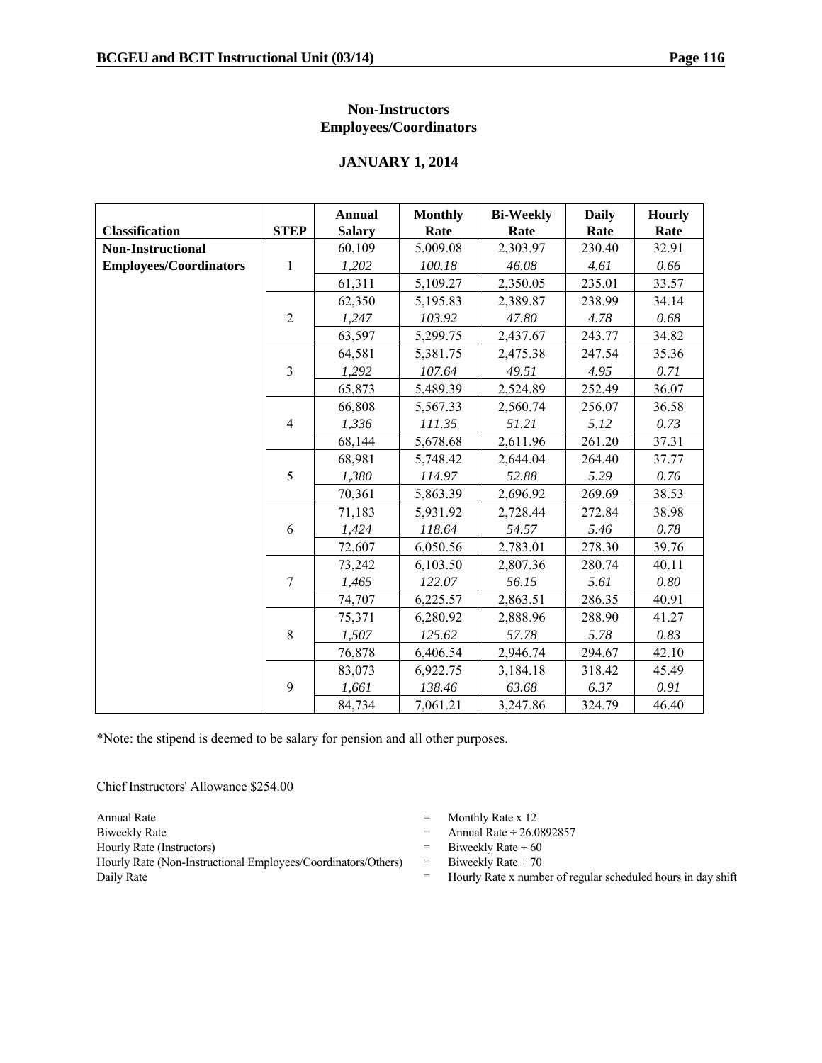## Non-Instructors
## Employees/Coordinators

### JANUARY 1, 2014

| Classification | STEP | Annual Salary | Monthly Rate | Bi-Weekly Rate | Daily Rate | Hourly Rate |
|---|---|---|---|---|---|---|
| **Non-Instructional Employees/Coordinators** | 1 | 60,109 | 5,009.08 | 2,303.97 | 230.40 | 32.91 |
| | | *1,202* | *100.18* | *46.08* | *4.61* | *0.66* |
| | | 61,311 | 5,109.27 | 2,350.05 | 235.01 | 33.57 |
| | 2 | 62,350 | 5,195.83 | 2,389.87 | 238.99 | 34.14 |
| | | *1,247* | *103.92* | *47.80* | *4.78* | *0.68* |
| | | 63,597 | 5,299.75 | 2,437.67 | 243.77 | 34.82 |
| | 3 | 64,581 | 5,381.75 | 2,475.38 | 247.54 | 35.36 |
| | | *1,292* | *107.64* | *49.51* | *4.95* | *0.71* |
| | | 65,873 | 5,489.39 | 2,524.89 | 252.49 | 36.07 |
| | 4 | 66,808 | 5,567.33 | 2,560.74 | 256.07 | 36.58 |
| | | *1,336* | *111.35* | *51.21* | *5.12* | *0.73* |
| | | 68,144 | 5,678.68 | 2,611.96 | 261.20 | 37.31 |
| | 5 | 68,981 | 5,748.42 | 2,644.04 | 264.40 | 37.77 |
| | | *1,380* | *114.97* | *52.88* | *5.29* | *0.76* |
| | | 70,361 | 5,863.39 | 2,696.92 | 269.69 | 38.53 |
| | 6 | 71,183 | 5,931.92 | 2,728.44 | 272.84 | 38.98 |
| | | *1,424* | *118.64* | *54.57* | *5.46* | *0.78* |
| | | 72,607 | 6,050.56 | 2,783.01 | 278.30 | 39.76 |
| | 7 | 73,242 | 6,103.50 | 2,807.36 | 280.74 | 40.11 |
| | | *1,465* | *122.07* | *56.15* | *5.61* | *0.80* |
| | | 74,707 | 6,225.57 | 2,863.51 | 286.35 | 40.91 |
| | 8 | 75,371 | 6,280.92 | 2,888.96 | 288.90 | 41.27 |
| | | *1,507* | *125.62* | *57.78* | *5.78* | *0.83* |
| | | 76,878 | 6,406.54 | 2,946.74 | 294.67 | 42.10 |
| | 9 | 83,073 | 6,922.75 | 3,184.18 | 318.42 | 45.49 |
| | | *1,661* | *138.46* | *63.68* | *6.37* | *0.91* |
| | | 84,734 | 7,061.21 | 3,247.86 | 324.79 | 46.40 |

*Note: the stipend is deemed to be salary for pension and all other purposes.

Chief Instructors' Allowance $254.00

| | | |
|---|---|---|
| Annual Rate | = | Monthly Rate x 12 |
| Biweekly Rate | = | Annual Rate ÷ 26.0892857 |
| Hourly Rate (Instructors) | = | Biweekly Rate ÷ 60 |
| Hourly Rate (Non-Instructional Employees/Coordinators/Others) | = | Biweekly Rate ÷ 70 |
| Daily Rate | = | Hourly Rate x number of regular scheduled hours in day shift |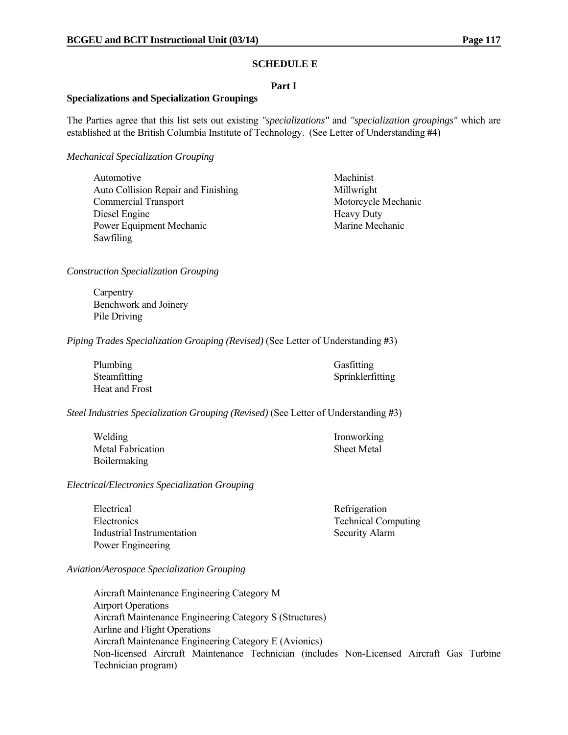## SCHEDULE E

### Part I

**Specializations and Specialization Groupings**

The Parties agree that this list sets out existing *"specializations"* and *"specialization groupings"* which are established at the British Columbia Institute of Technology. (See Letter of Understanding #4)

*Mechanical Specialization Grouping*

- Automotive
- Auto Collision Repair and Finishing
- Commercial Transport
- Diesel Engine
- Power Equipment Mechanic
- Sawfiling
- Machinist
- Millwright
- Motorcycle Mechanic
- Heavy Duty
- Marine Mechanic

*Construction Specialization Grouping*

- Carpentry
- Benchwork and Joinery
- Pile Driving

*Piping Trades Specialization Grouping (Revised)* (See Letter of Understanding #3)

- Plumbing
- Steamfitting
- Heat and Frost
- Gasfitting
- Sprinklerfitting

*Steel Industries Specialization Grouping (Revised)* (See Letter of Understanding #3)

- Welding
- Metal Fabrication
- Boilermaking
- Ironworking
- Sheet Metal

*Electrical/Electronics Specialization Grouping*

- Electrical
- Electronics
- Industrial Instrumentation
- Power Engineering
- Refrigeration
- Technical Computing
- Security Alarm

*Aviation/Aerospace Specialization Grouping*

- Aircraft Maintenance Engineering Category M
- Airport Operations
- Aircraft Maintenance Engineering Category S (Structures)
- Airline and Flight Operations
- Aircraft Maintenance Engineering Category E (Avionics)
- Non-licensed Aircraft Maintenance Technician (includes Non-Licensed Aircraft Gas Turbine Technician program)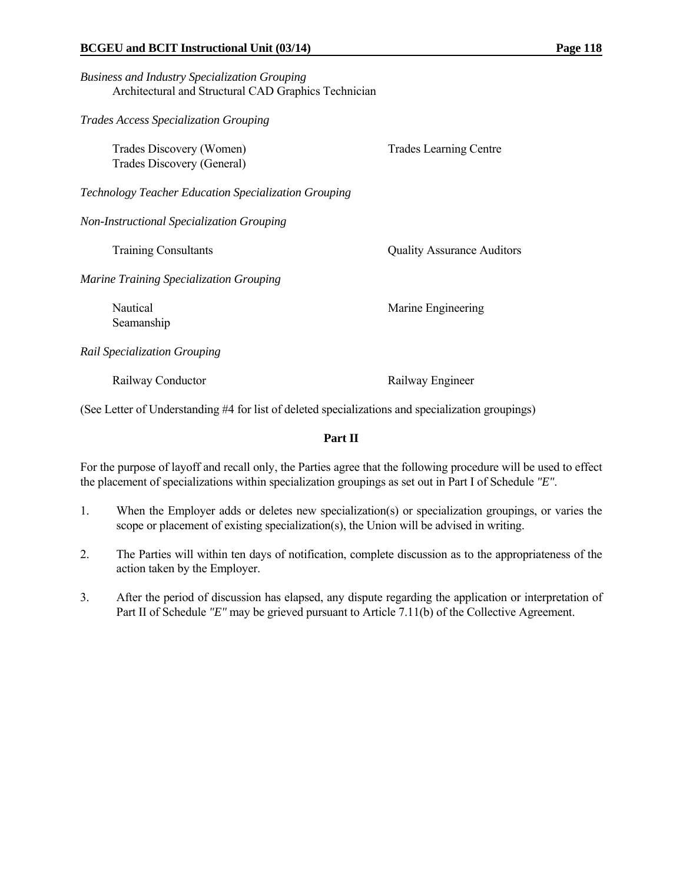*Business and Industry Specialization Grouping*

Architectural and Structural CAD Graphics Technician

*Trades Access Specialization Grouping*

Trades Discovery (Women)
Trades Discovery (General)
Trades Learning Centre

*Technology Teacher Education Specialization Grouping*

*Non-Instructional Specialization Grouping*

Training Consultants
Quality Assurance Auditors

*Marine Training Specialization Grouping*

Nautical
Seamanship
Marine Engineering

*Rail Specialization Grouping*

Railway Conductor
Railway Engineer

(See Letter of Understanding #4 for list of deleted specializations and specialization groupings)

**Part II**

For the purpose of layoff and recall only, the Parties agree that the following procedure will be used to effect the placement of specializations within specialization groupings as set out in Part I of Schedule *"E"*.

1. When the Employer adds or deletes new specialization(s) or specialization groupings, or varies the scope or placement of existing specialization(s), the Union will be advised in writing.

2. The Parties will within ten days of notification, complete discussion as to the appropriateness of the action taken by the Employer.

3. After the period of discussion has elapsed, any dispute regarding the application or interpretation of Part II of Schedule *"E"* may be grieved pursuant to Article 7.11(b) of the Collective Agreement.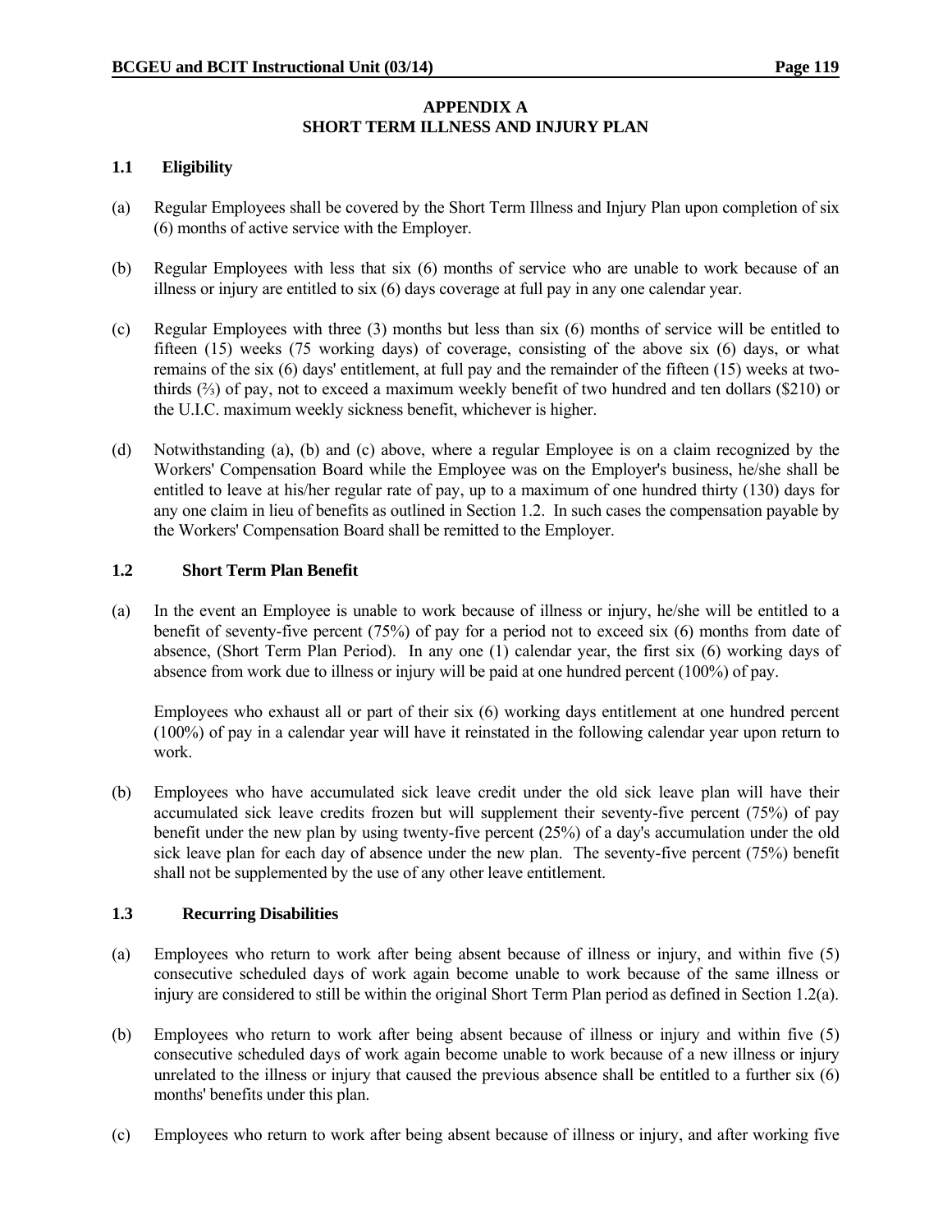# APPENDIX A
# SHORT TERM ILLNESS AND INJURY PLAN

## 1.1 Eligibility

(a) Regular Employees shall be covered by the Short Term Illness and Injury Plan upon completion of six (6) months of active service with the Employer.

(b) Regular Employees with less that six (6) months of service who are unable to work because of an illness or injury are entitled to six (6) days coverage at full pay in any one calendar year.

(c) Regular Employees with three (3) months but less than six (6) months of service will be entitled to fifteen (15) weeks (75 working days) of coverage, consisting of the above six (6) days, or what remains of the six (6) days' entitlement, at full pay and the remainder of the fifteen (15) weeks at two-thirds (⅔) of pay, not to exceed a maximum weekly benefit of two hundred and ten dollars ($210) or the U.I.C. maximum weekly sickness benefit, whichever is higher.

(d) Notwithstanding (a), (b) and (c) above, where a regular Employee is on a claim recognized by the Workers' Compensation Board while the Employee was on the Employer's business, he/she shall be entitled to leave at his/her regular rate of pay, up to a maximum of one hundred thirty (130) days for any one claim in lieu of benefits as outlined in Section 1.2. In such cases the compensation payable by the Workers' Compensation Board shall be remitted to the Employer.

## 1.2 Short Term Plan Benefit

(a) In the event an Employee is unable to work because of illness or injury, he/she will be entitled to a benefit of seventy-five percent (75%) of pay for a period not to exceed six (6) months from date of absence, (Short Term Plan Period). In any one (1) calendar year, the first six (6) working days of absence from work due to illness or injury will be paid at one hundred percent (100%) of pay.

Employees who exhaust all or part of their six (6) working days entitlement at one hundred percent (100%) of pay in a calendar year will have it reinstated in the following calendar year upon return to work.

(b) Employees who have accumulated sick leave credit under the old sick leave plan will have their accumulated sick leave credits frozen but will supplement their seventy-five percent (75%) of pay benefit under the new plan by using twenty-five percent (25%) of a day's accumulation under the old sick leave plan for each day of absence under the new plan. The seventy-five percent (75%) benefit shall not be supplemented by the use of any other leave entitlement.

## 1.3 Recurring Disabilities

(a) Employees who return to work after being absent because of illness or injury, and within five (5) consecutive scheduled days of work again become unable to work because of the same illness or injury are considered to still be within the original Short Term Plan period as defined in Section 1.2(a).

(b) Employees who return to work after being absent because of illness or injury and within five (5) consecutive scheduled days of work again become unable to work because of a new illness or injury unrelated to the illness or injury that caused the previous absence shall be entitled to a further six (6) months' benefits under this plan.

(c) Employees who return to work after being absent because of illness or injury, and after working five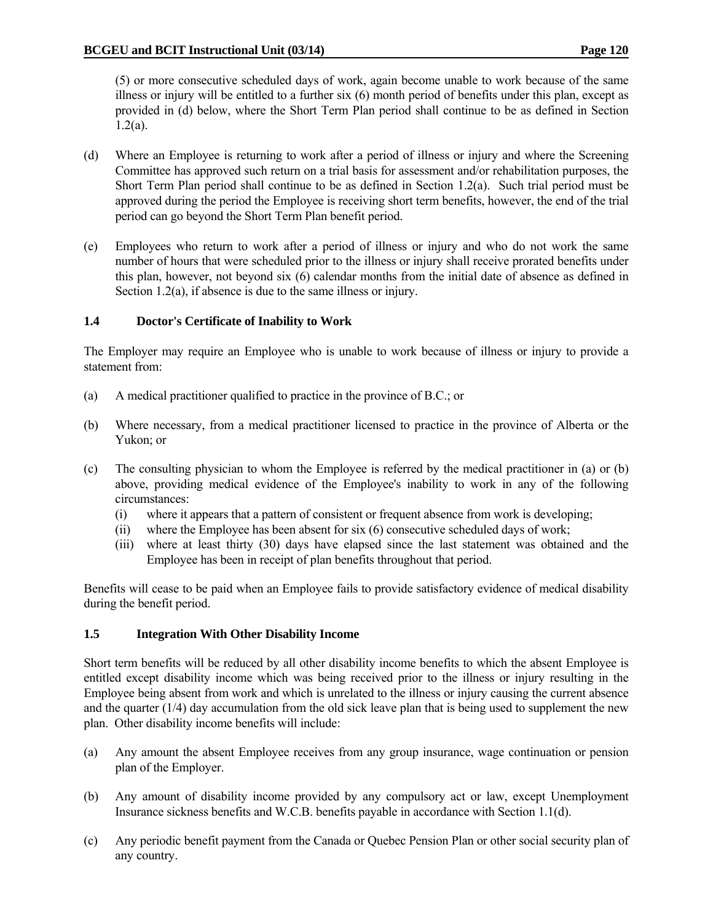(5) or more consecutive scheduled days of work, again become unable to work because of the same illness or injury will be entitled to a further six (6) month period of benefits under this plan, except as provided in (d) below, where the Short Term Plan period shall continue to be as defined in Section 1.2(a).

(d) Where an Employee is returning to work after a period of illness or injury and where the Screening Committee has approved such return on a trial basis for assessment and/or rehabilitation purposes, the Short Term Plan period shall continue to be as defined in Section 1.2(a). Such trial period must be approved during the period the Employee is receiving short term benefits, however, the end of the trial period can go beyond the Short Term Plan benefit period.

(e) Employees who return to work after a period of illness or injury and who do not work the same number of hours that were scheduled prior to the illness or injury shall receive prorated benefits under this plan, however, not beyond six (6) calendar months from the initial date of absence as defined in Section 1.2(a), if absence is due to the same illness or injury.

### 1.4 Doctor's Certificate of Inability to Work

The Employer may require an Employee who is unable to work because of illness or injury to provide a statement from:

(a) A medical practitioner qualified to practice in the province of B.C.; or

(b) Where necessary, from a medical practitioner licensed to practice in the province of Alberta or the Yukon; or

(c) The consulting physician to whom the Employee is referred by the medical practitioner in (a) or (b) above, providing medical evidence of the Employee's inability to work in any of the following circumstances:
   (i) where it appears that a pattern of consistent or frequent absence from work is developing;
   (ii) where the Employee has been absent for six (6) consecutive scheduled days of work;
   (iii) where at least thirty (30) days have elapsed since the last statement was obtained and the Employee has been in receipt of plan benefits throughout that period.

Benefits will cease to be paid when an Employee fails to provide satisfactory evidence of medical disability during the benefit period.

### 1.5 Integration With Other Disability Income

Short term benefits will be reduced by all other disability income benefits to which the absent Employee is entitled except disability income which was being received prior to the illness or injury resulting in the Employee being absent from work and which is unrelated to the illness or injury causing the current absence and the quarter (1/4) day accumulation from the old sick leave plan that is being used to supplement the new plan. Other disability income benefits will include:

(a) Any amount the absent Employee receives from any group insurance, wage continuation or pension plan of the Employer.

(b) Any amount of disability income provided by any compulsory act or law, except Unemployment Insurance sickness benefits and W.C.B. benefits payable in accordance with Section 1.1(d).

(c) Any periodic benefit payment from the Canada or Quebec Pension Plan or other social security plan of any country.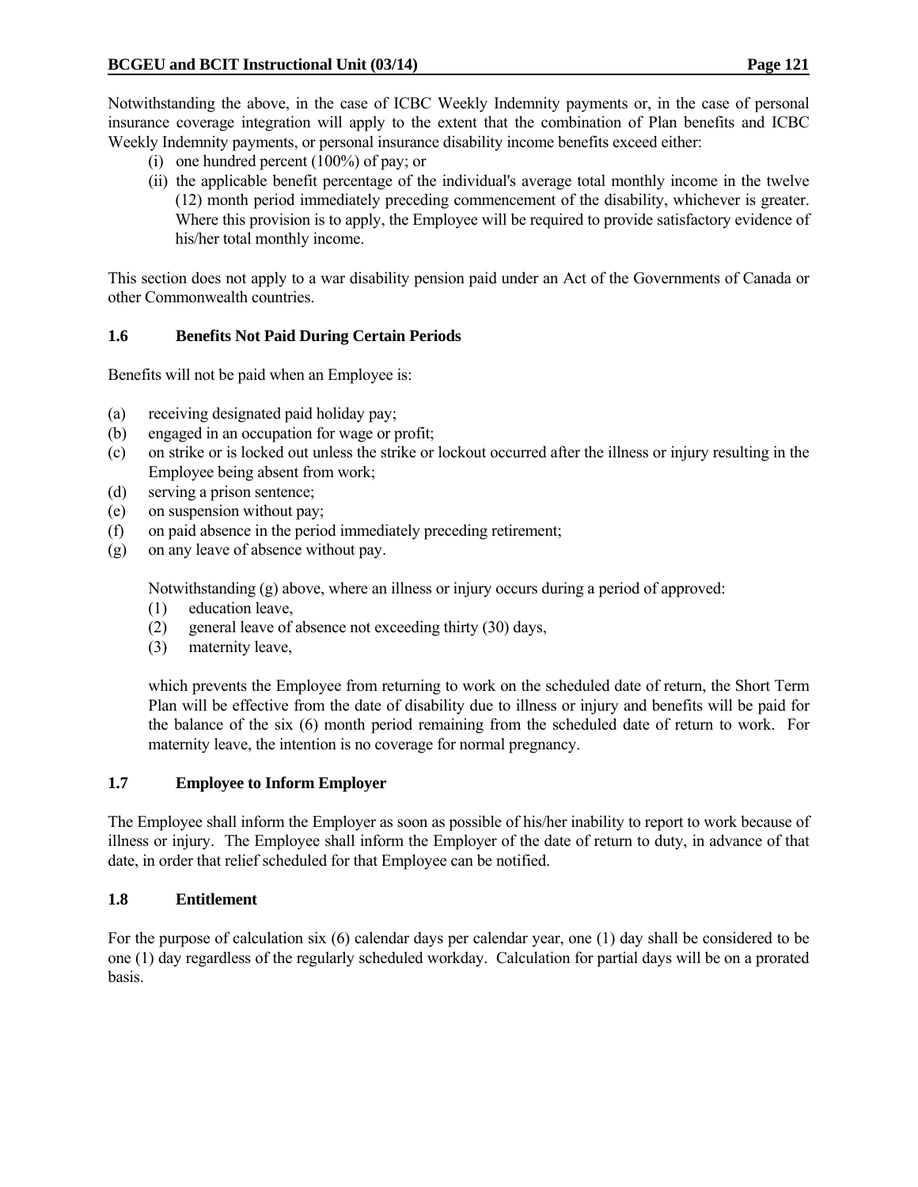Notwithstanding the above, in the case of ICBC Weekly Indemnity payments or, in the case of personal insurance coverage integration will apply to the extent that the combination of Plan benefits and ICBC Weekly Indemnity payments, or personal insurance disability income benefits exceed either:

(i) one hundred percent (100%) of pay; or
(ii) the applicable benefit percentage of the individual's average total monthly income in the twelve (12) month period immediately preceding commencement of the disability, whichever is greater. Where this provision is to apply, the Employee will be required to provide satisfactory evidence of his/her total monthly income.

This section does not apply to a war disability pension paid under an Act of the Governments of Canada or other Commonwealth countries.

### 1.6 Benefits Not Paid During Certain Periods

Benefits will not be paid when an Employee is:

(a) receiving designated paid holiday pay;
(b) engaged in an occupation for wage or profit;
(c) on strike or is locked out unless the strike or lockout occurred after the illness or injury resulting in the Employee being absent from work;
(d) serving a prison sentence;
(e) on suspension without pay;
(f) on paid absence in the period immediately preceding retirement;
(g) on any leave of absence without pay.

Notwithstanding (g) above, where an illness or injury occurs during a period of approved:

(1) education leave,
(2) general leave of absence not exceeding thirty (30) days,
(3) maternity leave,

which prevents the Employee from returning to work on the scheduled date of return, the Short Term Plan will be effective from the date of disability due to illness or injury and benefits will be paid for the balance of the six (6) month period remaining from the scheduled date of return to work. For maternity leave, the intention is no coverage for normal pregnancy.

### 1.7 Employee to Inform Employer

The Employee shall inform the Employer as soon as possible of his/her inability to report to work because of illness or injury. The Employee shall inform the Employer of the date of return to duty, in advance of that date, in order that relief scheduled for that Employee can be notified.

### 1.8 Entitlement

For the purpose of calculation six (6) calendar days per calendar year, one (1) day shall be considered to be one (1) day regardless of the regularly scheduled workday. Calculation for partial days will be on a prorated basis.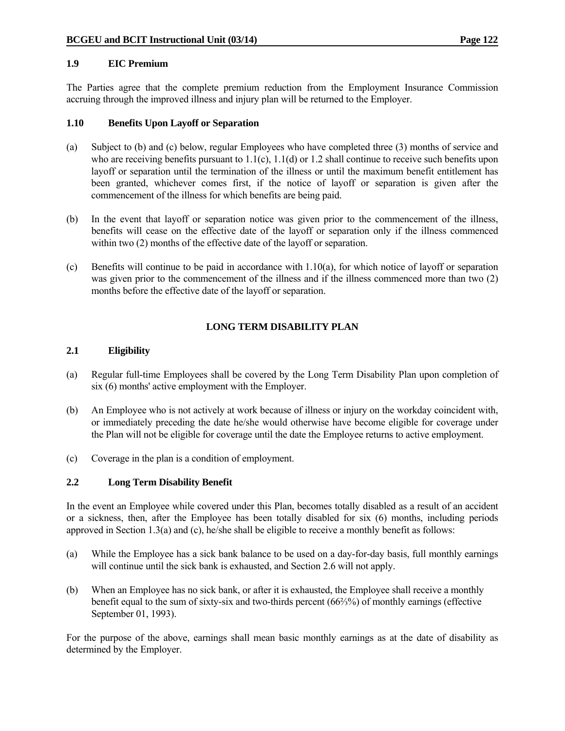### 1.9 EIC Premium

The Parties agree that the complete premium reduction from the Employment Insurance Commission accruing through the improved illness and injury plan will be returned to the Employer.

### 1.10 Benefits Upon Layoff or Separation

(a) Subject to (b) and (c) below, regular Employees who have completed three (3) months of service and who are receiving benefits pursuant to 1.1(c), 1.1(d) or 1.2 shall continue to receive such benefits upon layoff or separation until the termination of the illness or until the maximum benefit entitlement has been granted, whichever comes first, if the notice of layoff or separation is given after the commencement of the illness for which benefits are being paid.

(b) In the event that layoff or separation notice was given prior to the commencement of the illness, benefits will cease on the effective date of the layoff or separation only if the illness commenced within two (2) months of the effective date of the layoff or separation.

(c) Benefits will continue to be paid in accordance with 1.10(a), for which notice of layoff or separation was given prior to the commencement of the illness and if the illness commenced more than two (2) months before the effective date of the layoff or separation.

## LONG TERM DISABILITY PLAN

### 2.1 Eligibility

(a) Regular full-time Employees shall be covered by the Long Term Disability Plan upon completion of six (6) months' active employment with the Employer.

(b) An Employee who is not actively at work because of illness or injury on the workday coincident with, or immediately preceding the date he/she would otherwise have become eligible for coverage under the Plan will not be eligible for coverage until the date the Employee returns to active employment.

(c) Coverage in the plan is a condition of employment.

### 2.2 Long Term Disability Benefit

In the event an Employee while covered under this Plan, becomes totally disabled as a result of an accident or a sickness, then, after the Employee has been totally disabled for six (6) months, including periods approved in Section 1.3(a) and (c), he/she shall be eligible to receive a monthly benefit as follows:

(a) While the Employee has a sick bank balance to be used on a day-for-day basis, full monthly earnings will continue until the sick bank is exhausted, and Section 2.6 will not apply.

(b) When an Employee has no sick bank, or after it is exhausted, the Employee shall receive a monthly benefit equal to the sum of sixty-six and two-thirds percent (66⅔%) of monthly earnings (effective September 01, 1993).

For the purpose of the above, earnings shall mean basic monthly earnings as at the date of disability as determined by the Employer.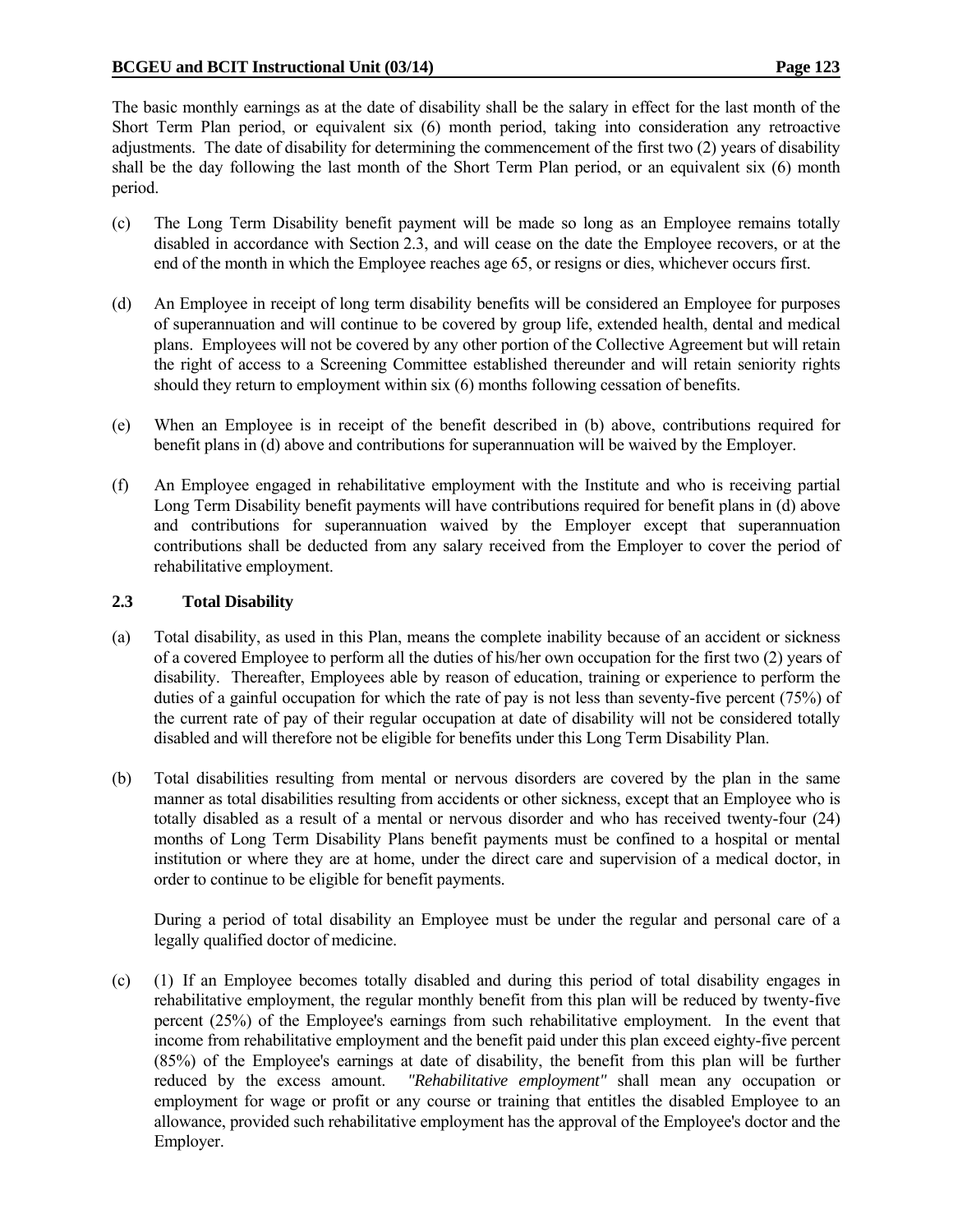The basic monthly earnings as at the date of disability shall be the salary in effect for the last month of the Short Term Plan period, or equivalent six (6) month period, taking into consideration any retroactive adjustments. The date of disability for determining the commencement of the first two (2) years of disability shall be the day following the last month of the Short Term Plan period, or an equivalent six (6) month period.

(c) The Long Term Disability benefit payment will be made so long as an Employee remains totally disabled in accordance with Section 2.3, and will cease on the date the Employee recovers, or at the end of the month in which the Employee reaches age 65, or resigns or dies, whichever occurs first.

(d) An Employee in receipt of long term disability benefits will be considered an Employee for purposes of superannuation and will continue to be covered by group life, extended health, dental and medical plans. Employees will not be covered by any other portion of the Collective Agreement but will retain the right of access to a Screening Committee established thereunder and will retain seniority rights should they return to employment within six (6) months following cessation of benefits.

(e) When an Employee is in receipt of the benefit described in (b) above, contributions required for benefit plans in (d) above and contributions for superannuation will be waived by the Employer.

(f) An Employee engaged in rehabilitative employment with the Institute and who is receiving partial Long Term Disability benefit payments will have contributions required for benefit plans in (d) above and contributions for superannuation waived by the Employer except that superannuation contributions shall be deducted from any salary received from the Employer to cover the period of rehabilitative employment.

### 2.3 Total Disability

(a) Total disability, as used in this Plan, means the complete inability because of an accident or sickness of a covered Employee to perform all the duties of his/her own occupation for the first two (2) years of disability. Thereafter, Employees able by reason of education, training or experience to perform the duties of a gainful occupation for which the rate of pay is not less than seventy-five percent (75%) of the current rate of pay of their regular occupation at date of disability will not be considered totally disabled and will therefore not be eligible for benefits under this Long Term Disability Plan.

(b) Total disabilities resulting from mental or nervous disorders are covered by the plan in the same manner as total disabilities resulting from accidents or other sickness, except that an Employee who is totally disabled as a result of a mental or nervous disorder and who has received twenty-four (24) months of Long Term Disability Plans benefit payments must be confined to a hospital or mental institution or where they are at home, under the direct care and supervision of a medical doctor, in order to continue to be eligible for benefit payments.

During a period of total disability an Employee must be under the regular and personal care of a legally qualified doctor of medicine.

(c) (1) If an Employee becomes totally disabled and during this period of total disability engages in rehabilitative employment, the regular monthly benefit from this plan will be reduced by twenty-five percent (25%) of the Employee's earnings from such rehabilitative employment. In the event that income from rehabilitative employment and the benefit paid under this plan exceed eighty-five percent (85%) of the Employee's earnings at date of disability, the benefit from this plan will be further reduced by the excess amount. *"Rehabilitative employment"* shall mean any occupation or employment for wage or profit or any course or training that entitles the disabled Employee to an allowance, provided such rehabilitative employment has the approval of the Employee's doctor and the Employer.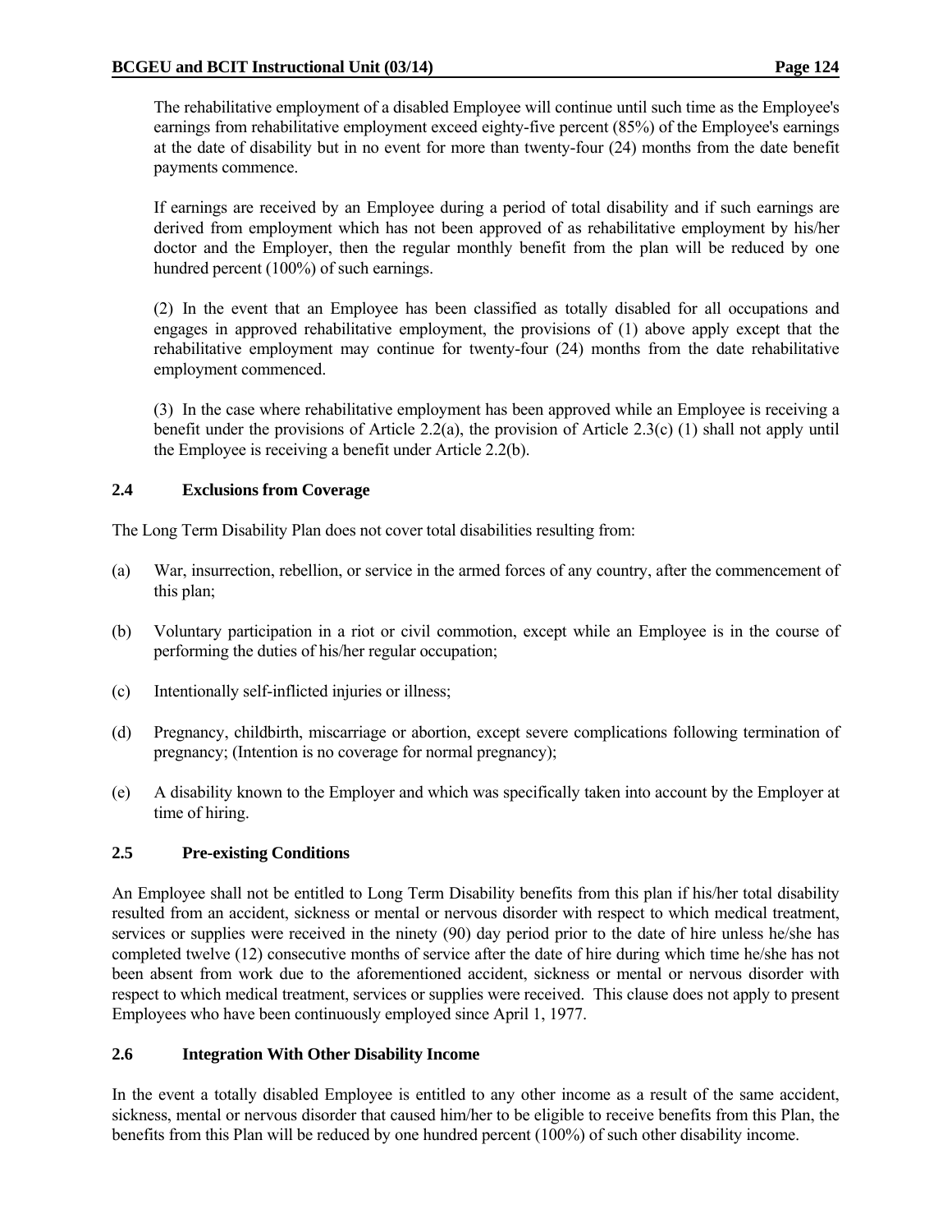The rehabilitative employment of a disabled Employee will continue until such time as the Employee's earnings from rehabilitative employment exceed eighty-five percent (85%) of the Employee's earnings at the date of disability but in no event for more than twenty-four (24) months from the date benefit payments commence.

If earnings are received by an Employee during a period of total disability and if such earnings are derived from employment which has not been approved of as rehabilitative employment by his/her doctor and the Employer, then the regular monthly benefit from the plan will be reduced by one hundred percent (100%) of such earnings.

(2) In the event that an Employee has been classified as totally disabled for all occupations and engages in approved rehabilitative employment, the provisions of (1) above apply except that the rehabilitative employment may continue for twenty-four (24) months from the date rehabilitative employment commenced.

(3) In the case where rehabilitative employment has been approved while an Employee is receiving a benefit under the provisions of Article 2.2(a), the provision of Article 2.3(c) (1) shall not apply until the Employee is receiving a benefit under Article 2.2(b).

### 2.4 Exclusions from Coverage

The Long Term Disability Plan does not cover total disabilities resulting from:

(a) War, insurrection, rebellion, or service in the armed forces of any country, after the commencement of this plan;

(b) Voluntary participation in a riot or civil commotion, except while an Employee is in the course of performing the duties of his/her regular occupation;

(c) Intentionally self-inflicted injuries or illness;

(d) Pregnancy, childbirth, miscarriage or abortion, except severe complications following termination of pregnancy; (Intention is no coverage for normal pregnancy);

(e) A disability known to the Employer and which was specifically taken into account by the Employer at time of hiring.

### 2.5 Pre-existing Conditions

An Employee shall not be entitled to Long Term Disability benefits from this plan if his/her total disability resulted from an accident, sickness or mental or nervous disorder with respect to which medical treatment, services or supplies were received in the ninety (90) day period prior to the date of hire unless he/she has completed twelve (12) consecutive months of service after the date of hire during which time he/she has not been absent from work due to the aforementioned accident, sickness or mental or nervous disorder with respect to which medical treatment, services or supplies were received. This clause does not apply to present Employees who have been continuously employed since April 1, 1977.

### 2.6 Integration With Other Disability Income

In the event a totally disabled Employee is entitled to any other income as a result of the same accident, sickness, mental or nervous disorder that caused him/her to be eligible to receive benefits from this Plan, the benefits from this Plan will be reduced by one hundred percent (100%) of such other disability income.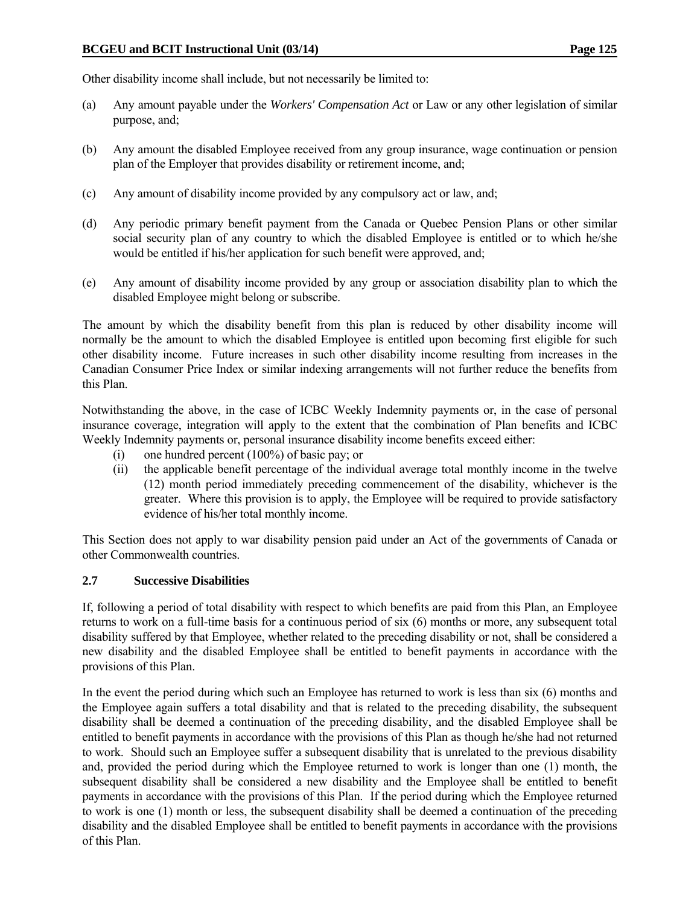Other disability income shall include, but not necessarily be limited to:

(a) Any amount payable under the *Workers' Compensation Act* or Law or any other legislation of similar purpose, and;

(b) Any amount the disabled Employee received from any group insurance, wage continuation or pension plan of the Employer that provides disability or retirement income, and;

(c) Any amount of disability income provided by any compulsory act or law, and;

(d) Any periodic primary benefit payment from the Canada or Quebec Pension Plans or other similar social security plan of any country to which the disabled Employee is entitled or to which he/she would be entitled if his/her application for such benefit were approved, and;

(e) Any amount of disability income provided by any group or association disability plan to which the disabled Employee might belong or subscribe.

The amount by which the disability benefit from this plan is reduced by other disability income will normally be the amount to which the disabled Employee is entitled upon becoming first eligible for such other disability income. Future increases in such other disability income resulting from increases in the Canadian Consumer Price Index or similar indexing arrangements will not further reduce the benefits from this Plan.

Notwithstanding the above, in the case of ICBC Weekly Indemnity payments or, in the case of personal insurance coverage, integration will apply to the extent that the combination of Plan benefits and ICBC Weekly Indemnity payments or, personal insurance disability income benefits exceed either:

(i) one hundred percent (100%) of basic pay; or

(ii) the applicable benefit percentage of the individual average total monthly income in the twelve (12) month period immediately preceding commencement of the disability, whichever is the greater. Where this provision is to apply, the Employee will be required to provide satisfactory evidence of his/her total monthly income.

This Section does not apply to war disability pension paid under an Act of the governments of Canada or other Commonwealth countries.

### 2.7 Successive Disabilities

If, following a period of total disability with respect to which benefits are paid from this Plan, an Employee returns to work on a full-time basis for a continuous period of six (6) months or more, any subsequent total disability suffered by that Employee, whether related to the preceding disability or not, shall be considered a new disability and the disabled Employee shall be entitled to benefit payments in accordance with the provisions of this Plan.

In the event the period during which such an Employee has returned to work is less than six (6) months and the Employee again suffers a total disability and that is related to the preceding disability, the subsequent disability shall be deemed a continuation of the preceding disability, and the disabled Employee shall be entitled to benefit payments in accordance with the provisions of this Plan as though he/she had not returned to work. Should such an Employee suffer a subsequent disability that is unrelated to the previous disability and, provided the period during which the Employee returned to work is longer than one (1) month, the subsequent disability shall be considered a new disability and the Employee shall be entitled to benefit payments in accordance with the provisions of this Plan. If the period during which the Employee returned to work is one (1) month or less, the subsequent disability shall be deemed a continuation of the preceding disability and the disabled Employee shall be entitled to benefit payments in accordance with the provisions of this Plan.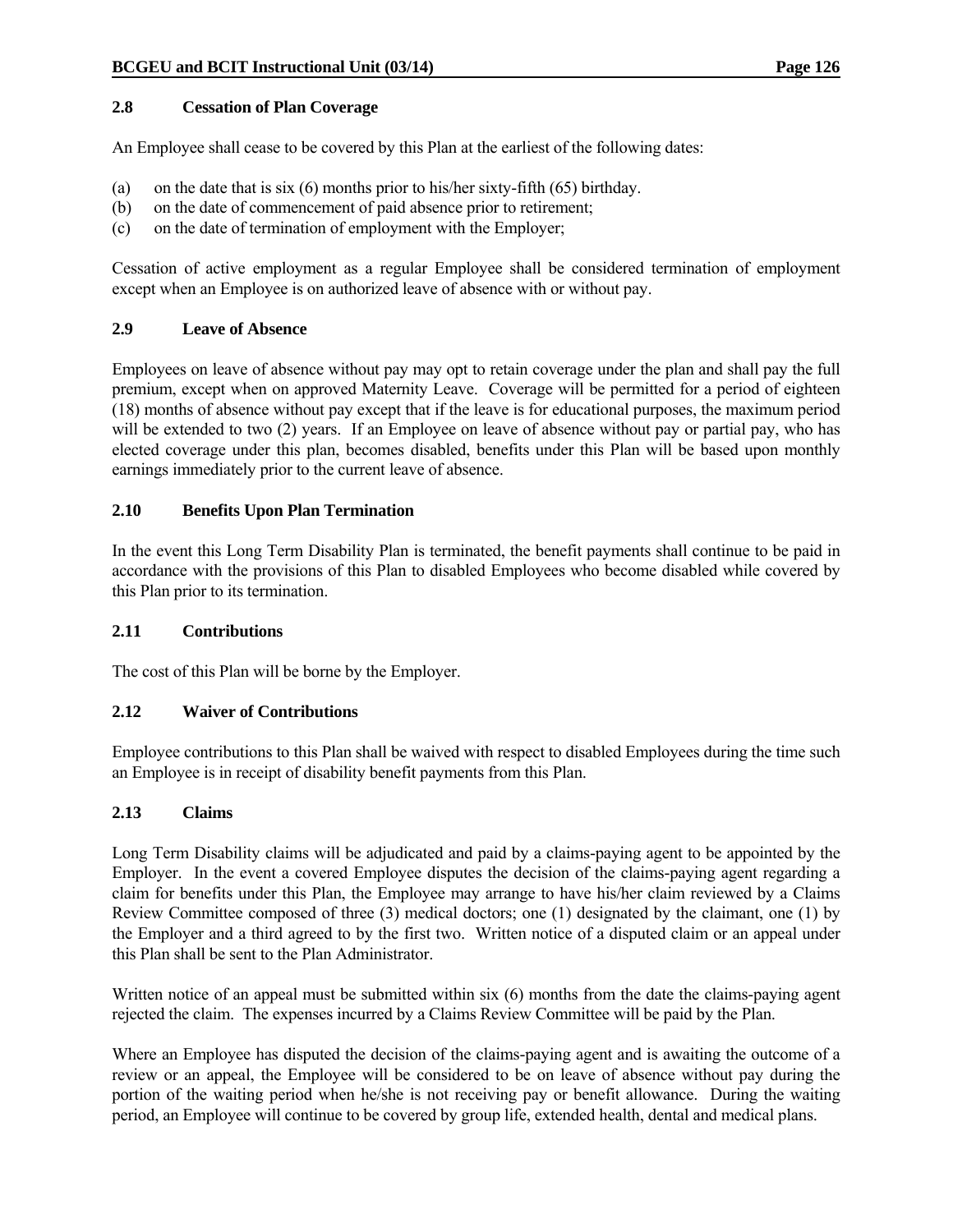### 2.8 Cessation of Plan Coverage

An Employee shall cease to be covered by this Plan at the earliest of the following dates:

(a) on the date that is six (6) months prior to his/her sixty-fifth (65) birthday.
(b) on the date of commencement of paid absence prior to retirement;
(c) on the date of termination of employment with the Employer;

Cessation of active employment as a regular Employee shall be considered termination of employment except when an Employee is on authorized leave of absence with or without pay.

### 2.9 Leave of Absence

Employees on leave of absence without pay may opt to retain coverage under the plan and shall pay the full premium, except when on approved Maternity Leave. Coverage will be permitted for a period of eighteen (18) months of absence without pay except that if the leave is for educational purposes, the maximum period will be extended to two (2) years. If an Employee on leave of absence without pay or partial pay, who has elected coverage under this plan, becomes disabled, benefits under this Plan will be based upon monthly earnings immediately prior to the current leave of absence.

### 2.10 Benefits Upon Plan Termination

In the event this Long Term Disability Plan is terminated, the benefit payments shall continue to be paid in accordance with the provisions of this Plan to disabled Employees who become disabled while covered by this Plan prior to its termination.

### 2.11 Contributions

The cost of this Plan will be borne by the Employer.

### 2.12 Waiver of Contributions

Employee contributions to this Plan shall be waived with respect to disabled Employees during the time such an Employee is in receipt of disability benefit payments from this Plan.

### 2.13 Claims

Long Term Disability claims will be adjudicated and paid by a claims-paying agent to be appointed by the Employer. In the event a covered Employee disputes the decision of the claims-paying agent regarding a claim for benefits under this Plan, the Employee may arrange to have his/her claim reviewed by a Claims Review Committee composed of three (3) medical doctors; one (1) designated by the claimant, one (1) by the Employer and a third agreed to by the first two. Written notice of a disputed claim or an appeal under this Plan shall be sent to the Plan Administrator.

Written notice of an appeal must be submitted within six (6) months from the date the claims-paying agent rejected the claim. The expenses incurred by a Claims Review Committee will be paid by the Plan.

Where an Employee has disputed the decision of the claims-paying agent and is awaiting the outcome of a review or an appeal, the Employee will be considered to be on leave of absence without pay during the portion of the waiting period when he/she is not receiving pay or benefit allowance. During the waiting period, an Employee will continue to be covered by group life, extended health, dental and medical plans.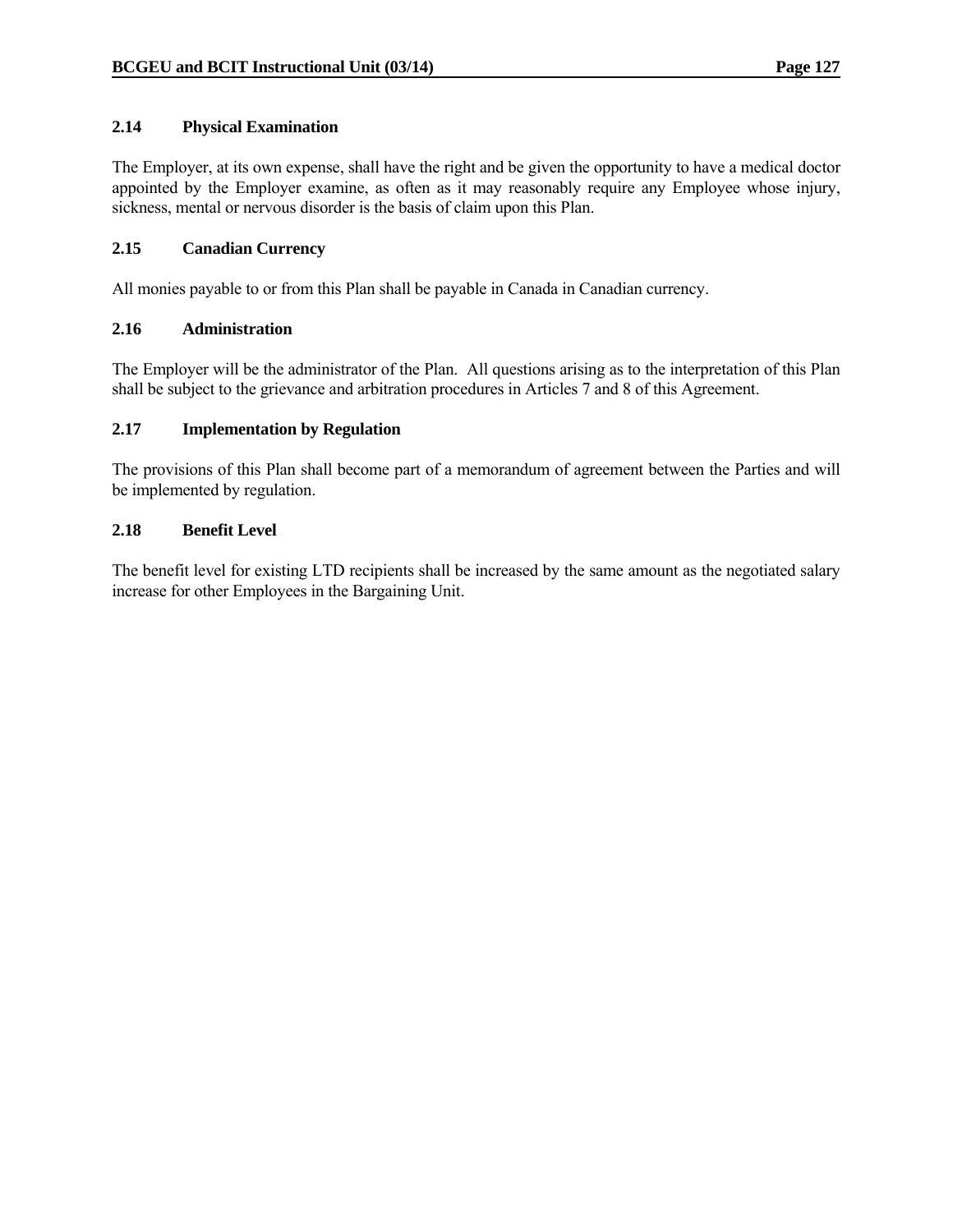### 2.14 Physical Examination

The Employer, at its own expense, shall have the right and be given the opportunity to have a medical doctor appointed by the Employer examine, as often as it may reasonably require any Employee whose injury, sickness, mental or nervous disorder is the basis of claim upon this Plan.

### 2.15 Canadian Currency

All monies payable to or from this Plan shall be payable in Canada in Canadian currency.

### 2.16 Administration

The Employer will be the administrator of the Plan. All questions arising as to the interpretation of this Plan shall be subject to the grievance and arbitration procedures in Articles 7 and 8 of this Agreement.

### 2.17 Implementation by Regulation

The provisions of this Plan shall become part of a memorandum of agreement between the Parties and will be implemented by regulation.

### 2.18 Benefit Level

The benefit level for existing LTD recipients shall be increased by the same amount as the negotiated salary increase for other Employees in the Bargaining Unit.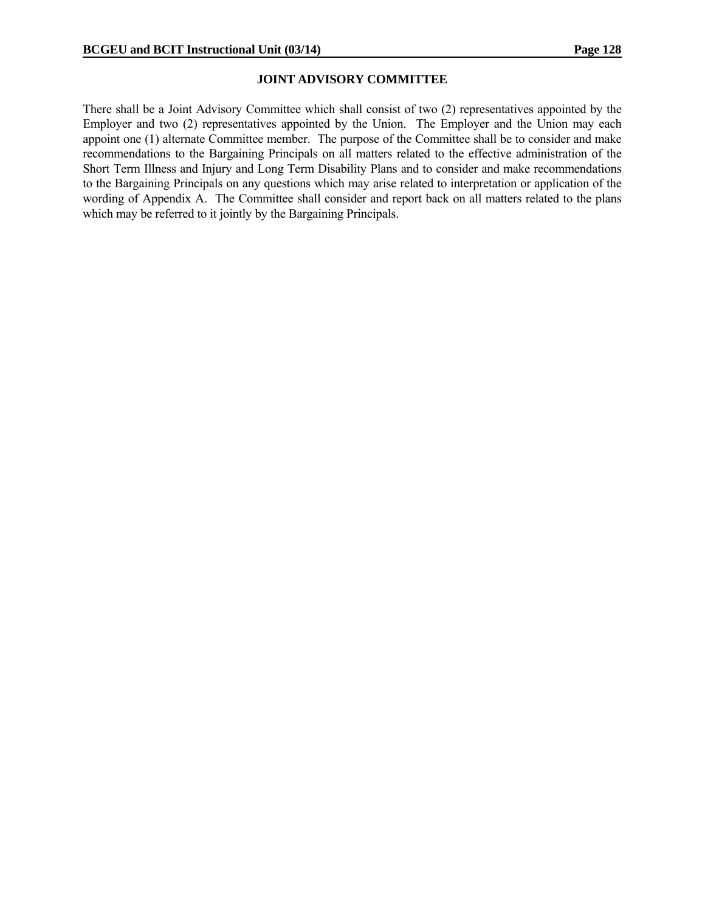## JOINT ADVISORY COMMITTEE

There shall be a Joint Advisory Committee which shall consist of two (2) representatives appointed by the Employer and two (2) representatives appointed by the Union. The Employer and the Union may each appoint one (1) alternate Committee member. The purpose of the Committee shall be to consider and make recommendations to the Bargaining Principals on all matters related to the effective administration of the Short Term Illness and Injury and Long Term Disability Plans and to consider and make recommendations to the Bargaining Principals on any questions which may arise related to interpretation or application of the wording of Appendix A. The Committee shall consider and report back on all matters related to the plans which may be referred to it jointly by the Bargaining Principals.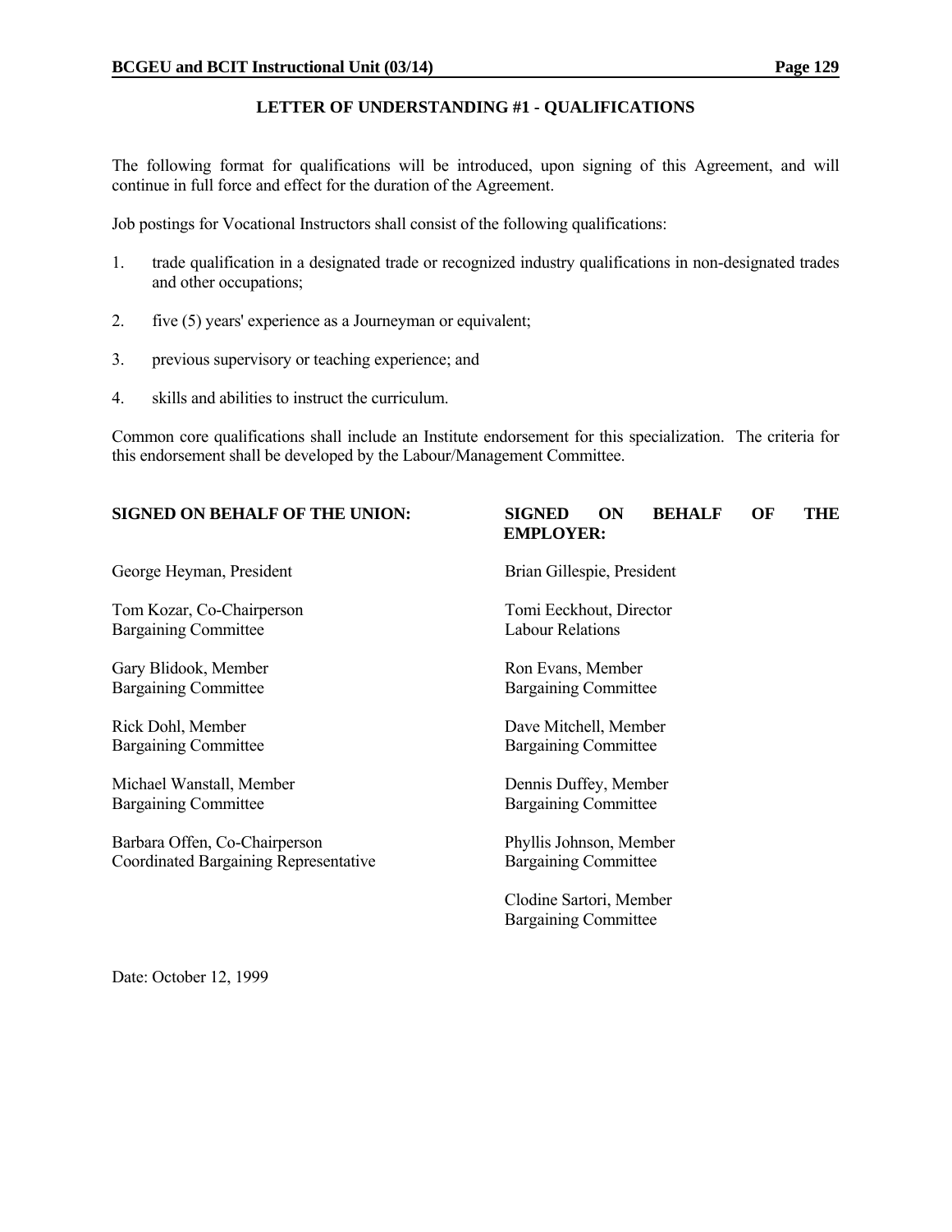## LETTER OF UNDERSTANDING #1 - QUALIFICATIONS

The following format for qualifications will be introduced, upon signing of this Agreement, and will continue in full force and effect for the duration of the Agreement.

Job postings for Vocational Instructors shall consist of the following qualifications:

1. trade qualification in a designated trade or recognized industry qualifications in non-designated trades and other occupations;
2. five (5) years' experience as a Journeyman or equivalent;
3. previous supervisory or teaching experience; and
4. skills and abilities to instruct the curriculum.

Common core qualifications shall include an Institute endorsement for this specialization. The criteria for this endorsement shall be developed by the Labour/Management Committee.

| SIGNED ON BEHALF OF THE UNION: | SIGNED ON BEHALF OF THE EMPLOYER: |
|---|---|
| George Heyman, President | Brian Gillespie, President |
| Tom Kozar, Co-Chairperson<br>Bargaining Committee | Tomi Eeckhout, Director<br>Labour Relations |
| Gary Blidook, Member<br>Bargaining Committee | Ron Evans, Member<br>Bargaining Committee |
| Rick Dohl, Member<br>Bargaining Committee | Dave Mitchell, Member<br>Bargaining Committee |
| Michael Wanstall, Member<br>Bargaining Committee | Dennis Duffey, Member<br>Bargaining Committee |
| Barbara Offen, Co-Chairperson<br>Coordinated Bargaining Representative | Phyllis Johnson, Member<br>Bargaining Committee |
| | Clodine Sartori, Member<br>Bargaining Committee |

Date: October 12, 1999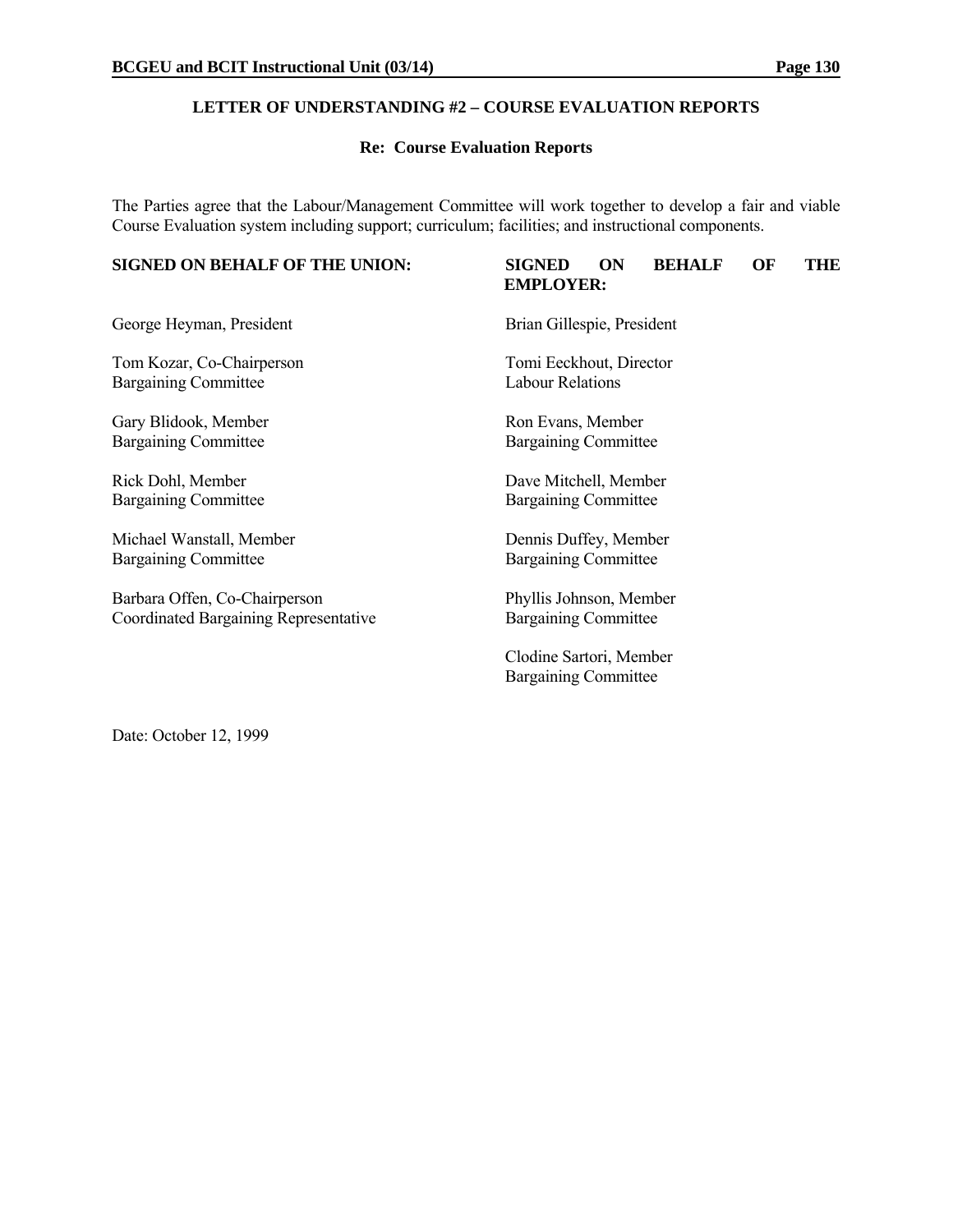### LETTER OF UNDERSTANDING #2 – COURSE EVALUATION REPORTS

**Re: Course Evaluation Reports**

The Parties agree that the Labour/Management Committee will work together to develop a fair and viable Course Evaluation system including support; curriculum; facilities; and instructional components.

| SIGNED ON BEHALF OF THE UNION: | SIGNED ON BEHALF OF THE EMPLOYER: |
|---|---|
| George Heyman, President | Brian Gillespie, President |
| Tom Kozar, Co-Chairperson<br>Bargaining Committee | Tomi Eeckhout, Director<br>Labour Relations |
| Gary Blidook, Member<br>Bargaining Committee | Ron Evans, Member<br>Bargaining Committee |
| Rick Dohl, Member<br>Bargaining Committee | Dave Mitchell, Member<br>Bargaining Committee |
| Michael Wanstall, Member<br>Bargaining Committee | Dennis Duffey, Member<br>Bargaining Committee |
| Barbara Offen, Co-Chairperson<br>Coordinated Bargaining Representative | Phyllis Johnson, Member<br>Bargaining Committee |
| | Clodine Sartori, Member<br>Bargaining Committee |

Date: October 12, 1999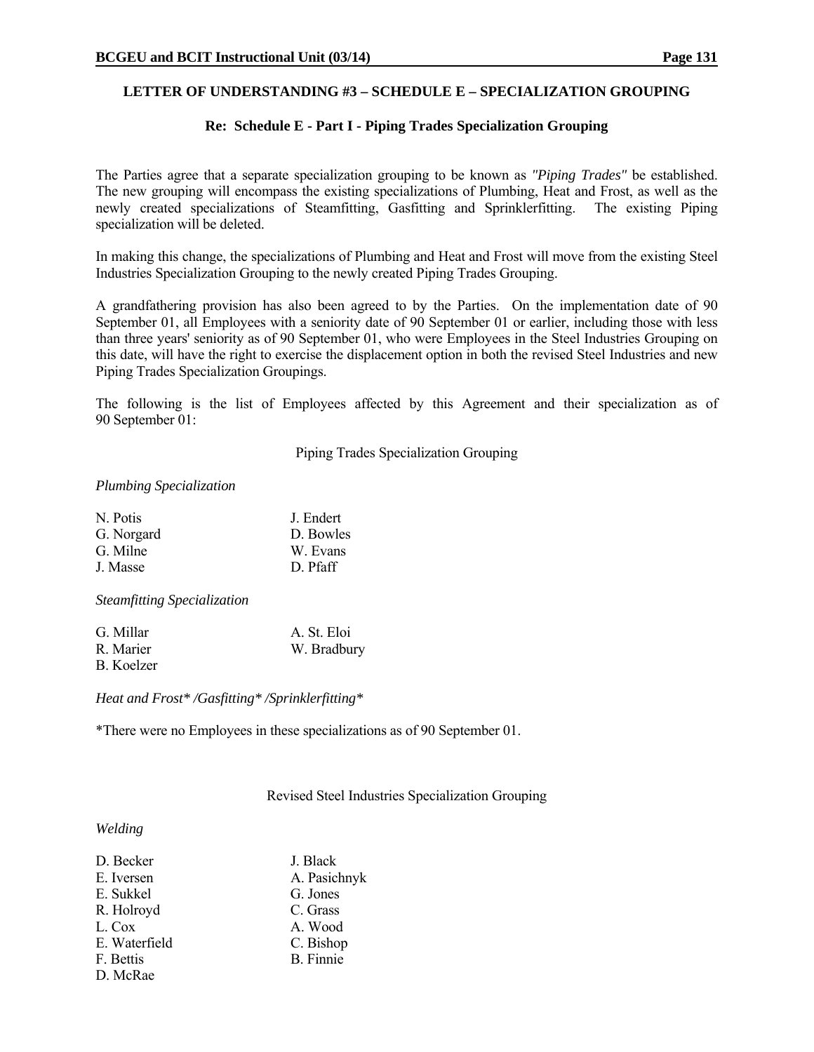## LETTER OF UNDERSTANDING #3 – SCHEDULE E – SPECIALIZATION GROUPING

### Re: Schedule E - Part I - Piping Trades Specialization Grouping

The Parties agree that a separate specialization grouping to be known as *"Piping Trades"* be established. The new grouping will encompass the existing specializations of Plumbing, Heat and Frost, as well as the newly created specializations of Steamfitting, Gasfitting and Sprinklerfitting. The existing Piping specialization will be deleted.

In making this change, the specializations of Plumbing and Heat and Frost will move from the existing Steel Industries Specialization Grouping to the newly created Piping Trades Grouping.

A grandfathering provision has also been agreed to by the Parties. On the implementation date of 90 September 01, all Employees with a seniority date of 90 September 01 or earlier, including those with less than three years' seniority as of 90 September 01, who were Employees in the Steel Industries Grouping on this date, will have the right to exercise the displacement option in both the revised Steel Industries and new Piping Trades Specialization Groupings.

The following is the list of Employees affected by this Agreement and their specialization as of 90 September 01:

Piping Trades Specialization Grouping

*Plumbing Specialization*

| | |
|---|---|
| N. Potis | J. Endert |
| G. Norgard | D. Bowles |
| G. Milne | W. Evans |
| J. Masse | D. Pfaff |

*Steamfitting Specialization*

| | |
|---|---|
| G. Millar | A. St. Eloi |
| R. Marier | W. Bradbury |
| B. Koelzer | |

*Heat and Frost* /Gasfitting* /Sprinklerfitting**

*There were no Employees in these specializations as of 90 September 01.

Revised Steel Industries Specialization Grouping

*Welding*

| | |
|---|---|
| D. Becker | J. Black |
| E. Iversen | A. Pasichnyk |
| E. Sukkel | G. Jones |
| R. Holroyd | C. Grass |
| L. Cox | A. Wood |
| E. Waterfield | C. Bishop |
| F. Bettis | B. Finnie |
| D. McRae | |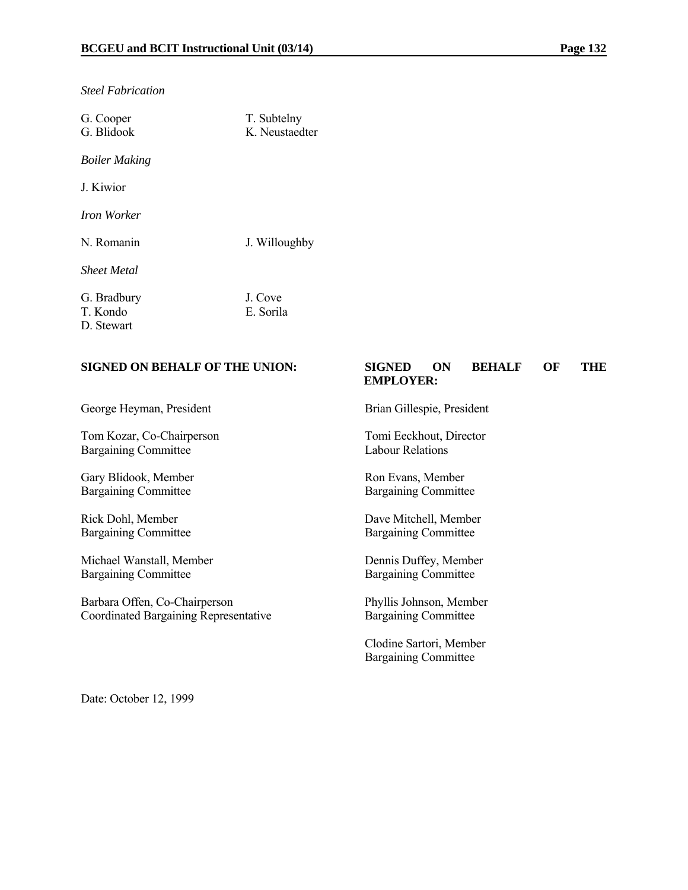*Steel Fabrication*

G. Cooper
G. Blidook
T. Subtelny
K. Neustaedter

*Boiler Making*

J. Kiwior

*Iron Worker*

N. Romanin
J. Willoughby

*Sheet Metal*

G. Bradbury
T. Kondo
D. Stewart
J. Cove
E. Sorila

**SIGNED ON BEHALF OF THE UNION:**

George Heyman, President

Tom Kozar, Co-Chairperson
Bargaining Committee

Gary Blidook, Member
Bargaining Committee

Rick Dohl, Member
Bargaining Committee

Michael Wanstall, Member
Bargaining Committee

Barbara Offen, Co-Chairperson
Coordinated Bargaining Representative

**SIGNED ON BEHALF OF THE EMPLOYER:**

Brian Gillespie, President

Tomi Eeckhout, Director
Labour Relations

Ron Evans, Member
Bargaining Committee

Dave Mitchell, Member
Bargaining Committee

Dennis Duffey, Member
Bargaining Committee

Phyllis Johnson, Member
Bargaining Committee

Clodine Sartori, Member
Bargaining Committee

Date: October 12, 1999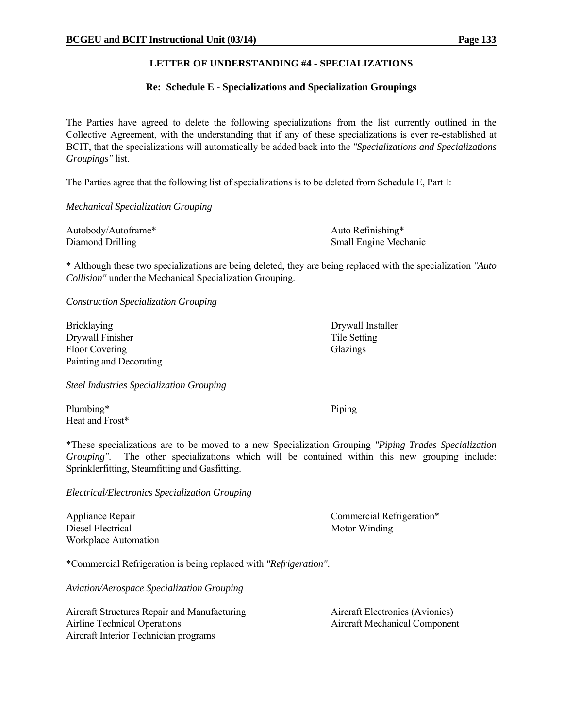## LETTER OF UNDERSTANDING #4 - SPECIALIZATIONS

### Re: Schedule E - Specializations and Specialization Groupings

The Parties have agreed to delete the following specializations from the list currently outlined in the Collective Agreement, with the understanding that if any of these specializations is ever re-established at BCIT, that the specializations will automatically be added back into the *"Specializations and Specializations Groupings"* list.

The Parties agree that the following list of specializations is to be deleted from Schedule E, Part I:

*Mechanical Specialization Grouping*

Autobody/Autoframe*
Auto Refinishing*
Diamond Drilling
Small Engine Mechanic

* Although these two specializations are being deleted, they are being replaced with the specialization *"Auto Collision"* under the Mechanical Specialization Grouping.

*Construction Specialization Grouping*

Bricklaying
Drywall Installer
Drywall Finisher
Tile Setting
Floor Covering
Glazings
Painting and Decorating

*Steel Industries Specialization Grouping*

Plumbing*
Piping
Heat and Frost*

*These specializations are to be moved to a new Specialization Grouping *"Piping Trades Specialization Grouping"*. The other specializations which will be contained within this new grouping include: Sprinklerfitting, Steamfitting and Gasfitting.

*Electrical/Electronics Specialization Grouping*

Appliance Repair
Commercial Refrigeration*
Diesel Electrical
Motor Winding
Workplace Automation

*Commercial Refrigeration is being replaced with *"Refrigeration"*.

*Aviation/Aerospace Specialization Grouping*

Aircraft Structures Repair and Manufacturing
Aircraft Electronics (Avionics)
Airline Technical Operations
Aircraft Mechanical Component
Aircraft Interior Technician programs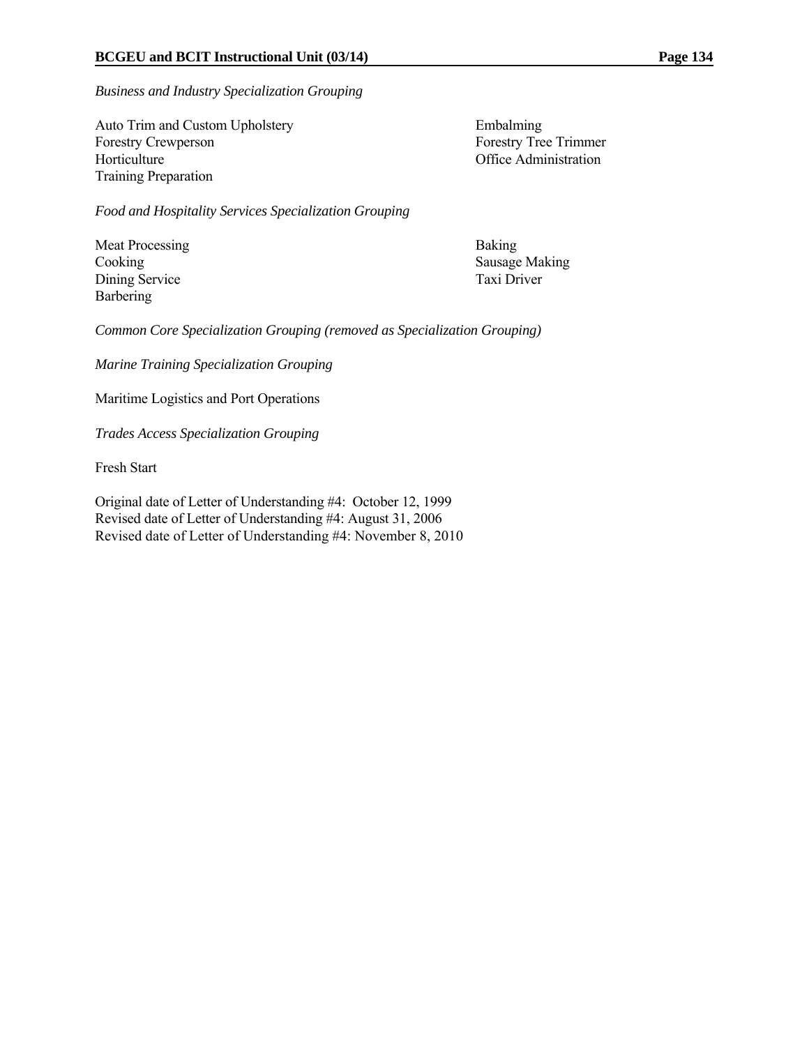*Business and Industry Specialization Grouping*

Auto Trim and Custom Upholstery
Embalming
Forestry Crewperson
Forestry Tree Trimmer
Horticulture
Office Administration
Training Preparation

*Food and Hospitality Services Specialization Grouping*

Meat Processing
Baking
Cooking
Sausage Making
Dining Service
Taxi Driver
Barbering

*Common Core Specialization Grouping (removed as Specialization Grouping)*

*Marine Training Specialization Grouping*

Maritime Logistics and Port Operations

*Trades Access Specialization Grouping*

Fresh Start

Original date of Letter of Understanding #4: October 12, 1999
Revised date of Letter of Understanding #4: August 31, 2006
Revised date of Letter of Understanding #4: November 8, 2010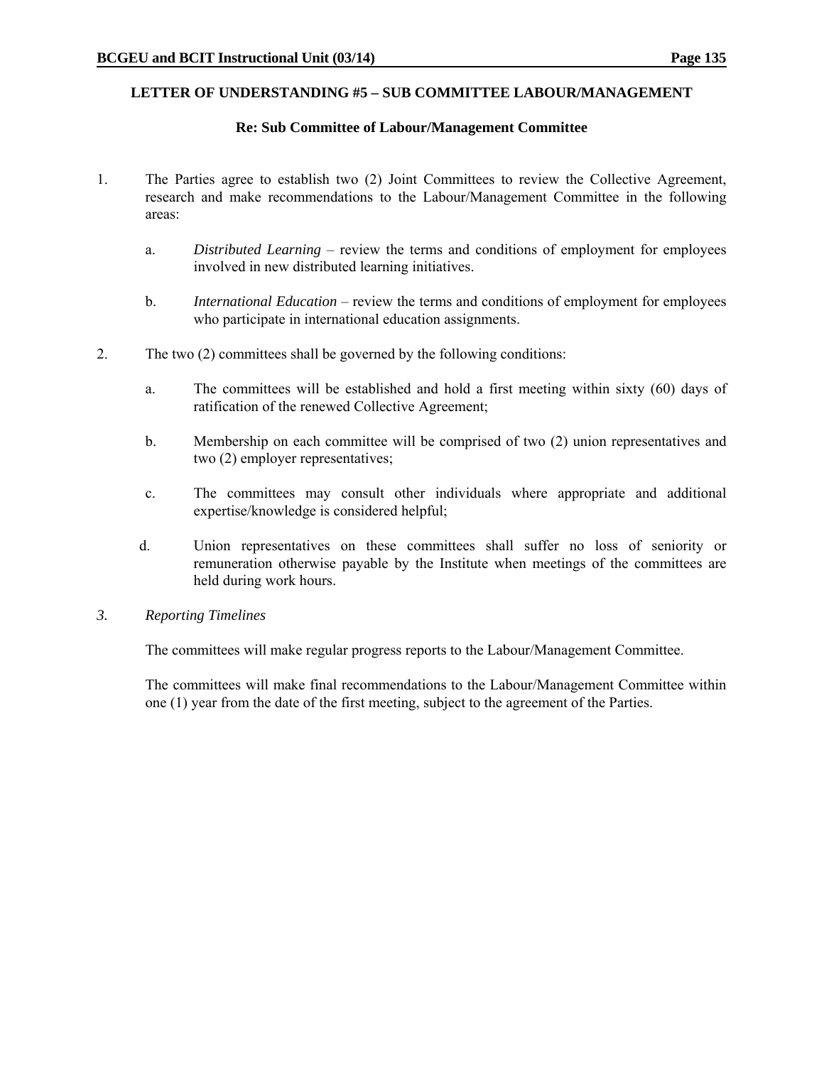## LETTER OF UNDERSTANDING #5 – SUB COMMITTEE LABOUR/MANAGEMENT

### Re: Sub Committee of Labour/Management Committee

1. The Parties agree to establish two (2) Joint Committees to review the Collective Agreement, research and make recommendations to the Labour/Management Committee in the following areas:

   a. *Distributed Learning* – review the terms and conditions of employment for employees involved in new distributed learning initiatives.

   b. *International Education* – review the terms and conditions of employment for employees who participate in international education assignments.

2. The two (2) committees shall be governed by the following conditions:

   a. The committees will be established and hold a first meeting within sixty (60) days of ratification of the renewed Collective Agreement;

   b. Membership on each committee will be comprised of two (2) union representatives and two (2) employer representatives;

   c. The committees may consult other individuals where appropriate and additional expertise/knowledge is considered helpful;

   d. Union representatives on these committees shall suffer no loss of seniority or remuneration otherwise payable by the Institute when meetings of the committees are held during work hours.

*3. Reporting Timelines*

The committees will make regular progress reports to the Labour/Management Committee.

The committees will make final recommendations to the Labour/Management Committee within one (1) year from the date of the first meeting, subject to the agreement of the Parties.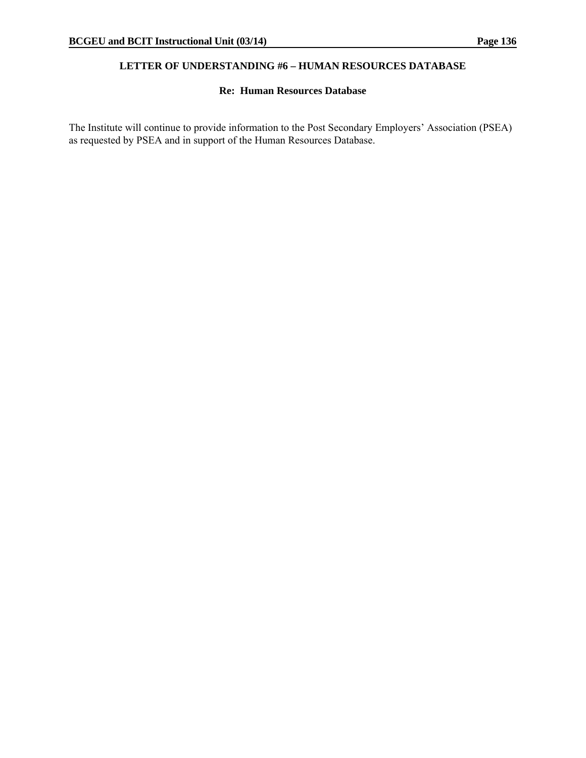## LETTER OF UNDERSTANDING #6 – HUMAN RESOURCES DATABASE

### Re: Human Resources Database

The Institute will continue to provide information to the Post Secondary Employers' Association (PSEA) as requested by PSEA and in support of the Human Resources Database.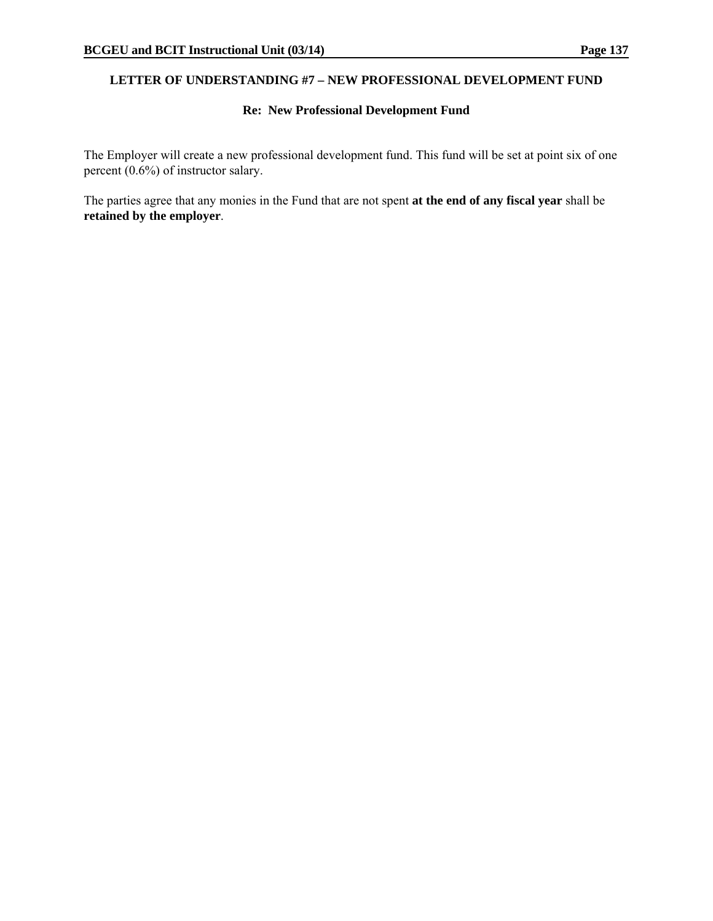## LETTER OF UNDERSTANDING #7 – NEW PROFESSIONAL DEVELOPMENT FUND

**Re: New Professional Development Fund**

The Employer will create a new professional development fund. This fund will be set at point six of one percent (0.6%) of instructor salary.

The parties agree that any monies in the Fund that are not spent **at the end of any fiscal year** shall be **retained by the employer**.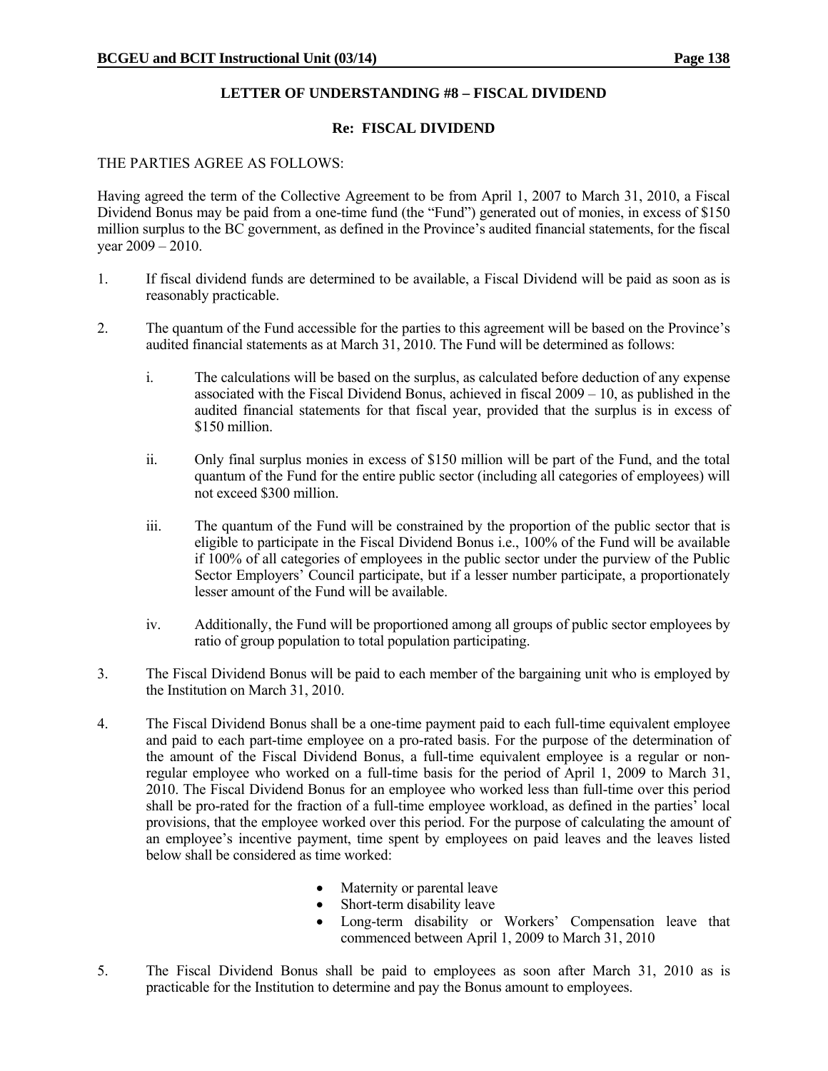## LETTER OF UNDERSTANDING #8 – FISCAL DIVIDEND

### Re: FISCAL DIVIDEND

THE PARTIES AGREE AS FOLLOWS:

Having agreed the term of the Collective Agreement to be from April 1, 2007 to March 31, 2010, a Fiscal Dividend Bonus may be paid from a one-time fund (the "Fund") generated out of monies, in excess of $150 million surplus to the BC government, as defined in the Province's audited financial statements, for the fiscal year 2009 – 2010.

1. If fiscal dividend funds are determined to be available, a Fiscal Dividend will be paid as soon as is reasonably practicable.

2. The quantum of the Fund accessible for the parties to this agreement will be based on the Province's audited financial statements as at March 31, 2010. The Fund will be determined as follows:

   i. The calculations will be based on the surplus, as calculated before deduction of any expense associated with the Fiscal Dividend Bonus, achieved in fiscal 2009 – 10, as published in the audited financial statements for that fiscal year, provided that the surplus is in excess of $150 million.

   ii. Only final surplus monies in excess of $150 million will be part of the Fund, and the total quantum of the Fund for the entire public sector (including all categories of employees) will not exceed $300 million.

   iii. The quantum of the Fund will be constrained by the proportion of the public sector that is eligible to participate in the Fiscal Dividend Bonus i.e., 100% of the Fund will be available if 100% of all categories of employees in the public sector under the purview of the Public Sector Employers' Council participate, but if a lesser number participate, a proportionately lesser amount of the Fund will be available.

   iv. Additionally, the Fund will be proportioned among all groups of public sector employees by ratio of group population to total population participating.

3. The Fiscal Dividend Bonus will be paid to each member of the bargaining unit who is employed by the Institution on March 31, 2010.

4. The Fiscal Dividend Bonus shall be a one-time payment paid to each full-time equivalent employee and paid to each part-time employee on a pro-rated basis. For the purpose of the determination of the amount of the Fiscal Dividend Bonus, a full-time equivalent employee is a regular or non-regular employee who worked on a full-time basis for the period of April 1, 2009 to March 31, 2010. The Fiscal Dividend Bonus for an employee who worked less than full-time over this period shall be pro-rated for the fraction of a full-time employee workload, as defined in the parties' local provisions, that the employee worked over this period. For the purpose of calculating the amount of an employee's incentive payment, time spent by employees on paid leaves and the leaves listed below shall be considered as time worked:

   - Maternity or parental leave
   - Short-term disability leave
   - Long-term disability or Workers' Compensation leave that commenced between April 1, 2009 to March 31, 2010

5. The Fiscal Dividend Bonus shall be paid to employees as soon after March 31, 2010 as is practicable for the Institution to determine and pay the Bonus amount to employees.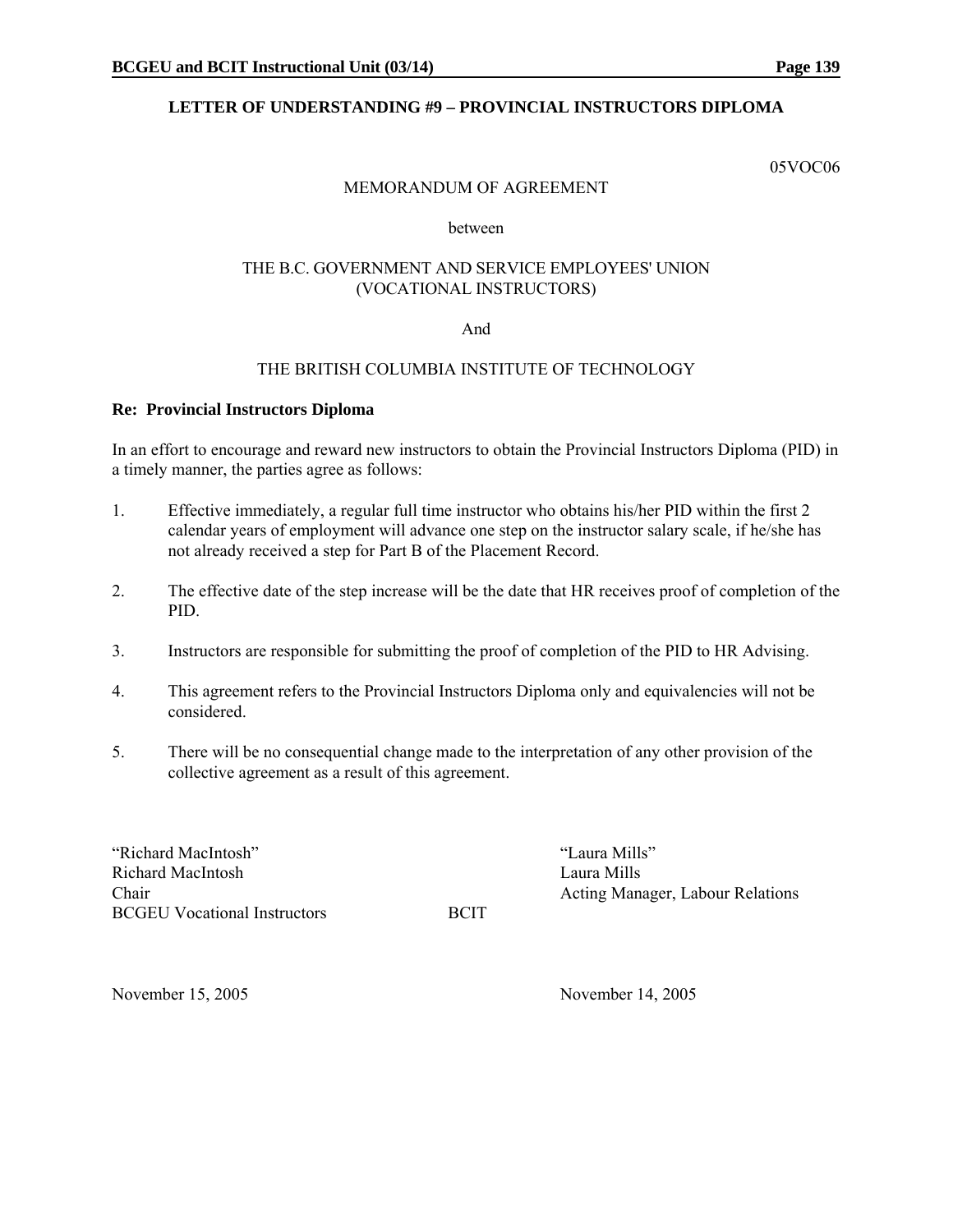## LETTER OF UNDERSTANDING #9 – PROVINCIAL INSTRUCTORS DIPLOMA

05VOC06

MEMORANDUM OF AGREEMENT

between

THE B.C. GOVERNMENT AND SERVICE EMPLOYEES' UNION
(VOCATIONAL INSTRUCTORS)

And

THE BRITISH COLUMBIA INSTITUTE OF TECHNOLOGY

**Re: Provincial Instructors Diploma**

In an effort to encourage and reward new instructors to obtain the Provincial Instructors Diploma (PID) in a timely manner, the parties agree as follows:

1. Effective immediately, a regular full time instructor who obtains his/her PID within the first 2 calendar years of employment will advance one step on the instructor salary scale, if he/she has not already received a step for Part B of the Placement Record.

2. The effective date of the step increase will be the date that HR receives proof of completion of the PID.

3. Instructors are responsible for submitting the proof of completion of the PID to HR Advising.

4. This agreement refers to the Provincial Instructors Diploma only and equivalencies will not be considered.

5. There will be no consequential change made to the interpretation of any other provision of the collective agreement as a result of this agreement.

"Richard MacIntosh"
Richard MacIntosh
Chair
BCGEU Vocational Instructors

November 15, 2005

"Laura Mills"
Laura Mills
Acting Manager, Labour Relations
BCIT

November 14, 2005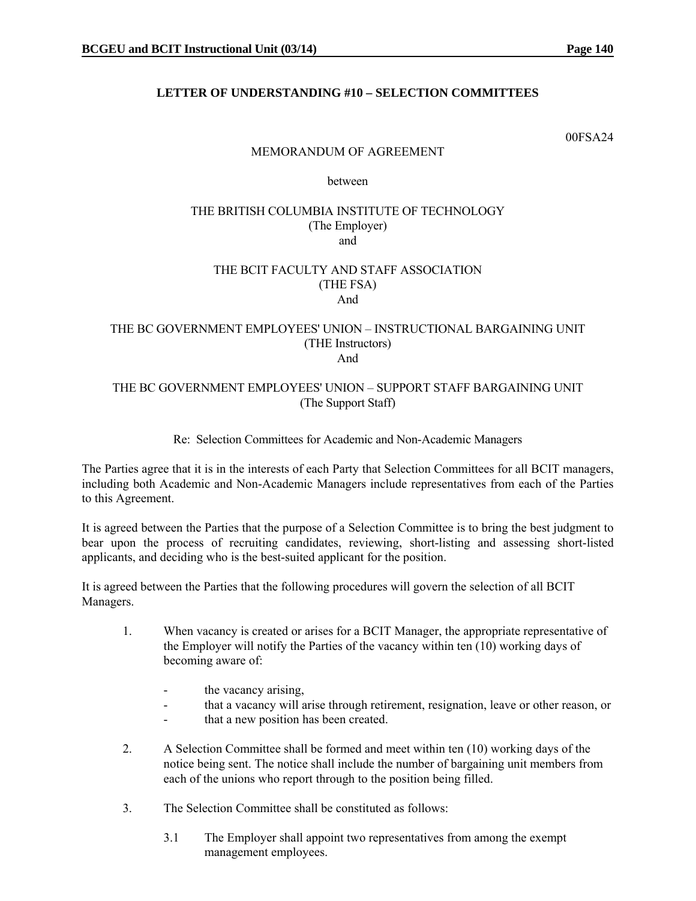## LETTER OF UNDERSTANDING #10 – SELECTION COMMITTEES

00FSA24

MEMORANDUM OF AGREEMENT

between

THE BRITISH COLUMBIA INSTITUTE OF TECHNOLOGY
(The Employer)
and

THE BCIT FACULTY AND STAFF ASSOCIATION
(THE FSA)
And

THE BC GOVERNMENT EMPLOYEES' UNION – INSTRUCTIONAL BARGAINING UNIT
(THE Instructors)
And

THE BC GOVERNMENT EMPLOYEES' UNION – SUPPORT STAFF BARGAINING UNIT
(The Support Staff)

Re: Selection Committees for Academic and Non-Academic Managers

The Parties agree that it is in the interests of each Party that Selection Committees for all BCIT managers, including both Academic and Non-Academic Managers include representatives from each of the Parties to this Agreement.

It is agreed between the Parties that the purpose of a Selection Committee is to bring the best judgment to bear upon the process of recruiting candidates, reviewing, short-listing and assessing short-listed applicants, and deciding who is the best-suited applicant for the position.

It is agreed between the Parties that the following procedures will govern the selection of all BCIT Managers.

1. When vacancy is created or arises for a BCIT Manager, the appropriate representative of the Employer will notify the Parties of the vacancy within ten (10) working days of becoming aware of:

   - the vacancy arising,
   - that a vacancy will arise through retirement, resignation, leave or other reason, or
   - that a new position has been created.

2. A Selection Committee shall be formed and meet within ten (10) working days of the notice being sent. The notice shall include the number of bargaining unit members from each of the unions who report through to the position being filled.

3. The Selection Committee shall be constituted as follows:

   3.1 The Employer shall appoint two representatives from among the exempt management employees.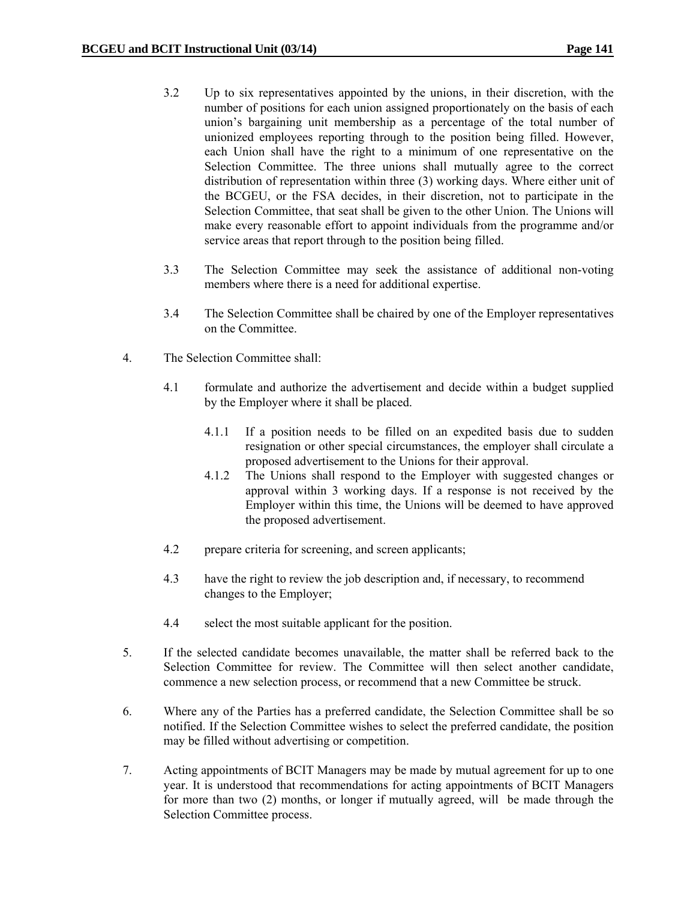3.2 Up to six representatives appointed by the unions, in their discretion, with the number of positions for each union assigned proportionately on the basis of each union's bargaining unit membership as a percentage of the total number of unionized employees reporting through to the position being filled. However, each Union shall have the right to a minimum of one representative on the Selection Committee. The three unions shall mutually agree to the correct distribution of representation within three (3) working days. Where either unit of the BCGEU, or the FSA decides, in their discretion, not to participate in the Selection Committee, that seat shall be given to the other Union. The Unions will make every reasonable effort to appoint individuals from the programme and/or service areas that report through to the position being filled.

3.3 The Selection Committee may seek the assistance of additional non-voting members where there is a need for additional expertise.

3.4 The Selection Committee shall be chaired by one of the Employer representatives on the Committee.

4. The Selection Committee shall:

4.1 formulate and authorize the advertisement and decide within a budget supplied by the Employer where it shall be placed.

4.1.1 If a position needs to be filled on an expedited basis due to sudden resignation or other special circumstances, the employer shall circulate a proposed advertisement to the Unions for their approval.

4.1.2 The Unions shall respond to the Employer with suggested changes or approval within 3 working days. If a response is not received by the Employer within this time, the Unions will be deemed to have approved the proposed advertisement.

4.2 prepare criteria for screening, and screen applicants;

4.3 have the right to review the job description and, if necessary, to recommend changes to the Employer;

4.4 select the most suitable applicant for the position.

5. If the selected candidate becomes unavailable, the matter shall be referred back to the Selection Committee for review. The Committee will then select another candidate, commence a new selection process, or recommend that a new Committee be struck.

6. Where any of the Parties has a preferred candidate, the Selection Committee shall be so notified. If the Selection Committee wishes to select the preferred candidate, the position may be filled without advertising or competition.

7. Acting appointments of BCIT Managers may be made by mutual agreement for up to one year. It is understood that recommendations for acting appointments of BCIT Managers for more than two (2) months, or longer if mutually agreed, will be made through the Selection Committee process.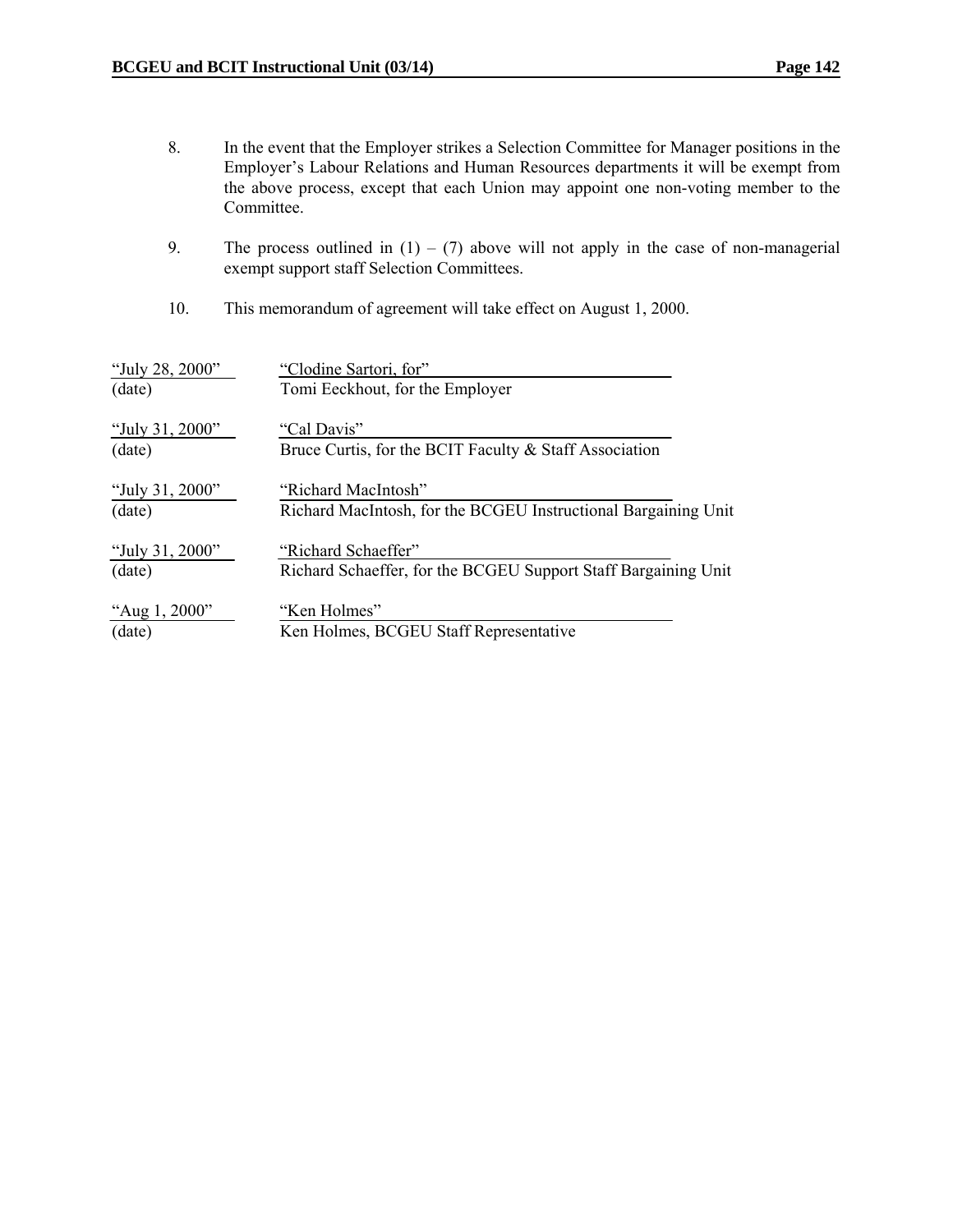8. In the event that the Employer strikes a Selection Committee for Manager positions in the Employer's Labour Relations and Human Resources departments it will be exempt from the above process, except that each Union may appoint one non-voting member to the Committee.

9. The process outlined in (1) – (7) above will not apply in the case of non-managerial exempt support staff Selection Committees.

10. This memorandum of agreement will take effect on August 1, 2000.

| "July 28, 2000" | "Clodine Sartori, for" |
|---|---|
| (date) | Tomi Eeckhout, for the Employer |
| "July 31, 2000" | "Cal Davis" |
| (date) | Bruce Curtis, for the BCIT Faculty & Staff Association |
| "July 31, 2000" | "Richard MacIntosh" |
| (date) | Richard MacIntosh, for the BCGEU Instructional Bargaining Unit |
| "July 31, 2000" | "Richard Schaeffer" |
| (date) | Richard Schaeffer, for the BCGEU Support Staff Bargaining Unit |
| "Aug 1, 2000" | "Ken Holmes" |
| (date) | Ken Holmes, BCGEU Staff Representative |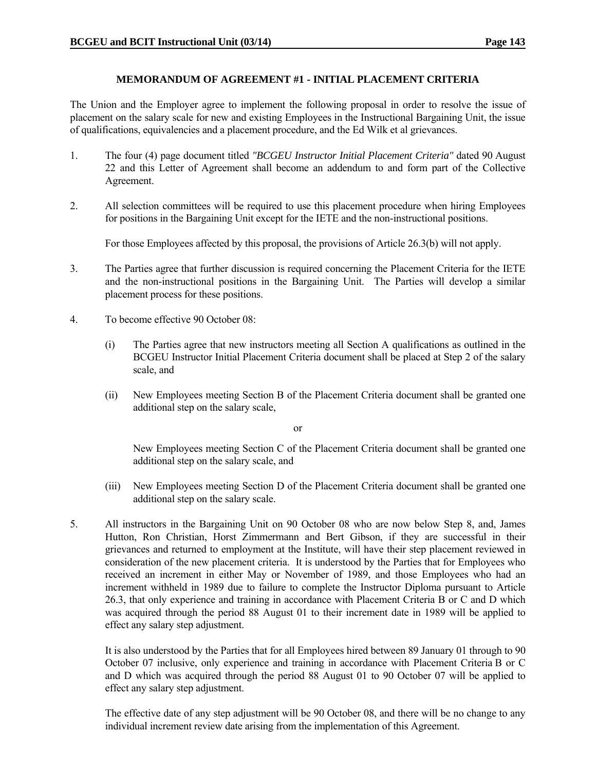## MEMORANDUM OF AGREEMENT #1 - INITIAL PLACEMENT CRITERIA

The Union and the Employer agree to implement the following proposal in order to resolve the issue of placement on the salary scale for new and existing Employees in the Instructional Bargaining Unit, the issue of qualifications, equivalencies and a placement procedure, and the Ed Wilk et al grievances.

1. The four (4) page document titled *"BCGEU Instructor Initial Placement Criteria"* dated 90 August 22 and this Letter of Agreement shall become an addendum to and form part of the Collective Agreement.

2. All selection committees will be required to use this placement procedure when hiring Employees for positions in the Bargaining Unit except for the IETE and the non-instructional positions.

   For those Employees affected by this proposal, the provisions of Article 26.3(b) will not apply.

3. The Parties agree that further discussion is required concerning the Placement Criteria for the IETE and the non-instructional positions in the Bargaining Unit. The Parties will develop a similar placement process for these positions.

4. To become effective 90 October 08:

   (i) The Parties agree that new instructors meeting all Section A qualifications as outlined in the BCGEU Instructor Initial Placement Criteria document shall be placed at Step 2 of the salary scale, and

   (ii) New Employees meeting Section B of the Placement Criteria document shall be granted one additional step on the salary scale,

   or

   New Employees meeting Section C of the Placement Criteria document shall be granted one additional step on the salary scale, and

   (iii) New Employees meeting Section D of the Placement Criteria document shall be granted one additional step on the salary scale.

5. All instructors in the Bargaining Unit on 90 October 08 who are now below Step 8, and, James Hutton, Ron Christian, Horst Zimmermann and Bert Gibson, if they are successful in their grievances and returned to employment at the Institute, will have their step placement reviewed in consideration of the new placement criteria. It is understood by the Parties that for Employees who received an increment in either May or November of 1989, and those Employees who had an increment withheld in 1989 due to failure to complete the Instructor Diploma pursuant to Article 26.3, that only experience and training in accordance with Placement Criteria B or C and D which was acquired through the period 88 August 01 to their increment date in 1989 will be applied to effect any salary step adjustment.

   It is also understood by the Parties that for all Employees hired between 89 January 01 through to 90 October 07 inclusive, only experience and training in accordance with Placement Criteria B or C and D which was acquired through the period 88 August 01 to 90 October 07 will be applied to effect any salary step adjustment.

   The effective date of any step adjustment will be 90 October 08, and there will be no change to any individual increment review date arising from the implementation of this Agreement.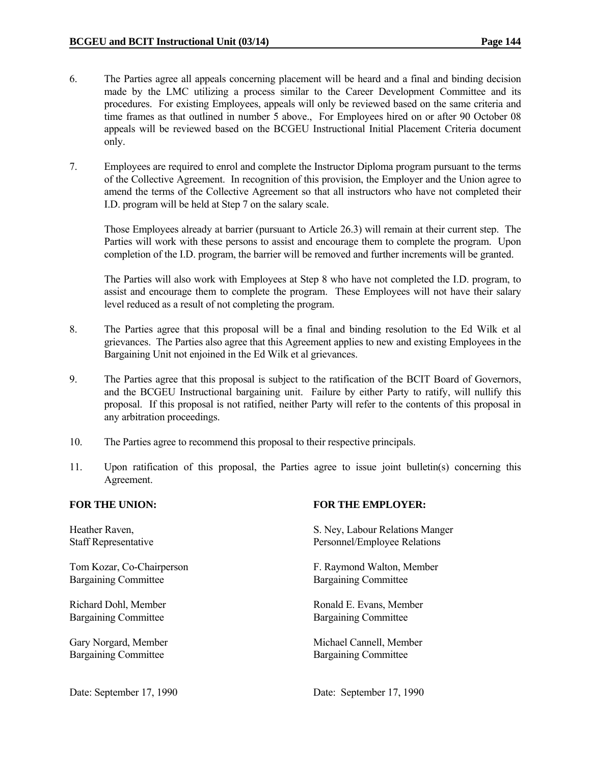6. The Parties agree all appeals concerning placement will be heard and a final and binding decision made by the LMC utilizing a process similar to the Career Development Committee and its procedures. For existing Employees, appeals will only be reviewed based on the same criteria and time frames as that outlined in number 5 above., For Employees hired on or after 90 October 08 appeals will be reviewed based on the BCGEU Instructional Initial Placement Criteria document only.

7. Employees are required to enrol and complete the Instructor Diploma program pursuant to the terms of the Collective Agreement. In recognition of this provision, the Employer and the Union agree to amend the terms of the Collective Agreement so that all instructors who have not completed their I.D. program will be held at Step 7 on the salary scale.

   Those Employees already at barrier (pursuant to Article 26.3) will remain at their current step. The Parties will work with these persons to assist and encourage them to complete the program. Upon completion of the I.D. program, the barrier will be removed and further increments will be granted.

   The Parties will also work with Employees at Step 8 who have not completed the I.D. program, to assist and encourage them to complete the program. These Employees will not have their salary level reduced as a result of not completing the program.

8. The Parties agree that this proposal will be a final and binding resolution to the Ed Wilk et al grievances. The Parties also agree that this Agreement applies to new and existing Employees in the Bargaining Unit not enjoined in the Ed Wilk et al grievances.

9. The Parties agree that this proposal is subject to the ratification of the BCIT Board of Governors, and the BCGEU Instructional bargaining unit. Failure by either Party to ratify, will nullify this proposal. If this proposal is not ratified, neither Party will refer to the contents of this proposal in any arbitration proceedings.

10. The Parties agree to recommend this proposal to their respective principals.

11. Upon ratification of this proposal, the Parties agree to issue joint bulletin(s) concerning this Agreement.

| **FOR THE UNION:** | **FOR THE EMPLOYER:** |
|---|---|
| Heather Raven,<br>Staff Representative | S. Ney, Labour Relations Manger<br>Personnel/Employee Relations |
| Tom Kozar, Co-Chairperson<br>Bargaining Committee | F. Raymond Walton, Member<br>Bargaining Committee |
| Richard Dohl, Member<br>Bargaining Committee | Ronald E. Evans, Member<br>Bargaining Committee |
| Gary Norgard, Member<br>Bargaining Committee | Michael Cannell, Member<br>Bargaining Committee |
| Date: September 17, 1990 | Date: September 17, 1990 |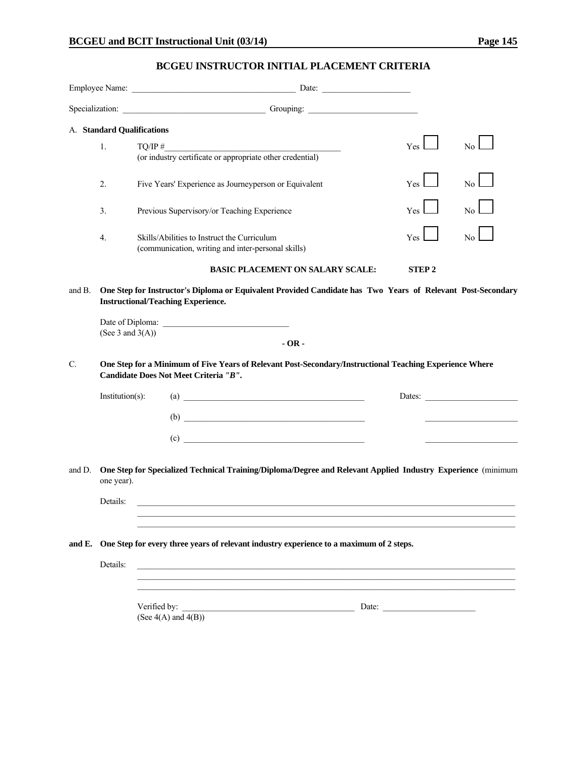## BCGEU INSTRUCTOR INITIAL PLACEMENT CRITERIA

Employee Name: ______________________________________ Date: ____________________

Specialization: ________________________________ Grouping: _________________________

A. **Standard Qualifications**

| | | | |
|---|---|---|---|
| 1. | TQ/IP #________________________________________ (or industry certificate or appropriate other credential) | Yes ☐ | No ☐ |
| 2. | Five Years' Experience as Journeyperson or Equivalent | Yes ☐ | No ☐ |
| 3. | Previous Supervisory/or Teaching Experience | Yes ☐ | No ☐ |
| 4. | Skills/Abilities to Instruct the Curriculum (communication, writing and inter-personal skills) | Yes ☐ | No ☐ |

**BASIC PLACEMENT ON SALARY SCALE: STEP 2**

and B. **One Step for Instructor's Diploma or Equivalent Provided Candidate has Two Years of Relevant Post-Secondary Instructional/Teaching Experience.**

Date of Diploma: _____________________________
(See 3 and 3(A))

**- OR -**

C. **One Step for a Minimum of Five Years of Relevant Post-Secondary/Instructional Teaching Experience Where Candidate Does Not Meet Criteria *"B"*.**

Institution(s): (a) ___________________________________________ Dates: _____________________

(b) ___________________________________________ _____________________

(c) ___________________________________________ _____________________

and D. **One Step for Specialized Technical Training/Diploma/Degree and Relevant Applied Industry Experience** (minimum one year).

Details: ______________________________________________________________________________________________
______________________________________________________________________________________________
______________________________________________________________________________________________

**and E. One Step for every three years of relevant industry experience to a maximum of 2 steps.**

Details: ______________________________________________________________________________________________
______________________________________________________________________________________________
______________________________________________________________________________________________

Verified by: __________________________________________ Date: _____________________
(See 4(A) and 4(B))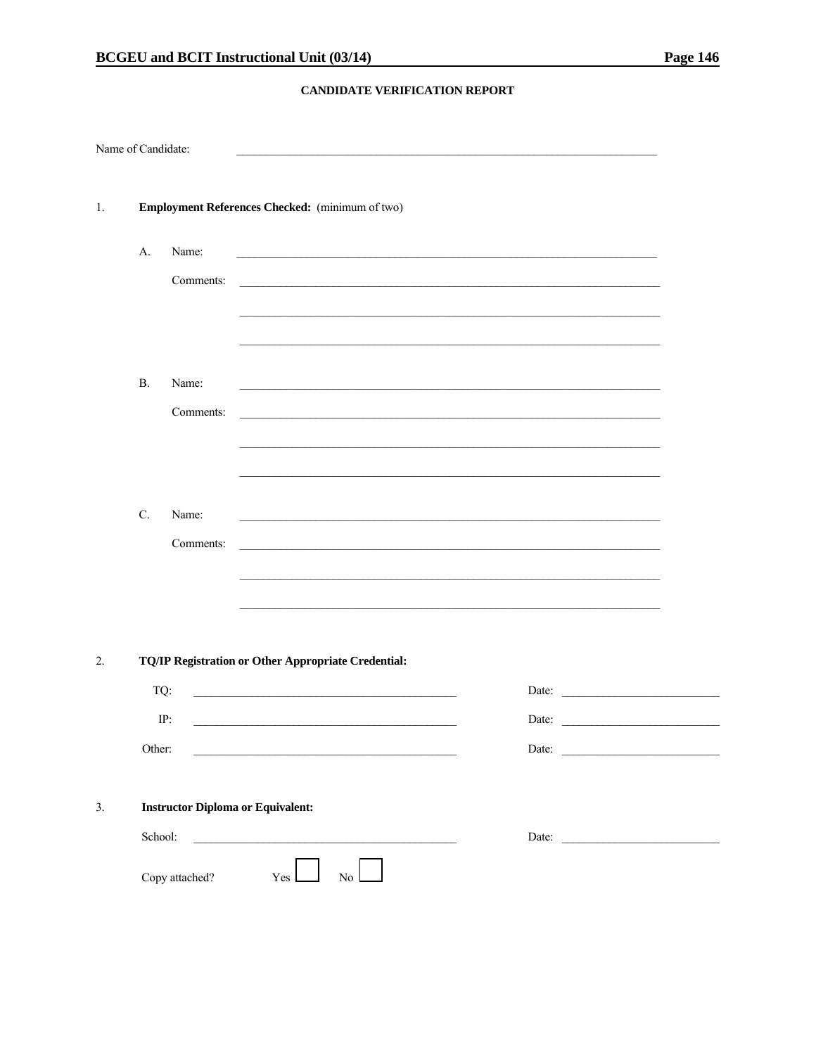## CANDIDATE VERIFICATION REPORT

Name of Candidate: ____________________________________________

1. **Employment References Checked:** (minimum of two)

   A. Name: ____________________________________________

      Comments: ____________________________________________

      ____________________________________________

      ____________________________________________

   B. Name: ____________________________________________

      Comments: ____________________________________________

      ____________________________________________

      ____________________________________________

   C. Name: ____________________________________________

      Comments: ____________________________________________

      ____________________________________________

      ____________________________________________

2. **TQ/IP Registration or Other Appropriate Credential:**

   TQ: ______________________________ Date: ____________________

   IP: ______________________________ Date: ____________________

   Other: ______________________________ Date: ____________________

3. **Instructor Diploma or Equivalent:**

   School: ______________________________ Date: ____________________

   Copy attached? Yes ☐ No ☐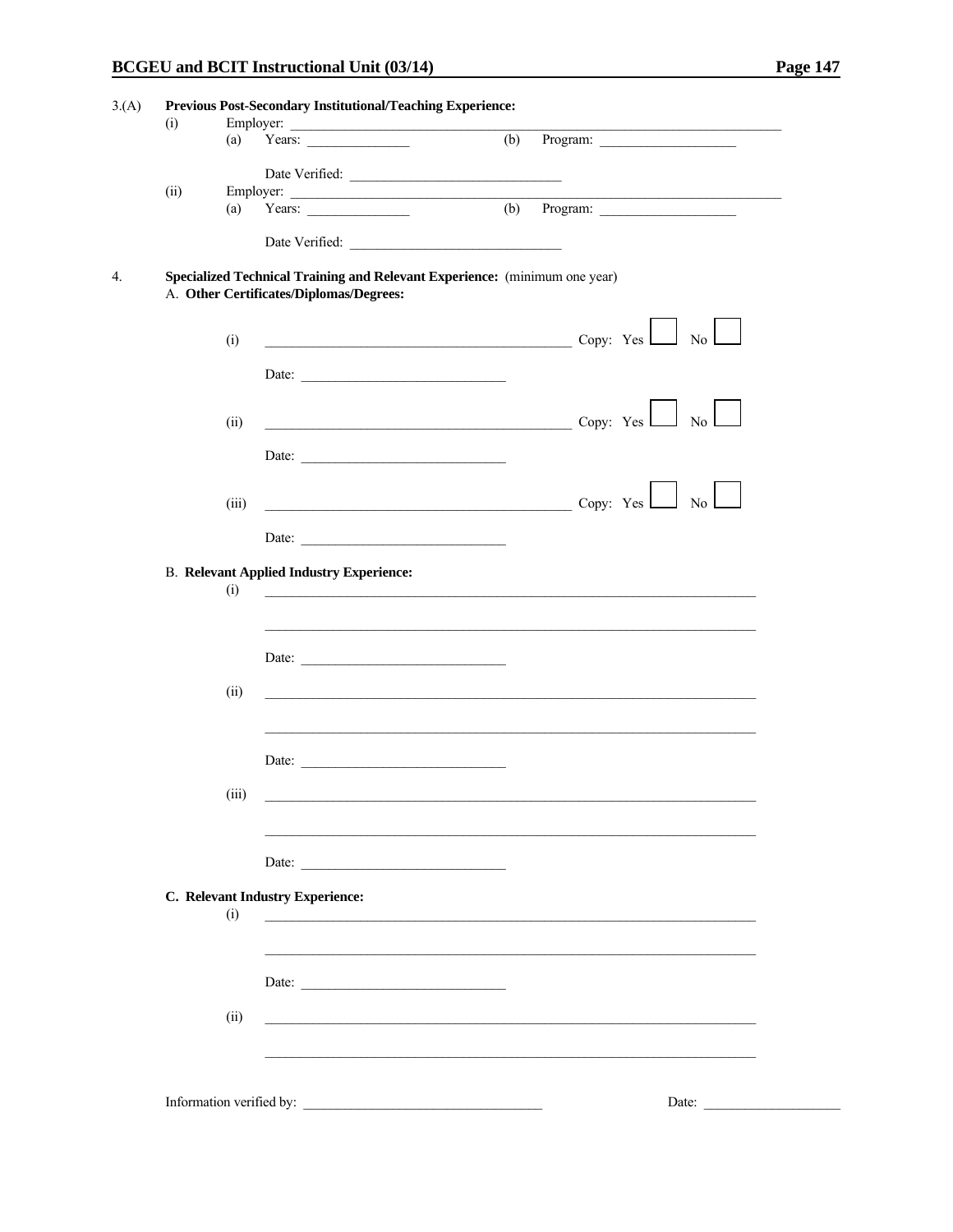3.(A) **Previous Post-Secondary Institutional/Teaching Experience:**

(i) Employer: ______________________________________________

(a) Years: ______________ (b) Program: ____________________

Date Verified: ______________________________

(ii) Employer: ______________________________________________

(a) Years: ______________ (b) Program: ____________________

Date Verified: ______________________________

4. **Specialized Technical Training and Relevant Experience:** (minimum one year)

A. **Other Certificates/Diplomas/Degrees:**

(i) ______________________________________________ Copy: Yes ☐ No ☐

Date: ______________________________

(ii) ______________________________________________ Copy: Yes ☐ No ☐

Date: ______________________________

(iii) ______________________________________________ Copy: Yes ☐ No ☐

Date: ______________________________

B. **Relevant Applied Industry Experience:**

(i) ______________________________________________________________

______________________________________________________________

Date: ______________________________

(ii) ______________________________________________________________

______________________________________________________________

Date: ______________________________

(iii) ______________________________________________________________

______________________________________________________________

Date: ______________________________

C. **Relevant Industry Experience:**

(i) ______________________________________________________________

______________________________________________________________

Date: ______________________________

(ii) ______________________________________________________________

______________________________________________________________

Information verified by: ________________________________ Date: ____________________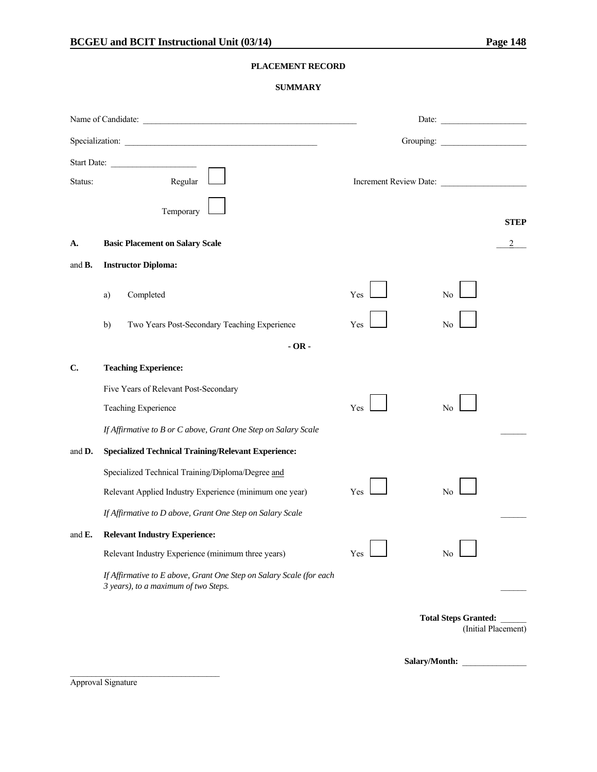**PLACEMENT RECORD**

**SUMMARY**

Name of Candidate: ______________________________ Date: ______________

Specialization: ______________________________ Grouping: ______________

Start Date: ______________

Status: Regular ☐ Increment Review Date: ______________

Temporary ☐

| | | | | **STEP** |
|---|---|---|---|---|
| **A.** | **Basic Placement on Salary Scale** | | | 2 |
| and **B.** | **Instructor Diploma:** | | | |
| | a) Completed | Yes ☐ | No ☐ | |
| | b) Two Years Post-Secondary Teaching Experience | Yes ☐ | No ☐ | |
| | **- OR -** | | | |
| **C.** | **Teaching Experience:** | | | |
| | Five Years of Relevant Post-Secondary Teaching Experience | Yes ☐ | No ☐ | |
| | *If Affirmative to B or C above, Grant One Step on Salary Scale* | | | ______ |
| and **D.** | **Specialized Technical Training/Relevant Experience:** | | | |
| | Specialized Technical Training/Diploma/Degree <u>and</u> Relevant Applied Industry Experience (minimum one year) | Yes ☐ | No ☐ | |
| | *If Affirmative to D above, Grant One Step on Salary Scale* | | | ______ |
| and **E.** | **Relevant Industry Experience:** | | | |
| | Relevant Industry Experience (minimum three years) | Yes ☐ | No ☐ | |
| | *If Affirmative to E above, Grant One Step on Salary Scale (for each 3 years), to a maximum of two Steps.* | | | ______ |

**Total Steps Granted:** ______
(Initial Placement)

**Salary/Month:** ______________

______________________________
Approval Signature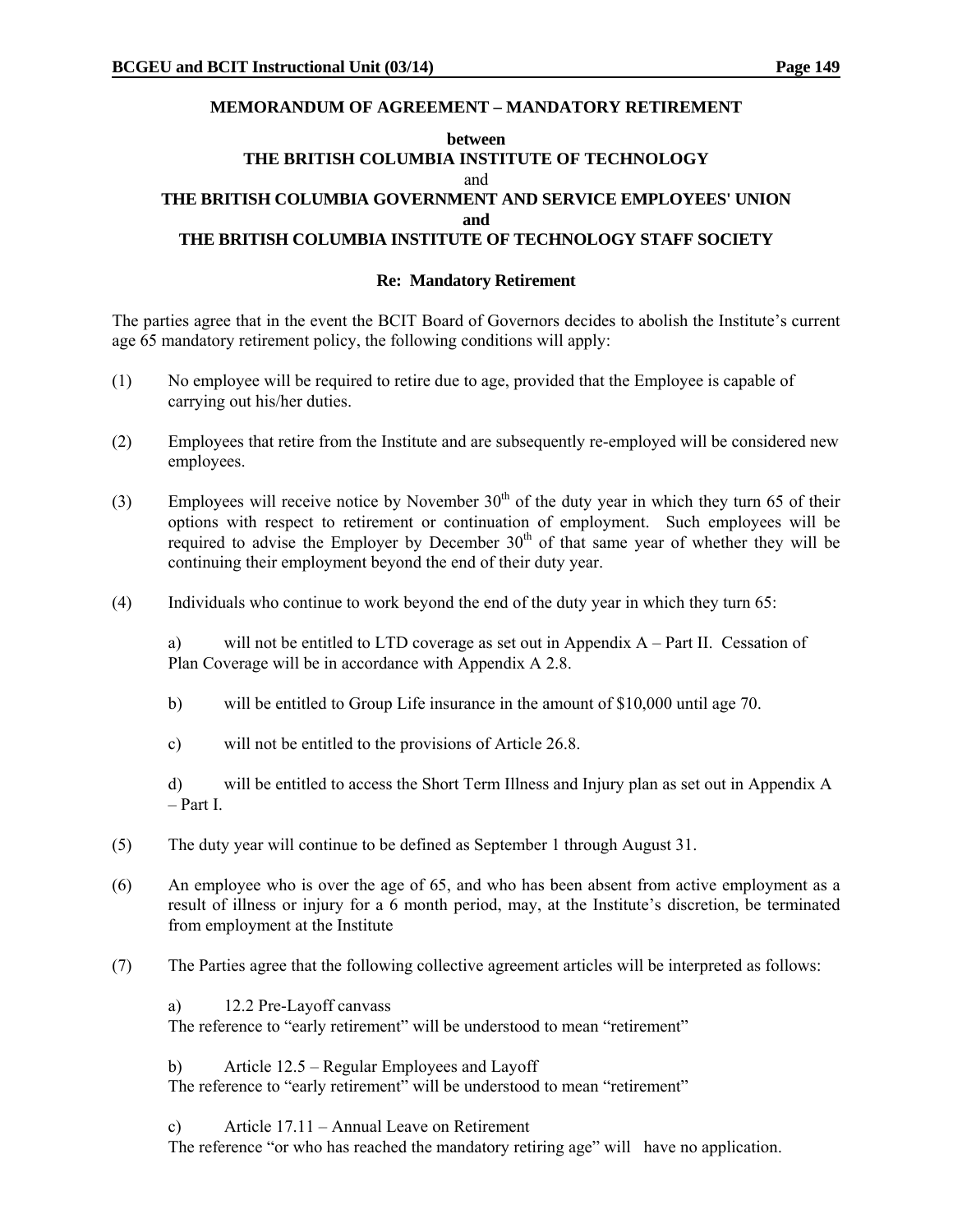## MEMORANDUM OF AGREEMENT – MANDATORY RETIREMENT

**between**
**THE BRITISH COLUMBIA INSTITUTE OF TECHNOLOGY**
and
**THE BRITISH COLUMBIA GOVERNMENT AND SERVICE EMPLOYEES' UNION**
**and**
**THE BRITISH COLUMBIA INSTITUTE OF TECHNOLOGY STAFF SOCIETY**

**Re: Mandatory Retirement**

The parties agree that in the event the BCIT Board of Governors decides to abolish the Institute's current age 65 mandatory retirement policy, the following conditions will apply:

(1) No employee will be required to retire due to age, provided that the Employee is capable of carrying out his/her duties.

(2) Employees that retire from the Institute and are subsequently re-employed will be considered new employees.

(3) Employees will receive notice by November 30th of the duty year in which they turn 65 of their options with respect to retirement or continuation of employment. Such employees will be required to advise the Employer by December 30th of that same year of whether they will be continuing their employment beyond the end of their duty year.

(4) Individuals who continue to work beyond the end of the duty year in which they turn 65:

a) will not be entitled to LTD coverage as set out in Appendix A – Part II. Cessation of Plan Coverage will be in accordance with Appendix A 2.8.

b) will be entitled to Group Life insurance in the amount of $10,000 until age 70.

c) will not be entitled to the provisions of Article 26.8.

d) will be entitled to access the Short Term Illness and Injury plan as set out in Appendix A – Part I.

(5) The duty year will continue to be defined as September 1 through August 31.

(6) An employee who is over the age of 65, and who has been absent from active employment as a result of illness or injury for a 6 month period, may, at the Institute's discretion, be terminated from employment at the Institute

(7) The Parties agree that the following collective agreement articles will be interpreted as follows:

a) 12.2 Pre-Layoff canvass
The reference to "early retirement" will be understood to mean "retirement"

b) Article 12.5 – Regular Employees and Layoff
The reference to "early retirement" will be understood to mean "retirement"

c) Article 17.11 – Annual Leave on Retirement
The reference "or who has reached the mandatory retiring age" will have no application.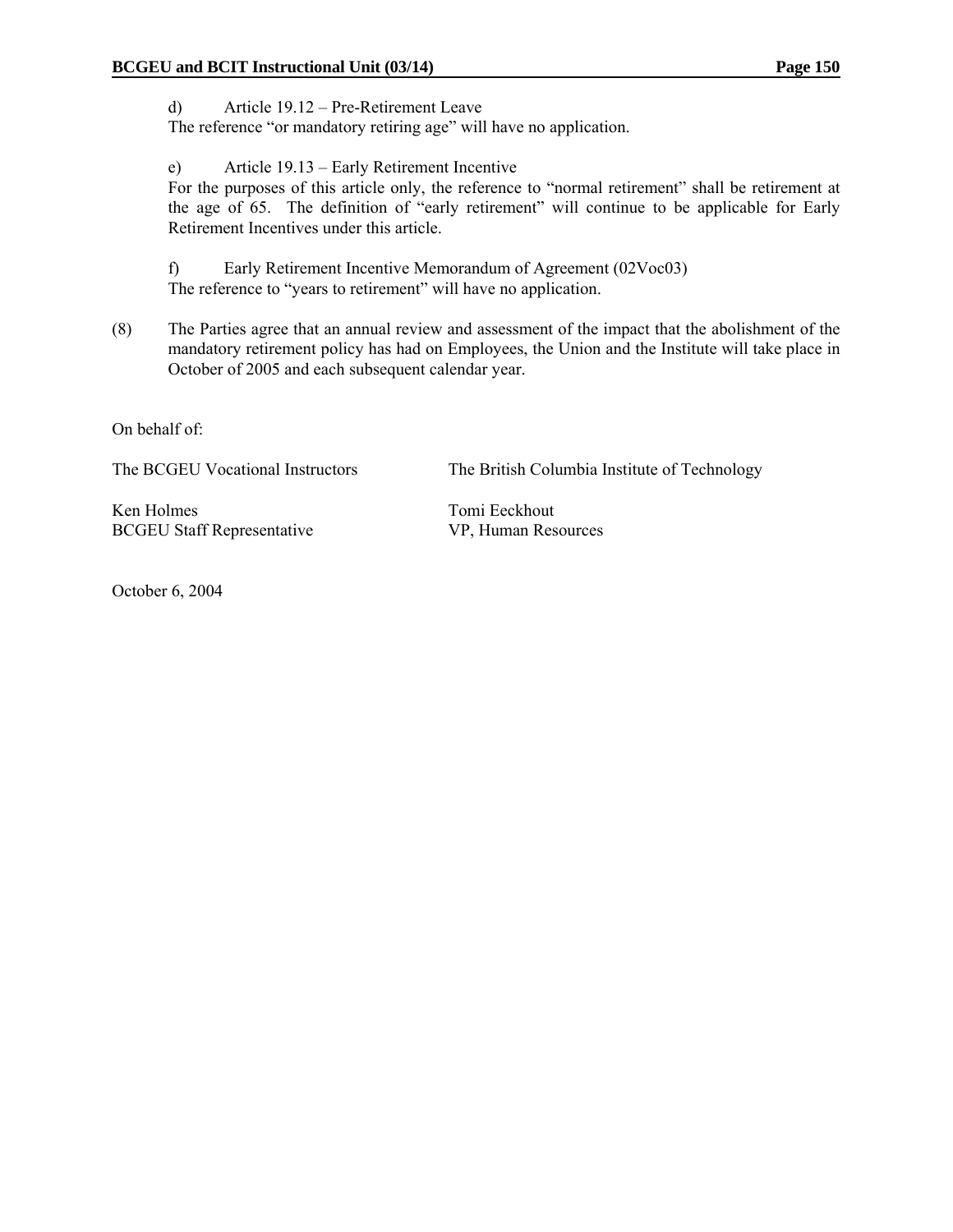d) Article 19.12 – Pre-Retirement Leave
The reference "or mandatory retiring age" will have no application.

e) Article 19.13 – Early Retirement Incentive
For the purposes of this article only, the reference to "normal retirement" shall be retirement at the age of 65. The definition of "early retirement" will continue to be applicable for Early Retirement Incentives under this article.

f) Early Retirement Incentive Memorandum of Agreement (02Voc03)
The reference to "years to retirement" will have no application.

(8) The Parties agree that an annual review and assessment of the impact that the abolishment of the mandatory retirement policy has had on Employees, the Union and the Institute will take place in October of 2005 and each subsequent calendar year.

On behalf of:

| The BCGEU Vocational Instructors | The British Columbia Institute of Technology |
|---|---|
| Ken Holmes<br>BCGEU Staff Representative | Tomi Eeckhout<br>VP, Human Resources |

October 6, 2004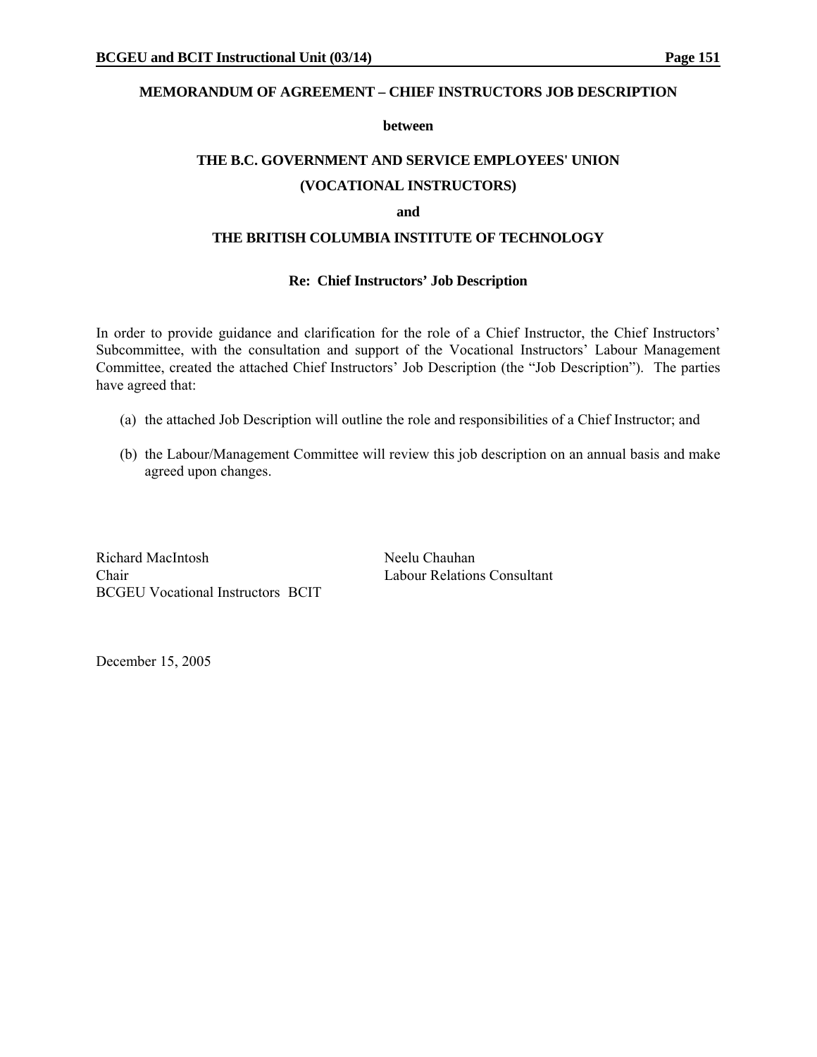## MEMORANDUM OF AGREEMENT – CHIEF INSTRUCTORS JOB DESCRIPTION

**between**

**THE B.C. GOVERNMENT AND SERVICE EMPLOYEES' UNION**

**(VOCATIONAL INSTRUCTORS)**

**and**

**THE BRITISH COLUMBIA INSTITUTE OF TECHNOLOGY**

**Re: Chief Instructors' Job Description**

In order to provide guidance and clarification for the role of a Chief Instructor, the Chief Instructors' Subcommittee, with the consultation and support of the Vocational Instructors' Labour Management Committee, created the attached Chief Instructors' Job Description (the "Job Description"). The parties have agreed that:

(a) the attached Job Description will outline the role and responsibilities of a Chief Instructor; and

(b) the Labour/Management Committee will review this job description on an annual basis and make agreed upon changes.

Richard MacIntosh
Chair
BCGEU Vocational Instructors BCIT

Neelu Chauhan
Labour Relations Consultant

December 15, 2005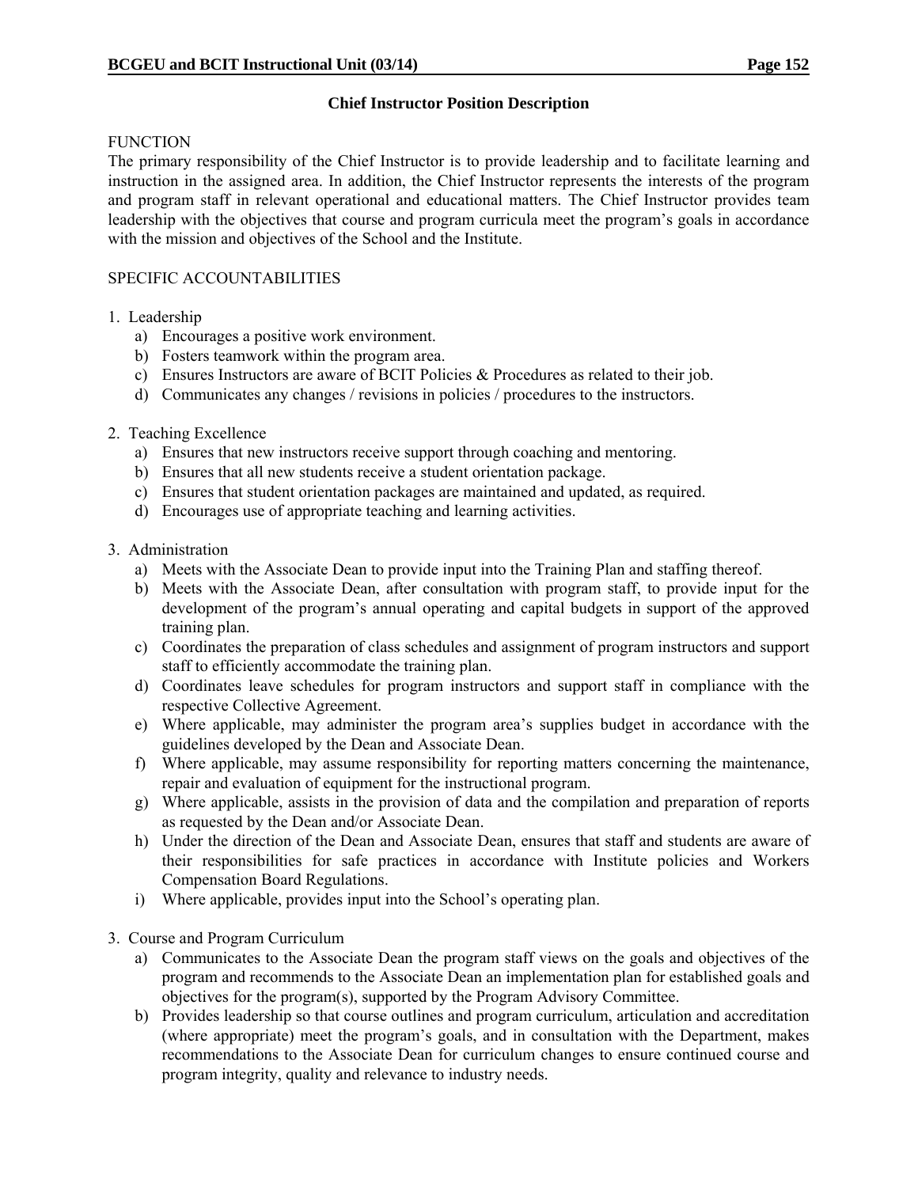## Chief Instructor Position Description

FUNCTION

The primary responsibility of the Chief Instructor is to provide leadership and to facilitate learning and instruction in the assigned area. In addition, the Chief Instructor represents the interests of the program and program staff in relevant operational and educational matters. The Chief Instructor provides team leadership with the objectives that course and program curricula meet the program's goals in accordance with the mission and objectives of the School and the Institute.

SPECIFIC ACCOUNTABILITIES

1. Leadership
   a) Encourages a positive work environment.
   b) Fosters teamwork within the program area.
   c) Ensures Instructors are aware of BCIT Policies & Procedures as related to their job.
   d) Communicates any changes / revisions in policies / procedures to the instructors.

2. Teaching Excellence
   a) Ensures that new instructors receive support through coaching and mentoring.
   b) Ensures that all new students receive a student orientation package.
   c) Ensures that student orientation packages are maintained and updated, as required.
   d) Encourages use of appropriate teaching and learning activities.

3. Administration
   a) Meets with the Associate Dean to provide input into the Training Plan and staffing thereof.
   b) Meets with the Associate Dean, after consultation with program staff, to provide input for the development of the program's annual operating and capital budgets in support of the approved training plan.
   c) Coordinates the preparation of class schedules and assignment of program instructors and support staff to efficiently accommodate the training plan.
   d) Coordinates leave schedules for program instructors and support staff in compliance with the respective Collective Agreement.
   e) Where applicable, may administer the program area's supplies budget in accordance with the guidelines developed by the Dean and Associate Dean.
   f) Where applicable, may assume responsibility for reporting matters concerning the maintenance, repair and evaluation of equipment for the instructional program.
   g) Where applicable, assists in the provision of data and the compilation and preparation of reports as requested by the Dean and/or Associate Dean.
   h) Under the direction of the Dean and Associate Dean, ensures that staff and students are aware of their responsibilities for safe practices in accordance with Institute policies and Workers Compensation Board Regulations.
   i) Where applicable, provides input into the School's operating plan.

3. Course and Program Curriculum
   a) Communicates to the Associate Dean the program staff views on the goals and objectives of the program and recommends to the Associate Dean an implementation plan for established goals and objectives for the program(s), supported by the Program Advisory Committee.
   b) Provides leadership so that course outlines and program curriculum, articulation and accreditation (where appropriate) meet the program's goals, and in consultation with the Department, makes recommendations to the Associate Dean for curriculum changes to ensure continued course and program integrity, quality and relevance to industry needs.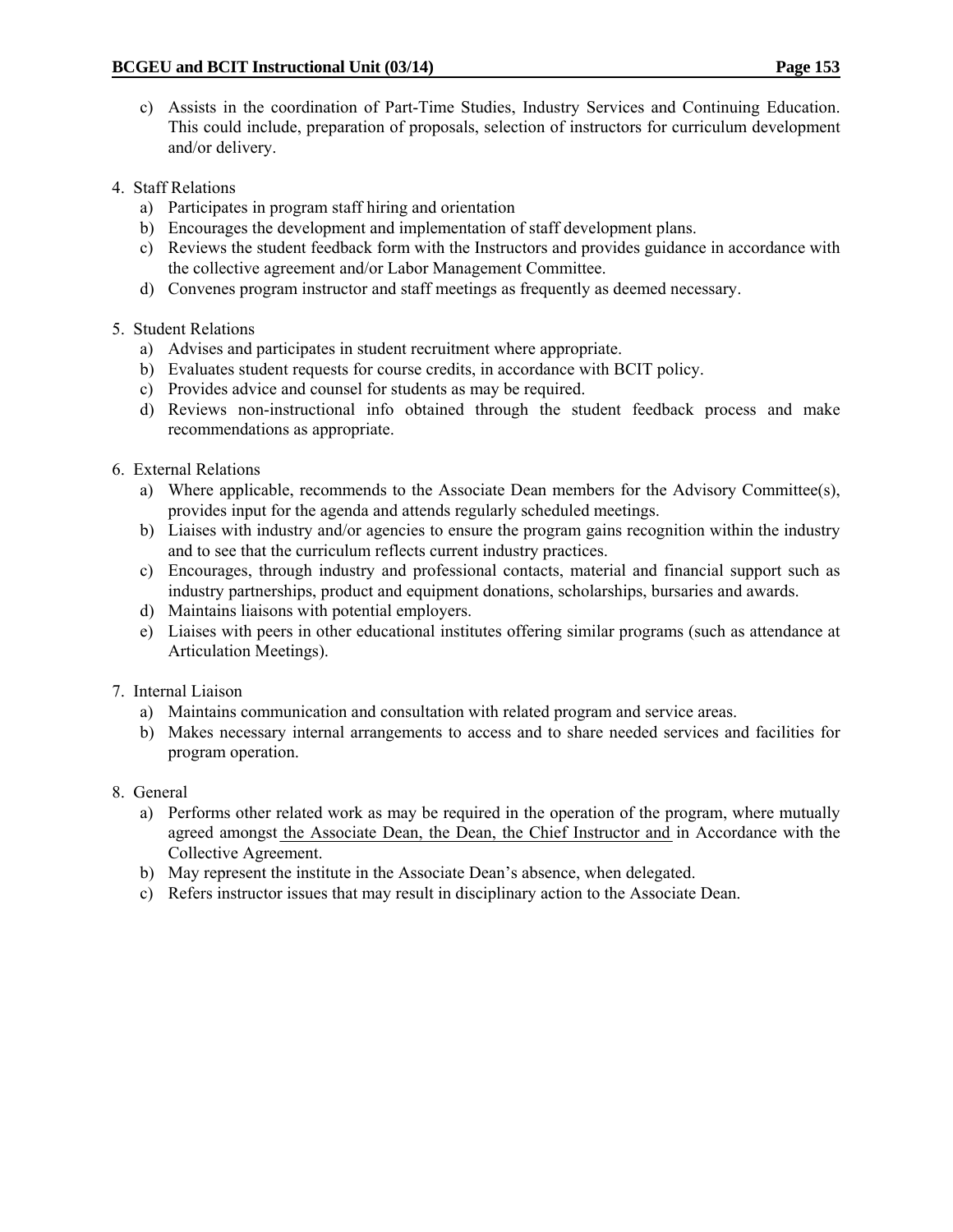c) Assists in the coordination of Part-Time Studies, Industry Services and Continuing Education. This could include, preparation of proposals, selection of instructors for curriculum development and/or delivery.

4. Staff Relations
    a) Participates in program staff hiring and orientation
    b) Encourages the development and implementation of staff development plans.
    c) Reviews the student feedback form with the Instructors and provides guidance in accordance with the collective agreement and/or Labor Management Committee.
    d) Convenes program instructor and staff meetings as frequently as deemed necessary.

5. Student Relations
    a) Advises and participates in student recruitment where appropriate.
    b) Evaluates student requests for course credits, in accordance with BCIT policy.
    c) Provides advice and counsel for students as may be required.
    d) Reviews non-instructional info obtained through the student feedback process and make recommendations as appropriate.

6. External Relations
    a) Where applicable, recommends to the Associate Dean members for the Advisory Committee(s), provides input for the agenda and attends regularly scheduled meetings.
    b) Liaises with industry and/or agencies to ensure the program gains recognition within the industry and to see that the curriculum reflects current industry practices.
    c) Encourages, through industry and professional contacts, material and financial support such as industry partnerships, product and equipment donations, scholarships, bursaries and awards.
    d) Maintains liaisons with potential employers.
    e) Liaises with peers in other educational institutes offering similar programs (such as attendance at Articulation Meetings).

7. Internal Liaison
    a) Maintains communication and consultation with related program and service areas.
    b) Makes necessary internal arrangements to access and to share needed services and facilities for program operation.

8. General
    a) Performs other related work as may be required in the operation of the program, where mutually agreed amongst the Associate Dean, the Dean, the Chief Instructor and in Accordance with the Collective Agreement.
    b) May represent the institute in the Associate Dean's absence, when delegated.
    c) Refers instructor issues that may result in disciplinary action to the Associate Dean.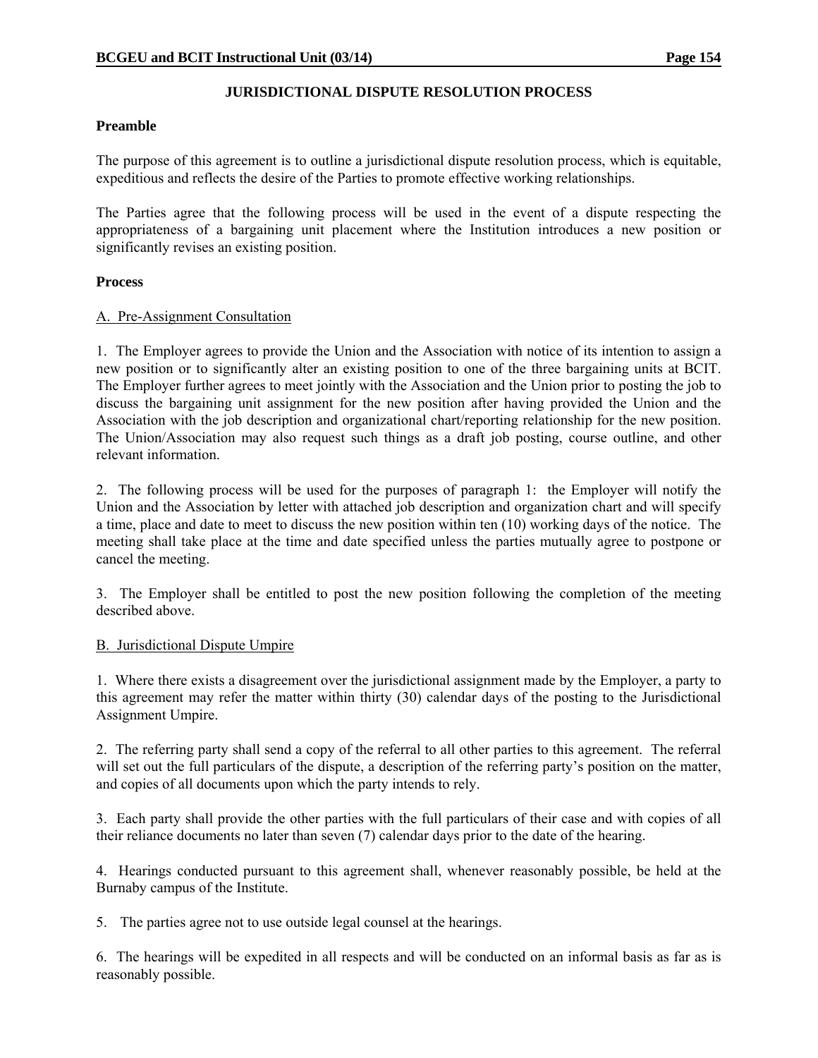## JURISDICTIONAL DISPUTE RESOLUTION PROCESS

**Preamble**

The purpose of this agreement is to outline a jurisdictional dispute resolution process, which is equitable, expeditious and reflects the desire of the Parties to promote effective working relationships.

The Parties agree that the following process will be used in the event of a dispute respecting the appropriateness of a bargaining unit placement where the Institution introduces a new position or significantly revises an existing position.

**Process**

A. Pre-Assignment Consultation

1. The Employer agrees to provide the Union and the Association with notice of its intention to assign a new position or to significantly alter an existing position to one of the three bargaining units at BCIT. The Employer further agrees to meet jointly with the Association and the Union prior to posting the job to discuss the bargaining unit assignment for the new position after having provided the Union and the Association with the job description and organizational chart/reporting relationship for the new position. The Union/Association may also request such things as a draft job posting, course outline, and other relevant information.

2. The following process will be used for the purposes of paragraph 1: the Employer will notify the Union and the Association by letter with attached job description and organization chart and will specify a time, place and date to meet to discuss the new position within ten (10) working days of the notice. The meeting shall take place at the time and date specified unless the parties mutually agree to postpone or cancel the meeting.

3. The Employer shall be entitled to post the new position following the completion of the meeting described above.

B. Jurisdictional Dispute Umpire

1. Where there exists a disagreement over the jurisdictional assignment made by the Employer, a party to this agreement may refer the matter within thirty (30) calendar days of the posting to the Jurisdictional Assignment Umpire.

2. The referring party shall send a copy of the referral to all other parties to this agreement. The referral will set out the full particulars of the dispute, a description of the referring party's position on the matter, and copies of all documents upon which the party intends to rely.

3. Each party shall provide the other parties with the full particulars of their case and with copies of all their reliance documents no later than seven (7) calendar days prior to the date of the hearing.

4. Hearings conducted pursuant to this agreement shall, whenever reasonably possible, be held at the Burnaby campus of the Institute.

5. The parties agree not to use outside legal counsel at the hearings.

6. The hearings will be expedited in all respects and will be conducted on an informal basis as far as is reasonably possible.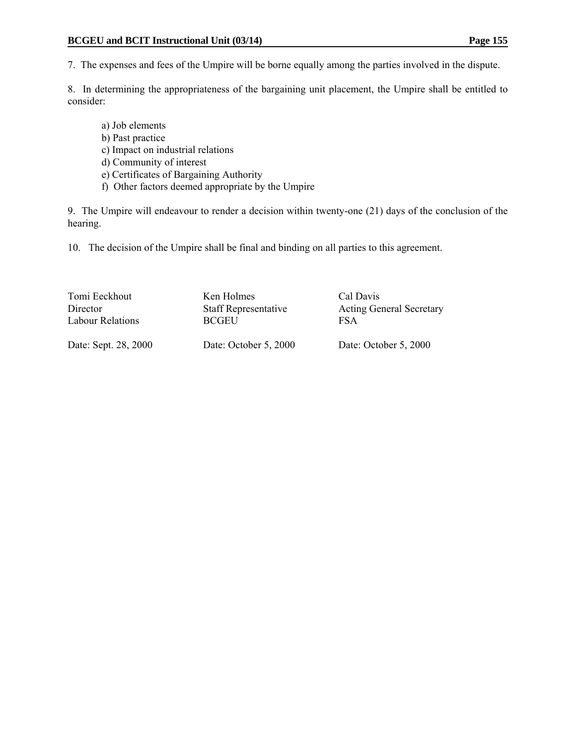7. The expenses and fees of the Umpire will be borne equally among the parties involved in the dispute.

8. In determining the appropriateness of the bargaining unit placement, the Umpire shall be entitled to consider:

a) Job elements
b) Past practice
c) Impact on industrial relations
d) Community of interest
e) Certificates of Bargaining Authority
f) Other factors deemed appropriate by the Umpire

9. The Umpire will endeavour to render a decision within twenty-one (21) days of the conclusion of the hearing.

10. The decision of the Umpire shall be final and binding on all parties to this agreement.

| | | |
|---|---|---|
| Tomi Eeckhout<br>Director<br>Labour Relations | Ken Holmes<br>Staff Representative<br>BCGEU | Cal Davis<br>Acting General Secretary<br>FSA |
| Date: Sept. 28, 2000 | Date: October 5, 2000 | Date: October 5, 2000 |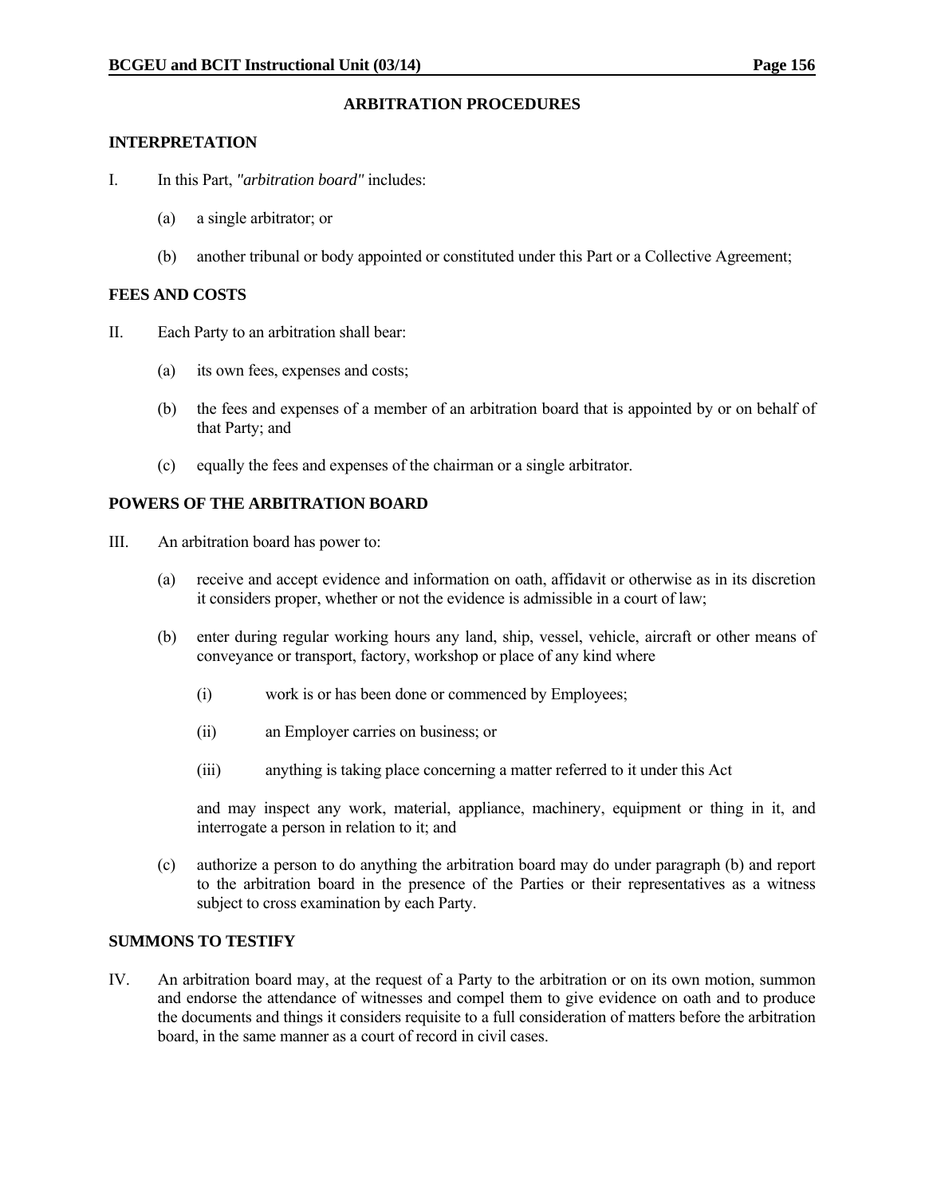## ARBITRATION PROCEDURES

### INTERPRETATION

I. In this Part, *"arbitration board"* includes:

(a) a single arbitrator; or

(b) another tribunal or body appointed or constituted under this Part or a Collective Agreement;

### FEES AND COSTS

II. Each Party to an arbitration shall bear:

(a) its own fees, expenses and costs;

(b) the fees and expenses of a member of an arbitration board that is appointed by or on behalf of that Party; and

(c) equally the fees and expenses of the chairman or a single arbitrator.

### POWERS OF THE ARBITRATION BOARD

III. An arbitration board has power to:

(a) receive and accept evidence and information on oath, affidavit or otherwise as in its discretion it considers proper, whether or not the evidence is admissible in a court of law;

(b) enter during regular working hours any land, ship, vessel, vehicle, aircraft or other means of conveyance or transport, factory, workshop or place of any kind where

(i) work is or has been done or commenced by Employees;

(ii) an Employer carries on business; or

(iii) anything is taking place concerning a matter referred to it under this Act

and may inspect any work, material, appliance, machinery, equipment or thing in it, and interrogate a person in relation to it; and

(c) authorize a person to do anything the arbitration board may do under paragraph (b) and report to the arbitration board in the presence of the Parties or their representatives as a witness subject to cross examination by each Party.

### SUMMONS TO TESTIFY

IV. An arbitration board may, at the request of a Party to the arbitration or on its own motion, summon and endorse the attendance of witnesses and compel them to give evidence on oath and to produce the documents and things it considers requisite to a full consideration of matters before the arbitration board, in the same manner as a court of record in civil cases.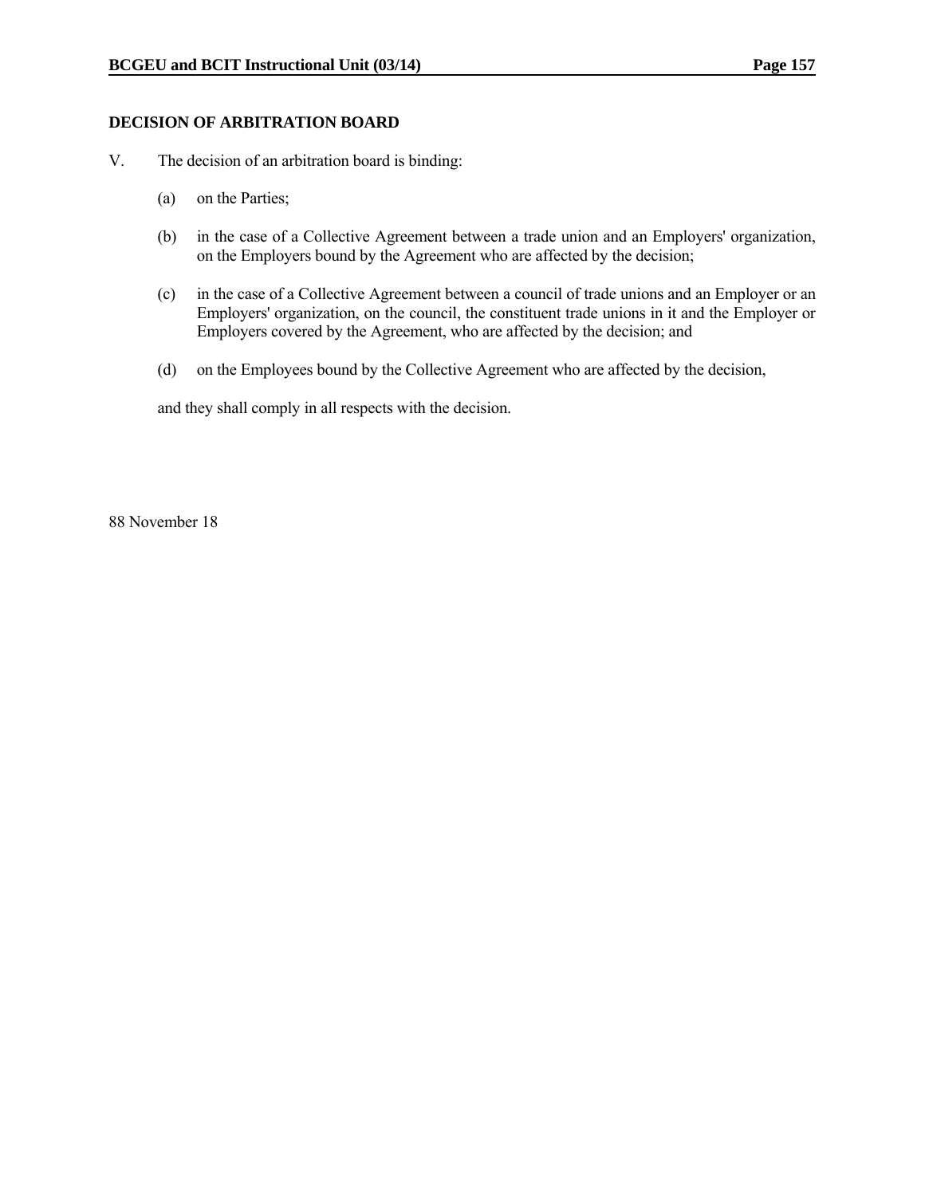## DECISION OF ARBITRATION BOARD

V. The decision of an arbitration board is binding:

(a) on the Parties;

(b) in the case of a Collective Agreement between a trade union and an Employers' organization, on the Employers bound by the Agreement who are affected by the decision;

(c) in the case of a Collective Agreement between a council of trade unions and an Employer or an Employers' organization, on the council, the constituent trade unions in it and the Employer or Employers covered by the Agreement, who are affected by the decision; and

(d) on the Employees bound by the Collective Agreement who are affected by the decision,

and they shall comply in all respects with the decision.

88 November 18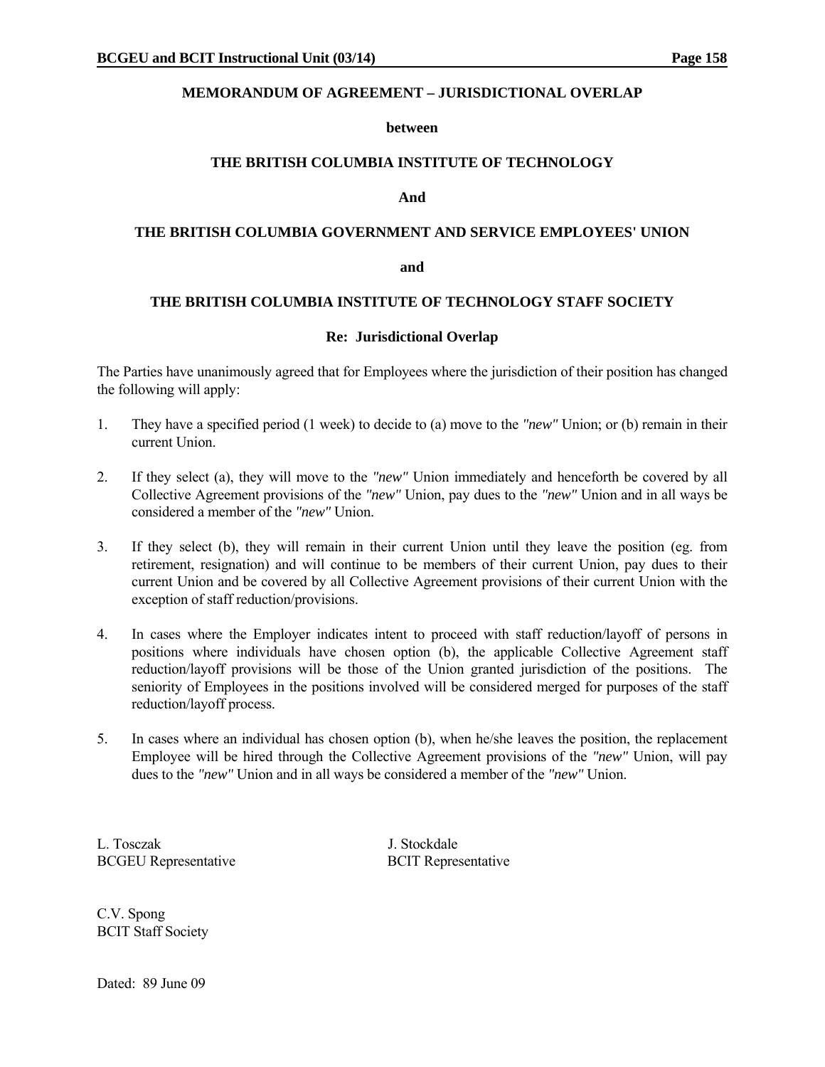## MEMORANDUM OF AGREEMENT – JURISDICTIONAL OVERLAP

**between**

**THE BRITISH COLUMBIA INSTITUTE OF TECHNOLOGY**

**And**

**THE BRITISH COLUMBIA GOVERNMENT AND SERVICE EMPLOYEES' UNION**

**and**

**THE BRITISH COLUMBIA INSTITUTE OF TECHNOLOGY STAFF SOCIETY**

**Re: Jurisdictional Overlap**

The Parties have unanimously agreed that for Employees where the jurisdiction of their position has changed the following will apply:

1. They have a specified period (1 week) to decide to (a) move to the *"new"* Union; or (b) remain in their current Union.

2. If they select (a), they will move to the *"new"* Union immediately and henceforth be covered by all Collective Agreement provisions of the *"new"* Union, pay dues to the *"new"* Union and in all ways be considered a member of the *"new"* Union.

3. If they select (b), they will remain in their current Union until they leave the position (eg. from retirement, resignation) and will continue to be members of their current Union, pay dues to their current Union and be covered by all Collective Agreement provisions of their current Union with the exception of staff reduction/provisions.

4. In cases where the Employer indicates intent to proceed with staff reduction/layoff of persons in positions where individuals have chosen option (b), the applicable Collective Agreement staff reduction/layoff provisions will be those of the Union granted jurisdiction of the positions. The seniority of Employees in the positions involved will be considered merged for purposes of the staff reduction/layoff process.

5. In cases where an individual has chosen option (b), when he/she leaves the position, the replacement Employee will be hired through the Collective Agreement provisions of the *"new"* Union, will pay dues to the *"new"* Union and in all ways be considered a member of the *"new"* Union.

L. Tosczak
BCGEU Representative

J. Stockdale
BCIT Representative

C.V. Spong
BCIT Staff Society

Dated: 89 June 09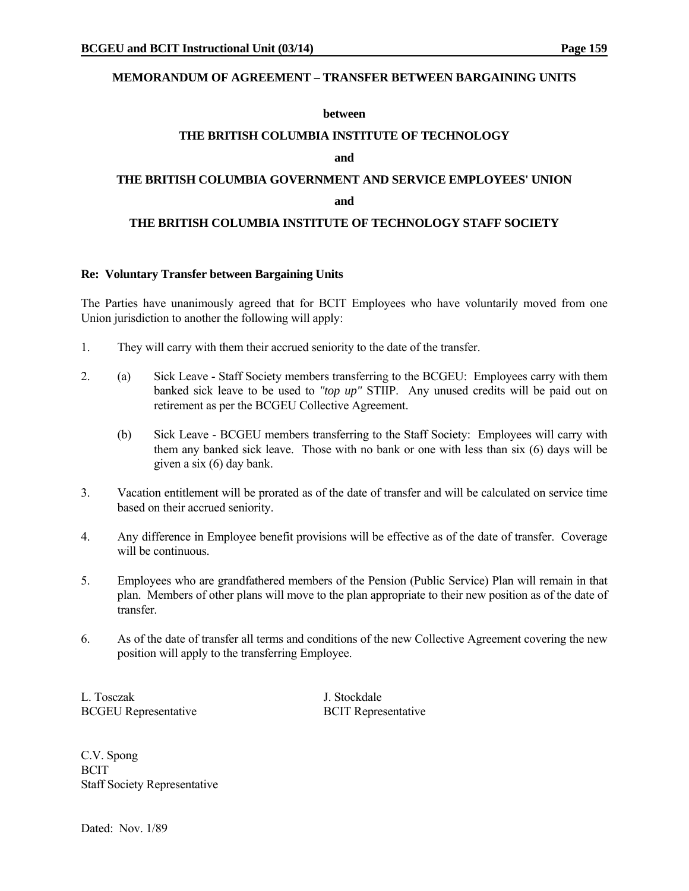**MEMORANDUM OF AGREEMENT – TRANSFER BETWEEN BARGAINING UNITS**

**between**

**THE BRITISH COLUMBIA INSTITUTE OF TECHNOLOGY**

**and**

**THE BRITISH COLUMBIA GOVERNMENT AND SERVICE EMPLOYEES' UNION**

**and**

**THE BRITISH COLUMBIA INSTITUTE OF TECHNOLOGY STAFF SOCIETY**

**Re: Voluntary Transfer between Bargaining Units**

The Parties have unanimously agreed that for BCIT Employees who have voluntarily moved from one Union jurisdiction to another the following will apply:

1. They will carry with them their accrued seniority to the date of the transfer.

2. (a) Sick Leave - Staff Society members transferring to the BCGEU: Employees carry with them banked sick leave to be used to *"top up"* STIIP. Any unused credits will be paid out on retirement as per the BCGEU Collective Agreement.

   (b) Sick Leave - BCGEU members transferring to the Staff Society: Employees will carry with them any banked sick leave. Those with no bank or one with less than six (6) days will be given a six (6) day bank.

3. Vacation entitlement will be prorated as of the date of transfer and will be calculated on service time based on their accrued seniority.

4. Any difference in Employee benefit provisions will be effective as of the date of transfer. Coverage will be continuous.

5. Employees who are grandfathered members of the Pension (Public Service) Plan will remain in that plan. Members of other plans will move to the plan appropriate to their new position as of the date of transfer.

6. As of the date of transfer all terms and conditions of the new Collective Agreement covering the new position will apply to the transferring Employee.

L. Tosczak
BCGEU Representative

J. Stockdale
BCIT Representative

C.V. Spong
BCIT
Staff Society Representative

Dated: Nov. 1/89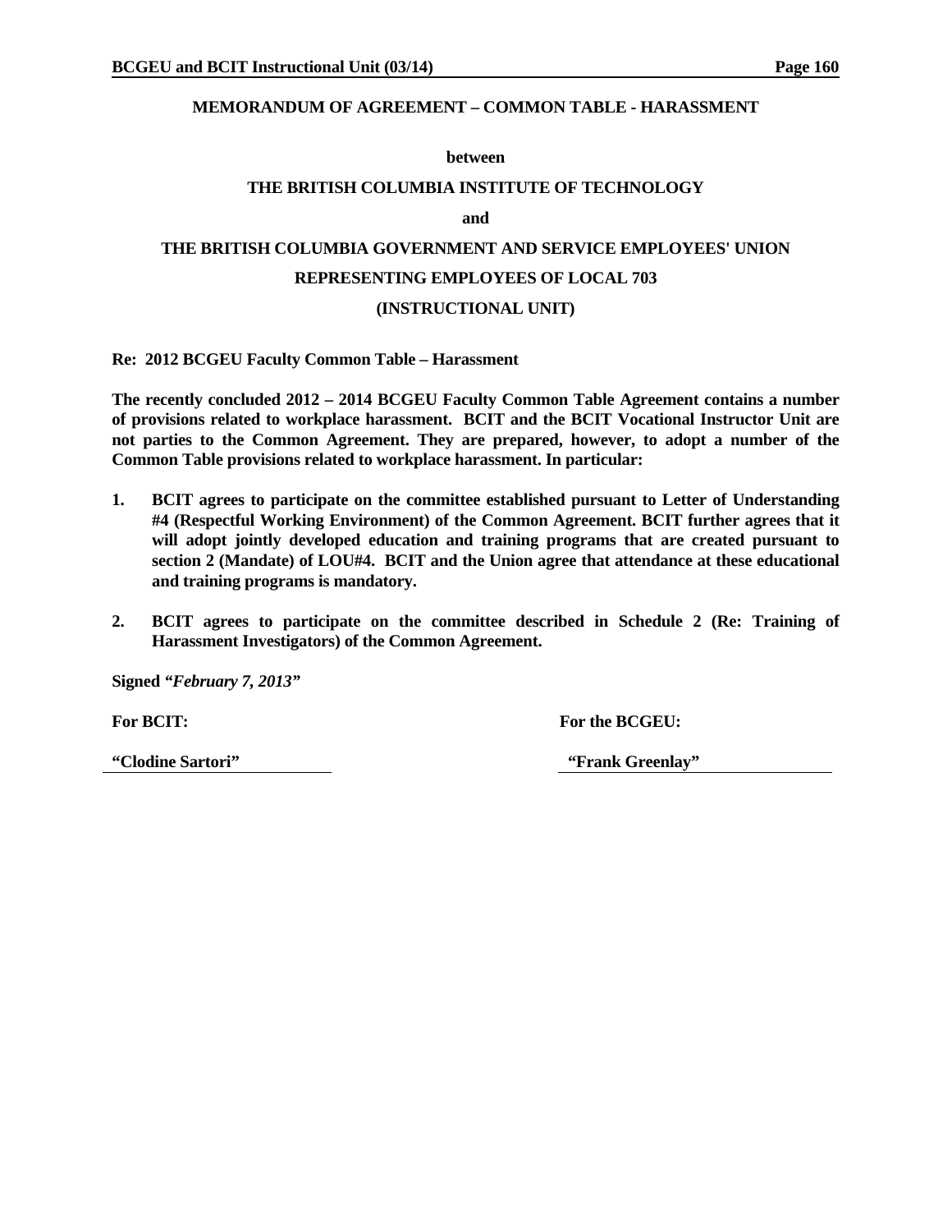## MEMORANDUM OF AGREEMENT – COMMON TABLE - HARASSMENT

**between**

**THE BRITISH COLUMBIA INSTITUTE OF TECHNOLOGY**

**and**

**THE BRITISH COLUMBIA GOVERNMENT AND SERVICE EMPLOYEES' UNION**

**REPRESENTING EMPLOYEES OF LOCAL 703**

**(INSTRUCTIONAL UNIT)**

**Re: 2012 BCGEU Faculty Common Table – Harassment**

**The recently concluded 2012 – 2014 BCGEU Faculty Common Table Agreement contains a number of provisions related to workplace harassment. BCIT and the BCIT Vocational Instructor Unit are not parties to the Common Agreement. They are prepared, however, to adopt a number of the Common Table provisions related to workplace harassment. In particular:**

1. **BCIT agrees to participate on the committee established pursuant to Letter of Understanding #4 (Respectful Working Environment) of the Common Agreement. BCIT further agrees that it will adopt jointly developed education and training programs that are created pursuant to section 2 (Mandate) of LOU#4. BCIT and the Union agree that attendance at these educational and training programs is mandatory.**

2. **BCIT agrees to participate on the committee described in Schedule 2 (Re: Training of Harassment Investigators) of the Common Agreement.**

**Signed *"February 7, 2013"***

| **For BCIT:** | **For the BCGEU:** |
|---|---|
| **"Clodine Sartori"** | **"Frank Greenlay"** |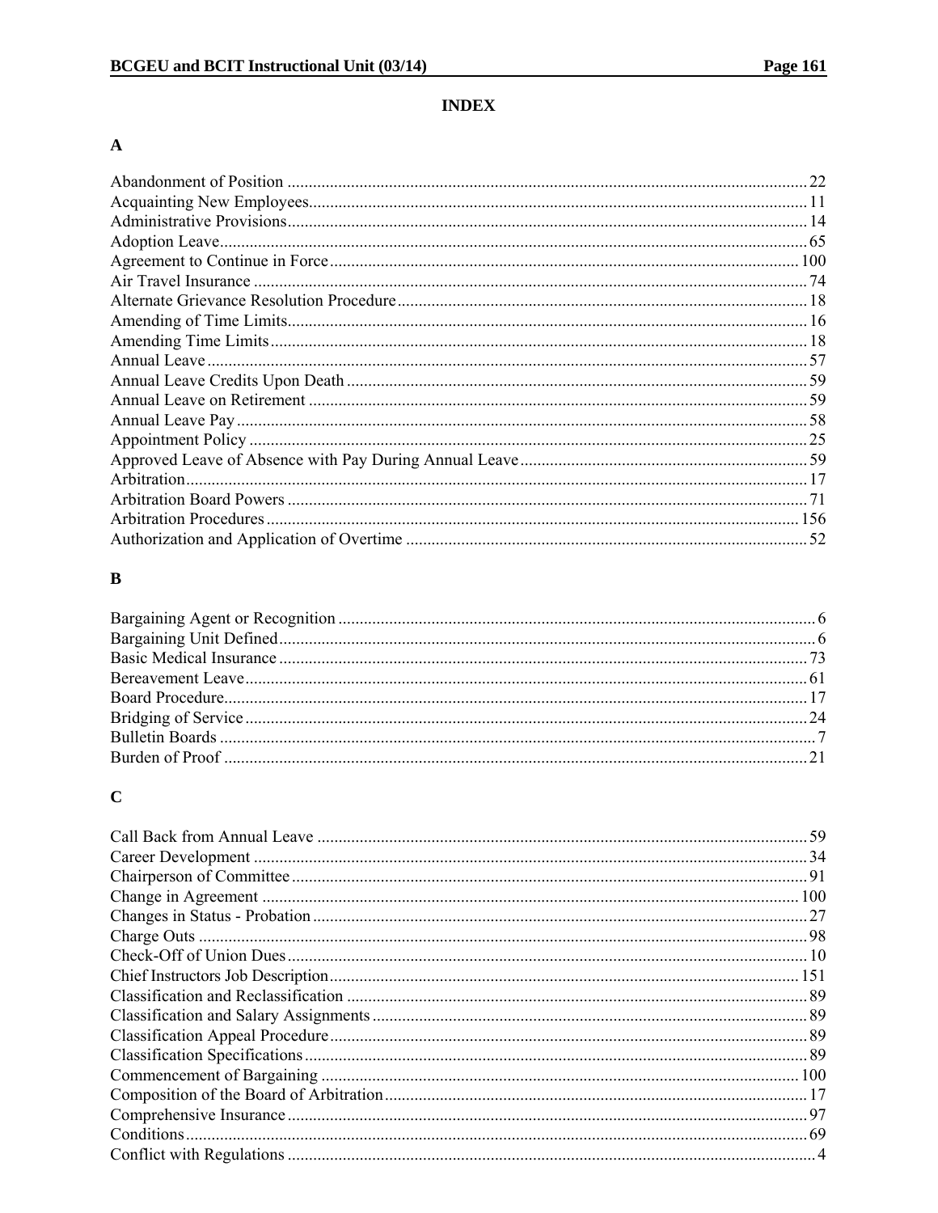# INDEX

## A

Abandonment of Position ........................................................................................................ 22
Acquainting New Employees.................................................................................................... 11
Administrative Provisions......................................................................................................... 14
Adoption Leave......................................................................................................................... 65
Agreement to Continue in Force.............................................................................................. 100
Air Travel Insurance ................................................................................................................. 74
Alternate Grievance Resolution Procedure................................................................................ 18
Amending of Time Limits.......................................................................................................... 16
Amending Time Limits.............................................................................................................. 18
Annual Leave ............................................................................................................................ 57
Annual Leave Credits Upon Death ............................................................................................ 59
Annual Leave on Retirement ..................................................................................................... 59
Annual Leave Pay...................................................................................................................... 58
Appointment Policy ................................................................................................................... 25
Approved Leave of Absence with Pay During Annual Leave.................................................... 59
Arbitration................................................................................................................................. 17
Arbitration Board Powers .......................................................................................................... 71
Arbitration Procedures............................................................................................................. 156
Authorization and Application of Overtime .............................................................................. 52

## B

Bargaining Agent or Recognition ................................................................................................ 6
Bargaining Unit Defined.............................................................................................................. 6
Basic Medical Insurance ............................................................................................................ 73
Bereavement Leave.................................................................................................................... 61
Board Procedure......................................................................................................................... 17
Bridging of Service .................................................................................................................... 24
Bulletin Boards ............................................................................................................................ 7
Burden of Proof ......................................................................................................................... 21

## C

Call Back from Annual Leave .................................................................................................... 59
Career Development .................................................................................................................. 34
Chairperson of Committee ......................................................................................................... 91
Change in Agreement .............................................................................................................. 100
Changes in Status - Probation .................................................................................................... 27
Charge Outs ............................................................................................................................... 98
Check-Off of Union Dues.......................................................................................................... 10
Chief Instructors Job Description.............................................................................................. 151
Classification and Reclassification ............................................................................................ 89
Classification and Salary Assignments ...................................................................................... 89
Classification Appeal Procedure................................................................................................. 89
Classification Specifications....................................................................................................... 89
Commencement of Bargaining ................................................................................................. 100
Composition of the Board of Arbitration................................................................................... 17
Comprehensive Insurance.......................................................................................................... 97
Conditions.................................................................................................................................. 69
Conflict with Regulations ............................................................................................................ 4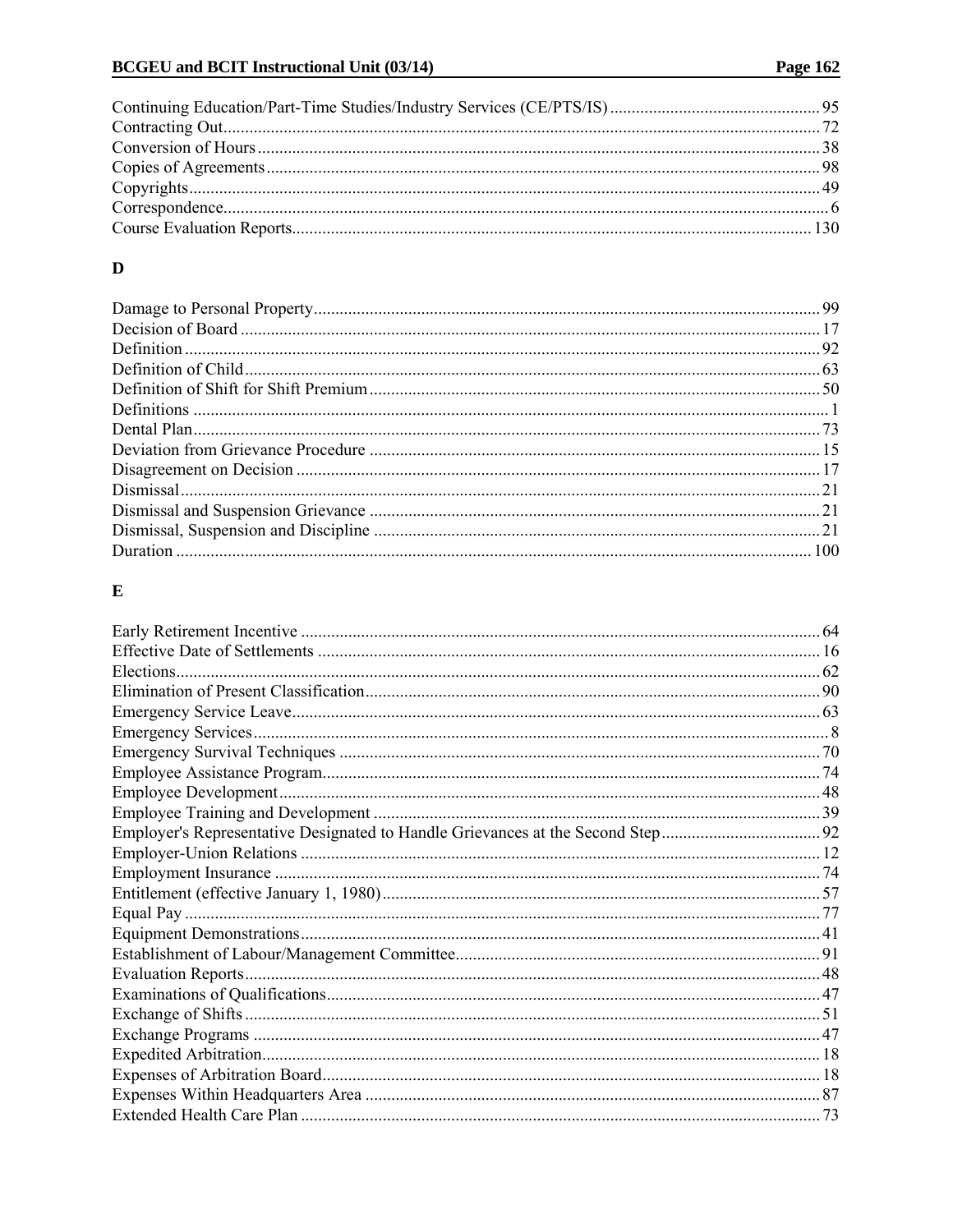Continuing Education/Part-Time Studies/Industry Services (CE/PTS/IS) ........ 95
Contracting Out ........ 72
Conversion of Hours ........ 38
Copies of Agreements ........ 98
Copyrights ........ 49
Correspondence ........ 6
Course Evaluation Reports ........ 130

## D

Damage to Personal Property ........ 99
Decision of Board ........ 17
Definition ........ 92
Definition of Child ........ 63
Definition of Shift for Shift Premium ........ 50
Definitions ........ 1
Dental Plan ........ 73
Deviation from Grievance Procedure ........ 15
Disagreement on Decision ........ 17
Dismissal ........ 21
Dismissal and Suspension Grievance ........ 21
Dismissal, Suspension and Discipline ........ 21
Duration ........ 100

## E

Early Retirement Incentive ........ 64
Effective Date of Settlements ........ 16
Elections ........ 62
Elimination of Present Classification ........ 90
Emergency Service Leave ........ 63
Emergency Services ........ 8
Emergency Survival Techniques ........ 70
Employee Assistance Program ........ 74
Employee Development ........ 48
Employee Training and Development ........ 39
Employer's Representative Designated to Handle Grievances at the Second Step ........ 92
Employer-Union Relations ........ 12
Employment Insurance ........ 74
Entitlement (effective January 1, 1980) ........ 57
Equal Pay ........ 77
Equipment Demonstrations ........ 41
Establishment of Labour/Management Committee ........ 91
Evaluation Reports ........ 48
Examinations of Qualifications ........ 47
Exchange of Shifts ........ 51
Exchange Programs ........ 47
Expedited Arbitration ........ 18
Expenses of Arbitration Board ........ 18
Expenses Within Headquarters Area ........ 87
Extended Health Care Plan ........ 73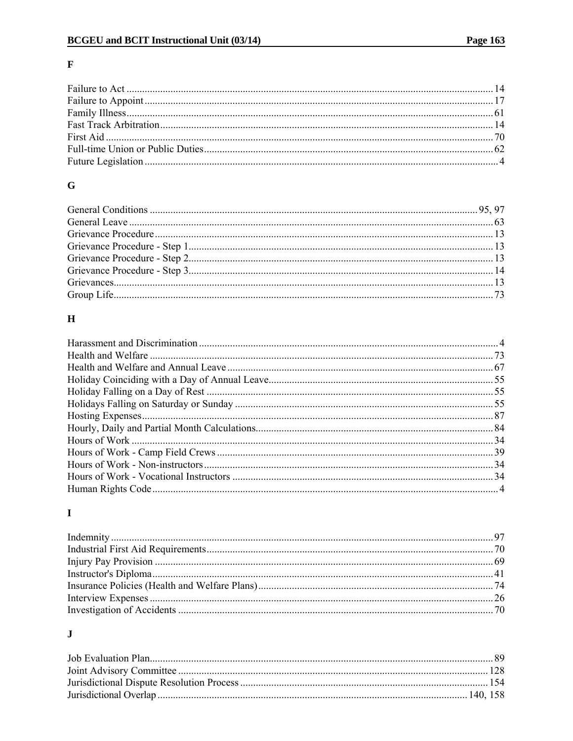## F

Failure to Act .......... 14
Failure to Appoint .......... 17
Family Illness .......... 61
Fast Track Arbitration .......... 14
First Aid .......... 70
Full-time Union or Public Duties .......... 62
Future Legislation .......... 4

## G

General Conditions .......... 95, 97
General Leave .......... 63
Grievance Procedure .......... 13
Grievance Procedure - Step 1 .......... 13
Grievance Procedure - Step 2 .......... 13
Grievance Procedure - Step 3 .......... 14
Grievances .......... 13
Group Life .......... 73

## H

Harassment and Discrimination .......... 4
Health and Welfare .......... 73
Health and Welfare and Annual Leave .......... 67
Holiday Coinciding with a Day of Annual Leave .......... 55
Holiday Falling on a Day of Rest .......... 55
Holidays Falling on Saturday or Sunday .......... 55
Hosting Expenses .......... 87
Hourly, Daily and Partial Month Calculations .......... 84
Hours of Work .......... 34
Hours of Work - Camp Field Crews .......... 39
Hours of Work - Non-instructors .......... 34
Hours of Work - Vocational Instructors .......... 34
Human Rights Code .......... 4

## I

Indemnity .......... 97
Industrial First Aid Requirements .......... 70
Injury Pay Provision .......... 69
Instructor's Diploma .......... 41
Insurance Policies (Health and Welfare Plans) .......... 74
Interview Expenses .......... 26
Investigation of Accidents .......... 70

## J

Job Evaluation Plan .......... 89
Joint Advisory Committee .......... 128
Jurisdictional Dispute Resolution Process .......... 154
Jurisdictional Overlap .......... 140, 158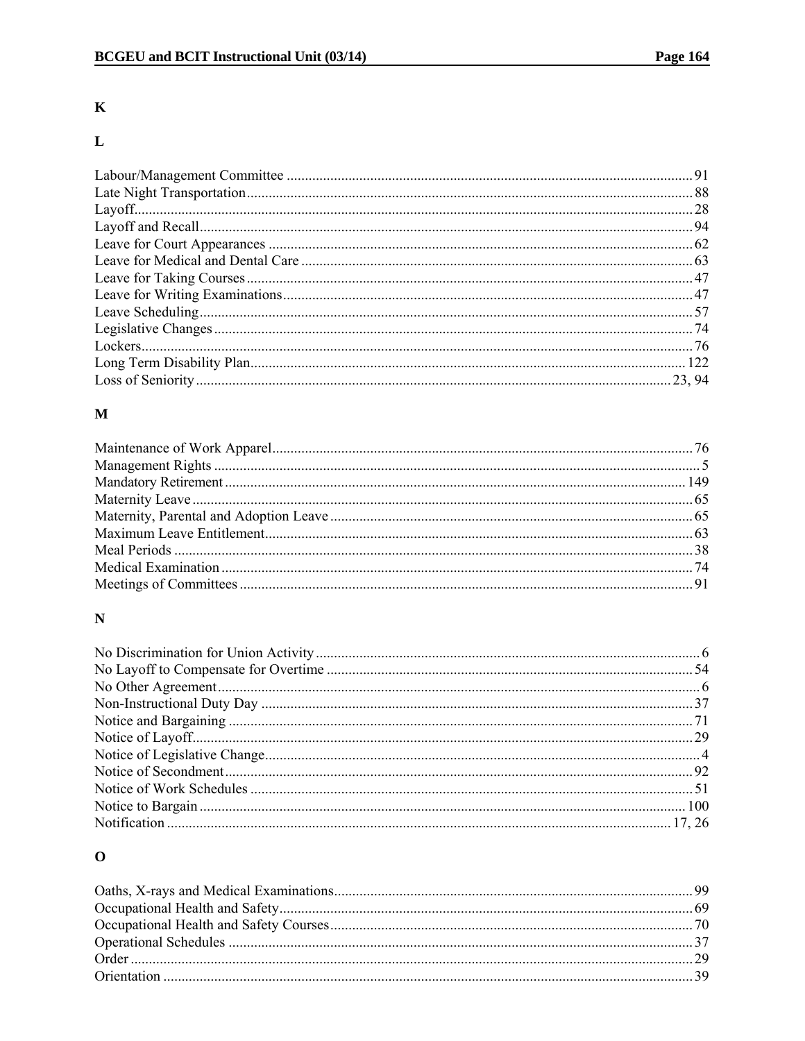## K

## L

Labour/Management Committee ..... 91
Late Night Transportation ..... 88
Layoff ..... 28
Layoff and Recall ..... 94
Leave for Court Appearances ..... 62
Leave for Medical and Dental Care ..... 63
Leave for Taking Courses ..... 47
Leave for Writing Examinations ..... 47
Leave Scheduling ..... 57
Legislative Changes ..... 74
Lockers ..... 76
Long Term Disability Plan ..... 122
Loss of Seniority ..... 23, 94

## M

Maintenance of Work Apparel ..... 76
Management Rights ..... 5
Mandatory Retirement ..... 149
Maternity Leave ..... 65
Maternity, Parental and Adoption Leave ..... 65
Maximum Leave Entitlement ..... 63
Meal Periods ..... 38
Medical Examination ..... 74
Meetings of Committees ..... 91

## N

No Discrimination for Union Activity ..... 6
No Layoff to Compensate for Overtime ..... 54
No Other Agreement ..... 6
Non-Instructional Duty Day ..... 37
Notice and Bargaining ..... 71
Notice of Layoff ..... 29
Notice of Legislative Change ..... 4
Notice of Secondment ..... 92
Notice of Work Schedules ..... 51
Notice to Bargain ..... 100
Notification ..... 17, 26

## O

Oaths, X-rays and Medical Examinations ..... 99
Occupational Health and Safety ..... 69
Occupational Health and Safety Courses ..... 70
Operational Schedules ..... 37
Order ..... 29
Orientation ..... 39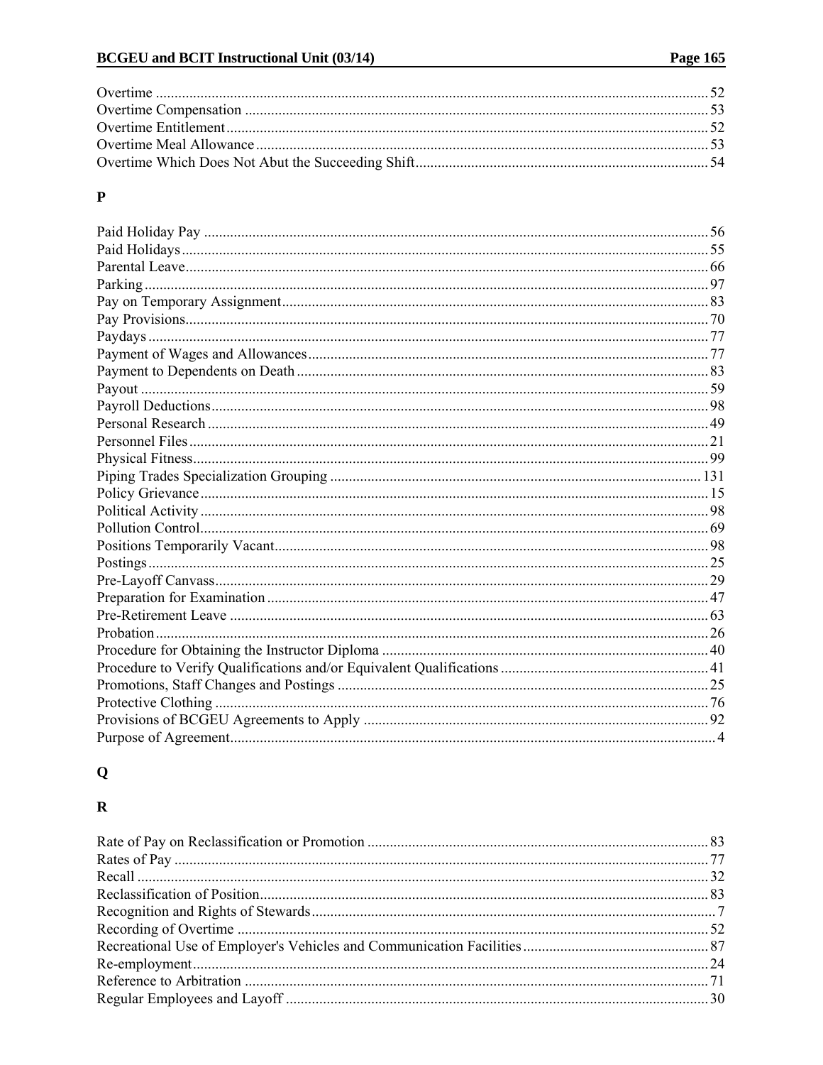Overtime ........................................................................................................................................ 52
Overtime Compensation ................................................................................................................. 53
Overtime Entitlement ...................................................................................................................... 52
Overtime Meal Allowance .............................................................................................................. 53
Overtime Which Does Not Abut the Succeeding Shift ..................................................................... 54

## P

Paid Holiday Pay ............................................................................................................................ 56
Paid Holidays ................................................................................................................................. 55
Parental Leave ................................................................................................................................ 66
Parking ........................................................................................................................................... 97
Pay on Temporary Assignment ....................................................................................................... 83
Pay Provisions ................................................................................................................................. 70
Paydays .......................................................................................................................................... 77
Payment of Wages and Allowances ................................................................................................ 77
Payment to Dependents on Death ................................................................................................... 83
Payout ............................................................................................................................................ 59
Payroll Deductions .......................................................................................................................... 98
Personal Research ........................................................................................................................... 49
Personnel Files ................................................................................................................................ 21
Physical Fitness .............................................................................................................................. 99
Piping Trades Specialization Grouping ......................................................................................... 131
Policy Grievance ............................................................................................................................. 15
Political Activity ............................................................................................................................. 98
Pollution Control ............................................................................................................................ 69
Positions Temporarily Vacant ......................................................................................................... 98
Postings .......................................................................................................................................... 25
Pre-Layoff Canvass ......................................................................................................................... 29
Preparation for Examination ........................................................................................................... 47
Pre-Retirement Leave ..................................................................................................................... 63
Probation ........................................................................................................................................ 26
Procedure for Obtaining the Instructor Diploma ............................................................................. 40
Procedure to Verify Qualifications and/or Equivalent Qualifications ............................................. 41
Promotions, Staff Changes and Postings ......................................................................................... 25
Protective Clothing ......................................................................................................................... 76
Provisions of BCGEU Agreements to Apply .................................................................................. 92
Purpose of Agreement ...................................................................................................................... 4

## Q

## R

Rate of Pay on Reclassification or Promotion ................................................................................. 83
Rates of Pay .................................................................................................................................... 77
Recall .............................................................................................................................................. 32
Reclassification of Position ............................................................................................................. 83
Recognition and Rights of Stewards ................................................................................................. 7
Recording of Overtime ................................................................................................................... 52
Recreational Use of Employer's Vehicles and Communication Facilities ....................................... 87
Re-employment ............................................................................................................................... 24
Reference to Arbitration ................................................................................................................. 71
Regular Employees and Layoff ....................................................................................................... 30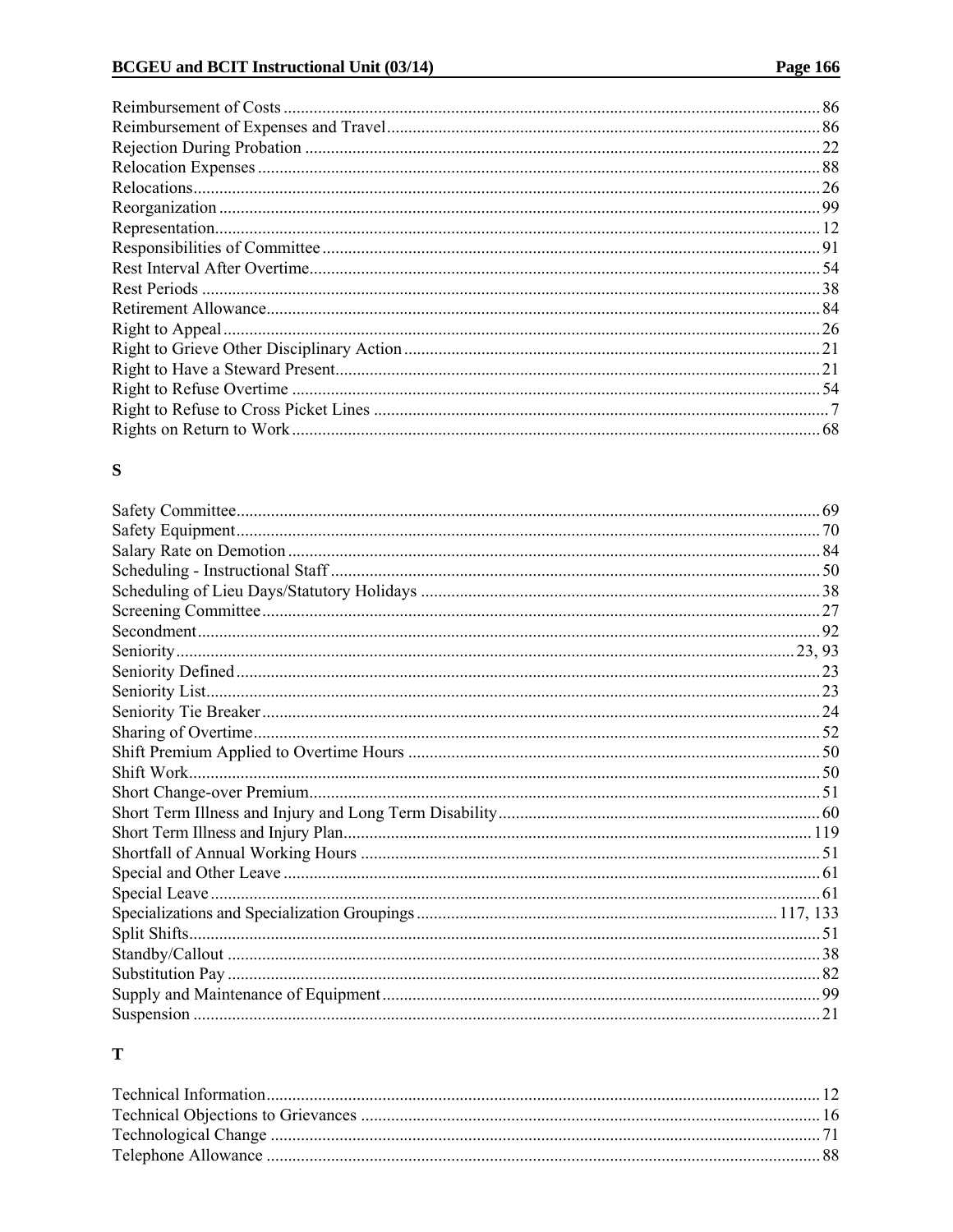Reimbursement of Costs ........................................................................................................ 86
Reimbursement of Expenses and Travel ................................................................................ 86
Rejection During Probation ................................................................................................... 22
Relocation Expenses .............................................................................................................. 88
Relocations ............................................................................................................................. 26
Reorganization ....................................................................................................................... 99
Representation ........................................................................................................................ 12
Responsibilities of Committee ................................................................................................ 91
Rest Interval After Overtime .................................................................................................. 54
Rest Periods ........................................................................................................................... 38
Retirement Allowance ............................................................................................................ 84
Right to Appeal ...................................................................................................................... 26
Right to Grieve Other Disciplinary Action ............................................................................. 21
Right to Have a Steward Present ............................................................................................ 21
Right to Refuse Overtime ....................................................................................................... 54
Right to Refuse to Cross Picket Lines ..................................................................................... 7
Rights on Return to Work ....................................................................................................... 68

## S

Safety Committee ................................................................................................................... 69
Safety Equipment ................................................................................................................... 70
Salary Rate on Demotion ....................................................................................................... 84
Scheduling - Instructional Staff .............................................................................................. 50
Scheduling of Lieu Days/Statutory Holidays ......................................................................... 38
Screening Committee ............................................................................................................. 27
Secondment ........................................................................................................................... 92
Seniority ......................................................................................................................... 23, 93
Seniority Defined ................................................................................................................... 23
Seniority List .......................................................................................................................... 23
Seniority Tie Breaker ............................................................................................................. 24
Sharing of Overtime ............................................................................................................... 52
Shift Premium Applied to Overtime Hours ............................................................................ 50
Shift Work .............................................................................................................................. 50
Short Change-over Premium .................................................................................................. 51
Short Term Illness and Injury and Long Term Disability ....................................................... 60
Short Term Illness and Injury Plan ........................................................................................ 119
Shortfall of Annual Working Hours ....................................................................................... 51
Special and Other Leave ........................................................................................................ 61
Special Leave ......................................................................................................................... 61
Specializations and Specialization Groupings .............................................................. 117, 133
Split Shifts .............................................................................................................................. 51
Standby/Callout ..................................................................................................................... 38
Substitution Pay ..................................................................................................................... 82
Supply and Maintenance of Equipment .................................................................................. 99
Suspension ............................................................................................................................. 21

## T

Technical Information ............................................................................................................ 12
Technical Objections to Grievances ....................................................................................... 16
Technological Change ........................................................................................................... 71
Telephone Allowance ............................................................................................................. 88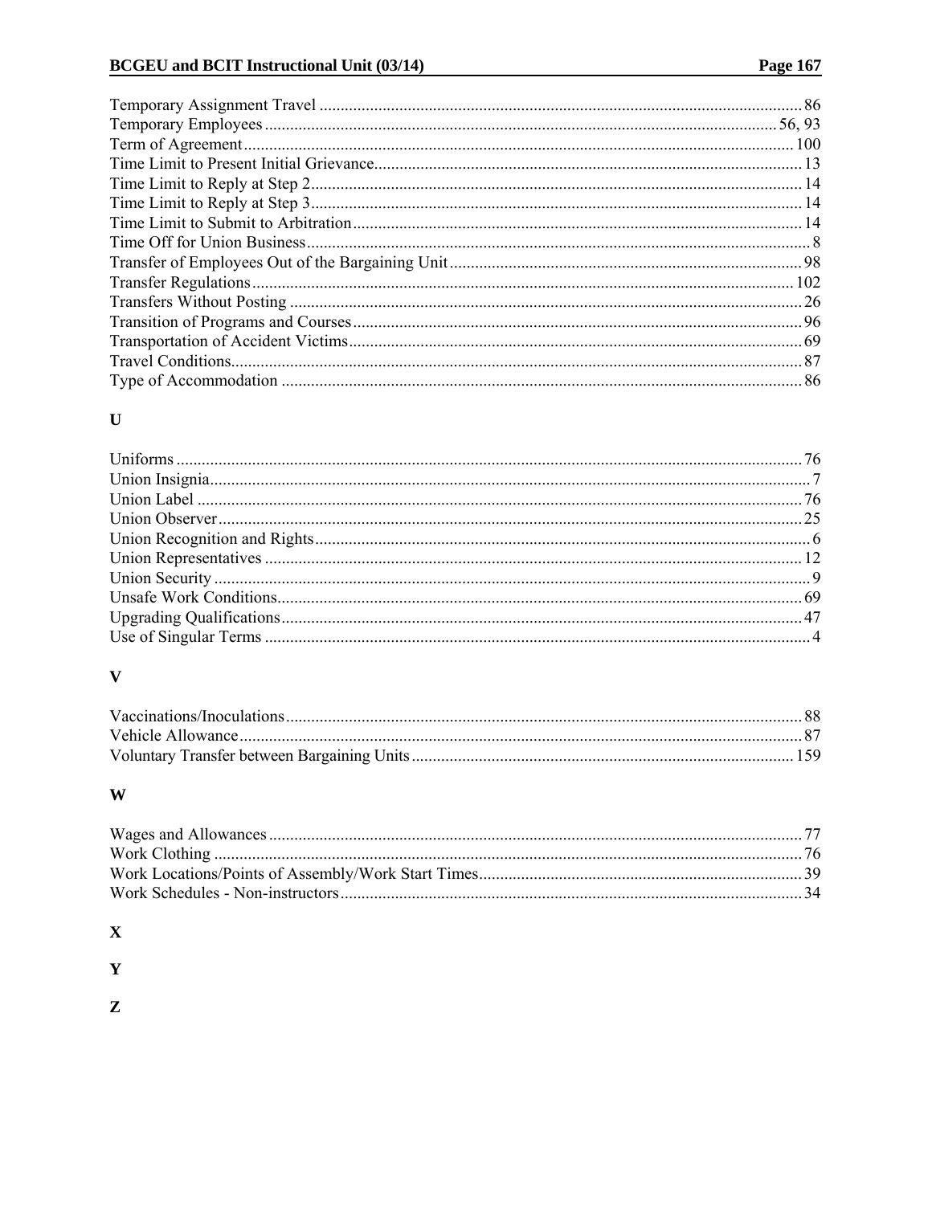Temporary Assignment Travel ........ 86
Temporary Employees ........ 56, 93
Term of Agreement ........ 100
Time Limit to Present Initial Grievance ........ 13
Time Limit to Reply at Step 2 ........ 14
Time Limit to Reply at Step 3 ........ 14
Time Limit to Submit to Arbitration ........ 14
Time Off for Union Business ........ 8
Transfer of Employees Out of the Bargaining Unit ........ 98
Transfer Regulations ........ 102
Transfers Without Posting ........ 26
Transition of Programs and Courses ........ 96
Transportation of Accident Victims ........ 69
Travel Conditions ........ 87
Type of Accommodation ........ 86

## U

Uniforms ........ 76
Union Insignia ........ 7
Union Label ........ 76
Union Observer ........ 25
Union Recognition and Rights ........ 6
Union Representatives ........ 12
Union Security ........ 9
Unsafe Work Conditions ........ 69
Upgrading Qualifications ........ 47
Use of Singular Terms ........ 4

## V

Vaccinations/Inoculations ........ 88
Vehicle Allowance ........ 87
Voluntary Transfer between Bargaining Units ........ 159

## W

Wages and Allowances ........ 77
Work Clothing ........ 76
Work Locations/Points of Assembly/Work Start Times ........ 39
Work Schedules - Non-instructors ........ 34

## X

## Y

## Z